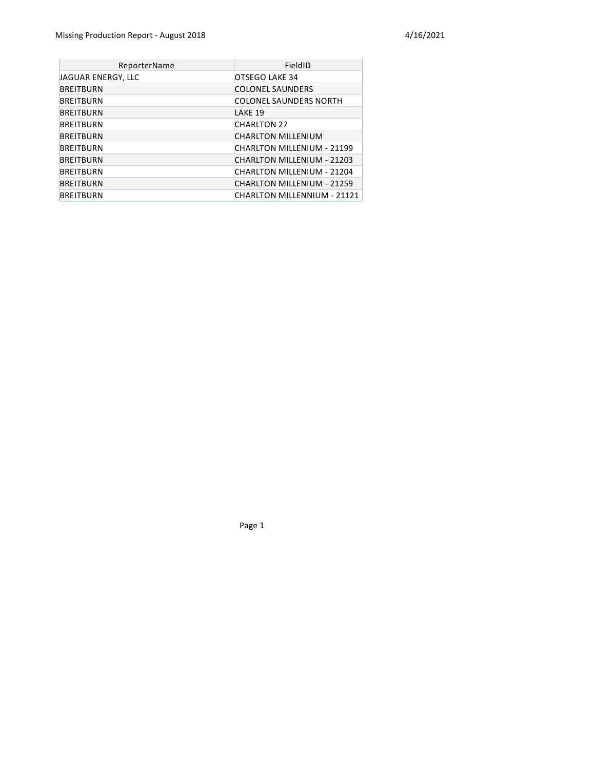| ReporterName | FieldID |
|---|---|
| JAGUAR ENERGY, LLC | OTSEGO LAKE 34 |
| BREITBURN | COLONEL SAUNDERS |
| BREITBURN | COLONEL SAUNDERS NORTH |
| BREITBURN | LAKE 19 |
| BREITBURN | CHARLTON 27 |
| BREITBURN | CHARLTON MILLENIUM |
| BREITBURN | CHARLTON MILLENIUM - 21199 |
| BREITBURN | CHARLTON MILLENIUM - 21203 |
| BREITBURN | CHARLTON MILLENIUM - 21204 |
| BREITBURN | CHARLTON MILLENIUM - 21259 |
| BREITBURN | CHARLTON MILLENNIUM - 21121 |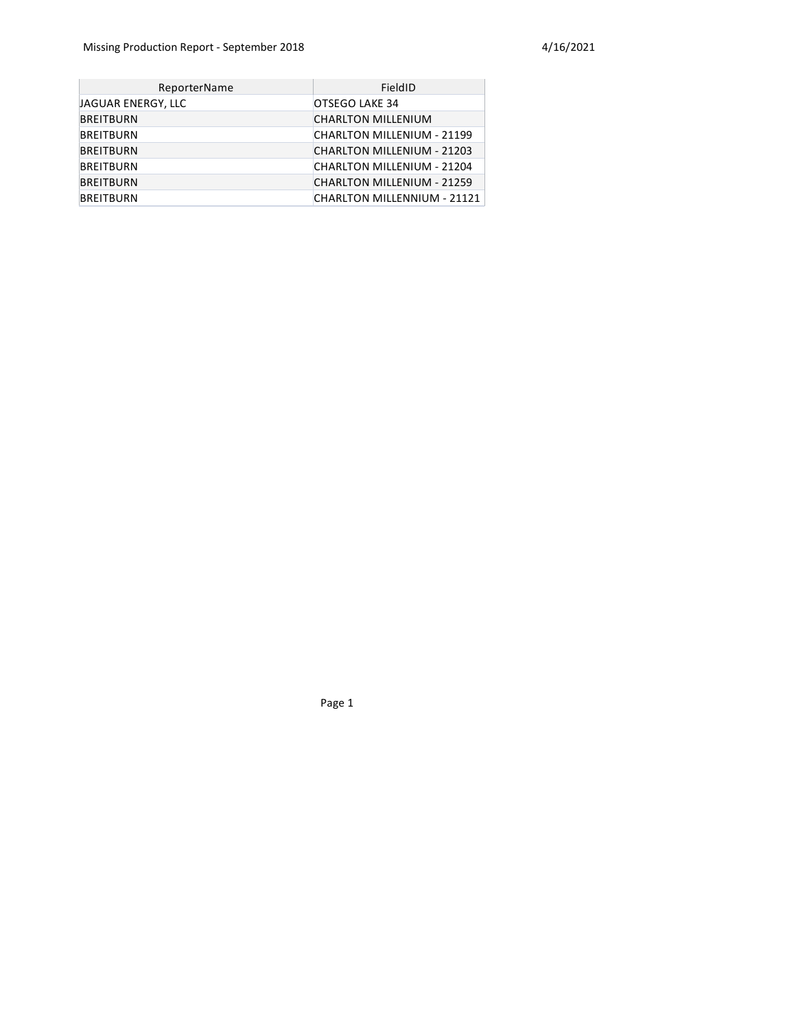Missing Production Report - September 2018

4/16/2021

| ReporterName | FieldID |
|---|---|
| JAGUAR ENERGY, LLC | OTSEGO LAKE 34 |
| BREITBURN | CHARLTON MILLENIUM |
| BREITBURN | CHARLTON MILLENIUM - 21199 |
| BREITBURN | CHARLTON MILLENIUM - 21203 |
| BREITBURN | CHARLTON MILLENIUM - 21204 |
| BREITBURN | CHARLTON MILLENIUM - 21259 |
| BREITBURN | CHARLTON MILLENNIUM - 21121 |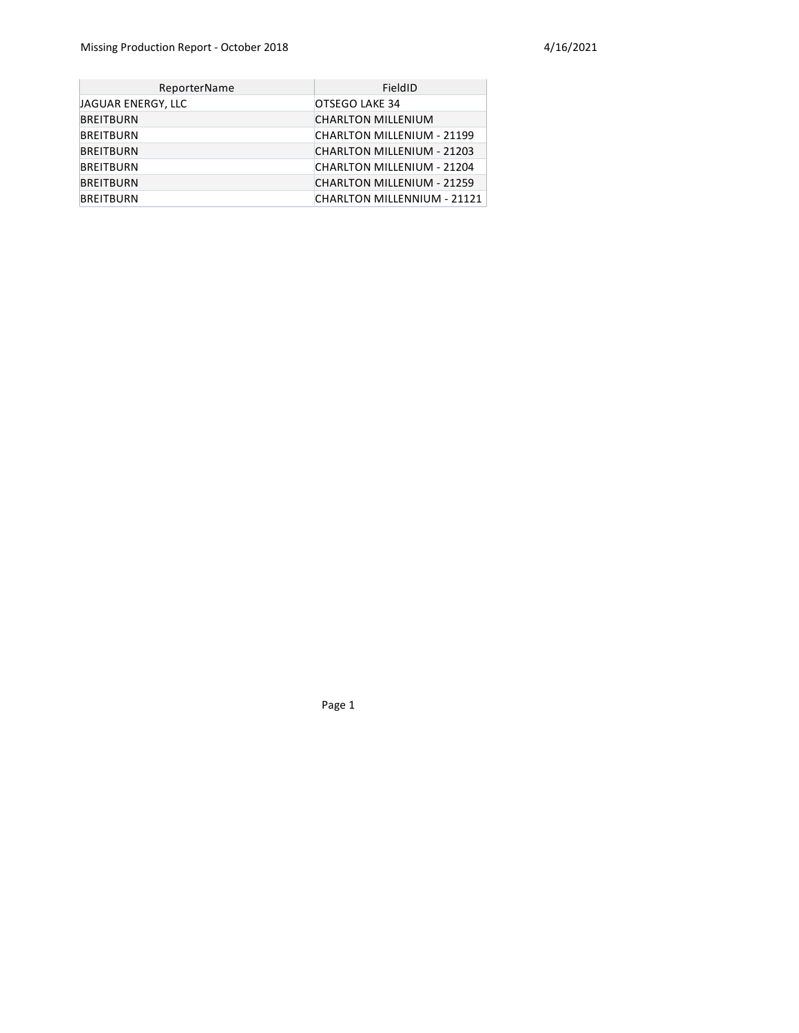Missing Production Report - October 2018

4/16/2021

| ReporterName | FieldID |
| --- | --- |
| JAGUAR ENERGY, LLC | OTSEGO LAKE 34 |
| BREITBURN | CHARLTON MILLENIUM |
| BREITBURN | CHARLTON MILLENIUM - 21199 |
| BREITBURN | CHARLTON MILLENIUM - 21203 |
| BREITBURN | CHARLTON MILLENIUM - 21204 |
| BREITBURN | CHARLTON MILLENIUM - 21259 |
| BREITBURN | CHARLTON MILLENNIUM - 21121 |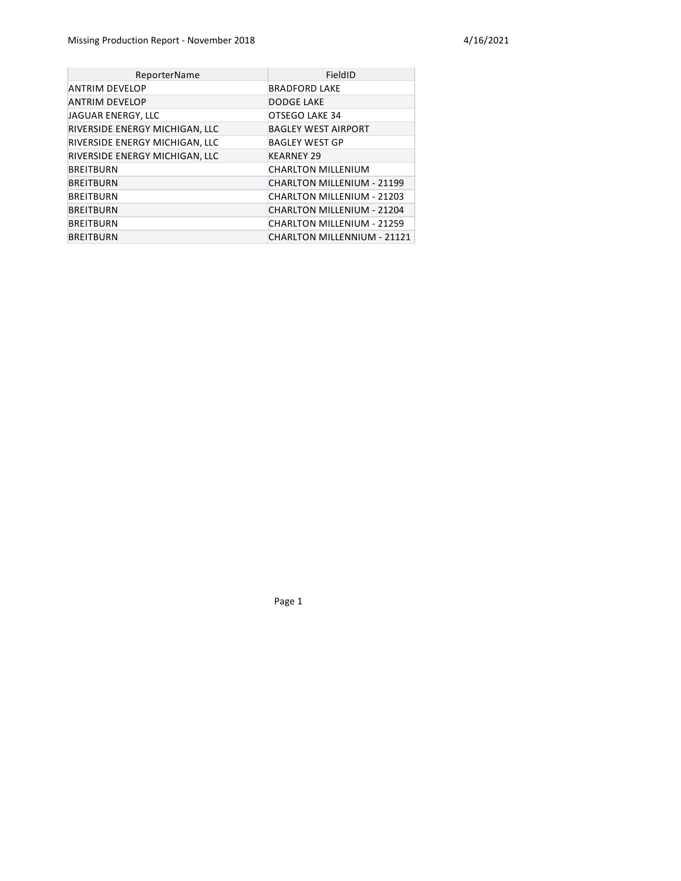# Missing Production Report - November 2018

| ReporterName | FieldID |
|---|---|
| ANTRIM DEVELOP | BRADFORD LAKE |
| ANTRIM DEVELOP | DODGE LAKE |
| JAGUAR ENERGY, LLC | OTSEGO LAKE 34 |
| RIVERSIDE ENERGY MICHIGAN, LLC | BAGLEY WEST AIRPORT |
| RIVERSIDE ENERGY MICHIGAN, LLC | BAGLEY WEST GP |
| RIVERSIDE ENERGY MICHIGAN, LLC | KEARNEY 29 |
| BREITBURN | CHARLTON MILLENIUM |
| BREITBURN | CHARLTON MILLENIUM - 21199 |
| BREITBURN | CHARLTON MILLENIUM - 21203 |
| BREITBURN | CHARLTON MILLENIUM - 21204 |
| BREITBURN | CHARLTON MILLENIUM - 21259 |
| BREITBURN | CHARLTON MILLENNIUM - 21121 |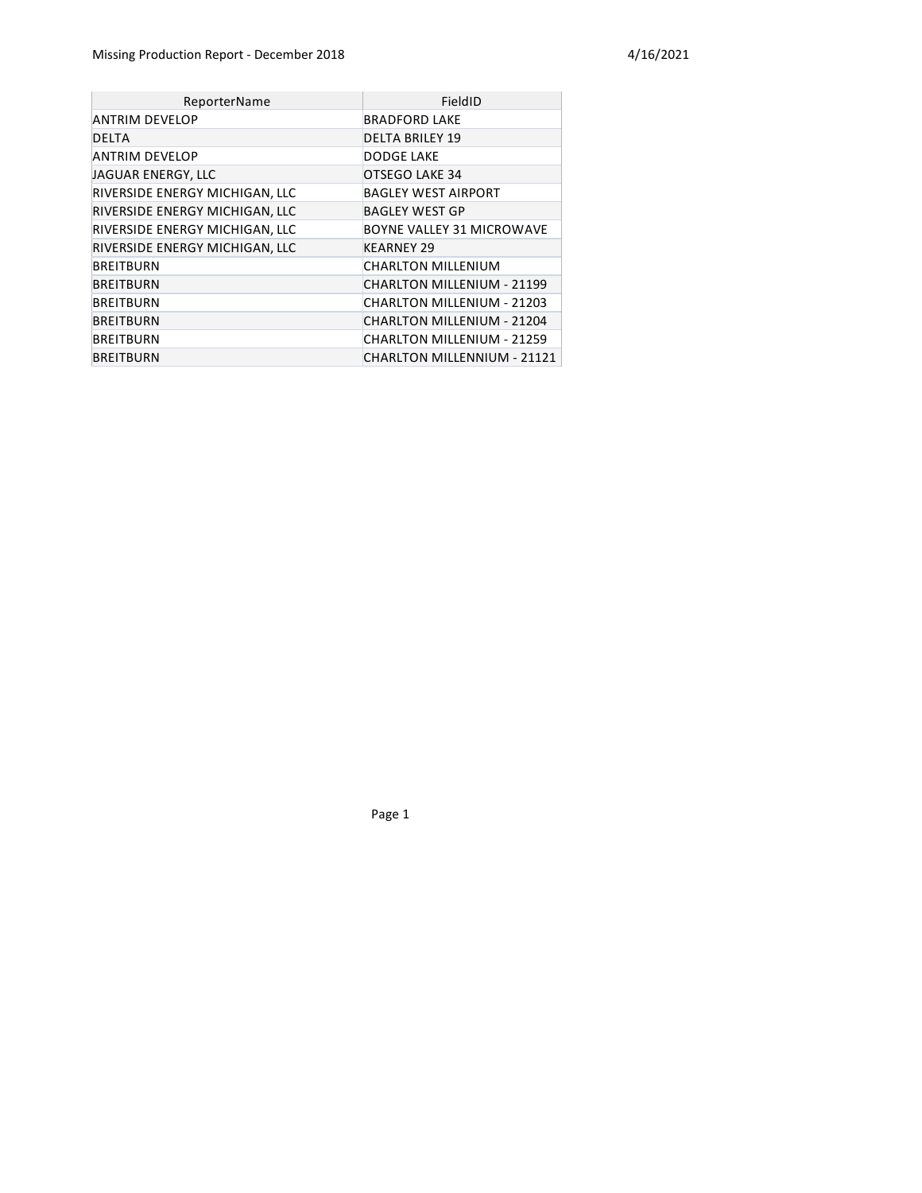| ReporterName | FieldID |
| --- | --- |
| ANTRIM DEVELOP | BRADFORD LAKE |
| DELTA | DELTA BRILEY 19 |
| ANTRIM DEVELOP | DODGE LAKE |
| JAGUAR ENERGY, LLC | OTSEGO LAKE 34 |
| RIVERSIDE ENERGY MICHIGAN, LLC | BAGLEY WEST AIRPORT |
| RIVERSIDE ENERGY MICHIGAN, LLC | BAGLEY WEST GP |
| RIVERSIDE ENERGY MICHIGAN, LLC | BOYNE VALLEY 31 MICROWAVE |
| RIVERSIDE ENERGY MICHIGAN, LLC | KEARNEY 29 |
| BREITBURN | CHARLTON MILLENIUM |
| BREITBURN | CHARLTON MILLENIUM - 21199 |
| BREITBURN | CHARLTON MILLENIUM - 21203 |
| BREITBURN | CHARLTON MILLENIUM - 21204 |
| BREITBURN | CHARLTON MILLENIUM - 21259 |
| BREITBURN | CHARLTON MILLENNIUM - 21121 |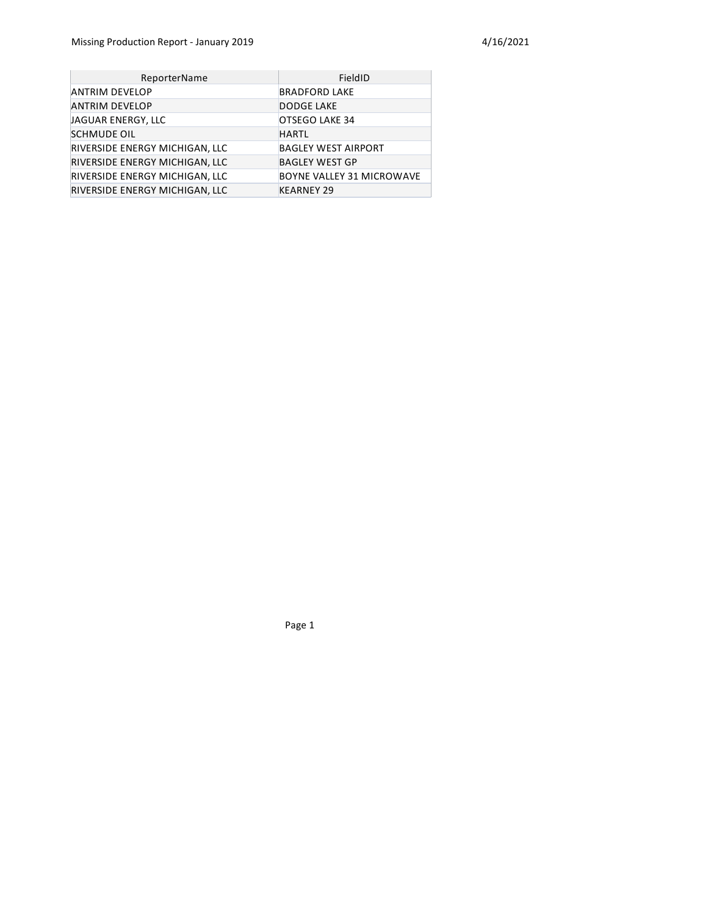| ReporterName | FieldID |
| --- | --- |
| ANTRIM DEVELOP | BRADFORD LAKE |
| ANTRIM DEVELOP | DODGE LAKE |
| JAGUAR ENERGY, LLC | OTSEGO LAKE 34 |
| SCHMUDE OIL | HARTL |
| RIVERSIDE ENERGY MICHIGAN, LLC | BAGLEY WEST AIRPORT |
| RIVERSIDE ENERGY MICHIGAN, LLC | BAGLEY WEST GP |
| RIVERSIDE ENERGY MICHIGAN, LLC | BOYNE VALLEY 31 MICROWAVE |
| RIVERSIDE ENERGY MICHIGAN, LLC | KEARNEY 29 |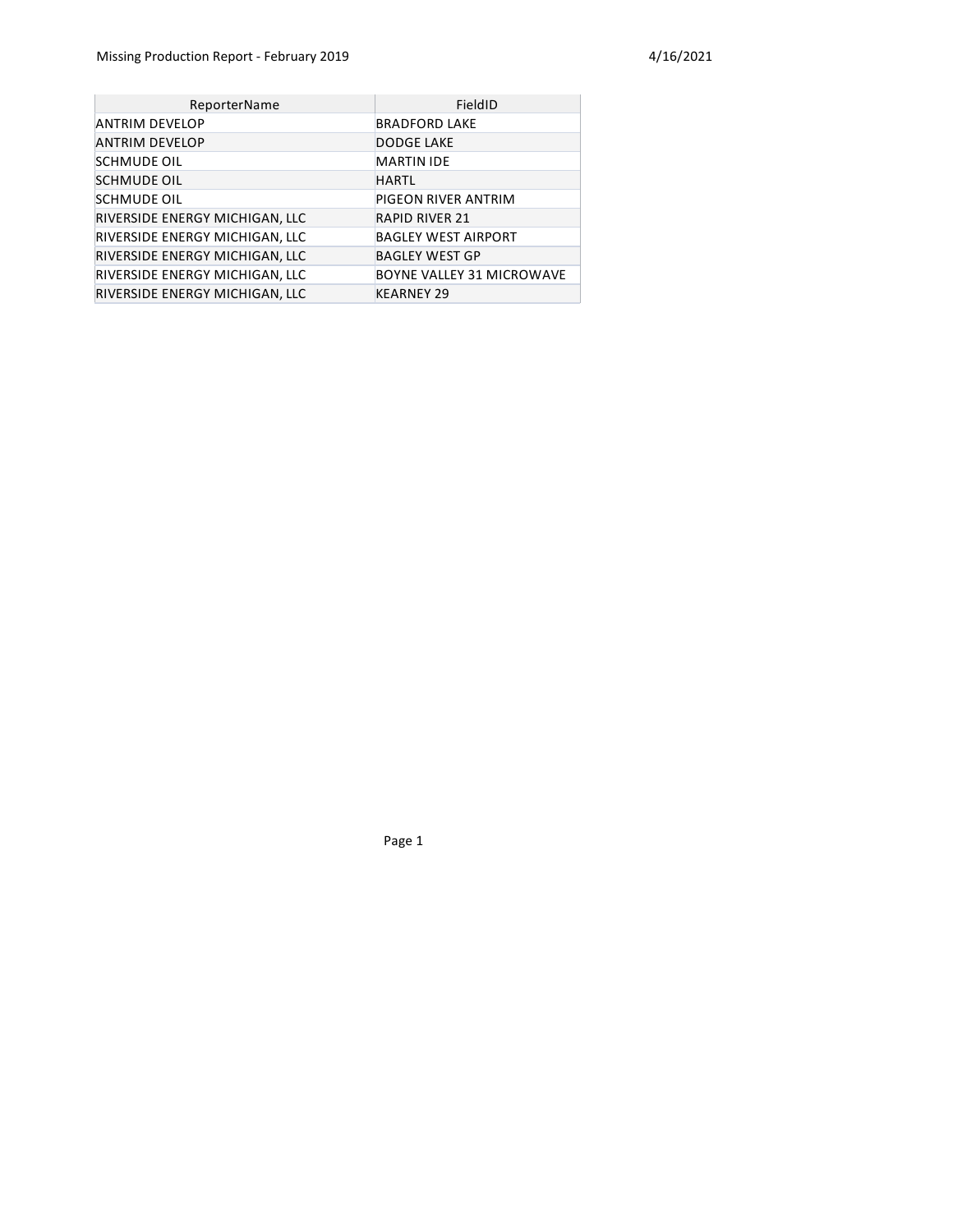| ReporterName | FieldID |
|---|---|
| ANTRIM DEVELOP | BRADFORD LAKE |
| ANTRIM DEVELOP | DODGE LAKE |
| SCHMUDE OIL | MARTIN IDE |
| SCHMUDE OIL | HARTL |
| SCHMUDE OIL | PIGEON RIVER ANTRIM |
| RIVERSIDE ENERGY MICHIGAN, LLC | RAPID RIVER 21 |
| RIVERSIDE ENERGY MICHIGAN, LLC | BAGLEY WEST AIRPORT |
| RIVERSIDE ENERGY MICHIGAN, LLC | BAGLEY WEST GP |
| RIVERSIDE ENERGY MICHIGAN, LLC | BOYNE VALLEY 31 MICROWAVE |
| RIVERSIDE ENERGY MICHIGAN, LLC | KEARNEY 29 |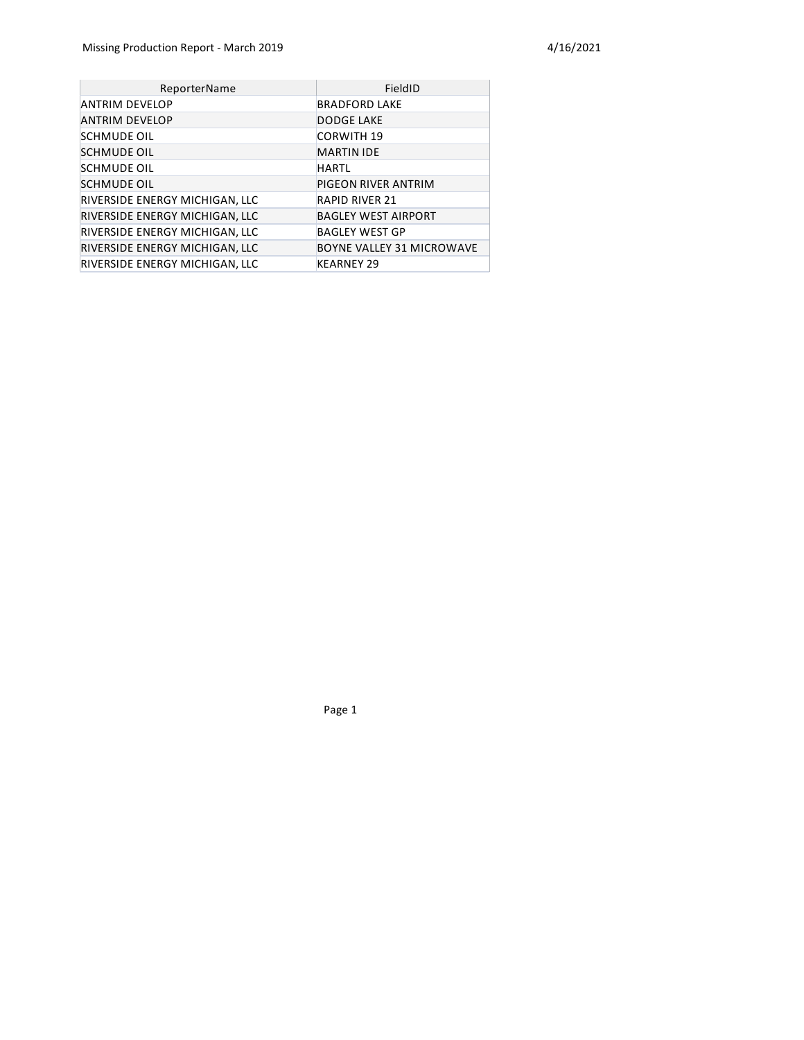| ReporterName | FieldID |
| --- | --- |
| ANTRIM DEVELOP | BRADFORD LAKE |
| ANTRIM DEVELOP | DODGE LAKE |
| SCHMUDE OIL | CORWITH 19 |
| SCHMUDE OIL | MARTIN IDE |
| SCHMUDE OIL | HARTL |
| SCHMUDE OIL | PIGEON RIVER ANTRIM |
| RIVERSIDE ENERGY MICHIGAN, LLC | RAPID RIVER 21 |
| RIVERSIDE ENERGY MICHIGAN, LLC | BAGLEY WEST AIRPORT |
| RIVERSIDE ENERGY MICHIGAN, LLC | BAGLEY WEST GP |
| RIVERSIDE ENERGY MICHIGAN, LLC | BOYNE VALLEY 31 MICROWAVE |
| RIVERSIDE ENERGY MICHIGAN, LLC | KEARNEY 29 |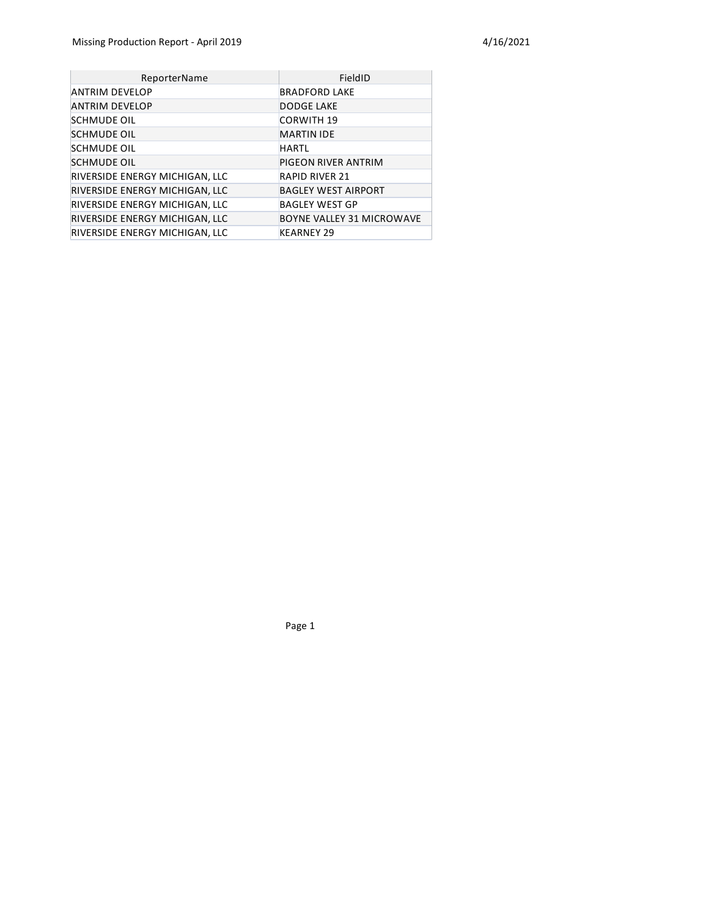# Missing Production Report - April 2019

| ReporterName | FieldID |
|---|---|
| ANTRIM DEVELOP | BRADFORD LAKE |
| ANTRIM DEVELOP | DODGE LAKE |
| SCHMUDE OIL | CORWITH 19 |
| SCHMUDE OIL | MARTIN IDE |
| SCHMUDE OIL | HARTL |
| SCHMUDE OIL | PIGEON RIVER ANTRIM |
| RIVERSIDE ENERGY MICHIGAN, LLC | RAPID RIVER 21 |
| RIVERSIDE ENERGY MICHIGAN, LLC | BAGLEY WEST AIRPORT |
| RIVERSIDE ENERGY MICHIGAN, LLC | BAGLEY WEST GP |
| RIVERSIDE ENERGY MICHIGAN, LLC | BOYNE VALLEY 31 MICROWAVE |
| RIVERSIDE ENERGY MICHIGAN, LLC | KEARNEY 29 |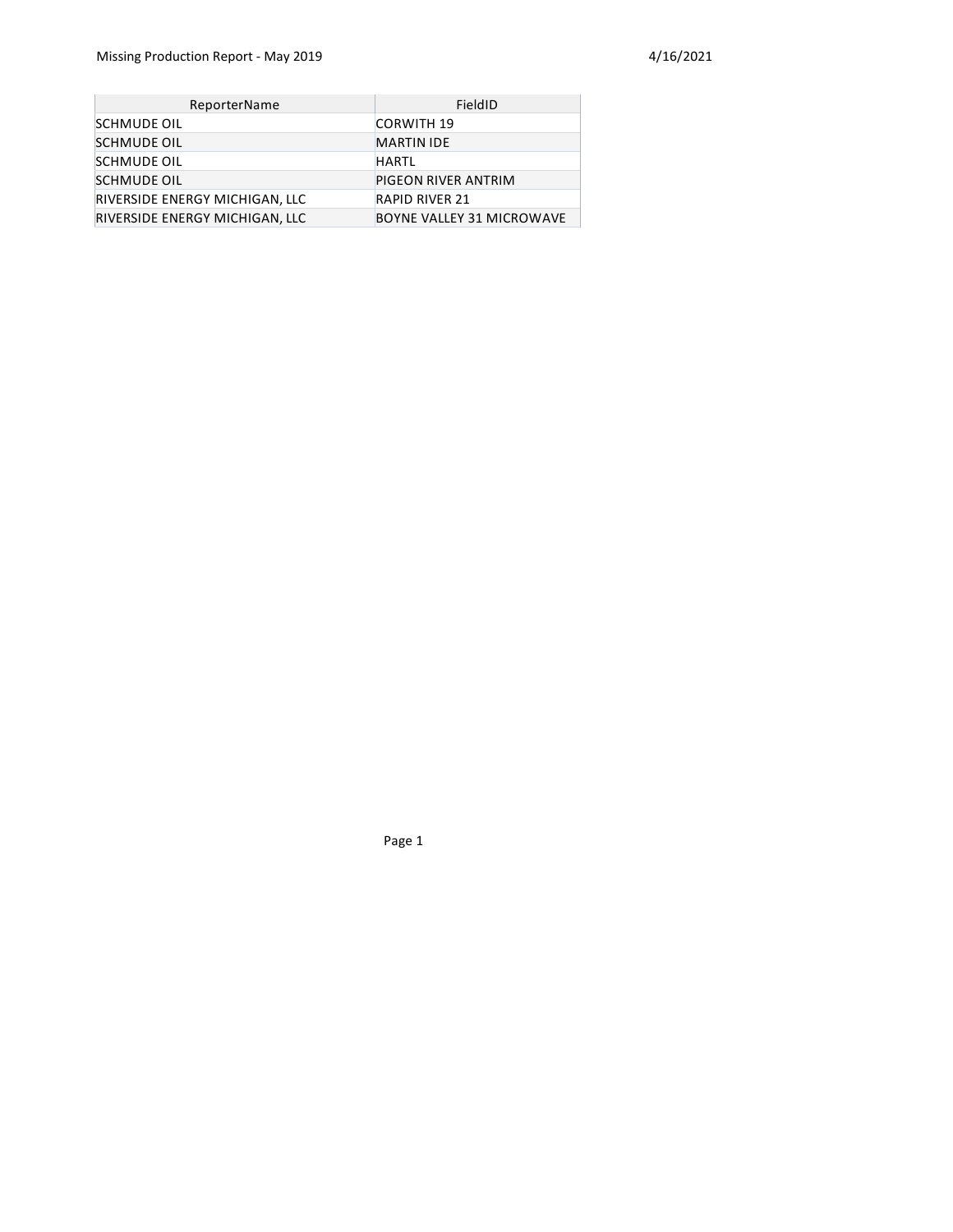Missing Production Report - May 2019 4/16/2021

| ReporterName | FieldID |
| --- | --- |
| SCHMUDE OIL | CORWITH 19 |
| SCHMUDE OIL | MARTIN IDE |
| SCHMUDE OIL | HARTL |
| SCHMUDE OIL | PIGEON RIVER ANTRIM |
| RIVERSIDE ENERGY MICHIGAN, LLC | RAPID RIVER 21 |
| RIVERSIDE ENERGY MICHIGAN, LLC | BOYNE VALLEY 31 MICROWAVE |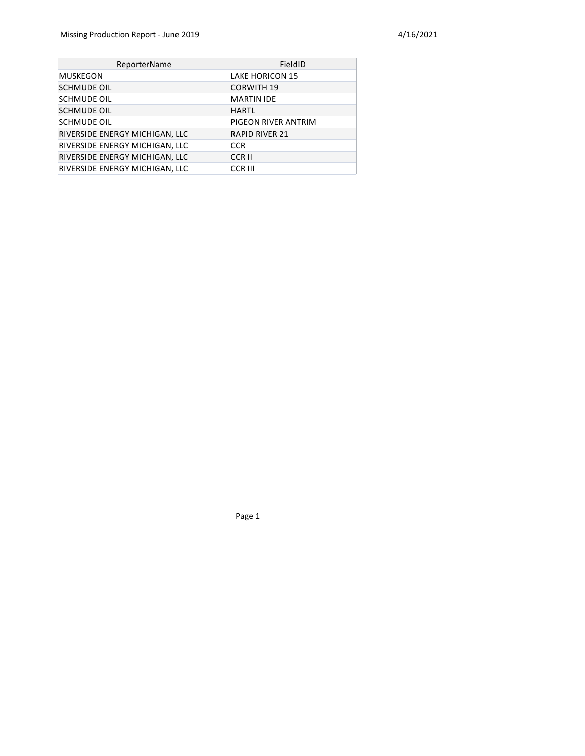Missing Production Report - June 2019

4/16/2021

| ReporterName | FieldID |
|---|---|
| MUSKEGON | LAKE HORICON 15 |
| SCHMUDE OIL | CORWITH 19 |
| SCHMUDE OIL | MARTIN IDE |
| SCHMUDE OIL | HARTL |
| SCHMUDE OIL | PIGEON RIVER ANTRIM |
| RIVERSIDE ENERGY MICHIGAN, LLC | RAPID RIVER 21 |
| RIVERSIDE ENERGY MICHIGAN, LLC | CCR |
| RIVERSIDE ENERGY MICHIGAN, LLC | CCR II |
| RIVERSIDE ENERGY MICHIGAN, LLC | CCR III |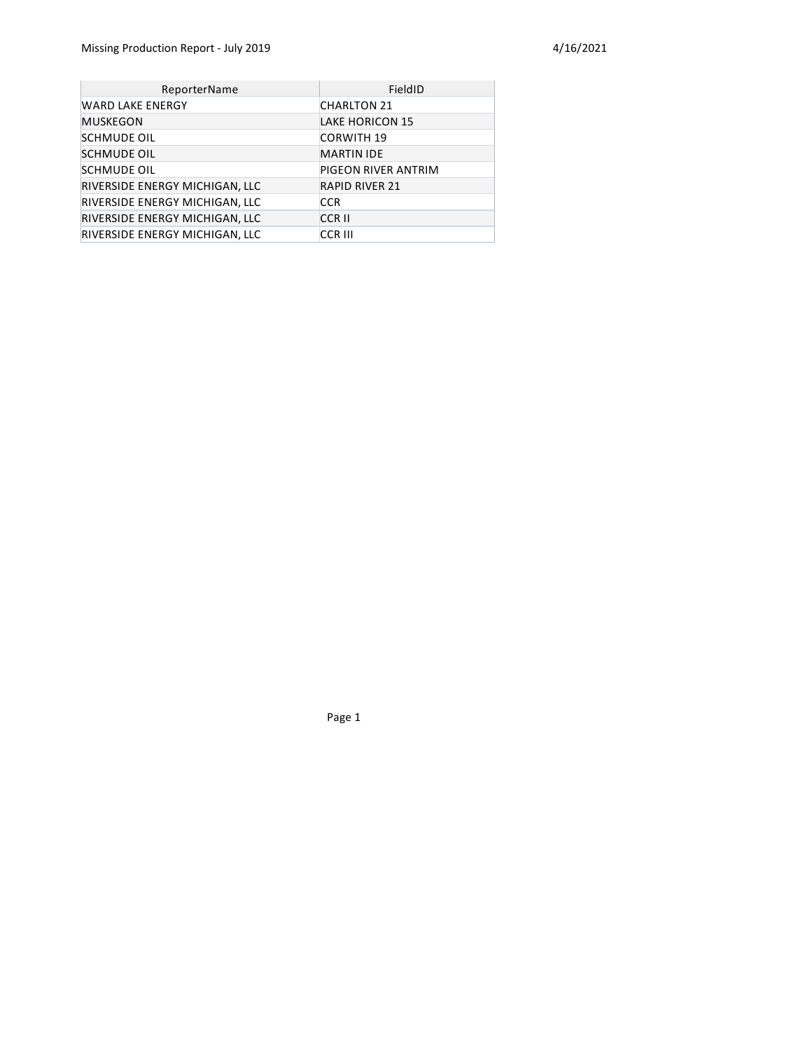Missing Production Report - July 2019

4/16/2021

| ReporterName | FieldID |
| --- | --- |
| WARD LAKE ENERGY | CHARLTON 21 |
| MUSKEGON | LAKE HORICON 15 |
| SCHMUDE OIL | CORWITH 19 |
| SCHMUDE OIL | MARTIN IDE |
| SCHMUDE OIL | PIGEON RIVER ANTRIM |
| RIVERSIDE ENERGY MICHIGAN, LLC | RAPID RIVER 21 |
| RIVERSIDE ENERGY MICHIGAN, LLC | CCR |
| RIVERSIDE ENERGY MICHIGAN, LLC | CCR II |
| RIVERSIDE ENERGY MICHIGAN, LLC | CCR III |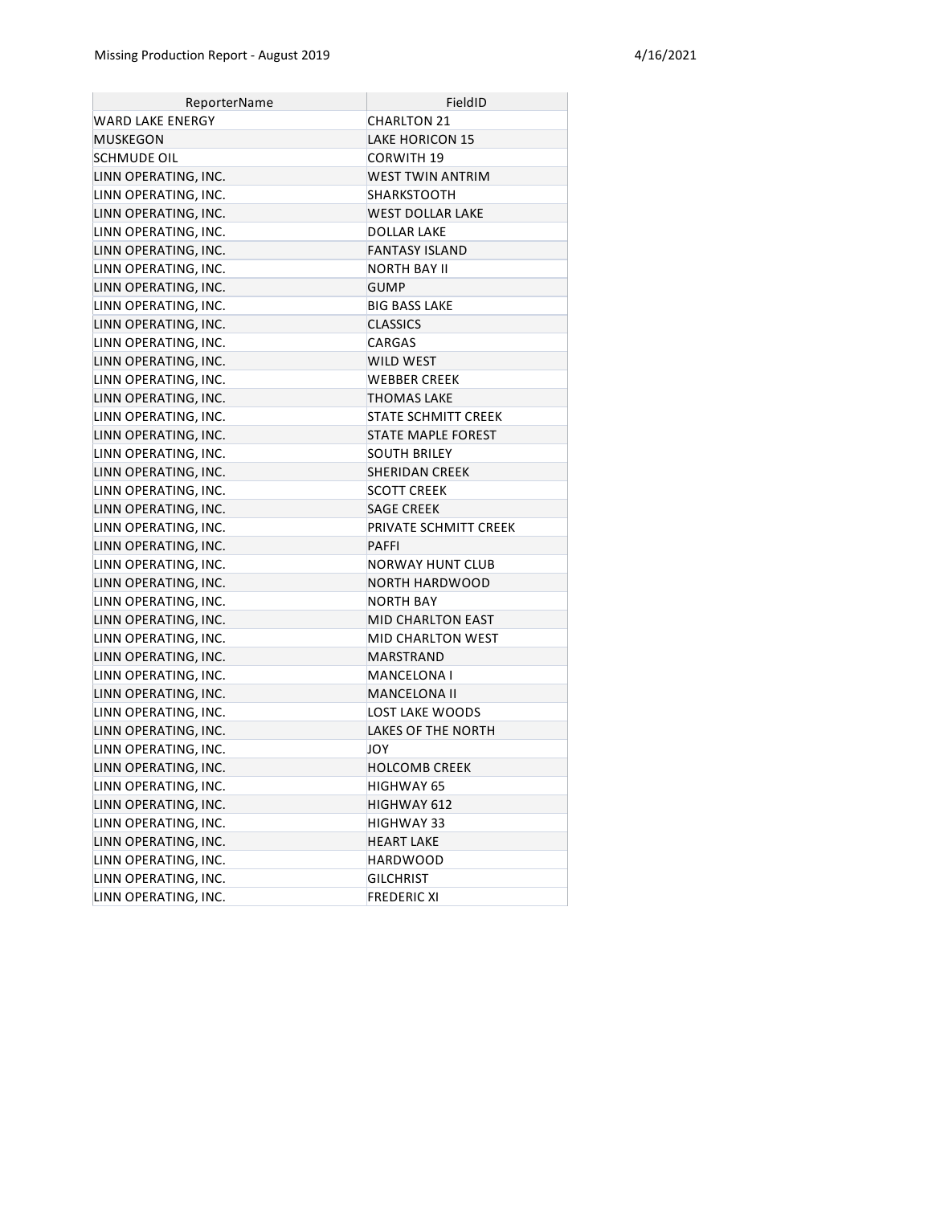| ReporterName | FieldID |
| --- | --- |
| WARD LAKE ENERGY | CHARLTON 21 |
| MUSKEGON | LAKE HORICON 15 |
| SCHMUDE OIL | CORWITH 19 |
| LINN OPERATING, INC. | WEST TWIN ANTRIM |
| LINN OPERATING, INC. | SHARKSTOOTH |
| LINN OPERATING, INC. | WEST DOLLAR LAKE |
| LINN OPERATING, INC. | DOLLAR LAKE |
| LINN OPERATING, INC. | FANTASY ISLAND |
| LINN OPERATING, INC. | NORTH BAY II |
| LINN OPERATING, INC. | GUMP |
| LINN OPERATING, INC. | BIG BASS LAKE |
| LINN OPERATING, INC. | CLASSICS |
| LINN OPERATING, INC. | CARGAS |
| LINN OPERATING, INC. | WILD WEST |
| LINN OPERATING, INC. | WEBBER CREEK |
| LINN OPERATING, INC. | THOMAS LAKE |
| LINN OPERATING, INC. | STATE SCHMITT CREEK |
| LINN OPERATING, INC. | STATE MAPLE FOREST |
| LINN OPERATING, INC. | SOUTH BRILEY |
| LINN OPERATING, INC. | SHERIDAN CREEK |
| LINN OPERATING, INC. | SCOTT CREEK |
| LINN OPERATING, INC. | SAGE CREEK |
| LINN OPERATING, INC. | PRIVATE SCHMITT CREEK |
| LINN OPERATING, INC. | PAFFI |
| LINN OPERATING, INC. | NORWAY HUNT CLUB |
| LINN OPERATING, INC. | NORTH HARDWOOD |
| LINN OPERATING, INC. | NORTH BAY |
| LINN OPERATING, INC. | MID CHARLTON EAST |
| LINN OPERATING, INC. | MID CHARLTON WEST |
| LINN OPERATING, INC. | MARSTRAND |
| LINN OPERATING, INC. | MANCELONA I |
| LINN OPERATING, INC. | MANCELONA II |
| LINN OPERATING, INC. | LOST LAKE WOODS |
| LINN OPERATING, INC. | LAKES OF THE NORTH |
| LINN OPERATING, INC. | JOY |
| LINN OPERATING, INC. | HOLCOMB CREEK |
| LINN OPERATING, INC. | HIGHWAY 65 |
| LINN OPERATING, INC. | HIGHWAY 612 |
| LINN OPERATING, INC. | HIGHWAY 33 |
| LINN OPERATING, INC. | HEART LAKE |
| LINN OPERATING, INC. | HARDWOOD |
| LINN OPERATING, INC. | GILCHRIST |
| LINN OPERATING, INC. | FREDERIC XI |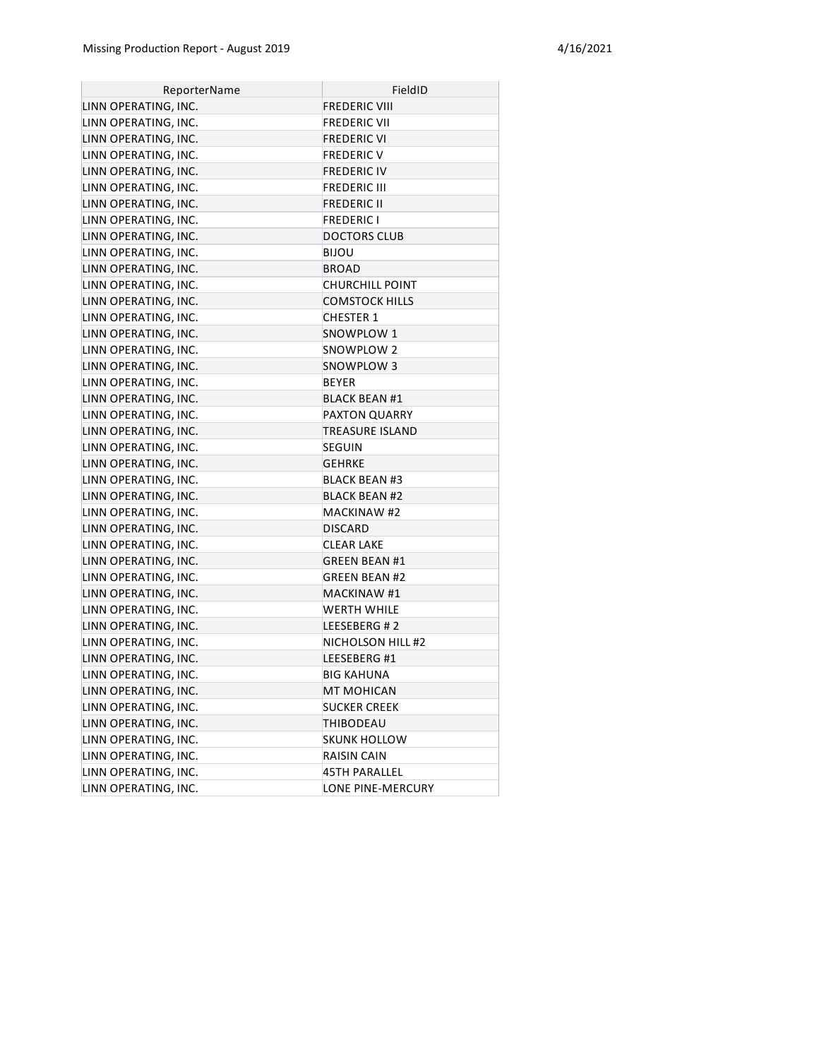| ReporterName | FieldID |
|---|---|
| LINN OPERATING, INC. | FREDERIC VIII |
| LINN OPERATING, INC. | FREDERIC VII |
| LINN OPERATING, INC. | FREDERIC VI |
| LINN OPERATING, INC. | FREDERIC V |
| LINN OPERATING, INC. | FREDERIC IV |
| LINN OPERATING, INC. | FREDERIC III |
| LINN OPERATING, INC. | FREDERIC II |
| LINN OPERATING, INC. | FREDERIC I |
| LINN OPERATING, INC. | DOCTORS CLUB |
| LINN OPERATING, INC. | BIJOU |
| LINN OPERATING, INC. | BROAD |
| LINN OPERATING, INC. | CHURCHILL POINT |
| LINN OPERATING, INC. | COMSTOCK HILLS |
| LINN OPERATING, INC. | CHESTER 1 |
| LINN OPERATING, INC. | SNOWPLOW 1 |
| LINN OPERATING, INC. | SNOWPLOW 2 |
| LINN OPERATING, INC. | SNOWPLOW 3 |
| LINN OPERATING, INC. | BEYER |
| LINN OPERATING, INC. | BLACK BEAN #1 |
| LINN OPERATING, INC. | PAXTON QUARRY |
| LINN OPERATING, INC. | TREASURE ISLAND |
| LINN OPERATING, INC. | SEGUIN |
| LINN OPERATING, INC. | GEHRKE |
| LINN OPERATING, INC. | BLACK BEAN #3 |
| LINN OPERATING, INC. | BLACK BEAN #2 |
| LINN OPERATING, INC. | MACKINAW #2 |
| LINN OPERATING, INC. | DISCARD |
| LINN OPERATING, INC. | CLEAR LAKE |
| LINN OPERATING, INC. | GREEN BEAN #1 |
| LINN OPERATING, INC. | GREEN BEAN #2 |
| LINN OPERATING, INC. | MACKINAW #1 |
| LINN OPERATING, INC. | WERTH WHILE |
| LINN OPERATING, INC. | LEESEBERG # 2 |
| LINN OPERATING, INC. | NICHOLSON HILL #2 |
| LINN OPERATING, INC. | LEESEBERG #1 |
| LINN OPERATING, INC. | BIG KAHUNA |
| LINN OPERATING, INC. | MT MOHICAN |
| LINN OPERATING, INC. | SUCKER CREEK |
| LINN OPERATING, INC. | THIBODEAU |
| LINN OPERATING, INC. | SKUNK HOLLOW |
| LINN OPERATING, INC. | RAISIN CAIN |
| LINN OPERATING, INC. | 45TH PARALLEL |
| LINN OPERATING, INC. | LONE PINE-MERCURY |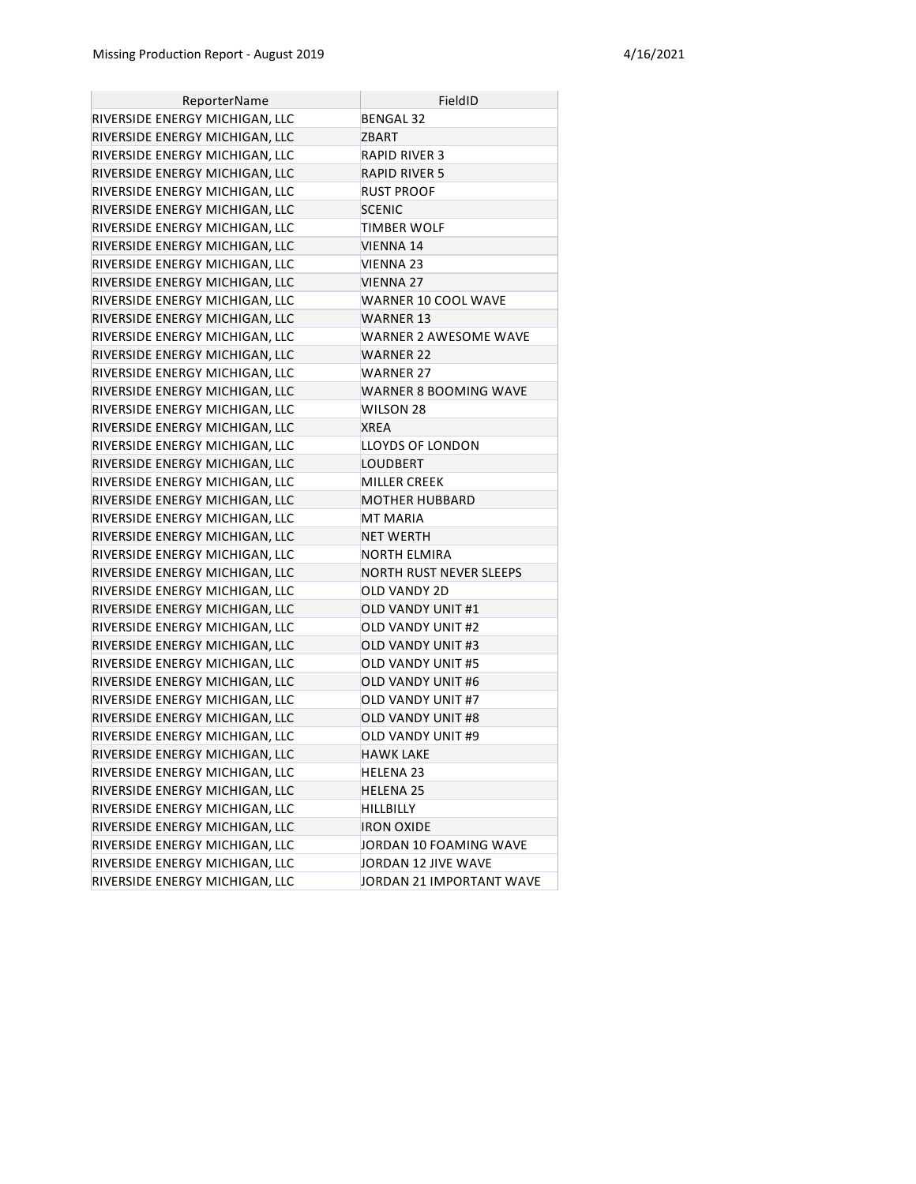| ReporterName | FieldID |
|---|---|
| RIVERSIDE ENERGY MICHIGAN, LLC | BENGAL 32 |
| RIVERSIDE ENERGY MICHIGAN, LLC | ZBART |
| RIVERSIDE ENERGY MICHIGAN, LLC | RAPID RIVER 3 |
| RIVERSIDE ENERGY MICHIGAN, LLC | RAPID RIVER 5 |
| RIVERSIDE ENERGY MICHIGAN, LLC | RUST PROOF |
| RIVERSIDE ENERGY MICHIGAN, LLC | SCENIC |
| RIVERSIDE ENERGY MICHIGAN, LLC | TIMBER WOLF |
| RIVERSIDE ENERGY MICHIGAN, LLC | VIENNA 14 |
| RIVERSIDE ENERGY MICHIGAN, LLC | VIENNA 23 |
| RIVERSIDE ENERGY MICHIGAN, LLC | VIENNA 27 |
| RIVERSIDE ENERGY MICHIGAN, LLC | WARNER 10 COOL WAVE |
| RIVERSIDE ENERGY MICHIGAN, LLC | WARNER 13 |
| RIVERSIDE ENERGY MICHIGAN, LLC | WARNER 2 AWESOME WAVE |
| RIVERSIDE ENERGY MICHIGAN, LLC | WARNER 22 |
| RIVERSIDE ENERGY MICHIGAN, LLC | WARNER 27 |
| RIVERSIDE ENERGY MICHIGAN, LLC | WARNER 8 BOOMING WAVE |
| RIVERSIDE ENERGY MICHIGAN, LLC | WILSON 28 |
| RIVERSIDE ENERGY MICHIGAN, LLC | XREA |
| RIVERSIDE ENERGY MICHIGAN, LLC | LLOYDS OF LONDON |
| RIVERSIDE ENERGY MICHIGAN, LLC | LOUDBERT |
| RIVERSIDE ENERGY MICHIGAN, LLC | MILLER CREEK |
| RIVERSIDE ENERGY MICHIGAN, LLC | MOTHER HUBBARD |
| RIVERSIDE ENERGY MICHIGAN, LLC | MT MARIA |
| RIVERSIDE ENERGY MICHIGAN, LLC | NET WERTH |
| RIVERSIDE ENERGY MICHIGAN, LLC | NORTH ELMIRA |
| RIVERSIDE ENERGY MICHIGAN, LLC | NORTH RUST NEVER SLEEPS |
| RIVERSIDE ENERGY MICHIGAN, LLC | OLD VANDY 2D |
| RIVERSIDE ENERGY MICHIGAN, LLC | OLD VANDY UNIT #1 |
| RIVERSIDE ENERGY MICHIGAN, LLC | OLD VANDY UNIT #2 |
| RIVERSIDE ENERGY MICHIGAN, LLC | OLD VANDY UNIT #3 |
| RIVERSIDE ENERGY MICHIGAN, LLC | OLD VANDY UNIT #5 |
| RIVERSIDE ENERGY MICHIGAN, LLC | OLD VANDY UNIT #6 |
| RIVERSIDE ENERGY MICHIGAN, LLC | OLD VANDY UNIT #7 |
| RIVERSIDE ENERGY MICHIGAN, LLC | OLD VANDY UNIT #8 |
| RIVERSIDE ENERGY MICHIGAN, LLC | OLD VANDY UNIT #9 |
| RIVERSIDE ENERGY MICHIGAN, LLC | HAWK LAKE |
| RIVERSIDE ENERGY MICHIGAN, LLC | HELENA 23 |
| RIVERSIDE ENERGY MICHIGAN, LLC | HELENA 25 |
| RIVERSIDE ENERGY MICHIGAN, LLC | HILLBILLY |
| RIVERSIDE ENERGY MICHIGAN, LLC | IRON OXIDE |
| RIVERSIDE ENERGY MICHIGAN, LLC | JORDAN 10 FOAMING WAVE |
| RIVERSIDE ENERGY MICHIGAN, LLC | JORDAN 12 JIVE WAVE |
| RIVERSIDE ENERGY MICHIGAN, LLC | JORDAN 21 IMPORTANT WAVE |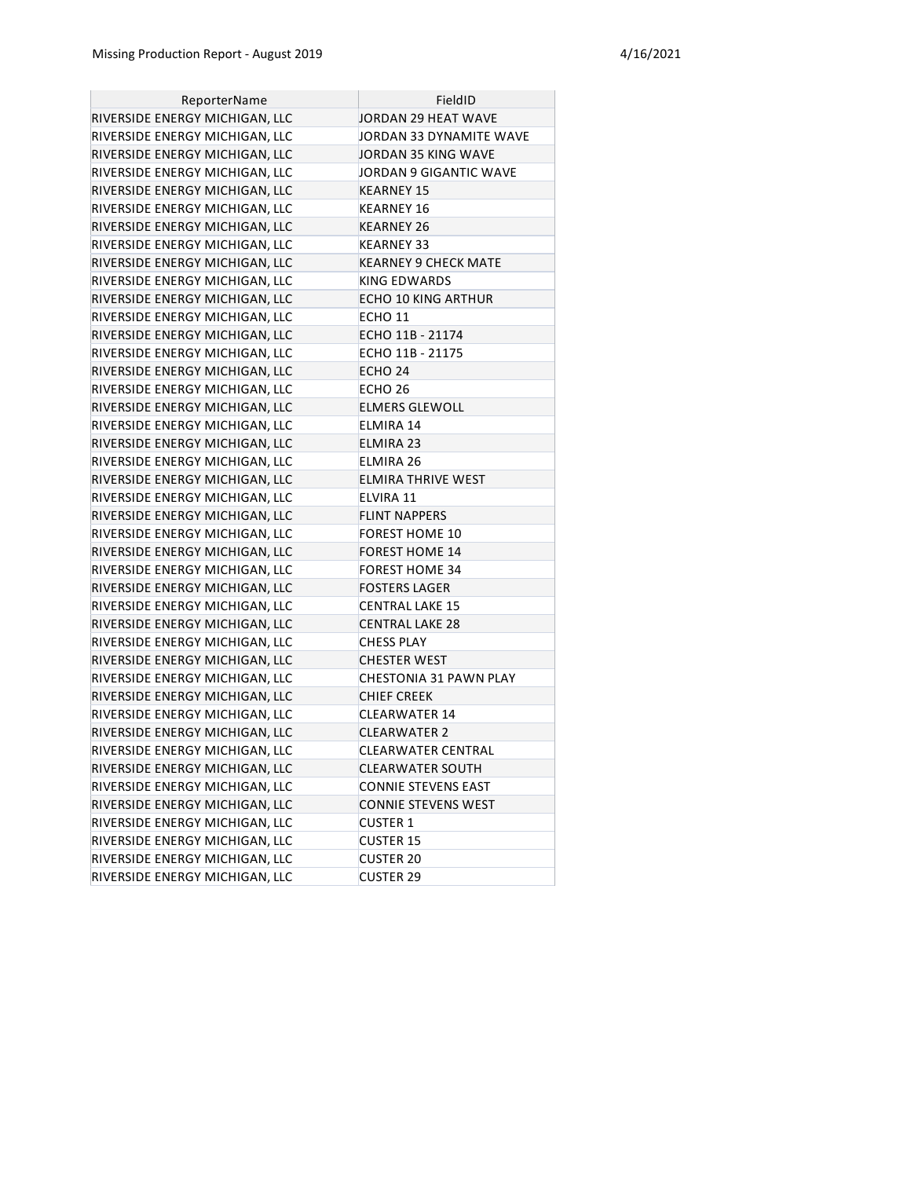| ReporterName | FieldID |
| --- | --- |
| RIVERSIDE ENERGY MICHIGAN, LLC | JORDAN 29 HEAT WAVE |
| RIVERSIDE ENERGY MICHIGAN, LLC | JORDAN 33 DYNAMITE WAVE |
| RIVERSIDE ENERGY MICHIGAN, LLC | JORDAN 35 KING WAVE |
| RIVERSIDE ENERGY MICHIGAN, LLC | JORDAN 9 GIGANTIC WAVE |
| RIVERSIDE ENERGY MICHIGAN, LLC | KEARNEY 15 |
| RIVERSIDE ENERGY MICHIGAN, LLC | KEARNEY 16 |
| RIVERSIDE ENERGY MICHIGAN, LLC | KEARNEY 26 |
| RIVERSIDE ENERGY MICHIGAN, LLC | KEARNEY 33 |
| RIVERSIDE ENERGY MICHIGAN, LLC | KEARNEY 9 CHECK MATE |
| RIVERSIDE ENERGY MICHIGAN, LLC | KING EDWARDS |
| RIVERSIDE ENERGY MICHIGAN, LLC | ECHO 10 KING ARTHUR |
| RIVERSIDE ENERGY MICHIGAN, LLC | ECHO 11 |
| RIVERSIDE ENERGY MICHIGAN, LLC | ECHO 11B - 21174 |
| RIVERSIDE ENERGY MICHIGAN, LLC | ECHO 11B - 21175 |
| RIVERSIDE ENERGY MICHIGAN, LLC | ECHO 24 |
| RIVERSIDE ENERGY MICHIGAN, LLC | ECHO 26 |
| RIVERSIDE ENERGY MICHIGAN, LLC | ELMERS GLEWOLL |
| RIVERSIDE ENERGY MICHIGAN, LLC | ELMIRA 14 |
| RIVERSIDE ENERGY MICHIGAN, LLC | ELMIRA 23 |
| RIVERSIDE ENERGY MICHIGAN, LLC | ELMIRA 26 |
| RIVERSIDE ENERGY MICHIGAN, LLC | ELMIRA THRIVE WEST |
| RIVERSIDE ENERGY MICHIGAN, LLC | ELVIRA 11 |
| RIVERSIDE ENERGY MICHIGAN, LLC | FLINT NAPPERS |
| RIVERSIDE ENERGY MICHIGAN, LLC | FOREST HOME 10 |
| RIVERSIDE ENERGY MICHIGAN, LLC | FOREST HOME 14 |
| RIVERSIDE ENERGY MICHIGAN, LLC | FOREST HOME 34 |
| RIVERSIDE ENERGY MICHIGAN, LLC | FOSTERS LAGER |
| RIVERSIDE ENERGY MICHIGAN, LLC | CENTRAL LAKE 15 |
| RIVERSIDE ENERGY MICHIGAN, LLC | CENTRAL LAKE 28 |
| RIVERSIDE ENERGY MICHIGAN, LLC | CHESS PLAY |
| RIVERSIDE ENERGY MICHIGAN, LLC | CHESTER WEST |
| RIVERSIDE ENERGY MICHIGAN, LLC | CHESTONIA 31 PAWN PLAY |
| RIVERSIDE ENERGY MICHIGAN, LLC | CHIEF CREEK |
| RIVERSIDE ENERGY MICHIGAN, LLC | CLEARWATER 14 |
| RIVERSIDE ENERGY MICHIGAN, LLC | CLEARWATER 2 |
| RIVERSIDE ENERGY MICHIGAN, LLC | CLEARWATER CENTRAL |
| RIVERSIDE ENERGY MICHIGAN, LLC | CLEARWATER SOUTH |
| RIVERSIDE ENERGY MICHIGAN, LLC | CONNIE STEVENS EAST |
| RIVERSIDE ENERGY MICHIGAN, LLC | CONNIE STEVENS WEST |
| RIVERSIDE ENERGY MICHIGAN, LLC | CUSTER 1 |
| RIVERSIDE ENERGY MICHIGAN, LLC | CUSTER 15 |
| RIVERSIDE ENERGY MICHIGAN, LLC | CUSTER 20 |
| RIVERSIDE ENERGY MICHIGAN, LLC | CUSTER 29 |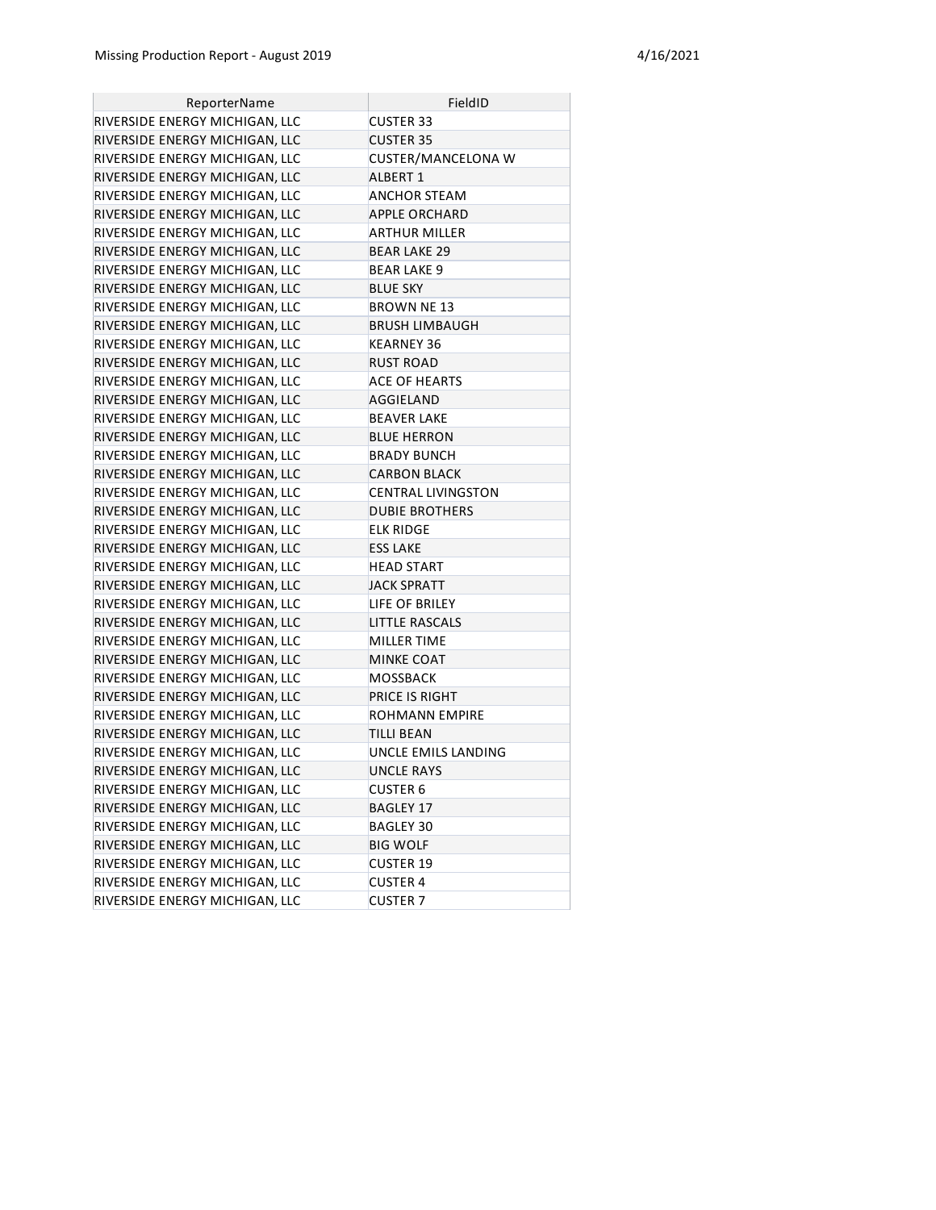| ReporterName | FieldID |
| --- | --- |
| RIVERSIDE ENERGY MICHIGAN, LLC | CUSTER 33 |
| RIVERSIDE ENERGY MICHIGAN, LLC | CUSTER 35 |
| RIVERSIDE ENERGY MICHIGAN, LLC | CUSTER/MANCELONA W |
| RIVERSIDE ENERGY MICHIGAN, LLC | ALBERT 1 |
| RIVERSIDE ENERGY MICHIGAN, LLC | ANCHOR STEAM |
| RIVERSIDE ENERGY MICHIGAN, LLC | APPLE ORCHARD |
| RIVERSIDE ENERGY MICHIGAN, LLC | ARTHUR MILLER |
| RIVERSIDE ENERGY MICHIGAN, LLC | BEAR LAKE 29 |
| RIVERSIDE ENERGY MICHIGAN, LLC | BEAR LAKE 9 |
| RIVERSIDE ENERGY MICHIGAN, LLC | BLUE SKY |
| RIVERSIDE ENERGY MICHIGAN, LLC | BROWN NE 13 |
| RIVERSIDE ENERGY MICHIGAN, LLC | BRUSH LIMBAUGH |
| RIVERSIDE ENERGY MICHIGAN, LLC | KEARNEY 36 |
| RIVERSIDE ENERGY MICHIGAN, LLC | RUST ROAD |
| RIVERSIDE ENERGY MICHIGAN, LLC | ACE OF HEARTS |
| RIVERSIDE ENERGY MICHIGAN, LLC | AGGIELAND |
| RIVERSIDE ENERGY MICHIGAN, LLC | BEAVER LAKE |
| RIVERSIDE ENERGY MICHIGAN, LLC | BLUE HERRON |
| RIVERSIDE ENERGY MICHIGAN, LLC | BRADY BUNCH |
| RIVERSIDE ENERGY MICHIGAN, LLC | CARBON BLACK |
| RIVERSIDE ENERGY MICHIGAN, LLC | CENTRAL LIVINGSTON |
| RIVERSIDE ENERGY MICHIGAN, LLC | DUBIE BROTHERS |
| RIVERSIDE ENERGY MICHIGAN, LLC | ELK RIDGE |
| RIVERSIDE ENERGY MICHIGAN, LLC | ESS LAKE |
| RIVERSIDE ENERGY MICHIGAN, LLC | HEAD START |
| RIVERSIDE ENERGY MICHIGAN, LLC | JACK SPRATT |
| RIVERSIDE ENERGY MICHIGAN, LLC | LIFE OF BRILEY |
| RIVERSIDE ENERGY MICHIGAN, LLC | LITTLE RASCALS |
| RIVERSIDE ENERGY MICHIGAN, LLC | MILLER TIME |
| RIVERSIDE ENERGY MICHIGAN, LLC | MINKE COAT |
| RIVERSIDE ENERGY MICHIGAN, LLC | MOSSBACK |
| RIVERSIDE ENERGY MICHIGAN, LLC | PRICE IS RIGHT |
| RIVERSIDE ENERGY MICHIGAN, LLC | ROHMANN EMPIRE |
| RIVERSIDE ENERGY MICHIGAN, LLC | TILLI BEAN |
| RIVERSIDE ENERGY MICHIGAN, LLC | UNCLE EMILS LANDING |
| RIVERSIDE ENERGY MICHIGAN, LLC | UNCLE RAYS |
| RIVERSIDE ENERGY MICHIGAN, LLC | CUSTER 6 |
| RIVERSIDE ENERGY MICHIGAN, LLC | BAGLEY 17 |
| RIVERSIDE ENERGY MICHIGAN, LLC | BAGLEY 30 |
| RIVERSIDE ENERGY MICHIGAN, LLC | BIG WOLF |
| RIVERSIDE ENERGY MICHIGAN, LLC | CUSTER 19 |
| RIVERSIDE ENERGY MICHIGAN, LLC | CUSTER 4 |
| RIVERSIDE ENERGY MICHIGAN, LLC | CUSTER 7 |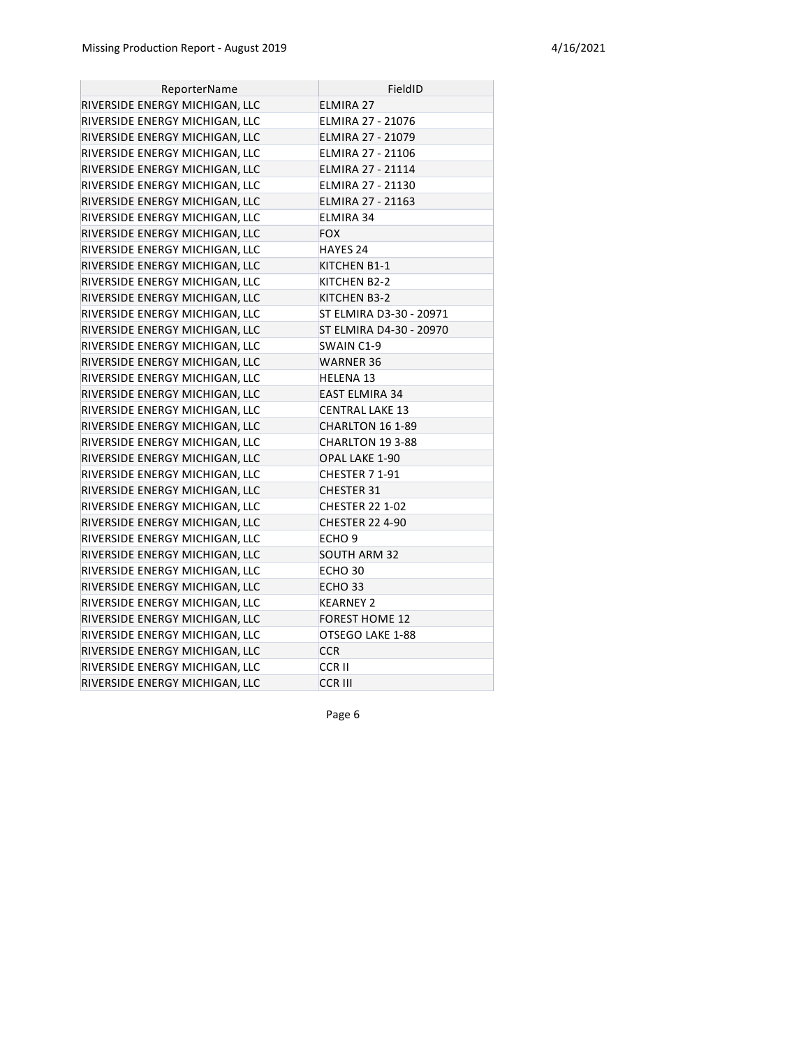| ReporterName | FieldID |
|---|---|
| RIVERSIDE ENERGY MICHIGAN, LLC | ELMIRA 27 |
| RIVERSIDE ENERGY MICHIGAN, LLC | ELMIRA 27 - 21076 |
| RIVERSIDE ENERGY MICHIGAN, LLC | ELMIRA 27 - 21079 |
| RIVERSIDE ENERGY MICHIGAN, LLC | ELMIRA 27 - 21106 |
| RIVERSIDE ENERGY MICHIGAN, LLC | ELMIRA 27 - 21114 |
| RIVERSIDE ENERGY MICHIGAN, LLC | ELMIRA 27 - 21130 |
| RIVERSIDE ENERGY MICHIGAN, LLC | ELMIRA 27 - 21163 |
| RIVERSIDE ENERGY MICHIGAN, LLC | ELMIRA 34 |
| RIVERSIDE ENERGY MICHIGAN, LLC | FOX |
| RIVERSIDE ENERGY MICHIGAN, LLC | HAYES 24 |
| RIVERSIDE ENERGY MICHIGAN, LLC | KITCHEN B1-1 |
| RIVERSIDE ENERGY MICHIGAN, LLC | KITCHEN B2-2 |
| RIVERSIDE ENERGY MICHIGAN, LLC | KITCHEN B3-2 |
| RIVERSIDE ENERGY MICHIGAN, LLC | ST ELMIRA D3-30 - 20971 |
| RIVERSIDE ENERGY MICHIGAN, LLC | ST ELMIRA D4-30 - 20970 |
| RIVERSIDE ENERGY MICHIGAN, LLC | SWAIN C1-9 |
| RIVERSIDE ENERGY MICHIGAN, LLC | WARNER 36 |
| RIVERSIDE ENERGY MICHIGAN, LLC | HELENA 13 |
| RIVERSIDE ENERGY MICHIGAN, LLC | EAST ELMIRA 34 |
| RIVERSIDE ENERGY MICHIGAN, LLC | CENTRAL LAKE 13 |
| RIVERSIDE ENERGY MICHIGAN, LLC | CHARLTON 16 1-89 |
| RIVERSIDE ENERGY MICHIGAN, LLC | CHARLTON 19 3-88 |
| RIVERSIDE ENERGY MICHIGAN, LLC | OPAL LAKE 1-90 |
| RIVERSIDE ENERGY MICHIGAN, LLC | CHESTER 7 1-91 |
| RIVERSIDE ENERGY MICHIGAN, LLC | CHESTER 31 |
| RIVERSIDE ENERGY MICHIGAN, LLC | CHESTER 22 1-02 |
| RIVERSIDE ENERGY MICHIGAN, LLC | CHESTER 22 4-90 |
| RIVERSIDE ENERGY MICHIGAN, LLC | ECHO 9 |
| RIVERSIDE ENERGY MICHIGAN, LLC | SOUTH ARM 32 |
| RIVERSIDE ENERGY MICHIGAN, LLC | ECHO 30 |
| RIVERSIDE ENERGY MICHIGAN, LLC | ECHO 33 |
| RIVERSIDE ENERGY MICHIGAN, LLC | KEARNEY 2 |
| RIVERSIDE ENERGY MICHIGAN, LLC | FOREST HOME 12 |
| RIVERSIDE ENERGY MICHIGAN, LLC | OTSEGO LAKE 1-88 |
| RIVERSIDE ENERGY MICHIGAN, LLC | CCR |
| RIVERSIDE ENERGY MICHIGAN, LLC | CCR II |
| RIVERSIDE ENERGY MICHIGAN, LLC | CCR III |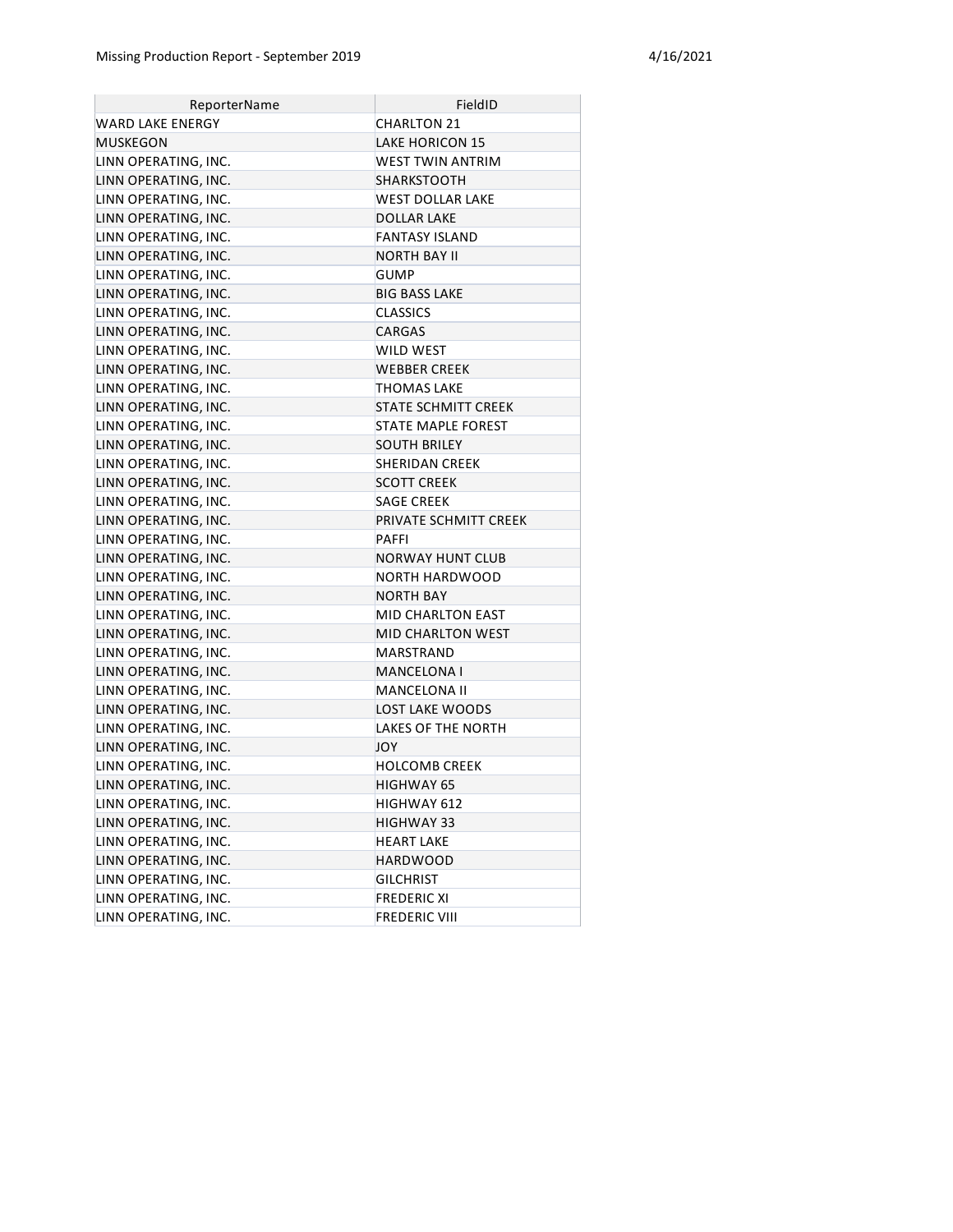| ReporterName | FieldID |
| --- | --- |
| WARD LAKE ENERGY | CHARLTON 21 |
| MUSKEGON | LAKE HORICON 15 |
| LINN OPERATING, INC. | WEST TWIN ANTRIM |
| LINN OPERATING, INC. | SHARKSTOOTH |
| LINN OPERATING, INC. | WEST DOLLAR LAKE |
| LINN OPERATING, INC. | DOLLAR LAKE |
| LINN OPERATING, INC. | FANTASY ISLAND |
| LINN OPERATING, INC. | NORTH BAY II |
| LINN OPERATING, INC. | GUMP |
| LINN OPERATING, INC. | BIG BASS LAKE |
| LINN OPERATING, INC. | CLASSICS |
| LINN OPERATING, INC. | CARGAS |
| LINN OPERATING, INC. | WILD WEST |
| LINN OPERATING, INC. | WEBBER CREEK |
| LINN OPERATING, INC. | THOMAS LAKE |
| LINN OPERATING, INC. | STATE SCHMITT CREEK |
| LINN OPERATING, INC. | STATE MAPLE FOREST |
| LINN OPERATING, INC. | SOUTH BRILEY |
| LINN OPERATING, INC. | SHERIDAN CREEK |
| LINN OPERATING, INC. | SCOTT CREEK |
| LINN OPERATING, INC. | SAGE CREEK |
| LINN OPERATING, INC. | PRIVATE SCHMITT CREEK |
| LINN OPERATING, INC. | PAFFI |
| LINN OPERATING, INC. | NORWAY HUNT CLUB |
| LINN OPERATING, INC. | NORTH HARDWOOD |
| LINN OPERATING, INC. | NORTH BAY |
| LINN OPERATING, INC. | MID CHARLTON EAST |
| LINN OPERATING, INC. | MID CHARLTON WEST |
| LINN OPERATING, INC. | MARSTRAND |
| LINN OPERATING, INC. | MANCELONA I |
| LINN OPERATING, INC. | MANCELONA II |
| LINN OPERATING, INC. | LOST LAKE WOODS |
| LINN OPERATING, INC. | LAKES OF THE NORTH |
| LINN OPERATING, INC. | JOY |
| LINN OPERATING, INC. | HOLCOMB CREEK |
| LINN OPERATING, INC. | HIGHWAY 65 |
| LINN OPERATING, INC. | HIGHWAY 612 |
| LINN OPERATING, INC. | HIGHWAY 33 |
| LINN OPERATING, INC. | HEART LAKE |
| LINN OPERATING, INC. | HARDWOOD |
| LINN OPERATING, INC. | GILCHRIST |
| LINN OPERATING, INC. | FREDERIC XI |
| LINN OPERATING, INC. | FREDERIC VIII |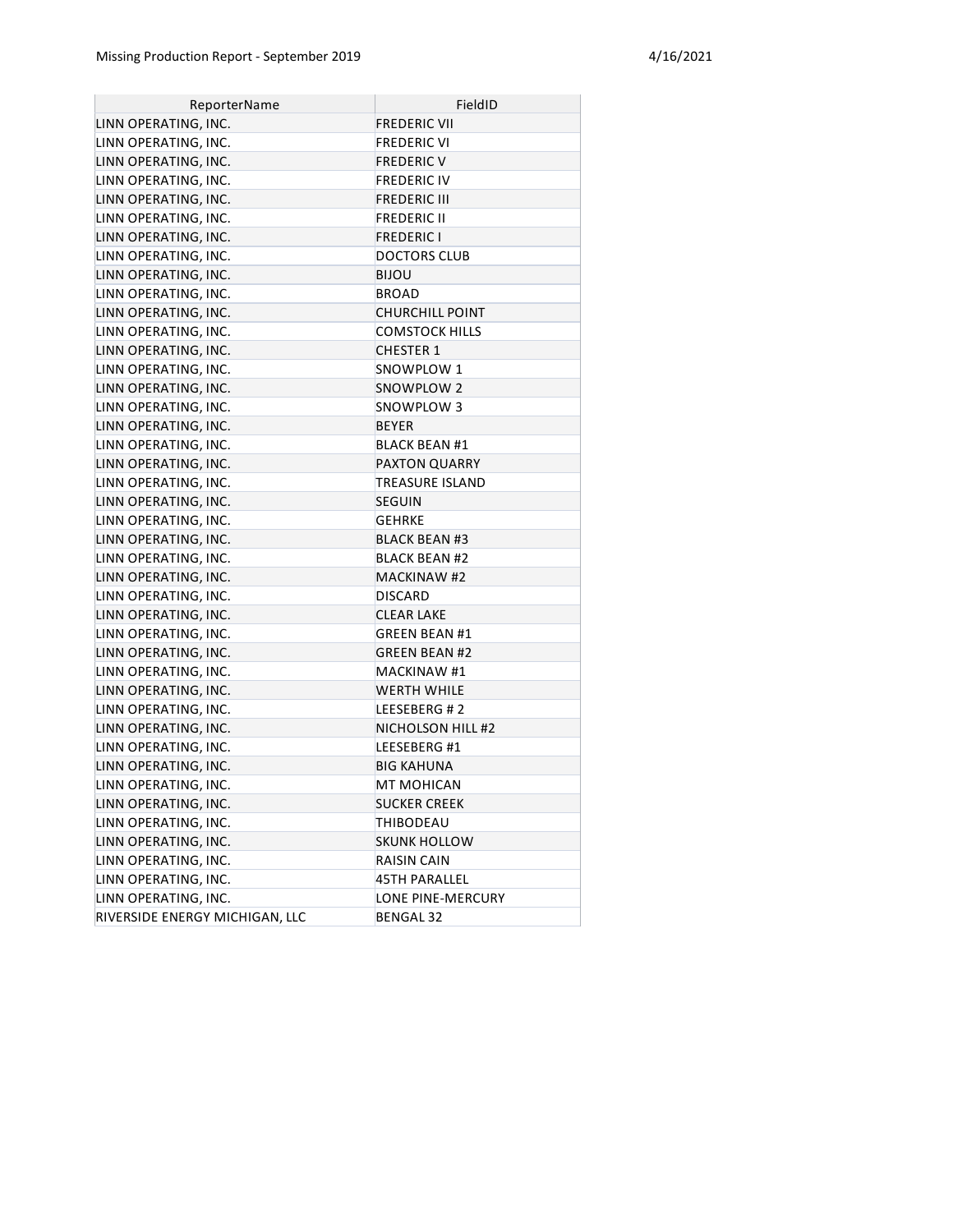| ReporterName | FieldID |
|---|---|
| LINN OPERATING, INC. | FREDERIC VII |
| LINN OPERATING, INC. | FREDERIC VI |
| LINN OPERATING, INC. | FREDERIC V |
| LINN OPERATING, INC. | FREDERIC IV |
| LINN OPERATING, INC. | FREDERIC III |
| LINN OPERATING, INC. | FREDERIC II |
| LINN OPERATING, INC. | FREDERIC I |
| LINN OPERATING, INC. | DOCTORS CLUB |
| LINN OPERATING, INC. | BIJOU |
| LINN OPERATING, INC. | BROAD |
| LINN OPERATING, INC. | CHURCHILL POINT |
| LINN OPERATING, INC. | COMSTOCK HILLS |
| LINN OPERATING, INC. | CHESTER 1 |
| LINN OPERATING, INC. | SNOWPLOW 1 |
| LINN OPERATING, INC. | SNOWPLOW 2 |
| LINN OPERATING, INC. | SNOWPLOW 3 |
| LINN OPERATING, INC. | BEYER |
| LINN OPERATING, INC. | BLACK BEAN #1 |
| LINN OPERATING, INC. | PAXTON QUARRY |
| LINN OPERATING, INC. | TREASURE ISLAND |
| LINN OPERATING, INC. | SEGUIN |
| LINN OPERATING, INC. | GEHRKE |
| LINN OPERATING, INC. | BLACK BEAN #3 |
| LINN OPERATING, INC. | BLACK BEAN #2 |
| LINN OPERATING, INC. | MACKINAW #2 |
| LINN OPERATING, INC. | DISCARD |
| LINN OPERATING, INC. | CLEAR LAKE |
| LINN OPERATING, INC. | GREEN BEAN #1 |
| LINN OPERATING, INC. | GREEN BEAN #2 |
| LINN OPERATING, INC. | MACKINAW #1 |
| LINN OPERATING, INC. | WERTH WHILE |
| LINN OPERATING, INC. | LEESEBERG # 2 |
| LINN OPERATING, INC. | NICHOLSON HILL #2 |
| LINN OPERATING, INC. | LEESEBERG #1 |
| LINN OPERATING, INC. | BIG KAHUNA |
| LINN OPERATING, INC. | MT MOHICAN |
| LINN OPERATING, INC. | SUCKER CREEK |
| LINN OPERATING, INC. | THIBODEAU |
| LINN OPERATING, INC. | SKUNK HOLLOW |
| LINN OPERATING, INC. | RAISIN CAIN |
| LINN OPERATING, INC. | 45TH PARALLEL |
| LINN OPERATING, INC. | LONE PINE-MERCURY |
| RIVERSIDE ENERGY MICHIGAN, LLC | BENGAL 32 |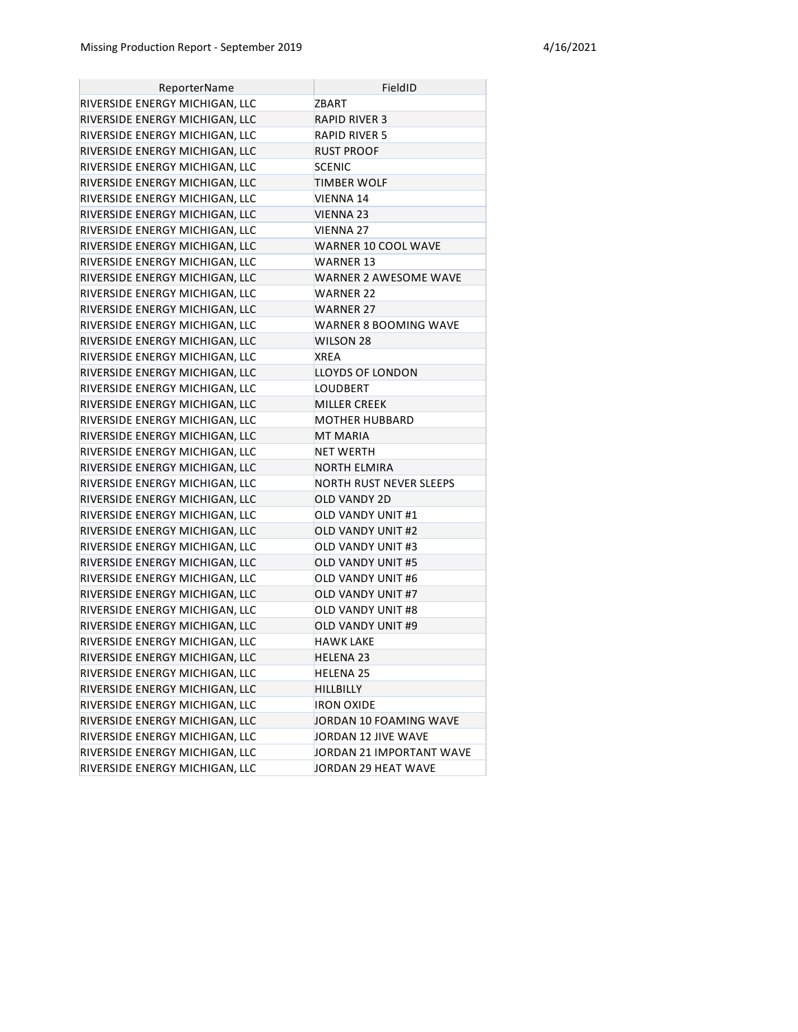| ReporterName | FieldID |
| --- | --- |
| RIVERSIDE ENERGY MICHIGAN, LLC | ZBART |
| RIVERSIDE ENERGY MICHIGAN, LLC | RAPID RIVER 3 |
| RIVERSIDE ENERGY MICHIGAN, LLC | RAPID RIVER 5 |
| RIVERSIDE ENERGY MICHIGAN, LLC | RUST PROOF |
| RIVERSIDE ENERGY MICHIGAN, LLC | SCENIC |
| RIVERSIDE ENERGY MICHIGAN, LLC | TIMBER WOLF |
| RIVERSIDE ENERGY MICHIGAN, LLC | VIENNA 14 |
| RIVERSIDE ENERGY MICHIGAN, LLC | VIENNA 23 |
| RIVERSIDE ENERGY MICHIGAN, LLC | VIENNA 27 |
| RIVERSIDE ENERGY MICHIGAN, LLC | WARNER 10 COOL WAVE |
| RIVERSIDE ENERGY MICHIGAN, LLC | WARNER 13 |
| RIVERSIDE ENERGY MICHIGAN, LLC | WARNER 2 AWESOME WAVE |
| RIVERSIDE ENERGY MICHIGAN, LLC | WARNER 22 |
| RIVERSIDE ENERGY MICHIGAN, LLC | WARNER 27 |
| RIVERSIDE ENERGY MICHIGAN, LLC | WARNER 8 BOOMING WAVE |
| RIVERSIDE ENERGY MICHIGAN, LLC | WILSON 28 |
| RIVERSIDE ENERGY MICHIGAN, LLC | XREA |
| RIVERSIDE ENERGY MICHIGAN, LLC | LLOYDS OF LONDON |
| RIVERSIDE ENERGY MICHIGAN, LLC | LOUDBERT |
| RIVERSIDE ENERGY MICHIGAN, LLC | MILLER CREEK |
| RIVERSIDE ENERGY MICHIGAN, LLC | MOTHER HUBBARD |
| RIVERSIDE ENERGY MICHIGAN, LLC | MT MARIA |
| RIVERSIDE ENERGY MICHIGAN, LLC | NET WERTH |
| RIVERSIDE ENERGY MICHIGAN, LLC | NORTH ELMIRA |
| RIVERSIDE ENERGY MICHIGAN, LLC | NORTH RUST NEVER SLEEPS |
| RIVERSIDE ENERGY MICHIGAN, LLC | OLD VANDY 2D |
| RIVERSIDE ENERGY MICHIGAN, LLC | OLD VANDY UNIT #1 |
| RIVERSIDE ENERGY MICHIGAN, LLC | OLD VANDY UNIT #2 |
| RIVERSIDE ENERGY MICHIGAN, LLC | OLD VANDY UNIT #3 |
| RIVERSIDE ENERGY MICHIGAN, LLC | OLD VANDY UNIT #5 |
| RIVERSIDE ENERGY MICHIGAN, LLC | OLD VANDY UNIT #6 |
| RIVERSIDE ENERGY MICHIGAN, LLC | OLD VANDY UNIT #7 |
| RIVERSIDE ENERGY MICHIGAN, LLC | OLD VANDY UNIT #8 |
| RIVERSIDE ENERGY MICHIGAN, LLC | OLD VANDY UNIT #9 |
| RIVERSIDE ENERGY MICHIGAN, LLC | HAWK LAKE |
| RIVERSIDE ENERGY MICHIGAN, LLC | HELENA 23 |
| RIVERSIDE ENERGY MICHIGAN, LLC | HELENA 25 |
| RIVERSIDE ENERGY MICHIGAN, LLC | HILLBILLY |
| RIVERSIDE ENERGY MICHIGAN, LLC | IRON OXIDE |
| RIVERSIDE ENERGY MICHIGAN, LLC | JORDAN 10 FOAMING WAVE |
| RIVERSIDE ENERGY MICHIGAN, LLC | JORDAN 12 JIVE WAVE |
| RIVERSIDE ENERGY MICHIGAN, LLC | JORDAN 21 IMPORTANT WAVE |
| RIVERSIDE ENERGY MICHIGAN, LLC | JORDAN 29 HEAT WAVE |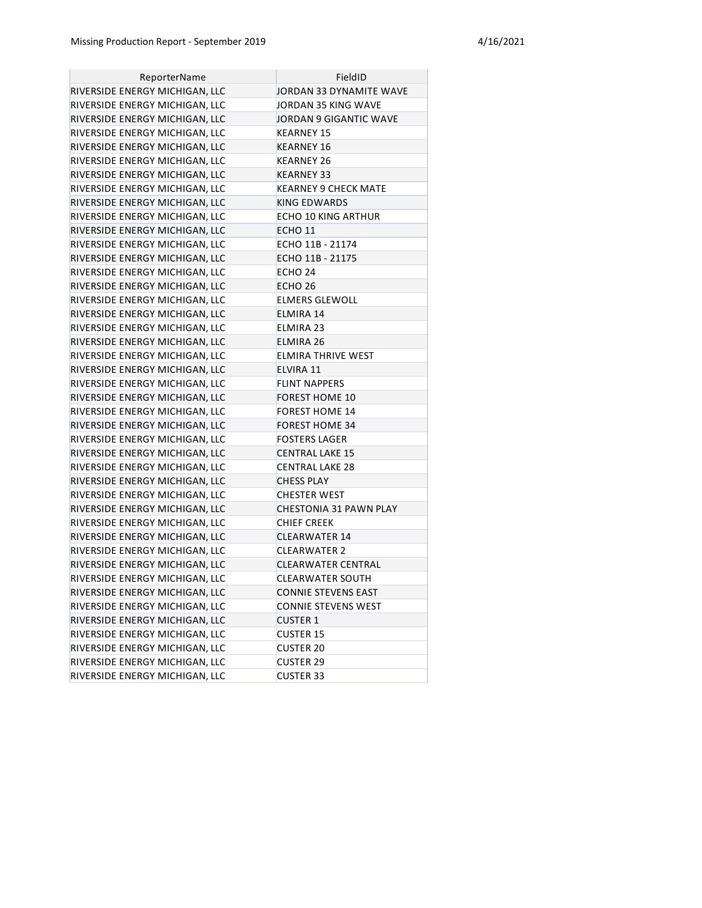| ReporterName | FieldID |
|---|---|
| RIVERSIDE ENERGY MICHIGAN, LLC | JORDAN 33 DYNAMITE WAVE |
| RIVERSIDE ENERGY MICHIGAN, LLC | JORDAN 35 KING WAVE |
| RIVERSIDE ENERGY MICHIGAN, LLC | JORDAN 9 GIGANTIC WAVE |
| RIVERSIDE ENERGY MICHIGAN, LLC | KEARNEY 15 |
| RIVERSIDE ENERGY MICHIGAN, LLC | KEARNEY 16 |
| RIVERSIDE ENERGY MICHIGAN, LLC | KEARNEY 26 |
| RIVERSIDE ENERGY MICHIGAN, LLC | KEARNEY 33 |
| RIVERSIDE ENERGY MICHIGAN, LLC | KEARNEY 9 CHECK MATE |
| RIVERSIDE ENERGY MICHIGAN, LLC | KING EDWARDS |
| RIVERSIDE ENERGY MICHIGAN, LLC | ECHO 10 KING ARTHUR |
| RIVERSIDE ENERGY MICHIGAN, LLC | ECHO 11 |
| RIVERSIDE ENERGY MICHIGAN, LLC | ECHO 11B - 21174 |
| RIVERSIDE ENERGY MICHIGAN, LLC | ECHO 11B - 21175 |
| RIVERSIDE ENERGY MICHIGAN, LLC | ECHO 24 |
| RIVERSIDE ENERGY MICHIGAN, LLC | ECHO 26 |
| RIVERSIDE ENERGY MICHIGAN, LLC | ELMERS GLEWOLL |
| RIVERSIDE ENERGY MICHIGAN, LLC | ELMIRA 14 |
| RIVERSIDE ENERGY MICHIGAN, LLC | ELMIRA 23 |
| RIVERSIDE ENERGY MICHIGAN, LLC | ELMIRA 26 |
| RIVERSIDE ENERGY MICHIGAN, LLC | ELMIRA THRIVE WEST |
| RIVERSIDE ENERGY MICHIGAN, LLC | ELVIRA 11 |
| RIVERSIDE ENERGY MICHIGAN, LLC | FLINT NAPPERS |
| RIVERSIDE ENERGY MICHIGAN, LLC | FOREST HOME 10 |
| RIVERSIDE ENERGY MICHIGAN, LLC | FOREST HOME 14 |
| RIVERSIDE ENERGY MICHIGAN, LLC | FOREST HOME 34 |
| RIVERSIDE ENERGY MICHIGAN, LLC | FOSTERS LAGER |
| RIVERSIDE ENERGY MICHIGAN, LLC | CENTRAL LAKE 15 |
| RIVERSIDE ENERGY MICHIGAN, LLC | CENTRAL LAKE 28 |
| RIVERSIDE ENERGY MICHIGAN, LLC | CHESS PLAY |
| RIVERSIDE ENERGY MICHIGAN, LLC | CHESTER WEST |
| RIVERSIDE ENERGY MICHIGAN, LLC | CHESTONIA 31 PAWN PLAY |
| RIVERSIDE ENERGY MICHIGAN, LLC | CHIEF CREEK |
| RIVERSIDE ENERGY MICHIGAN, LLC | CLEARWATER 14 |
| RIVERSIDE ENERGY MICHIGAN, LLC | CLEARWATER 2 |
| RIVERSIDE ENERGY MICHIGAN, LLC | CLEARWATER CENTRAL |
| RIVERSIDE ENERGY MICHIGAN, LLC | CLEARWATER SOUTH |
| RIVERSIDE ENERGY MICHIGAN, LLC | CONNIE STEVENS EAST |
| RIVERSIDE ENERGY MICHIGAN, LLC | CONNIE STEVENS WEST |
| RIVERSIDE ENERGY MICHIGAN, LLC | CUSTER 1 |
| RIVERSIDE ENERGY MICHIGAN, LLC | CUSTER 15 |
| RIVERSIDE ENERGY MICHIGAN, LLC | CUSTER 20 |
| RIVERSIDE ENERGY MICHIGAN, LLC | CUSTER 29 |
| RIVERSIDE ENERGY MICHIGAN, LLC | CUSTER 33 |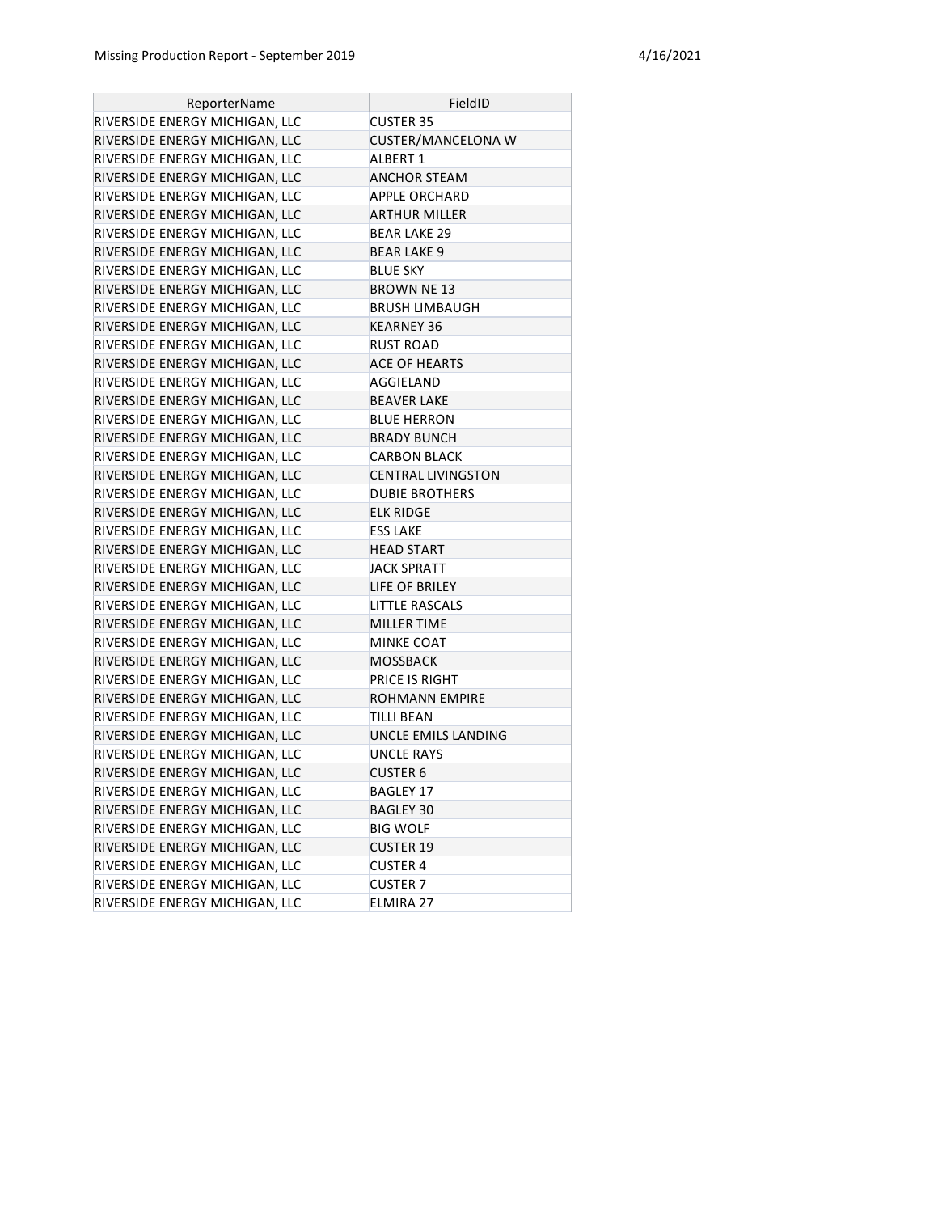| ReporterName | FieldID |
|---|---|
| RIVERSIDE ENERGY MICHIGAN, LLC | CUSTER 35 |
| RIVERSIDE ENERGY MICHIGAN, LLC | CUSTER/MANCELONA W |
| RIVERSIDE ENERGY MICHIGAN, LLC | ALBERT 1 |
| RIVERSIDE ENERGY MICHIGAN, LLC | ANCHOR STEAM |
| RIVERSIDE ENERGY MICHIGAN, LLC | APPLE ORCHARD |
| RIVERSIDE ENERGY MICHIGAN, LLC | ARTHUR MILLER |
| RIVERSIDE ENERGY MICHIGAN, LLC | BEAR LAKE 29 |
| RIVERSIDE ENERGY MICHIGAN, LLC | BEAR LAKE 9 |
| RIVERSIDE ENERGY MICHIGAN, LLC | BLUE SKY |
| RIVERSIDE ENERGY MICHIGAN, LLC | BROWN NE 13 |
| RIVERSIDE ENERGY MICHIGAN, LLC | BRUSH LIMBAUGH |
| RIVERSIDE ENERGY MICHIGAN, LLC | KEARNEY 36 |
| RIVERSIDE ENERGY MICHIGAN, LLC | RUST ROAD |
| RIVERSIDE ENERGY MICHIGAN, LLC | ACE OF HEARTS |
| RIVERSIDE ENERGY MICHIGAN, LLC | AGGIELAND |
| RIVERSIDE ENERGY MICHIGAN, LLC | BEAVER LAKE |
| RIVERSIDE ENERGY MICHIGAN, LLC | BLUE HERRON |
| RIVERSIDE ENERGY MICHIGAN, LLC | BRADY BUNCH |
| RIVERSIDE ENERGY MICHIGAN, LLC | CARBON BLACK |
| RIVERSIDE ENERGY MICHIGAN, LLC | CENTRAL LIVINGSTON |
| RIVERSIDE ENERGY MICHIGAN, LLC | DUBIE BROTHERS |
| RIVERSIDE ENERGY MICHIGAN, LLC | ELK RIDGE |
| RIVERSIDE ENERGY MICHIGAN, LLC | ESS LAKE |
| RIVERSIDE ENERGY MICHIGAN, LLC | HEAD START |
| RIVERSIDE ENERGY MICHIGAN, LLC | JACK SPRATT |
| RIVERSIDE ENERGY MICHIGAN, LLC | LIFE OF BRILEY |
| RIVERSIDE ENERGY MICHIGAN, LLC | LITTLE RASCALS |
| RIVERSIDE ENERGY MICHIGAN, LLC | MILLER TIME |
| RIVERSIDE ENERGY MICHIGAN, LLC | MINKE COAT |
| RIVERSIDE ENERGY MICHIGAN, LLC | MOSSBACK |
| RIVERSIDE ENERGY MICHIGAN, LLC | PRICE IS RIGHT |
| RIVERSIDE ENERGY MICHIGAN, LLC | ROHMANN EMPIRE |
| RIVERSIDE ENERGY MICHIGAN, LLC | TILLI BEAN |
| RIVERSIDE ENERGY MICHIGAN, LLC | UNCLE EMILS LANDING |
| RIVERSIDE ENERGY MICHIGAN, LLC | UNCLE RAYS |
| RIVERSIDE ENERGY MICHIGAN, LLC | CUSTER 6 |
| RIVERSIDE ENERGY MICHIGAN, LLC | BAGLEY 17 |
| RIVERSIDE ENERGY MICHIGAN, LLC | BAGLEY 30 |
| RIVERSIDE ENERGY MICHIGAN, LLC | BIG WOLF |
| RIVERSIDE ENERGY MICHIGAN, LLC | CUSTER 19 |
| RIVERSIDE ENERGY MICHIGAN, LLC | CUSTER 4 |
| RIVERSIDE ENERGY MICHIGAN, LLC | CUSTER 7 |
| RIVERSIDE ENERGY MICHIGAN, LLC | ELMIRA 27 |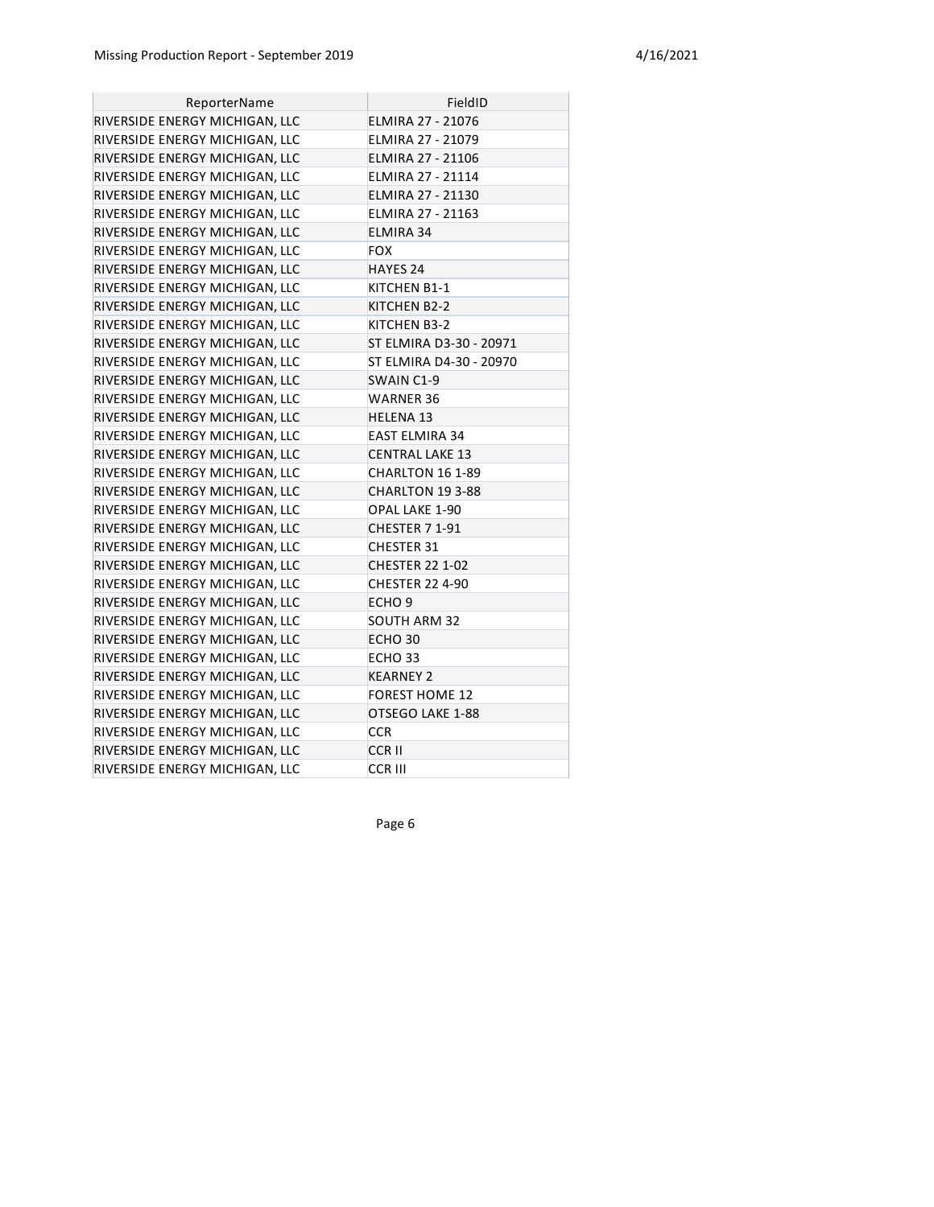| ReporterName | FieldID |
| --- | --- |
| RIVERSIDE ENERGY MICHIGAN, LLC | ELMIRA 27 - 21076 |
| RIVERSIDE ENERGY MICHIGAN, LLC | ELMIRA 27 - 21079 |
| RIVERSIDE ENERGY MICHIGAN, LLC | ELMIRA 27 - 21106 |
| RIVERSIDE ENERGY MICHIGAN, LLC | ELMIRA 27 - 21114 |
| RIVERSIDE ENERGY MICHIGAN, LLC | ELMIRA 27 - 21130 |
| RIVERSIDE ENERGY MICHIGAN, LLC | ELMIRA 27 - 21163 |
| RIVERSIDE ENERGY MICHIGAN, LLC | ELMIRA 34 |
| RIVERSIDE ENERGY MICHIGAN, LLC | FOX |
| RIVERSIDE ENERGY MICHIGAN, LLC | HAYES 24 |
| RIVERSIDE ENERGY MICHIGAN, LLC | KITCHEN B1-1 |
| RIVERSIDE ENERGY MICHIGAN, LLC | KITCHEN B2-2 |
| RIVERSIDE ENERGY MICHIGAN, LLC | KITCHEN B3-2 |
| RIVERSIDE ENERGY MICHIGAN, LLC | ST ELMIRA D3-30 - 20971 |
| RIVERSIDE ENERGY MICHIGAN, LLC | ST ELMIRA D4-30 - 20970 |
| RIVERSIDE ENERGY MICHIGAN, LLC | SWAIN C1-9 |
| RIVERSIDE ENERGY MICHIGAN, LLC | WARNER 36 |
| RIVERSIDE ENERGY MICHIGAN, LLC | HELENA 13 |
| RIVERSIDE ENERGY MICHIGAN, LLC | EAST ELMIRA 34 |
| RIVERSIDE ENERGY MICHIGAN, LLC | CENTRAL LAKE 13 |
| RIVERSIDE ENERGY MICHIGAN, LLC | CHARLTON 16 1-89 |
| RIVERSIDE ENERGY MICHIGAN, LLC | CHARLTON 19 3-88 |
| RIVERSIDE ENERGY MICHIGAN, LLC | OPAL LAKE 1-90 |
| RIVERSIDE ENERGY MICHIGAN, LLC | CHESTER 7 1-91 |
| RIVERSIDE ENERGY MICHIGAN, LLC | CHESTER 31 |
| RIVERSIDE ENERGY MICHIGAN, LLC | CHESTER 22 1-02 |
| RIVERSIDE ENERGY MICHIGAN, LLC | CHESTER 22 4-90 |
| RIVERSIDE ENERGY MICHIGAN, LLC | ECHO 9 |
| RIVERSIDE ENERGY MICHIGAN, LLC | SOUTH ARM 32 |
| RIVERSIDE ENERGY MICHIGAN, LLC | ECHO 30 |
| RIVERSIDE ENERGY MICHIGAN, LLC | ECHO 33 |
| RIVERSIDE ENERGY MICHIGAN, LLC | KEARNEY 2 |
| RIVERSIDE ENERGY MICHIGAN, LLC | FOREST HOME 12 |
| RIVERSIDE ENERGY MICHIGAN, LLC | OTSEGO LAKE 1-88 |
| RIVERSIDE ENERGY MICHIGAN, LLC | CCR |
| RIVERSIDE ENERGY MICHIGAN, LLC | CCR II |
| RIVERSIDE ENERGY MICHIGAN, LLC | CCR III |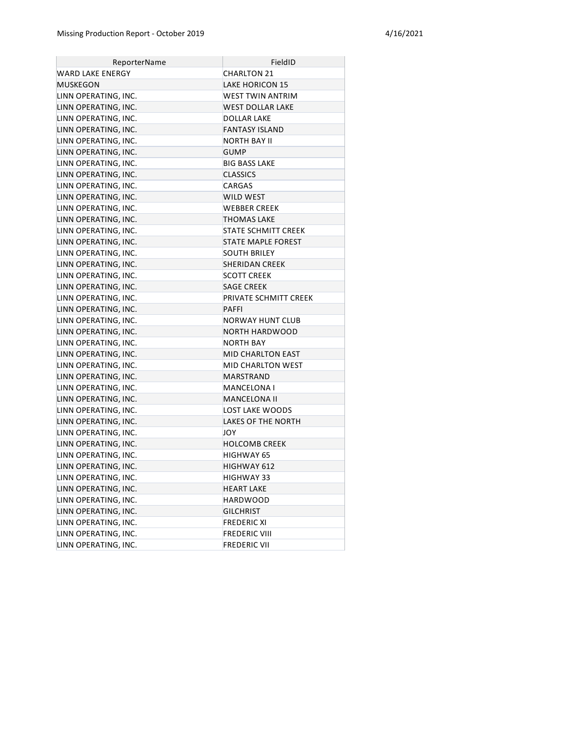| ReporterName | FieldID |
|---|---|
| WARD LAKE ENERGY | CHARLTON 21 |
| MUSKEGON | LAKE HORICON 15 |
| LINN OPERATING, INC. | WEST TWIN ANTRIM |
| LINN OPERATING, INC. | WEST DOLLAR LAKE |
| LINN OPERATING, INC. | DOLLAR LAKE |
| LINN OPERATING, INC. | FANTASY ISLAND |
| LINN OPERATING, INC. | NORTH BAY II |
| LINN OPERATING, INC. | GUMP |
| LINN OPERATING, INC. | BIG BASS LAKE |
| LINN OPERATING, INC. | CLASSICS |
| LINN OPERATING, INC. | CARGAS |
| LINN OPERATING, INC. | WILD WEST |
| LINN OPERATING, INC. | WEBBER CREEK |
| LINN OPERATING, INC. | THOMAS LAKE |
| LINN OPERATING, INC. | STATE SCHMITT CREEK |
| LINN OPERATING, INC. | STATE MAPLE FOREST |
| LINN OPERATING, INC. | SOUTH BRILEY |
| LINN OPERATING, INC. | SHERIDAN CREEK |
| LINN OPERATING, INC. | SCOTT CREEK |
| LINN OPERATING, INC. | SAGE CREEK |
| LINN OPERATING, INC. | PRIVATE SCHMITT CREEK |
| LINN OPERATING, INC. | PAFFI |
| LINN OPERATING, INC. | NORWAY HUNT CLUB |
| LINN OPERATING, INC. | NORTH HARDWOOD |
| LINN OPERATING, INC. | NORTH BAY |
| LINN OPERATING, INC. | MID CHARLTON EAST |
| LINN OPERATING, INC. | MID CHARLTON WEST |
| LINN OPERATING, INC. | MARSTRAND |
| LINN OPERATING, INC. | MANCELONA I |
| LINN OPERATING, INC. | MANCELONA II |
| LINN OPERATING, INC. | LOST LAKE WOODS |
| LINN OPERATING, INC. | LAKES OF THE NORTH |
| LINN OPERATING, INC. | JOY |
| LINN OPERATING, INC. | HOLCOMB CREEK |
| LINN OPERATING, INC. | HIGHWAY 65 |
| LINN OPERATING, INC. | HIGHWAY 612 |
| LINN OPERATING, INC. | HIGHWAY 33 |
| LINN OPERATING, INC. | HEART LAKE |
| LINN OPERATING, INC. | HARDWOOD |
| LINN OPERATING, INC. | GILCHRIST |
| LINN OPERATING, INC. | FREDERIC XI |
| LINN OPERATING, INC. | FREDERIC VIII |
| LINN OPERATING, INC. | FREDERIC VII |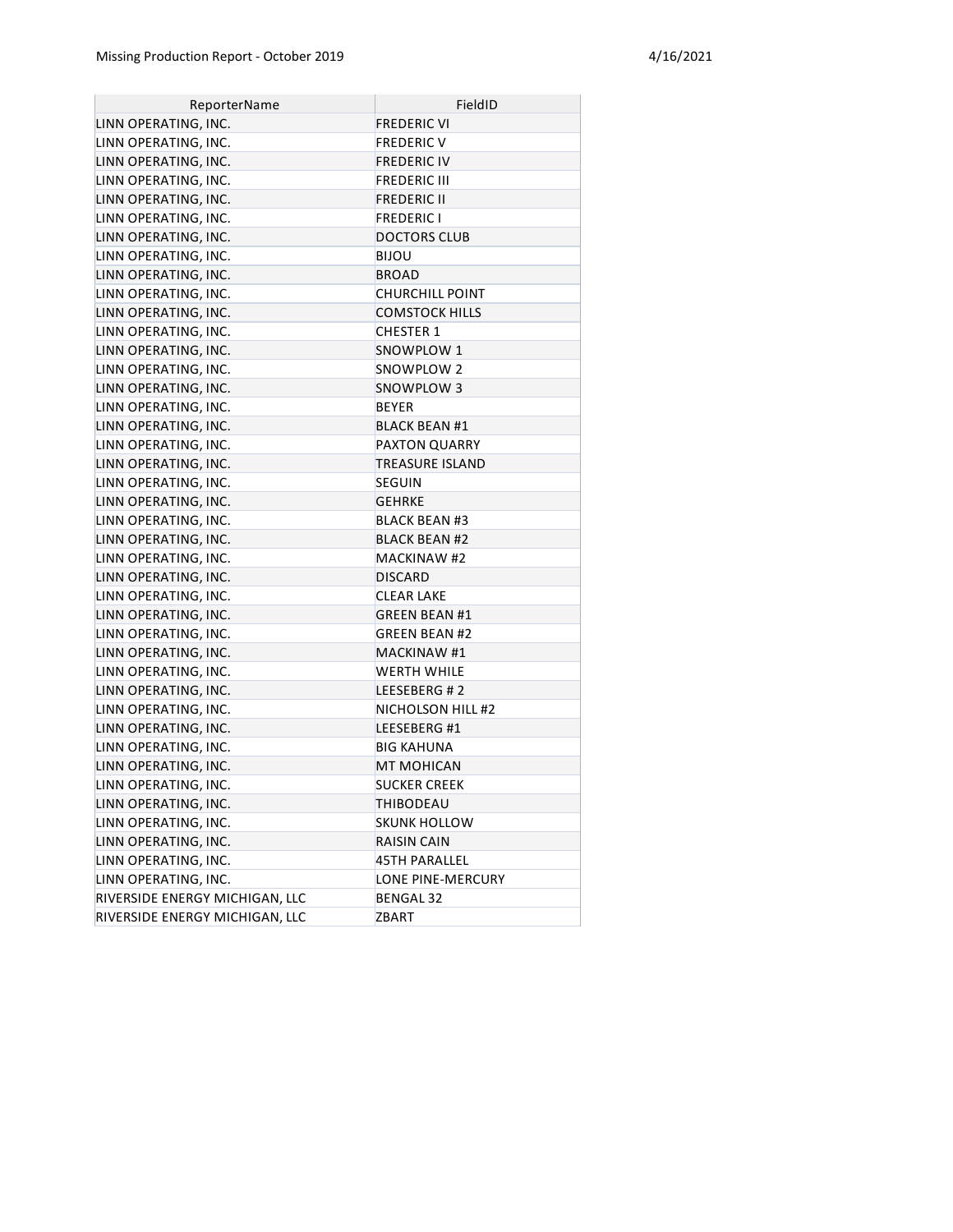| ReporterName | FieldID |
| --- | --- |
| LINN OPERATING, INC. | FREDERIC VI |
| LINN OPERATING, INC. | FREDERIC V |
| LINN OPERATING, INC. | FREDERIC IV |
| LINN OPERATING, INC. | FREDERIC III |
| LINN OPERATING, INC. | FREDERIC II |
| LINN OPERATING, INC. | FREDERIC I |
| LINN OPERATING, INC. | DOCTORS CLUB |
| LINN OPERATING, INC. | BIJOU |
| LINN OPERATING, INC. | BROAD |
| LINN OPERATING, INC. | CHURCHILL POINT |
| LINN OPERATING, INC. | COMSTOCK HILLS |
| LINN OPERATING, INC. | CHESTER 1 |
| LINN OPERATING, INC. | SNOWPLOW 1 |
| LINN OPERATING, INC. | SNOWPLOW 2 |
| LINN OPERATING, INC. | SNOWPLOW 3 |
| LINN OPERATING, INC. | BEYER |
| LINN OPERATING, INC. | BLACK BEAN #1 |
| LINN OPERATING, INC. | PAXTON QUARRY |
| LINN OPERATING, INC. | TREASURE ISLAND |
| LINN OPERATING, INC. | SEGUIN |
| LINN OPERATING, INC. | GEHRKE |
| LINN OPERATING, INC. | BLACK BEAN #3 |
| LINN OPERATING, INC. | BLACK BEAN #2 |
| LINN OPERATING, INC. | MACKINAW #2 |
| LINN OPERATING, INC. | DISCARD |
| LINN OPERATING, INC. | CLEAR LAKE |
| LINN OPERATING, INC. | GREEN BEAN #1 |
| LINN OPERATING, INC. | GREEN BEAN #2 |
| LINN OPERATING, INC. | MACKINAW #1 |
| LINN OPERATING, INC. | WERTH WHILE |
| LINN OPERATING, INC. | LEESEBERG # 2 |
| LINN OPERATING, INC. | NICHOLSON HILL #2 |
| LINN OPERATING, INC. | LEESEBERG #1 |
| LINN OPERATING, INC. | BIG KAHUNA |
| LINN OPERATING, INC. | MT MOHICAN |
| LINN OPERATING, INC. | SUCKER CREEK |
| LINN OPERATING, INC. | THIBODEAU |
| LINN OPERATING, INC. | SKUNK HOLLOW |
| LINN OPERATING, INC. | RAISIN CAIN |
| LINN OPERATING, INC. | 45TH PARALLEL |
| LINN OPERATING, INC. | LONE PINE-MERCURY |
| RIVERSIDE ENERGY MICHIGAN, LLC | BENGAL 32 |
| RIVERSIDE ENERGY MICHIGAN, LLC | ZBART |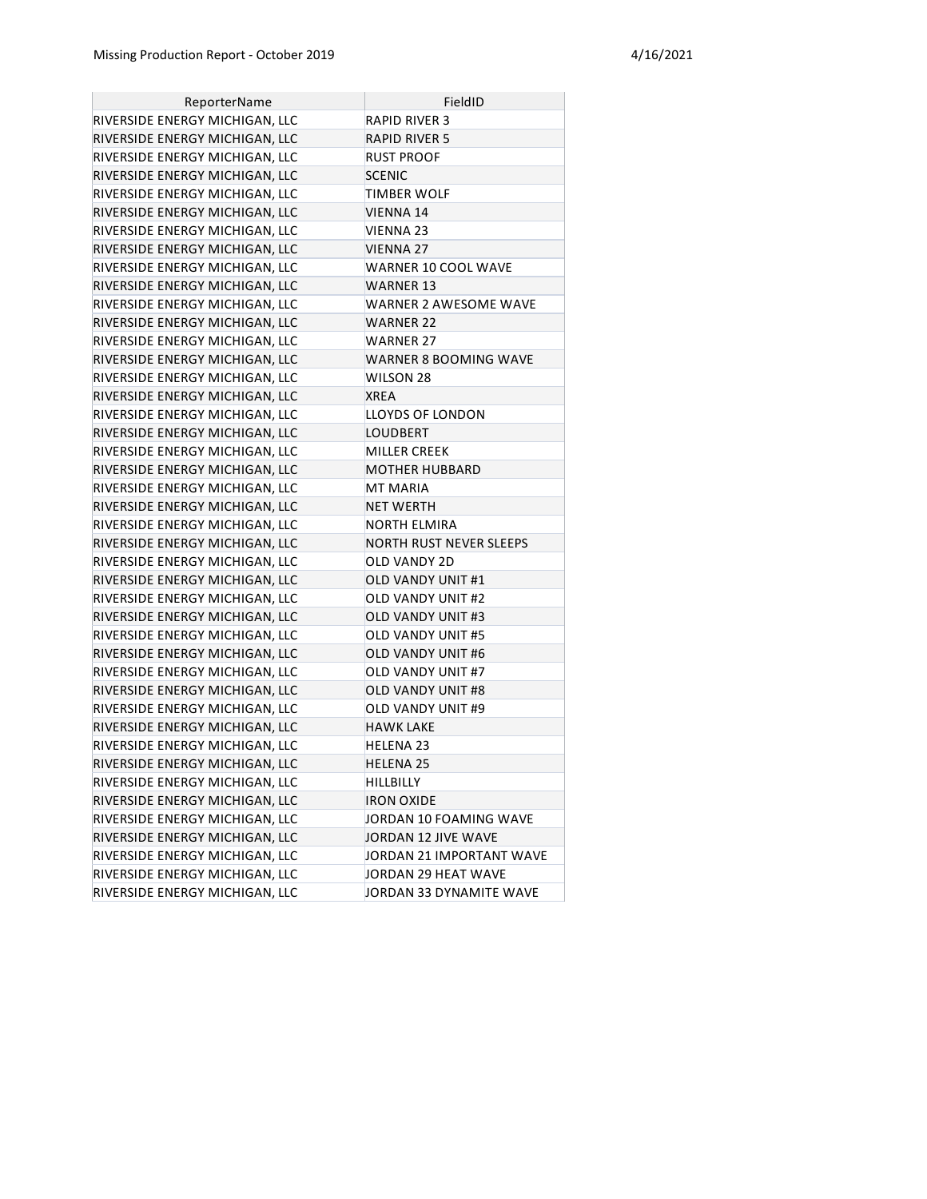| ReporterName | FieldID |
|---|---|
| RIVERSIDE ENERGY MICHIGAN, LLC | RAPID RIVER 3 |
| RIVERSIDE ENERGY MICHIGAN, LLC | RAPID RIVER 5 |
| RIVERSIDE ENERGY MICHIGAN, LLC | RUST PROOF |
| RIVERSIDE ENERGY MICHIGAN, LLC | SCENIC |
| RIVERSIDE ENERGY MICHIGAN, LLC | TIMBER WOLF |
| RIVERSIDE ENERGY MICHIGAN, LLC | VIENNA 14 |
| RIVERSIDE ENERGY MICHIGAN, LLC | VIENNA 23 |
| RIVERSIDE ENERGY MICHIGAN, LLC | VIENNA 27 |
| RIVERSIDE ENERGY MICHIGAN, LLC | WARNER 10 COOL WAVE |
| RIVERSIDE ENERGY MICHIGAN, LLC | WARNER 13 |
| RIVERSIDE ENERGY MICHIGAN, LLC | WARNER 2 AWESOME WAVE |
| RIVERSIDE ENERGY MICHIGAN, LLC | WARNER 22 |
| RIVERSIDE ENERGY MICHIGAN, LLC | WARNER 27 |
| RIVERSIDE ENERGY MICHIGAN, LLC | WARNER 8 BOOMING WAVE |
| RIVERSIDE ENERGY MICHIGAN, LLC | WILSON 28 |
| RIVERSIDE ENERGY MICHIGAN, LLC | XREA |
| RIVERSIDE ENERGY MICHIGAN, LLC | LLOYDS OF LONDON |
| RIVERSIDE ENERGY MICHIGAN, LLC | LOUDBERT |
| RIVERSIDE ENERGY MICHIGAN, LLC | MILLER CREEK |
| RIVERSIDE ENERGY MICHIGAN, LLC | MOTHER HUBBARD |
| RIVERSIDE ENERGY MICHIGAN, LLC | MT MARIA |
| RIVERSIDE ENERGY MICHIGAN, LLC | NET WERTH |
| RIVERSIDE ENERGY MICHIGAN, LLC | NORTH ELMIRA |
| RIVERSIDE ENERGY MICHIGAN, LLC | NORTH RUST NEVER SLEEPS |
| RIVERSIDE ENERGY MICHIGAN, LLC | OLD VANDY 2D |
| RIVERSIDE ENERGY MICHIGAN, LLC | OLD VANDY UNIT #1 |
| RIVERSIDE ENERGY MICHIGAN, LLC | OLD VANDY UNIT #2 |
| RIVERSIDE ENERGY MICHIGAN, LLC | OLD VANDY UNIT #3 |
| RIVERSIDE ENERGY MICHIGAN, LLC | OLD VANDY UNIT #5 |
| RIVERSIDE ENERGY MICHIGAN, LLC | OLD VANDY UNIT #6 |
| RIVERSIDE ENERGY MICHIGAN, LLC | OLD VANDY UNIT #7 |
| RIVERSIDE ENERGY MICHIGAN, LLC | OLD VANDY UNIT #8 |
| RIVERSIDE ENERGY MICHIGAN, LLC | OLD VANDY UNIT #9 |
| RIVERSIDE ENERGY MICHIGAN, LLC | HAWK LAKE |
| RIVERSIDE ENERGY MICHIGAN, LLC | HELENA 23 |
| RIVERSIDE ENERGY MICHIGAN, LLC | HELENA 25 |
| RIVERSIDE ENERGY MICHIGAN, LLC | HILLBILLY |
| RIVERSIDE ENERGY MICHIGAN, LLC | IRON OXIDE |
| RIVERSIDE ENERGY MICHIGAN, LLC | JORDAN 10 FOAMING WAVE |
| RIVERSIDE ENERGY MICHIGAN, LLC | JORDAN 12 JIVE WAVE |
| RIVERSIDE ENERGY MICHIGAN, LLC | JORDAN 21 IMPORTANT WAVE |
| RIVERSIDE ENERGY MICHIGAN, LLC | JORDAN 29 HEAT WAVE |
| RIVERSIDE ENERGY MICHIGAN, LLC | JORDAN 33 DYNAMITE WAVE |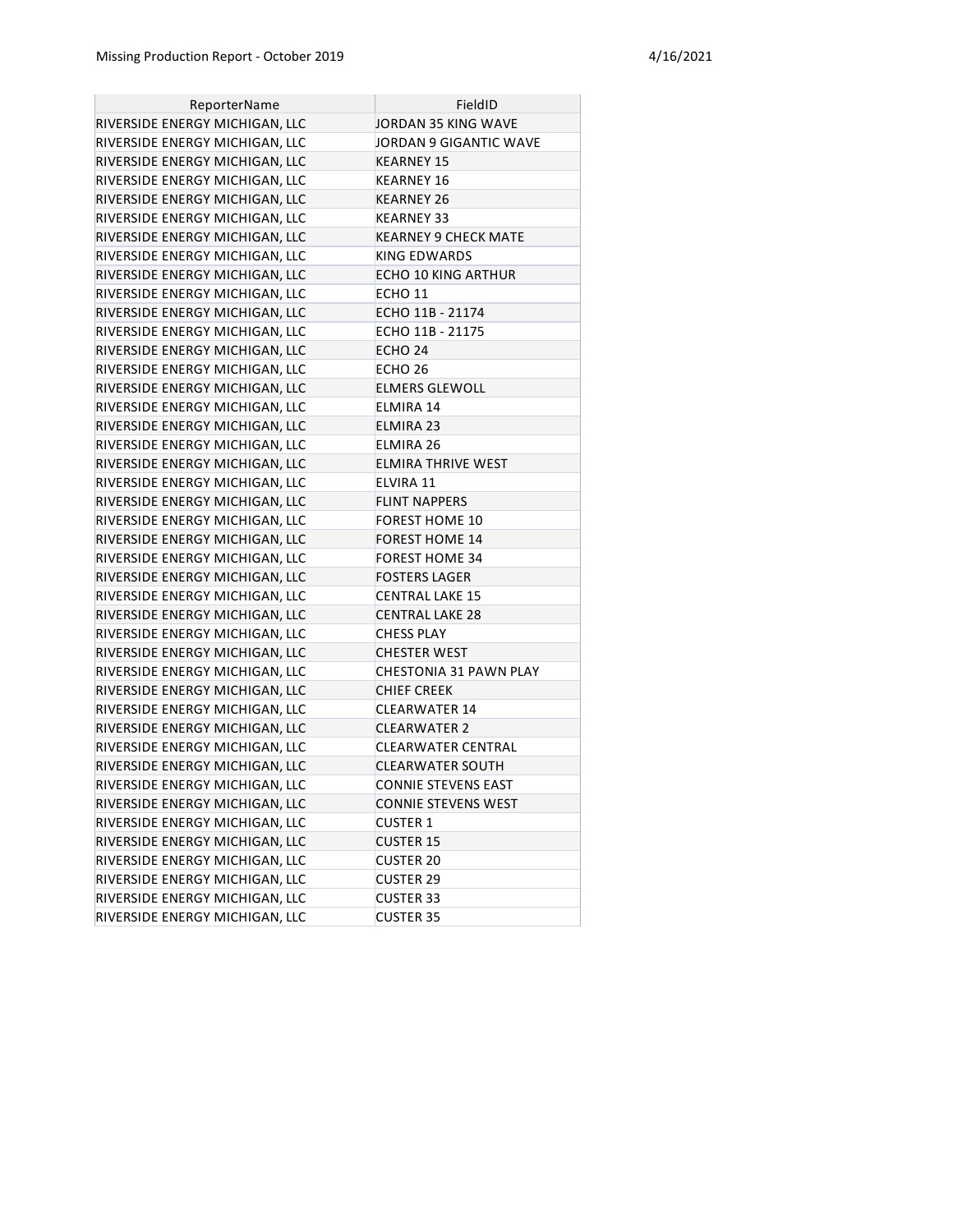| ReporterName | FieldID |
|---|---|
| RIVERSIDE ENERGY MICHIGAN, LLC | JORDAN 35 KING WAVE |
| RIVERSIDE ENERGY MICHIGAN, LLC | JORDAN 9 GIGANTIC WAVE |
| RIVERSIDE ENERGY MICHIGAN, LLC | KEARNEY 15 |
| RIVERSIDE ENERGY MICHIGAN, LLC | KEARNEY 16 |
| RIVERSIDE ENERGY MICHIGAN, LLC | KEARNEY 26 |
| RIVERSIDE ENERGY MICHIGAN, LLC | KEARNEY 33 |
| RIVERSIDE ENERGY MICHIGAN, LLC | KEARNEY 9 CHECK MATE |
| RIVERSIDE ENERGY MICHIGAN, LLC | KING EDWARDS |
| RIVERSIDE ENERGY MICHIGAN, LLC | ECHO 10 KING ARTHUR |
| RIVERSIDE ENERGY MICHIGAN, LLC | ECHO 11 |
| RIVERSIDE ENERGY MICHIGAN, LLC | ECHO 11B - 21174 |
| RIVERSIDE ENERGY MICHIGAN, LLC | ECHO 11B - 21175 |
| RIVERSIDE ENERGY MICHIGAN, LLC | ECHO 24 |
| RIVERSIDE ENERGY MICHIGAN, LLC | ECHO 26 |
| RIVERSIDE ENERGY MICHIGAN, LLC | ELMERS GLEWOLL |
| RIVERSIDE ENERGY MICHIGAN, LLC | ELMIRA 14 |
| RIVERSIDE ENERGY MICHIGAN, LLC | ELMIRA 23 |
| RIVERSIDE ENERGY MICHIGAN, LLC | ELMIRA 26 |
| RIVERSIDE ENERGY MICHIGAN, LLC | ELMIRA THRIVE WEST |
| RIVERSIDE ENERGY MICHIGAN, LLC | ELVIRA 11 |
| RIVERSIDE ENERGY MICHIGAN, LLC | FLINT NAPPERS |
| RIVERSIDE ENERGY MICHIGAN, LLC | FOREST HOME 10 |
| RIVERSIDE ENERGY MICHIGAN, LLC | FOREST HOME 14 |
| RIVERSIDE ENERGY MICHIGAN, LLC | FOREST HOME 34 |
| RIVERSIDE ENERGY MICHIGAN, LLC | FOSTERS LAGER |
| RIVERSIDE ENERGY MICHIGAN, LLC | CENTRAL LAKE 15 |
| RIVERSIDE ENERGY MICHIGAN, LLC | CENTRAL LAKE 28 |
| RIVERSIDE ENERGY MICHIGAN, LLC | CHESS PLAY |
| RIVERSIDE ENERGY MICHIGAN, LLC | CHESTER WEST |
| RIVERSIDE ENERGY MICHIGAN, LLC | CHESTONIA 31 PAWN PLAY |
| RIVERSIDE ENERGY MICHIGAN, LLC | CHIEF CREEK |
| RIVERSIDE ENERGY MICHIGAN, LLC | CLEARWATER 14 |
| RIVERSIDE ENERGY MICHIGAN, LLC | CLEARWATER 2 |
| RIVERSIDE ENERGY MICHIGAN, LLC | CLEARWATER CENTRAL |
| RIVERSIDE ENERGY MICHIGAN, LLC | CLEARWATER SOUTH |
| RIVERSIDE ENERGY MICHIGAN, LLC | CONNIE STEVENS EAST |
| RIVERSIDE ENERGY MICHIGAN, LLC | CONNIE STEVENS WEST |
| RIVERSIDE ENERGY MICHIGAN, LLC | CUSTER 1 |
| RIVERSIDE ENERGY MICHIGAN, LLC | CUSTER 15 |
| RIVERSIDE ENERGY MICHIGAN, LLC | CUSTER 20 |
| RIVERSIDE ENERGY MICHIGAN, LLC | CUSTER 29 |
| RIVERSIDE ENERGY MICHIGAN, LLC | CUSTER 33 |
| RIVERSIDE ENERGY MICHIGAN, LLC | CUSTER 35 |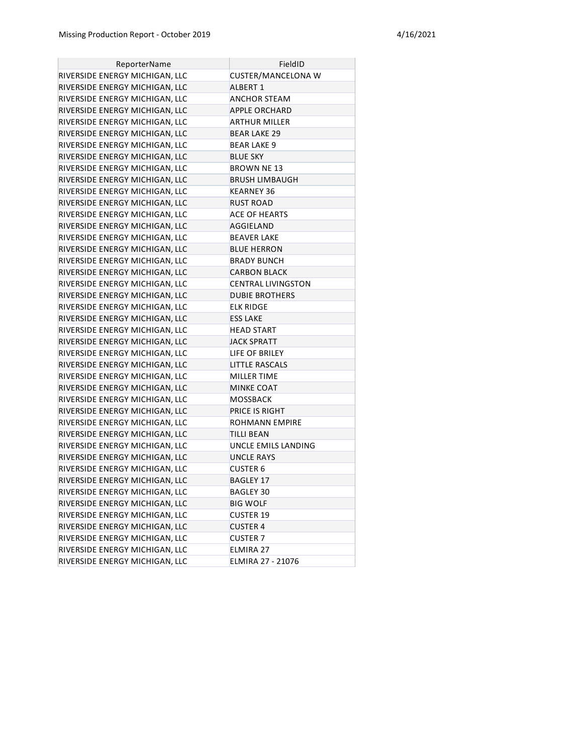| ReporterName | FieldID |
|---|---|
| RIVERSIDE ENERGY MICHIGAN, LLC | CUSTER/MANCELONA W |
| RIVERSIDE ENERGY MICHIGAN, LLC | ALBERT 1 |
| RIVERSIDE ENERGY MICHIGAN, LLC | ANCHOR STEAM |
| RIVERSIDE ENERGY MICHIGAN, LLC | APPLE ORCHARD |
| RIVERSIDE ENERGY MICHIGAN, LLC | ARTHUR MILLER |
| RIVERSIDE ENERGY MICHIGAN, LLC | BEAR LAKE 29 |
| RIVERSIDE ENERGY MICHIGAN, LLC | BEAR LAKE 9 |
| RIVERSIDE ENERGY MICHIGAN, LLC | BLUE SKY |
| RIVERSIDE ENERGY MICHIGAN, LLC | BROWN NE 13 |
| RIVERSIDE ENERGY MICHIGAN, LLC | BRUSH LIMBAUGH |
| RIVERSIDE ENERGY MICHIGAN, LLC | KEARNEY 36 |
| RIVERSIDE ENERGY MICHIGAN, LLC | RUST ROAD |
| RIVERSIDE ENERGY MICHIGAN, LLC | ACE OF HEARTS |
| RIVERSIDE ENERGY MICHIGAN, LLC | AGGIELAND |
| RIVERSIDE ENERGY MICHIGAN, LLC | BEAVER LAKE |
| RIVERSIDE ENERGY MICHIGAN, LLC | BLUE HERRON |
| RIVERSIDE ENERGY MICHIGAN, LLC | BRADY BUNCH |
| RIVERSIDE ENERGY MICHIGAN, LLC | CARBON BLACK |
| RIVERSIDE ENERGY MICHIGAN, LLC | CENTRAL LIVINGSTON |
| RIVERSIDE ENERGY MICHIGAN, LLC | DUBIE BROTHERS |
| RIVERSIDE ENERGY MICHIGAN, LLC | ELK RIDGE |
| RIVERSIDE ENERGY MICHIGAN, LLC | ESS LAKE |
| RIVERSIDE ENERGY MICHIGAN, LLC | HEAD START |
| RIVERSIDE ENERGY MICHIGAN, LLC | JACK SPRATT |
| RIVERSIDE ENERGY MICHIGAN, LLC | LIFE OF BRILEY |
| RIVERSIDE ENERGY MICHIGAN, LLC | LITTLE RASCALS |
| RIVERSIDE ENERGY MICHIGAN, LLC | MILLER TIME |
| RIVERSIDE ENERGY MICHIGAN, LLC | MINKE COAT |
| RIVERSIDE ENERGY MICHIGAN, LLC | MOSSBACK |
| RIVERSIDE ENERGY MICHIGAN, LLC | PRICE IS RIGHT |
| RIVERSIDE ENERGY MICHIGAN, LLC | ROHMANN EMPIRE |
| RIVERSIDE ENERGY MICHIGAN, LLC | TILLI BEAN |
| RIVERSIDE ENERGY MICHIGAN, LLC | UNCLE EMILS LANDING |
| RIVERSIDE ENERGY MICHIGAN, LLC | UNCLE RAYS |
| RIVERSIDE ENERGY MICHIGAN, LLC | CUSTER 6 |
| RIVERSIDE ENERGY MICHIGAN, LLC | BAGLEY 17 |
| RIVERSIDE ENERGY MICHIGAN, LLC | BAGLEY 30 |
| RIVERSIDE ENERGY MICHIGAN, LLC | BIG WOLF |
| RIVERSIDE ENERGY MICHIGAN, LLC | CUSTER 19 |
| RIVERSIDE ENERGY MICHIGAN, LLC | CUSTER 4 |
| RIVERSIDE ENERGY MICHIGAN, LLC | CUSTER 7 |
| RIVERSIDE ENERGY MICHIGAN, LLC | ELMIRA 27 |
| RIVERSIDE ENERGY MICHIGAN, LLC | ELMIRA 27 - 21076 |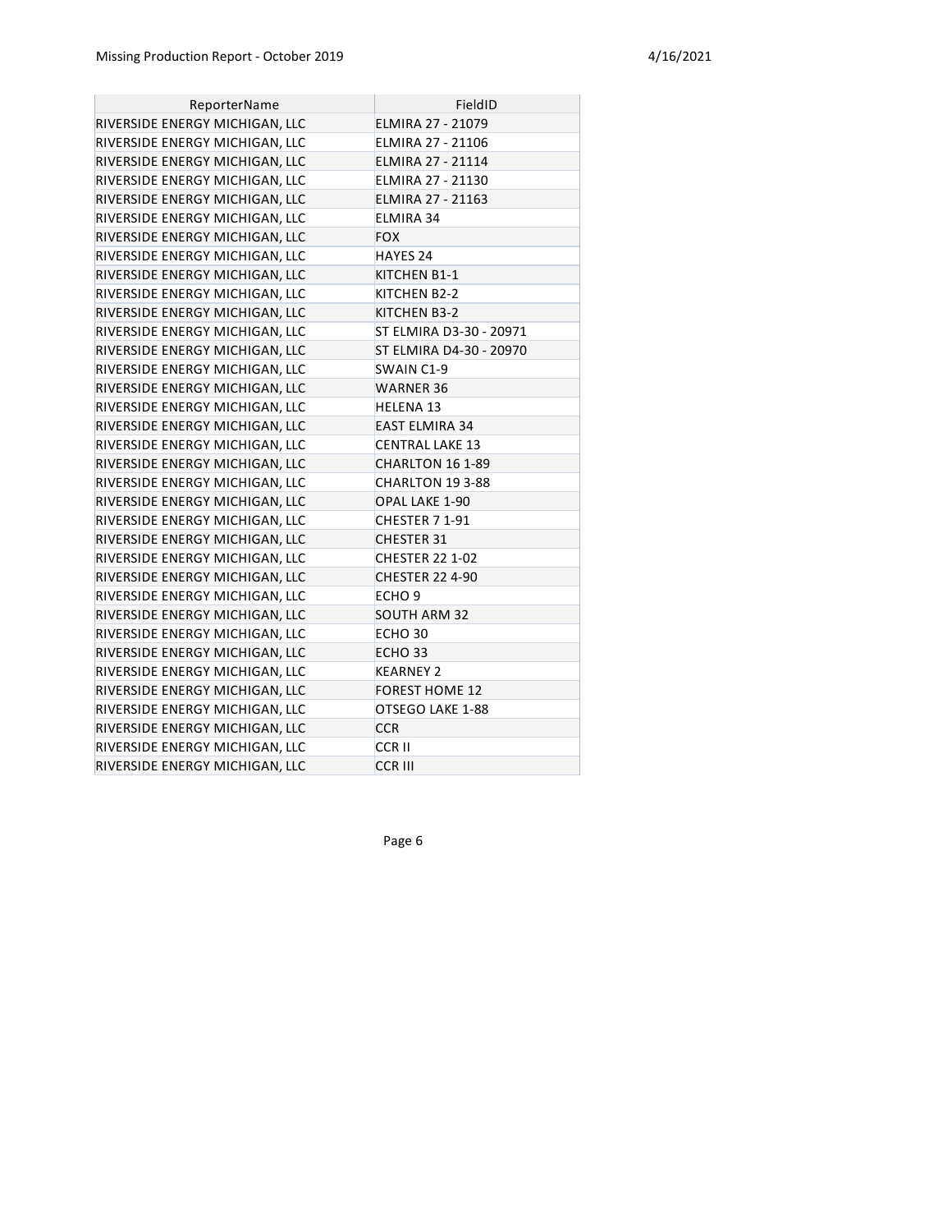| ReporterName | FieldID |
|---|---|
| RIVERSIDE ENERGY MICHIGAN, LLC | ELMIRA 27 - 21079 |
| RIVERSIDE ENERGY MICHIGAN, LLC | ELMIRA 27 - 21106 |
| RIVERSIDE ENERGY MICHIGAN, LLC | ELMIRA 27 - 21114 |
| RIVERSIDE ENERGY MICHIGAN, LLC | ELMIRA 27 - 21130 |
| RIVERSIDE ENERGY MICHIGAN, LLC | ELMIRA 27 - 21163 |
| RIVERSIDE ENERGY MICHIGAN, LLC | ELMIRA 34 |
| RIVERSIDE ENERGY MICHIGAN, LLC | FOX |
| RIVERSIDE ENERGY MICHIGAN, LLC | HAYES 24 |
| RIVERSIDE ENERGY MICHIGAN, LLC | KITCHEN B1-1 |
| RIVERSIDE ENERGY MICHIGAN, LLC | KITCHEN B2-2 |
| RIVERSIDE ENERGY MICHIGAN, LLC | KITCHEN B3-2 |
| RIVERSIDE ENERGY MICHIGAN, LLC | ST ELMIRA D3-30 - 20971 |
| RIVERSIDE ENERGY MICHIGAN, LLC | ST ELMIRA D4-30 - 20970 |
| RIVERSIDE ENERGY MICHIGAN, LLC | SWAIN C1-9 |
| RIVERSIDE ENERGY MICHIGAN, LLC | WARNER 36 |
| RIVERSIDE ENERGY MICHIGAN, LLC | HELENA 13 |
| RIVERSIDE ENERGY MICHIGAN, LLC | EAST ELMIRA 34 |
| RIVERSIDE ENERGY MICHIGAN, LLC | CENTRAL LAKE 13 |
| RIVERSIDE ENERGY MICHIGAN, LLC | CHARLTON 16 1-89 |
| RIVERSIDE ENERGY MICHIGAN, LLC | CHARLTON 19 3-88 |
| RIVERSIDE ENERGY MICHIGAN, LLC | OPAL LAKE 1-90 |
| RIVERSIDE ENERGY MICHIGAN, LLC | CHESTER 7 1-91 |
| RIVERSIDE ENERGY MICHIGAN, LLC | CHESTER 31 |
| RIVERSIDE ENERGY MICHIGAN, LLC | CHESTER 22 1-02 |
| RIVERSIDE ENERGY MICHIGAN, LLC | CHESTER 22 4-90 |
| RIVERSIDE ENERGY MICHIGAN, LLC | ECHO 9 |
| RIVERSIDE ENERGY MICHIGAN, LLC | SOUTH ARM 32 |
| RIVERSIDE ENERGY MICHIGAN, LLC | ECHO 30 |
| RIVERSIDE ENERGY MICHIGAN, LLC | ECHO 33 |
| RIVERSIDE ENERGY MICHIGAN, LLC | KEARNEY 2 |
| RIVERSIDE ENERGY MICHIGAN, LLC | FOREST HOME 12 |
| RIVERSIDE ENERGY MICHIGAN, LLC | OTSEGO LAKE 1-88 |
| RIVERSIDE ENERGY MICHIGAN, LLC | CCR |
| RIVERSIDE ENERGY MICHIGAN, LLC | CCR II |
| RIVERSIDE ENERGY MICHIGAN, LLC | CCR III |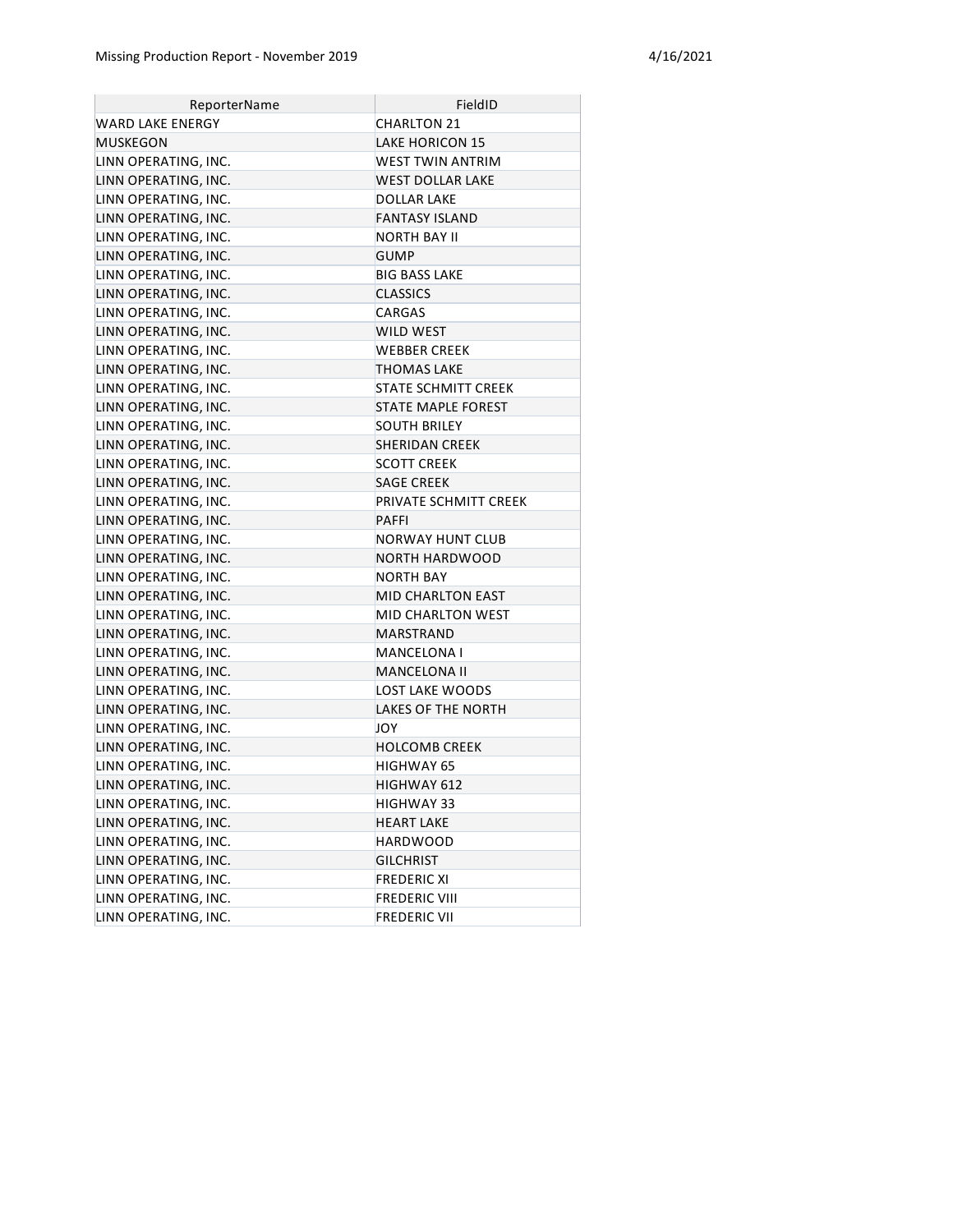| ReporterName | FieldID |
|---|---|
| WARD LAKE ENERGY | CHARLTON 21 |
| MUSKEGON | LAKE HORICON 15 |
| LINN OPERATING, INC. | WEST TWIN ANTRIM |
| LINN OPERATING, INC. | WEST DOLLAR LAKE |
| LINN OPERATING, INC. | DOLLAR LAKE |
| LINN OPERATING, INC. | FANTASY ISLAND |
| LINN OPERATING, INC. | NORTH BAY II |
| LINN OPERATING, INC. | GUMP |
| LINN OPERATING, INC. | BIG BASS LAKE |
| LINN OPERATING, INC. | CLASSICS |
| LINN OPERATING, INC. | CARGAS |
| LINN OPERATING, INC. | WILD WEST |
| LINN OPERATING, INC. | WEBBER CREEK |
| LINN OPERATING, INC. | THOMAS LAKE |
| LINN OPERATING, INC. | STATE SCHMITT CREEK |
| LINN OPERATING, INC. | STATE MAPLE FOREST |
| LINN OPERATING, INC. | SOUTH BRILEY |
| LINN OPERATING, INC. | SHERIDAN CREEK |
| LINN OPERATING, INC. | SCOTT CREEK |
| LINN OPERATING, INC. | SAGE CREEK |
| LINN OPERATING, INC. | PRIVATE SCHMITT CREEK |
| LINN OPERATING, INC. | PAFFI |
| LINN OPERATING, INC. | NORWAY HUNT CLUB |
| LINN OPERATING, INC. | NORTH HARDWOOD |
| LINN OPERATING, INC. | NORTH BAY |
| LINN OPERATING, INC. | MID CHARLTON EAST |
| LINN OPERATING, INC. | MID CHARLTON WEST |
| LINN OPERATING, INC. | MARSTRAND |
| LINN OPERATING, INC. | MANCELONA I |
| LINN OPERATING, INC. | MANCELONA II |
| LINN OPERATING, INC. | LOST LAKE WOODS |
| LINN OPERATING, INC. | LAKES OF THE NORTH |
| LINN OPERATING, INC. | JOY |
| LINN OPERATING, INC. | HOLCOMB CREEK |
| LINN OPERATING, INC. | HIGHWAY 65 |
| LINN OPERATING, INC. | HIGHWAY 612 |
| LINN OPERATING, INC. | HIGHWAY 33 |
| LINN OPERATING, INC. | HEART LAKE |
| LINN OPERATING, INC. | HARDWOOD |
| LINN OPERATING, INC. | GILCHRIST |
| LINN OPERATING, INC. | FREDERIC XI |
| LINN OPERATING, INC. | FREDERIC VIII |
| LINN OPERATING, INC. | FREDERIC VII |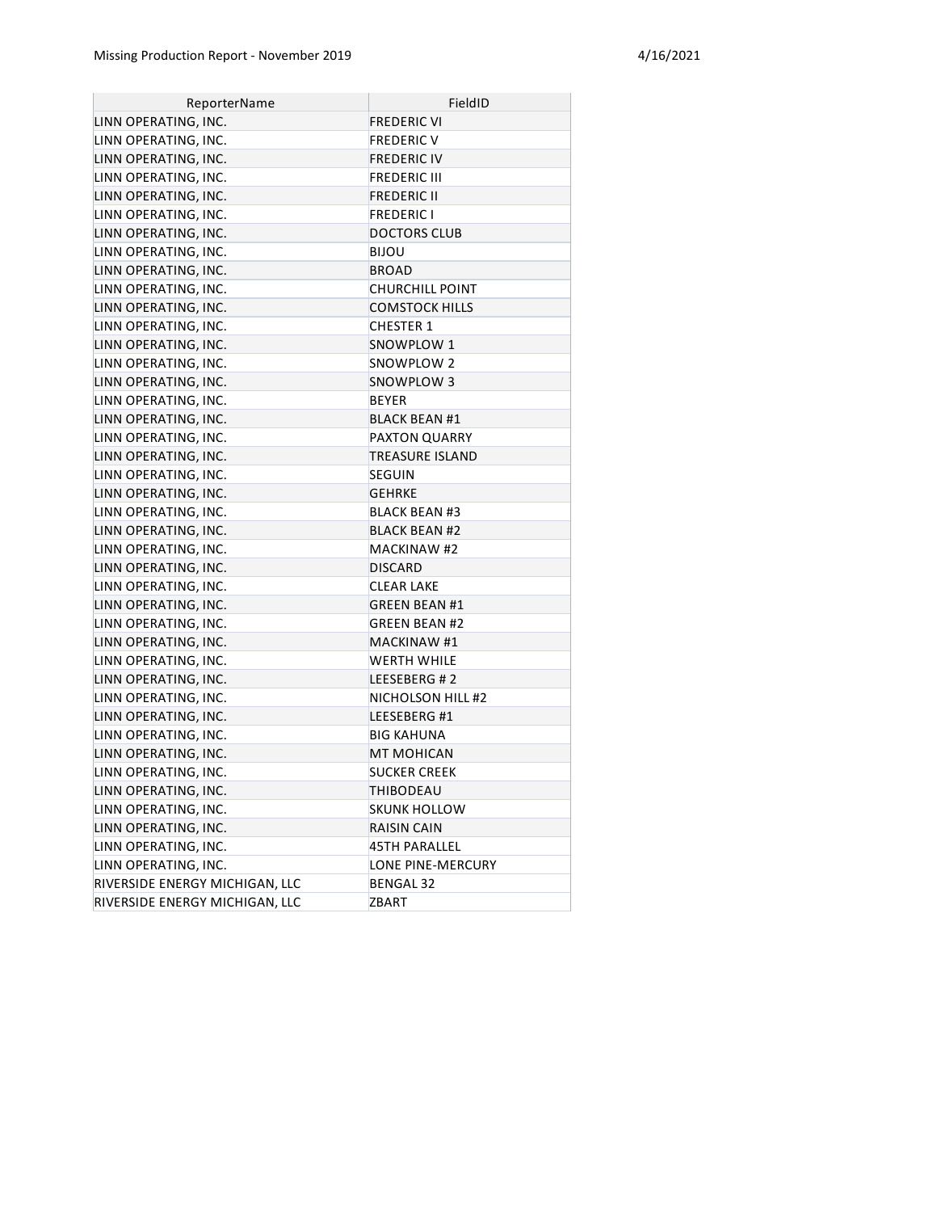| ReporterName | FieldID |
|---|---|
| LINN OPERATING, INC. | FREDERIC VI |
| LINN OPERATING, INC. | FREDERIC V |
| LINN OPERATING, INC. | FREDERIC IV |
| LINN OPERATING, INC. | FREDERIC III |
| LINN OPERATING, INC. | FREDERIC II |
| LINN OPERATING, INC. | FREDERIC I |
| LINN OPERATING, INC. | DOCTORS CLUB |
| LINN OPERATING, INC. | BIJOU |
| LINN OPERATING, INC. | BROAD |
| LINN OPERATING, INC. | CHURCHILL POINT |
| LINN OPERATING, INC. | COMSTOCK HILLS |
| LINN OPERATING, INC. | CHESTER 1 |
| LINN OPERATING, INC. | SNOWPLOW 1 |
| LINN OPERATING, INC. | SNOWPLOW 2 |
| LINN OPERATING, INC. | SNOWPLOW 3 |
| LINN OPERATING, INC. | BEYER |
| LINN OPERATING, INC. | BLACK BEAN #1 |
| LINN OPERATING, INC. | PAXTON QUARRY |
| LINN OPERATING, INC. | TREASURE ISLAND |
| LINN OPERATING, INC. | SEGUIN |
| LINN OPERATING, INC. | GEHRKE |
| LINN OPERATING, INC. | BLACK BEAN #3 |
| LINN OPERATING, INC. | BLACK BEAN #2 |
| LINN OPERATING, INC. | MACKINAW #2 |
| LINN OPERATING, INC. | DISCARD |
| LINN OPERATING, INC. | CLEAR LAKE |
| LINN OPERATING, INC. | GREEN BEAN #1 |
| LINN OPERATING, INC. | GREEN BEAN #2 |
| LINN OPERATING, INC. | MACKINAW #1 |
| LINN OPERATING, INC. | WERTH WHILE |
| LINN OPERATING, INC. | LEESEBERG # 2 |
| LINN OPERATING, INC. | NICHOLSON HILL #2 |
| LINN OPERATING, INC. | LEESEBERG #1 |
| LINN OPERATING, INC. | BIG KAHUNA |
| LINN OPERATING, INC. | MT MOHICAN |
| LINN OPERATING, INC. | SUCKER CREEK |
| LINN OPERATING, INC. | THIBODEAU |
| LINN OPERATING, INC. | SKUNK HOLLOW |
| LINN OPERATING, INC. | RAISIN CAIN |
| LINN OPERATING, INC. | 45TH PARALLEL |
| LINN OPERATING, INC. | LONE PINE-MERCURY |
| RIVERSIDE ENERGY MICHIGAN, LLC | BENGAL 32 |
| RIVERSIDE ENERGY MICHIGAN, LLC | ZBART |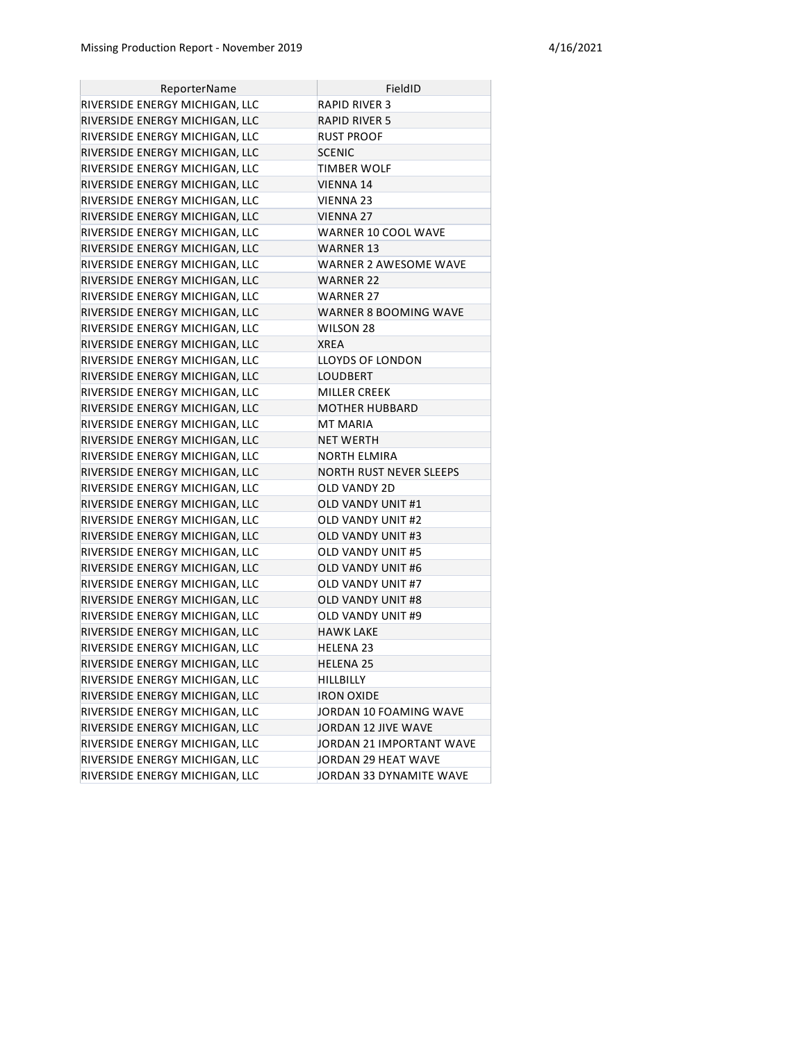| ReporterName | FieldID |
|---|---|
| RIVERSIDE ENERGY MICHIGAN, LLC | RAPID RIVER 3 |
| RIVERSIDE ENERGY MICHIGAN, LLC | RAPID RIVER 5 |
| RIVERSIDE ENERGY MICHIGAN, LLC | RUST PROOF |
| RIVERSIDE ENERGY MICHIGAN, LLC | SCENIC |
| RIVERSIDE ENERGY MICHIGAN, LLC | TIMBER WOLF |
| RIVERSIDE ENERGY MICHIGAN, LLC | VIENNA 14 |
| RIVERSIDE ENERGY MICHIGAN, LLC | VIENNA 23 |
| RIVERSIDE ENERGY MICHIGAN, LLC | VIENNA 27 |
| RIVERSIDE ENERGY MICHIGAN, LLC | WARNER 10 COOL WAVE |
| RIVERSIDE ENERGY MICHIGAN, LLC | WARNER 13 |
| RIVERSIDE ENERGY MICHIGAN, LLC | WARNER 2 AWESOME WAVE |
| RIVERSIDE ENERGY MICHIGAN, LLC | WARNER 22 |
| RIVERSIDE ENERGY MICHIGAN, LLC | WARNER 27 |
| RIVERSIDE ENERGY MICHIGAN, LLC | WARNER 8 BOOMING WAVE |
| RIVERSIDE ENERGY MICHIGAN, LLC | WILSON 28 |
| RIVERSIDE ENERGY MICHIGAN, LLC | XREA |
| RIVERSIDE ENERGY MICHIGAN, LLC | LLOYDS OF LONDON |
| RIVERSIDE ENERGY MICHIGAN, LLC | LOUDBERT |
| RIVERSIDE ENERGY MICHIGAN, LLC | MILLER CREEK |
| RIVERSIDE ENERGY MICHIGAN, LLC | MOTHER HUBBARD |
| RIVERSIDE ENERGY MICHIGAN, LLC | MT MARIA |
| RIVERSIDE ENERGY MICHIGAN, LLC | NET WERTH |
| RIVERSIDE ENERGY MICHIGAN, LLC | NORTH ELMIRA |
| RIVERSIDE ENERGY MICHIGAN, LLC | NORTH RUST NEVER SLEEPS |
| RIVERSIDE ENERGY MICHIGAN, LLC | OLD VANDY 2D |
| RIVERSIDE ENERGY MICHIGAN, LLC | OLD VANDY UNIT #1 |
| RIVERSIDE ENERGY MICHIGAN, LLC | OLD VANDY UNIT #2 |
| RIVERSIDE ENERGY MICHIGAN, LLC | OLD VANDY UNIT #3 |
| RIVERSIDE ENERGY MICHIGAN, LLC | OLD VANDY UNIT #5 |
| RIVERSIDE ENERGY MICHIGAN, LLC | OLD VANDY UNIT #6 |
| RIVERSIDE ENERGY MICHIGAN, LLC | OLD VANDY UNIT #7 |
| RIVERSIDE ENERGY MICHIGAN, LLC | OLD VANDY UNIT #8 |
| RIVERSIDE ENERGY MICHIGAN, LLC | OLD VANDY UNIT #9 |
| RIVERSIDE ENERGY MICHIGAN, LLC | HAWK LAKE |
| RIVERSIDE ENERGY MICHIGAN, LLC | HELENA 23 |
| RIVERSIDE ENERGY MICHIGAN, LLC | HELENA 25 |
| RIVERSIDE ENERGY MICHIGAN, LLC | HILLBILLY |
| RIVERSIDE ENERGY MICHIGAN, LLC | IRON OXIDE |
| RIVERSIDE ENERGY MICHIGAN, LLC | JORDAN 10 FOAMING WAVE |
| RIVERSIDE ENERGY MICHIGAN, LLC | JORDAN 12 JIVE WAVE |
| RIVERSIDE ENERGY MICHIGAN, LLC | JORDAN 21 IMPORTANT WAVE |
| RIVERSIDE ENERGY MICHIGAN, LLC | JORDAN 29 HEAT WAVE |
| RIVERSIDE ENERGY MICHIGAN, LLC | JORDAN 33 DYNAMITE WAVE |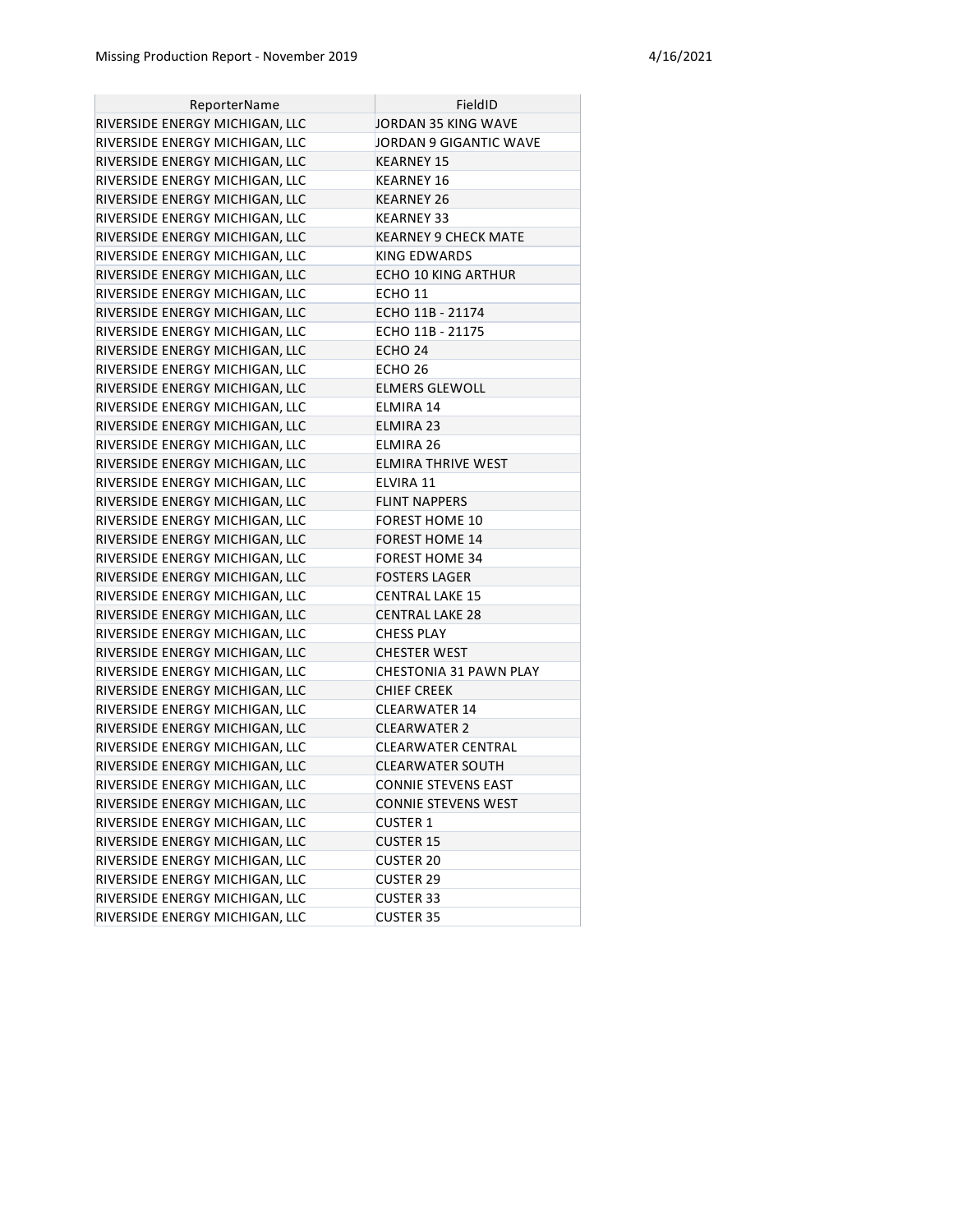| ReporterName | FieldID |
|---|---|
| RIVERSIDE ENERGY MICHIGAN, LLC | JORDAN 35 KING WAVE |
| RIVERSIDE ENERGY MICHIGAN, LLC | JORDAN 9 GIGANTIC WAVE |
| RIVERSIDE ENERGY MICHIGAN, LLC | KEARNEY 15 |
| RIVERSIDE ENERGY MICHIGAN, LLC | KEARNEY 16 |
| RIVERSIDE ENERGY MICHIGAN, LLC | KEARNEY 26 |
| RIVERSIDE ENERGY MICHIGAN, LLC | KEARNEY 33 |
| RIVERSIDE ENERGY MICHIGAN, LLC | KEARNEY 9 CHECK MATE |
| RIVERSIDE ENERGY MICHIGAN, LLC | KING EDWARDS |
| RIVERSIDE ENERGY MICHIGAN, LLC | ECHO 10 KING ARTHUR |
| RIVERSIDE ENERGY MICHIGAN, LLC | ECHO 11 |
| RIVERSIDE ENERGY MICHIGAN, LLC | ECHO 11B - 21174 |
| RIVERSIDE ENERGY MICHIGAN, LLC | ECHO 11B - 21175 |
| RIVERSIDE ENERGY MICHIGAN, LLC | ECHO 24 |
| RIVERSIDE ENERGY MICHIGAN, LLC | ECHO 26 |
| RIVERSIDE ENERGY MICHIGAN, LLC | ELMERS GLEWOLL |
| RIVERSIDE ENERGY MICHIGAN, LLC | ELMIRA 14 |
| RIVERSIDE ENERGY MICHIGAN, LLC | ELMIRA 23 |
| RIVERSIDE ENERGY MICHIGAN, LLC | ELMIRA 26 |
| RIVERSIDE ENERGY MICHIGAN, LLC | ELMIRA THRIVE WEST |
| RIVERSIDE ENERGY MICHIGAN, LLC | ELVIRA 11 |
| RIVERSIDE ENERGY MICHIGAN, LLC | FLINT NAPPERS |
| RIVERSIDE ENERGY MICHIGAN, LLC | FOREST HOME 10 |
| RIVERSIDE ENERGY MICHIGAN, LLC | FOREST HOME 14 |
| RIVERSIDE ENERGY MICHIGAN, LLC | FOREST HOME 34 |
| RIVERSIDE ENERGY MICHIGAN, LLC | FOSTERS LAGER |
| RIVERSIDE ENERGY MICHIGAN, LLC | CENTRAL LAKE 15 |
| RIVERSIDE ENERGY MICHIGAN, LLC | CENTRAL LAKE 28 |
| RIVERSIDE ENERGY MICHIGAN, LLC | CHESS PLAY |
| RIVERSIDE ENERGY MICHIGAN, LLC | CHESTER WEST |
| RIVERSIDE ENERGY MICHIGAN, LLC | CHESTONIA 31 PAWN PLAY |
| RIVERSIDE ENERGY MICHIGAN, LLC | CHIEF CREEK |
| RIVERSIDE ENERGY MICHIGAN, LLC | CLEARWATER 14 |
| RIVERSIDE ENERGY MICHIGAN, LLC | CLEARWATER 2 |
| RIVERSIDE ENERGY MICHIGAN, LLC | CLEARWATER CENTRAL |
| RIVERSIDE ENERGY MICHIGAN, LLC | CLEARWATER SOUTH |
| RIVERSIDE ENERGY MICHIGAN, LLC | CONNIE STEVENS EAST |
| RIVERSIDE ENERGY MICHIGAN, LLC | CONNIE STEVENS WEST |
| RIVERSIDE ENERGY MICHIGAN, LLC | CUSTER 1 |
| RIVERSIDE ENERGY MICHIGAN, LLC | CUSTER 15 |
| RIVERSIDE ENERGY MICHIGAN, LLC | CUSTER 20 |
| RIVERSIDE ENERGY MICHIGAN, LLC | CUSTER 29 |
| RIVERSIDE ENERGY MICHIGAN, LLC | CUSTER 33 |
| RIVERSIDE ENERGY MICHIGAN, LLC | CUSTER 35 |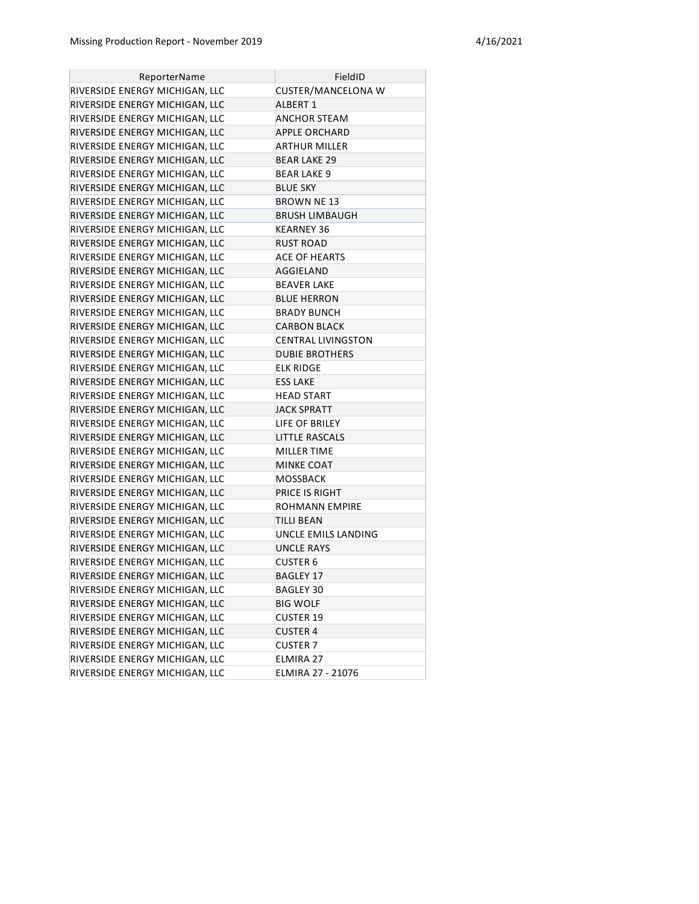| ReporterName | FieldID |
|---|---|
| RIVERSIDE ENERGY MICHIGAN, LLC | CUSTER/MANCELONA W |
| RIVERSIDE ENERGY MICHIGAN, LLC | ALBERT 1 |
| RIVERSIDE ENERGY MICHIGAN, LLC | ANCHOR STEAM |
| RIVERSIDE ENERGY MICHIGAN, LLC | APPLE ORCHARD |
| RIVERSIDE ENERGY MICHIGAN, LLC | ARTHUR MILLER |
| RIVERSIDE ENERGY MICHIGAN, LLC | BEAR LAKE 29 |
| RIVERSIDE ENERGY MICHIGAN, LLC | BEAR LAKE 9 |
| RIVERSIDE ENERGY MICHIGAN, LLC | BLUE SKY |
| RIVERSIDE ENERGY MICHIGAN, LLC | BROWN NE 13 |
| RIVERSIDE ENERGY MICHIGAN, LLC | BRUSH LIMBAUGH |
| RIVERSIDE ENERGY MICHIGAN, LLC | KEARNEY 36 |
| RIVERSIDE ENERGY MICHIGAN, LLC | RUST ROAD |
| RIVERSIDE ENERGY MICHIGAN, LLC | ACE OF HEARTS |
| RIVERSIDE ENERGY MICHIGAN, LLC | AGGIELAND |
| RIVERSIDE ENERGY MICHIGAN, LLC | BEAVER LAKE |
| RIVERSIDE ENERGY MICHIGAN, LLC | BLUE HERRON |
| RIVERSIDE ENERGY MICHIGAN, LLC | BRADY BUNCH |
| RIVERSIDE ENERGY MICHIGAN, LLC | CARBON BLACK |
| RIVERSIDE ENERGY MICHIGAN, LLC | CENTRAL LIVINGSTON |
| RIVERSIDE ENERGY MICHIGAN, LLC | DUBIE BROTHERS |
| RIVERSIDE ENERGY MICHIGAN, LLC | ELK RIDGE |
| RIVERSIDE ENERGY MICHIGAN, LLC | ESS LAKE |
| RIVERSIDE ENERGY MICHIGAN, LLC | HEAD START |
| RIVERSIDE ENERGY MICHIGAN, LLC | JACK SPRATT |
| RIVERSIDE ENERGY MICHIGAN, LLC | LIFE OF BRILEY |
| RIVERSIDE ENERGY MICHIGAN, LLC | LITTLE RASCALS |
| RIVERSIDE ENERGY MICHIGAN, LLC | MILLER TIME |
| RIVERSIDE ENERGY MICHIGAN, LLC | MINKE COAT |
| RIVERSIDE ENERGY MICHIGAN, LLC | MOSSBACK |
| RIVERSIDE ENERGY MICHIGAN, LLC | PRICE IS RIGHT |
| RIVERSIDE ENERGY MICHIGAN, LLC | ROHMANN EMPIRE |
| RIVERSIDE ENERGY MICHIGAN, LLC | TILLI BEAN |
| RIVERSIDE ENERGY MICHIGAN, LLC | UNCLE EMILS LANDING |
| RIVERSIDE ENERGY MICHIGAN, LLC | UNCLE RAYS |
| RIVERSIDE ENERGY MICHIGAN, LLC | CUSTER 6 |
| RIVERSIDE ENERGY MICHIGAN, LLC | BAGLEY 17 |
| RIVERSIDE ENERGY MICHIGAN, LLC | BAGLEY 30 |
| RIVERSIDE ENERGY MICHIGAN, LLC | BIG WOLF |
| RIVERSIDE ENERGY MICHIGAN, LLC | CUSTER 19 |
| RIVERSIDE ENERGY MICHIGAN, LLC | CUSTER 4 |
| RIVERSIDE ENERGY MICHIGAN, LLC | CUSTER 7 |
| RIVERSIDE ENERGY MICHIGAN, LLC | ELMIRA 27 |
| RIVERSIDE ENERGY MICHIGAN, LLC | ELMIRA 27 - 21076 |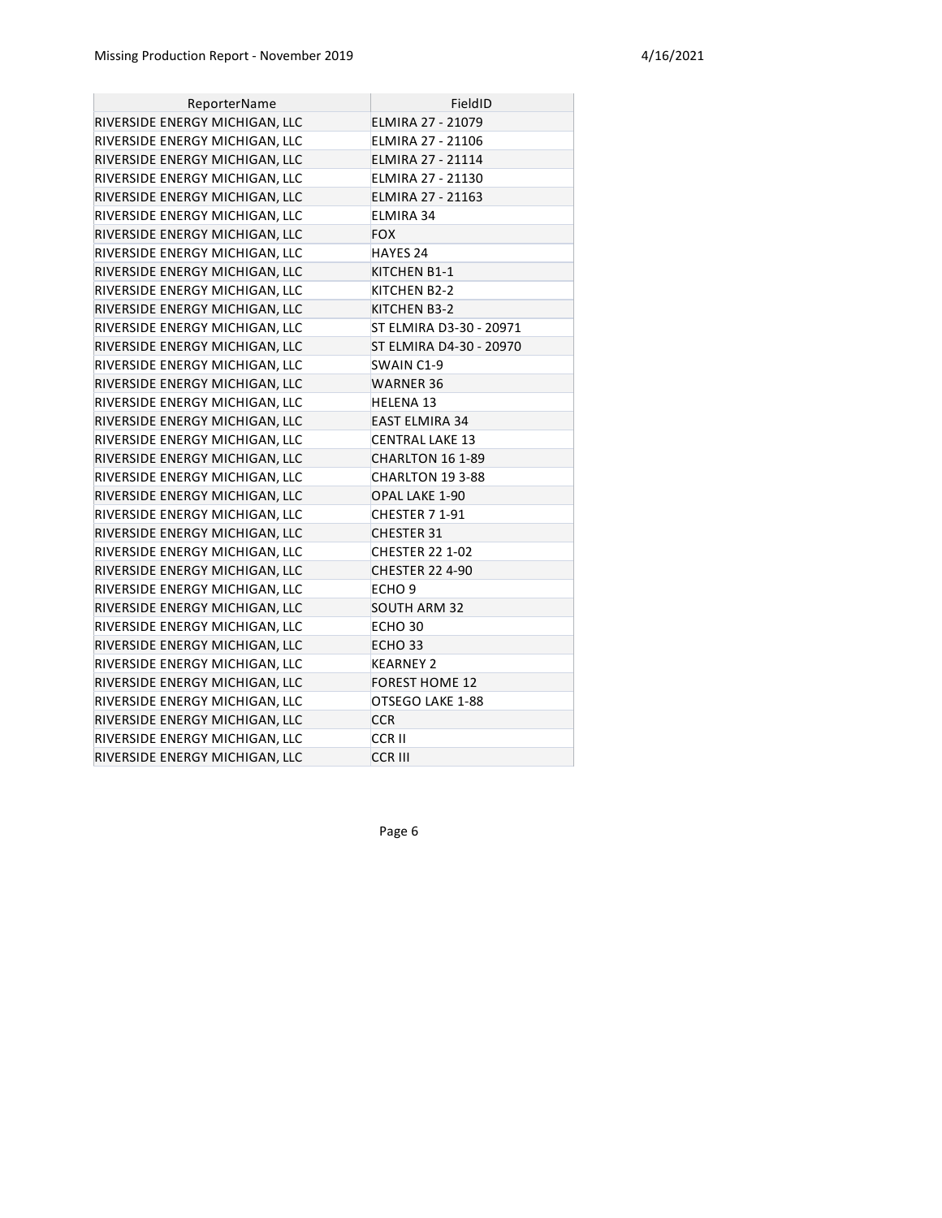| ReporterName | FieldID |
|---|---|
| RIVERSIDE ENERGY MICHIGAN, LLC | ELMIRA 27 - 21079 |
| RIVERSIDE ENERGY MICHIGAN, LLC | ELMIRA 27 - 21106 |
| RIVERSIDE ENERGY MICHIGAN, LLC | ELMIRA 27 - 21114 |
| RIVERSIDE ENERGY MICHIGAN, LLC | ELMIRA 27 - 21130 |
| RIVERSIDE ENERGY MICHIGAN, LLC | ELMIRA 27 - 21163 |
| RIVERSIDE ENERGY MICHIGAN, LLC | ELMIRA 34 |
| RIVERSIDE ENERGY MICHIGAN, LLC | FOX |
| RIVERSIDE ENERGY MICHIGAN, LLC | HAYES 24 |
| RIVERSIDE ENERGY MICHIGAN, LLC | KITCHEN B1-1 |
| RIVERSIDE ENERGY MICHIGAN, LLC | KITCHEN B2-2 |
| RIVERSIDE ENERGY MICHIGAN, LLC | KITCHEN B3-2 |
| RIVERSIDE ENERGY MICHIGAN, LLC | ST ELMIRA D3-30 - 20971 |
| RIVERSIDE ENERGY MICHIGAN, LLC | ST ELMIRA D4-30 - 20970 |
| RIVERSIDE ENERGY MICHIGAN, LLC | SWAIN C1-9 |
| RIVERSIDE ENERGY MICHIGAN, LLC | WARNER 36 |
| RIVERSIDE ENERGY MICHIGAN, LLC | HELENA 13 |
| RIVERSIDE ENERGY MICHIGAN, LLC | EAST ELMIRA 34 |
| RIVERSIDE ENERGY MICHIGAN, LLC | CENTRAL LAKE 13 |
| RIVERSIDE ENERGY MICHIGAN, LLC | CHARLTON 16 1-89 |
| RIVERSIDE ENERGY MICHIGAN, LLC | CHARLTON 19 3-88 |
| RIVERSIDE ENERGY MICHIGAN, LLC | OPAL LAKE 1-90 |
| RIVERSIDE ENERGY MICHIGAN, LLC | CHESTER 7 1-91 |
| RIVERSIDE ENERGY MICHIGAN, LLC | CHESTER 31 |
| RIVERSIDE ENERGY MICHIGAN, LLC | CHESTER 22 1-02 |
| RIVERSIDE ENERGY MICHIGAN, LLC | CHESTER 22 4-90 |
| RIVERSIDE ENERGY MICHIGAN, LLC | ECHO 9 |
| RIVERSIDE ENERGY MICHIGAN, LLC | SOUTH ARM 32 |
| RIVERSIDE ENERGY MICHIGAN, LLC | ECHO 30 |
| RIVERSIDE ENERGY MICHIGAN, LLC | ECHO 33 |
| RIVERSIDE ENERGY MICHIGAN, LLC | KEARNEY 2 |
| RIVERSIDE ENERGY MICHIGAN, LLC | FOREST HOME 12 |
| RIVERSIDE ENERGY MICHIGAN, LLC | OTSEGO LAKE 1-88 |
| RIVERSIDE ENERGY MICHIGAN, LLC | CCR |
| RIVERSIDE ENERGY MICHIGAN, LLC | CCR II |
| RIVERSIDE ENERGY MICHIGAN, LLC | CCR III |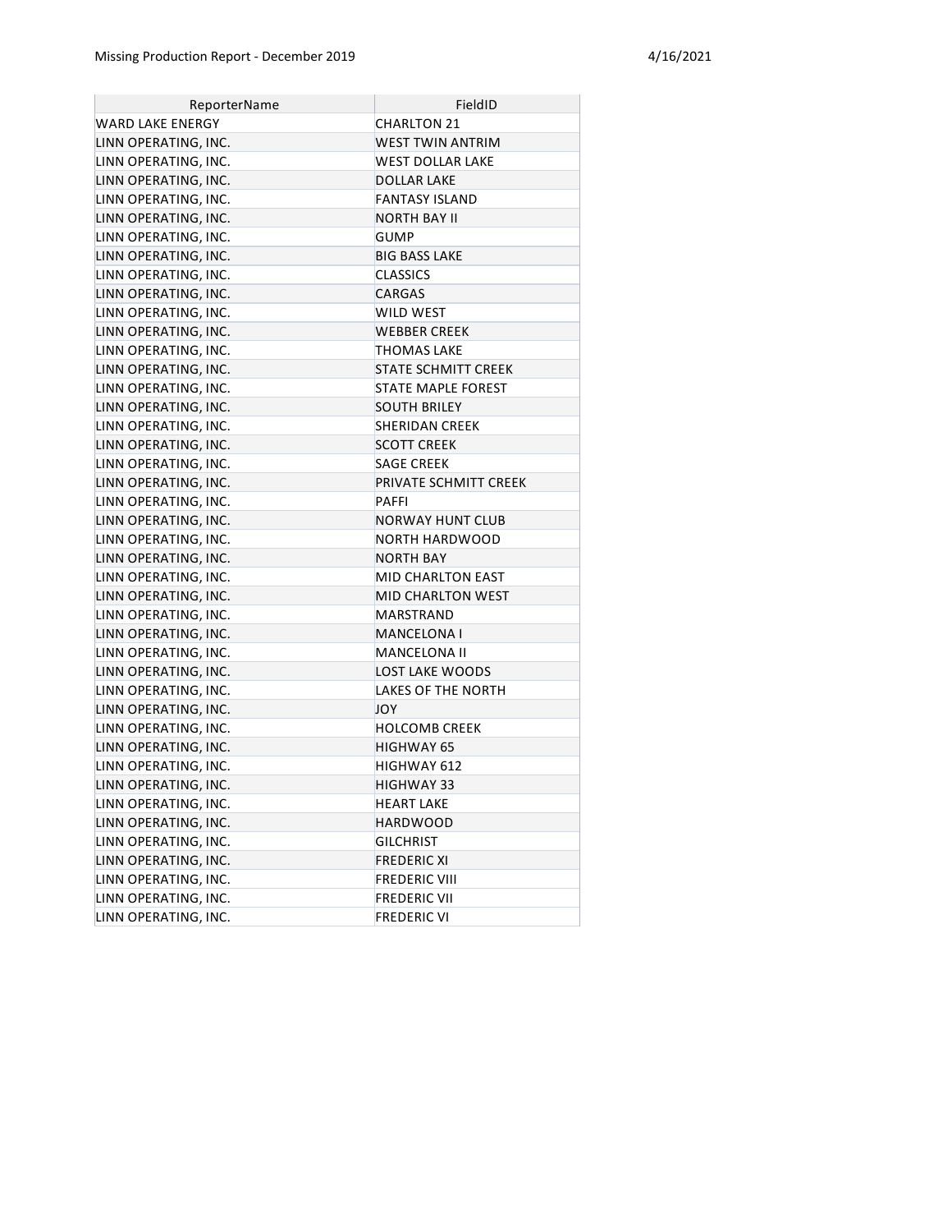| ReporterName | FieldID |
| --- | --- |
| WARD LAKE ENERGY | CHARLTON 21 |
| LINN OPERATING, INC. | WEST TWIN ANTRIM |
| LINN OPERATING, INC. | WEST DOLLAR LAKE |
| LINN OPERATING, INC. | DOLLAR LAKE |
| LINN OPERATING, INC. | FANTASY ISLAND |
| LINN OPERATING, INC. | NORTH BAY II |
| LINN OPERATING, INC. | GUMP |
| LINN OPERATING, INC. | BIG BASS LAKE |
| LINN OPERATING, INC. | CLASSICS |
| LINN OPERATING, INC. | CARGAS |
| LINN OPERATING, INC. | WILD WEST |
| LINN OPERATING, INC. | WEBBER CREEK |
| LINN OPERATING, INC. | THOMAS LAKE |
| LINN OPERATING, INC. | STATE SCHMITT CREEK |
| LINN OPERATING, INC. | STATE MAPLE FOREST |
| LINN OPERATING, INC. | SOUTH BRILEY |
| LINN OPERATING, INC. | SHERIDAN CREEK |
| LINN OPERATING, INC. | SCOTT CREEK |
| LINN OPERATING, INC. | SAGE CREEK |
| LINN OPERATING, INC. | PRIVATE SCHMITT CREEK |
| LINN OPERATING, INC. | PAFFI |
| LINN OPERATING, INC. | NORWAY HUNT CLUB |
| LINN OPERATING, INC. | NORTH HARDWOOD |
| LINN OPERATING, INC. | NORTH BAY |
| LINN OPERATING, INC. | MID CHARLTON EAST |
| LINN OPERATING, INC. | MID CHARLTON WEST |
| LINN OPERATING, INC. | MARSTRAND |
| LINN OPERATING, INC. | MANCELONA I |
| LINN OPERATING, INC. | MANCELONA II |
| LINN OPERATING, INC. | LOST LAKE WOODS |
| LINN OPERATING, INC. | LAKES OF THE NORTH |
| LINN OPERATING, INC. | JOY |
| LINN OPERATING, INC. | HOLCOMB CREEK |
| LINN OPERATING, INC. | HIGHWAY 65 |
| LINN OPERATING, INC. | HIGHWAY 612 |
| LINN OPERATING, INC. | HIGHWAY 33 |
| LINN OPERATING, INC. | HEART LAKE |
| LINN OPERATING, INC. | HARDWOOD |
| LINN OPERATING, INC. | GILCHRIST |
| LINN OPERATING, INC. | FREDERIC XI |
| LINN OPERATING, INC. | FREDERIC VIII |
| LINN OPERATING, INC. | FREDERIC VII |
| LINN OPERATING, INC. | FREDERIC VI |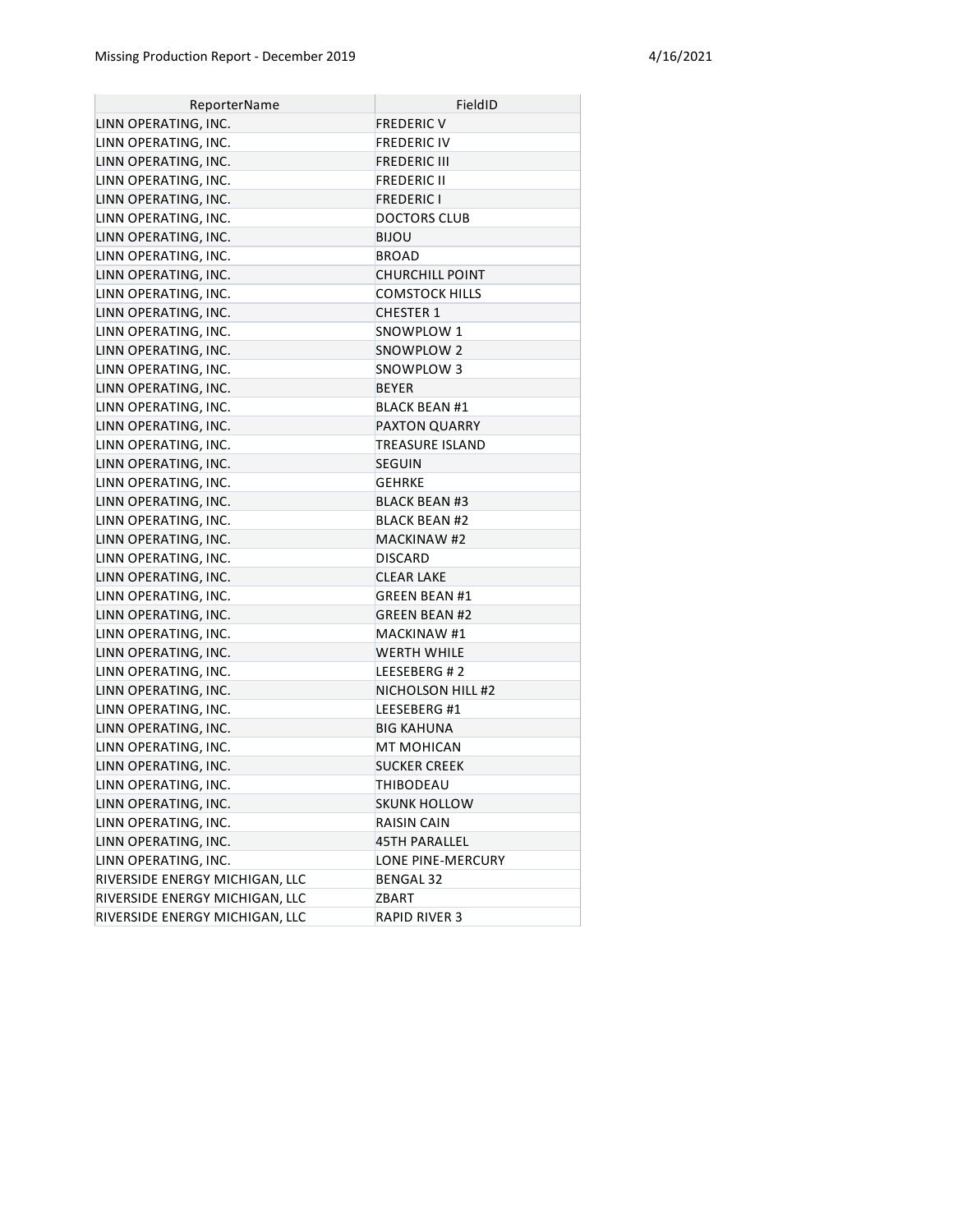| ReporterName | FieldID |
|---|---|
| LINN OPERATING, INC. | FREDERIC V |
| LINN OPERATING, INC. | FREDERIC IV |
| LINN OPERATING, INC. | FREDERIC III |
| LINN OPERATING, INC. | FREDERIC II |
| LINN OPERATING, INC. | FREDERIC I |
| LINN OPERATING, INC. | DOCTORS CLUB |
| LINN OPERATING, INC. | BIJOU |
| LINN OPERATING, INC. | BROAD |
| LINN OPERATING, INC. | CHURCHILL POINT |
| LINN OPERATING, INC. | COMSTOCK HILLS |
| LINN OPERATING, INC. | CHESTER 1 |
| LINN OPERATING, INC. | SNOWPLOW 1 |
| LINN OPERATING, INC. | SNOWPLOW 2 |
| LINN OPERATING, INC. | SNOWPLOW 3 |
| LINN OPERATING, INC. | BEYER |
| LINN OPERATING, INC. | BLACK BEAN #1 |
| LINN OPERATING, INC. | PAXTON QUARRY |
| LINN OPERATING, INC. | TREASURE ISLAND |
| LINN OPERATING, INC. | SEGUIN |
| LINN OPERATING, INC. | GEHRKE |
| LINN OPERATING, INC. | BLACK BEAN #3 |
| LINN OPERATING, INC. | BLACK BEAN #2 |
| LINN OPERATING, INC. | MACKINAW #2 |
| LINN OPERATING, INC. | DISCARD |
| LINN OPERATING, INC. | CLEAR LAKE |
| LINN OPERATING, INC. | GREEN BEAN #1 |
| LINN OPERATING, INC. | GREEN BEAN #2 |
| LINN OPERATING, INC. | MACKINAW #1 |
| LINN OPERATING, INC. | WERTH WHILE |
| LINN OPERATING, INC. | LEESEBERG # 2 |
| LINN OPERATING, INC. | NICHOLSON HILL #2 |
| LINN OPERATING, INC. | LEESEBERG #1 |
| LINN OPERATING, INC. | BIG KAHUNA |
| LINN OPERATING, INC. | MT MOHICAN |
| LINN OPERATING, INC. | SUCKER CREEK |
| LINN OPERATING, INC. | THIBODEAU |
| LINN OPERATING, INC. | SKUNK HOLLOW |
| LINN OPERATING, INC. | RAISIN CAIN |
| LINN OPERATING, INC. | 45TH PARALLEL |
| LINN OPERATING, INC. | LONE PINE-MERCURY |
| RIVERSIDE ENERGY MICHIGAN, LLC | BENGAL 32 |
| RIVERSIDE ENERGY MICHIGAN, LLC | ZBART |
| RIVERSIDE ENERGY MICHIGAN, LLC | RAPID RIVER 3 |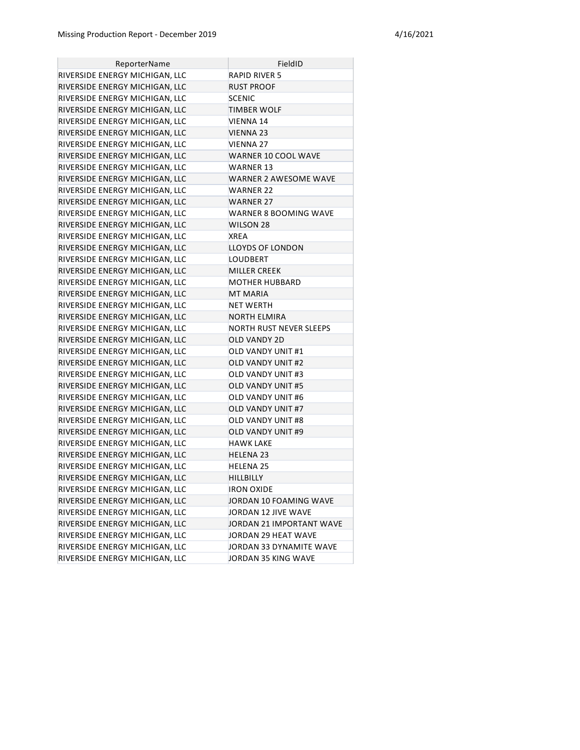| ReporterName | FieldID |
|---|---|
| RIVERSIDE ENERGY MICHIGAN, LLC | RAPID RIVER 5 |
| RIVERSIDE ENERGY MICHIGAN, LLC | RUST PROOF |
| RIVERSIDE ENERGY MICHIGAN, LLC | SCENIC |
| RIVERSIDE ENERGY MICHIGAN, LLC | TIMBER WOLF |
| RIVERSIDE ENERGY MICHIGAN, LLC | VIENNA 14 |
| RIVERSIDE ENERGY MICHIGAN, LLC | VIENNA 23 |
| RIVERSIDE ENERGY MICHIGAN, LLC | VIENNA 27 |
| RIVERSIDE ENERGY MICHIGAN, LLC | WARNER 10 COOL WAVE |
| RIVERSIDE ENERGY MICHIGAN, LLC | WARNER 13 |
| RIVERSIDE ENERGY MICHIGAN, LLC | WARNER 2 AWESOME WAVE |
| RIVERSIDE ENERGY MICHIGAN, LLC | WARNER 22 |
| RIVERSIDE ENERGY MICHIGAN, LLC | WARNER 27 |
| RIVERSIDE ENERGY MICHIGAN, LLC | WARNER 8 BOOMING WAVE |
| RIVERSIDE ENERGY MICHIGAN, LLC | WILSON 28 |
| RIVERSIDE ENERGY MICHIGAN, LLC | XREA |
| RIVERSIDE ENERGY MICHIGAN, LLC | LLOYDS OF LONDON |
| RIVERSIDE ENERGY MICHIGAN, LLC | LOUDBERT |
| RIVERSIDE ENERGY MICHIGAN, LLC | MILLER CREEK |
| RIVERSIDE ENERGY MICHIGAN, LLC | MOTHER HUBBARD |
| RIVERSIDE ENERGY MICHIGAN, LLC | MT MARIA |
| RIVERSIDE ENERGY MICHIGAN, LLC | NET WERTH |
| RIVERSIDE ENERGY MICHIGAN, LLC | NORTH ELMIRA |
| RIVERSIDE ENERGY MICHIGAN, LLC | NORTH RUST NEVER SLEEPS |
| RIVERSIDE ENERGY MICHIGAN, LLC | OLD VANDY 2D |
| RIVERSIDE ENERGY MICHIGAN, LLC | OLD VANDY UNIT #1 |
| RIVERSIDE ENERGY MICHIGAN, LLC | OLD VANDY UNIT #2 |
| RIVERSIDE ENERGY MICHIGAN, LLC | OLD VANDY UNIT #3 |
| RIVERSIDE ENERGY MICHIGAN, LLC | OLD VANDY UNIT #5 |
| RIVERSIDE ENERGY MICHIGAN, LLC | OLD VANDY UNIT #6 |
| RIVERSIDE ENERGY MICHIGAN, LLC | OLD VANDY UNIT #7 |
| RIVERSIDE ENERGY MICHIGAN, LLC | OLD VANDY UNIT #8 |
| RIVERSIDE ENERGY MICHIGAN, LLC | OLD VANDY UNIT #9 |
| RIVERSIDE ENERGY MICHIGAN, LLC | HAWK LAKE |
| RIVERSIDE ENERGY MICHIGAN, LLC | HELENA 23 |
| RIVERSIDE ENERGY MICHIGAN, LLC | HELENA 25 |
| RIVERSIDE ENERGY MICHIGAN, LLC | HILLBILLY |
| RIVERSIDE ENERGY MICHIGAN, LLC | IRON OXIDE |
| RIVERSIDE ENERGY MICHIGAN, LLC | JORDAN 10 FOAMING WAVE |
| RIVERSIDE ENERGY MICHIGAN, LLC | JORDAN 12 JIVE WAVE |
| RIVERSIDE ENERGY MICHIGAN, LLC | JORDAN 21 IMPORTANT WAVE |
| RIVERSIDE ENERGY MICHIGAN, LLC | JORDAN 29 HEAT WAVE |
| RIVERSIDE ENERGY MICHIGAN, LLC | JORDAN 33 DYNAMITE WAVE |
| RIVERSIDE ENERGY MICHIGAN, LLC | JORDAN 35 KING WAVE |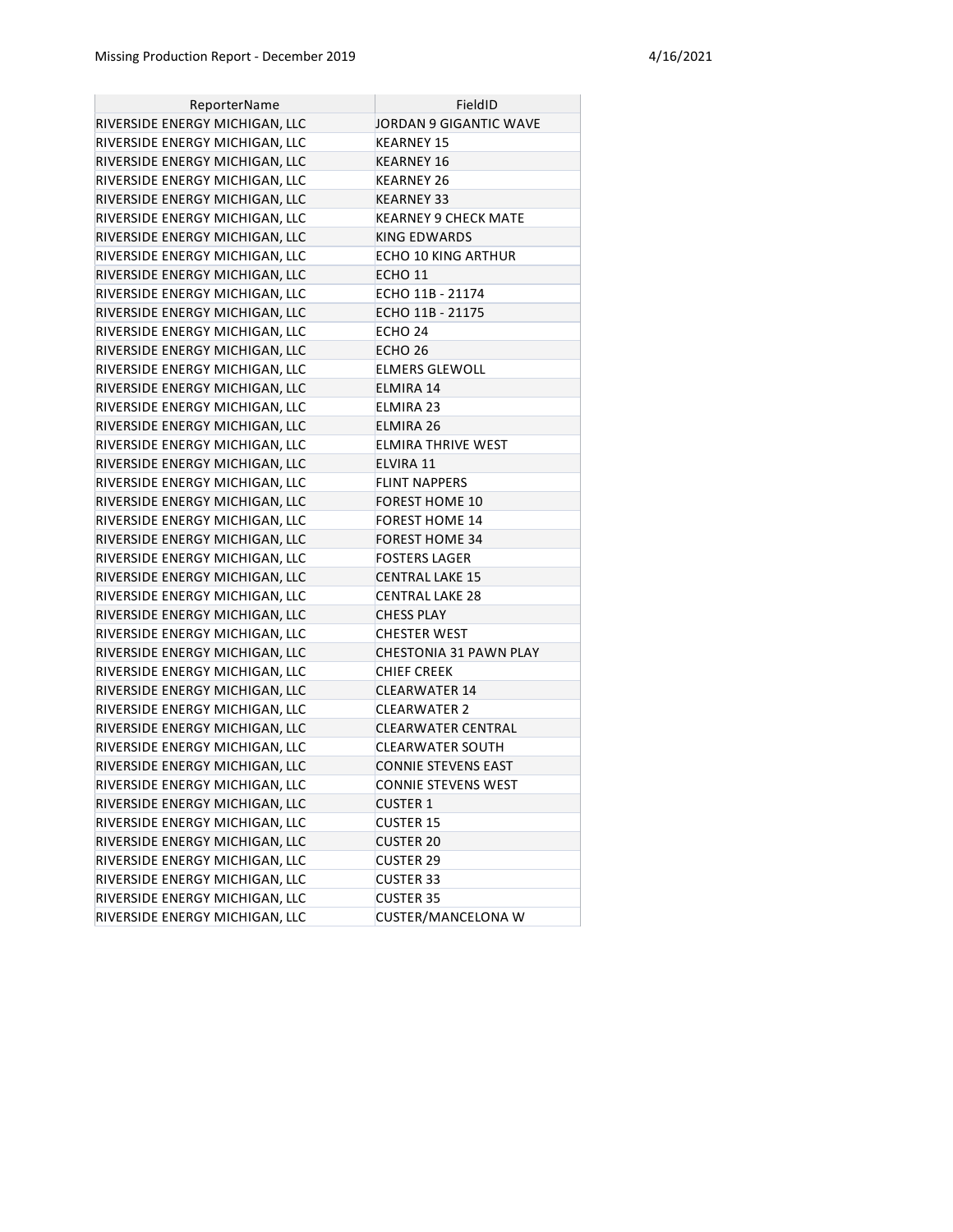| ReporterName | FieldID |
|---|---|
| RIVERSIDE ENERGY MICHIGAN, LLC | JORDAN 9 GIGANTIC WAVE |
| RIVERSIDE ENERGY MICHIGAN, LLC | KEARNEY 15 |
| RIVERSIDE ENERGY MICHIGAN, LLC | KEARNEY 16 |
| RIVERSIDE ENERGY MICHIGAN, LLC | KEARNEY 26 |
| RIVERSIDE ENERGY MICHIGAN, LLC | KEARNEY 33 |
| RIVERSIDE ENERGY MICHIGAN, LLC | KEARNEY 9 CHECK MATE |
| RIVERSIDE ENERGY MICHIGAN, LLC | KING EDWARDS |
| RIVERSIDE ENERGY MICHIGAN, LLC | ECHO 10 KING ARTHUR |
| RIVERSIDE ENERGY MICHIGAN, LLC | ECHO 11 |
| RIVERSIDE ENERGY MICHIGAN, LLC | ECHO 11B - 21174 |
| RIVERSIDE ENERGY MICHIGAN, LLC | ECHO 11B - 21175 |
| RIVERSIDE ENERGY MICHIGAN, LLC | ECHO 24 |
| RIVERSIDE ENERGY MICHIGAN, LLC | ECHO 26 |
| RIVERSIDE ENERGY MICHIGAN, LLC | ELMERS GLEWOLL |
| RIVERSIDE ENERGY MICHIGAN, LLC | ELMIRA 14 |
| RIVERSIDE ENERGY MICHIGAN, LLC | ELMIRA 23 |
| RIVERSIDE ENERGY MICHIGAN, LLC | ELMIRA 26 |
| RIVERSIDE ENERGY MICHIGAN, LLC | ELMIRA THRIVE WEST |
| RIVERSIDE ENERGY MICHIGAN, LLC | ELVIRA 11 |
| RIVERSIDE ENERGY MICHIGAN, LLC | FLINT NAPPERS |
| RIVERSIDE ENERGY MICHIGAN, LLC | FOREST HOME 10 |
| RIVERSIDE ENERGY MICHIGAN, LLC | FOREST HOME 14 |
| RIVERSIDE ENERGY MICHIGAN, LLC | FOREST HOME 34 |
| RIVERSIDE ENERGY MICHIGAN, LLC | FOSTERS LAGER |
| RIVERSIDE ENERGY MICHIGAN, LLC | CENTRAL LAKE 15 |
| RIVERSIDE ENERGY MICHIGAN, LLC | CENTRAL LAKE 28 |
| RIVERSIDE ENERGY MICHIGAN, LLC | CHESS PLAY |
| RIVERSIDE ENERGY MICHIGAN, LLC | CHESTER WEST |
| RIVERSIDE ENERGY MICHIGAN, LLC | CHESTONIA 31 PAWN PLAY |
| RIVERSIDE ENERGY MICHIGAN, LLC | CHIEF CREEK |
| RIVERSIDE ENERGY MICHIGAN, LLC | CLEARWATER 14 |
| RIVERSIDE ENERGY MICHIGAN, LLC | CLEARWATER 2 |
| RIVERSIDE ENERGY MICHIGAN, LLC | CLEARWATER CENTRAL |
| RIVERSIDE ENERGY MICHIGAN, LLC | CLEARWATER SOUTH |
| RIVERSIDE ENERGY MICHIGAN, LLC | CONNIE STEVENS EAST |
| RIVERSIDE ENERGY MICHIGAN, LLC | CONNIE STEVENS WEST |
| RIVERSIDE ENERGY MICHIGAN, LLC | CUSTER 1 |
| RIVERSIDE ENERGY MICHIGAN, LLC | CUSTER 15 |
| RIVERSIDE ENERGY MICHIGAN, LLC | CUSTER 20 |
| RIVERSIDE ENERGY MICHIGAN, LLC | CUSTER 29 |
| RIVERSIDE ENERGY MICHIGAN, LLC | CUSTER 33 |
| RIVERSIDE ENERGY MICHIGAN, LLC | CUSTER 35 |
| RIVERSIDE ENERGY MICHIGAN, LLC | CUSTER/MANCELONA W |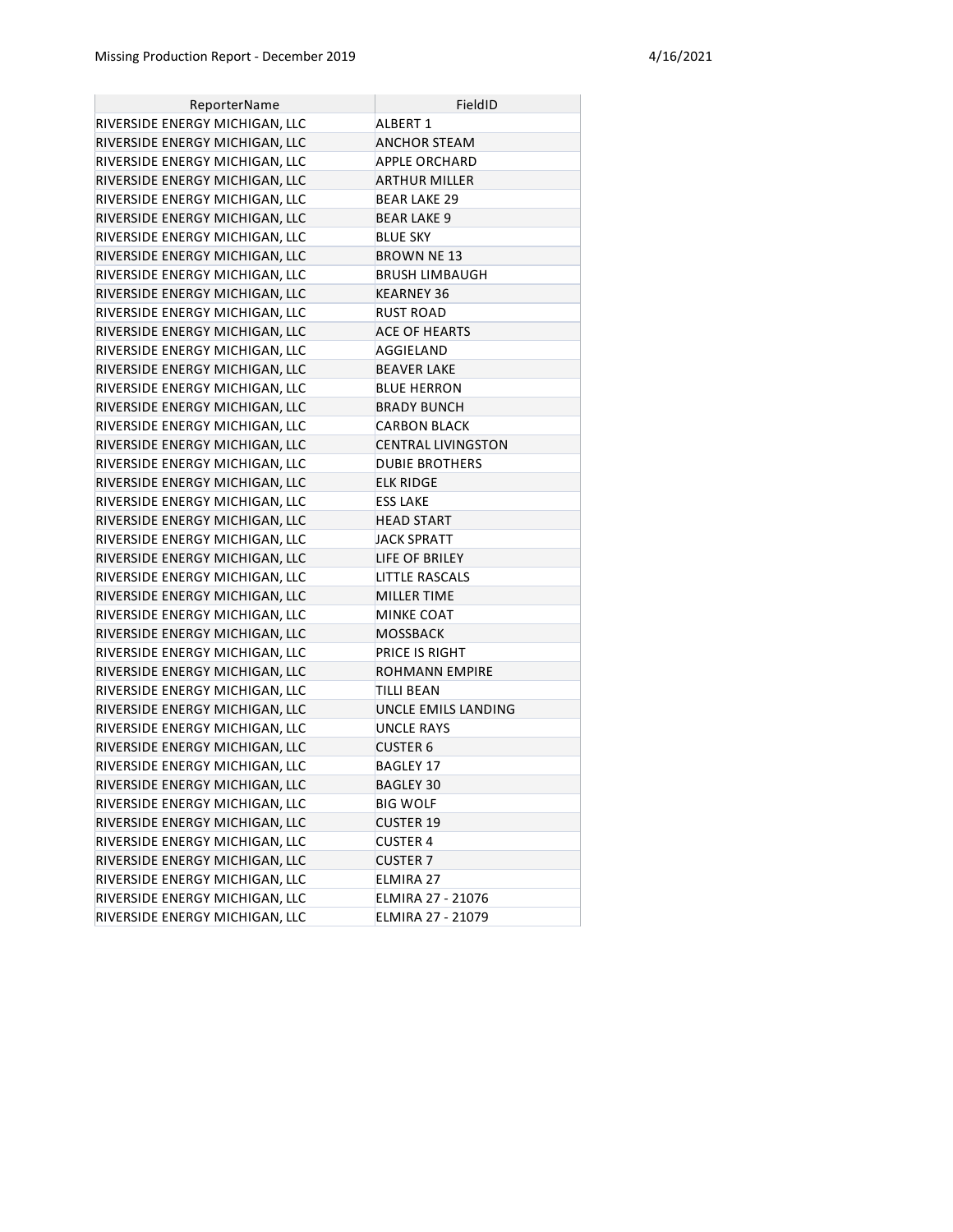| ReporterName | FieldID |
|---|---|
| RIVERSIDE ENERGY MICHIGAN, LLC | ALBERT 1 |
| RIVERSIDE ENERGY MICHIGAN, LLC | ANCHOR STEAM |
| RIVERSIDE ENERGY MICHIGAN, LLC | APPLE ORCHARD |
| RIVERSIDE ENERGY MICHIGAN, LLC | ARTHUR MILLER |
| RIVERSIDE ENERGY MICHIGAN, LLC | BEAR LAKE 29 |
| RIVERSIDE ENERGY MICHIGAN, LLC | BEAR LAKE 9 |
| RIVERSIDE ENERGY MICHIGAN, LLC | BLUE SKY |
| RIVERSIDE ENERGY MICHIGAN, LLC | BROWN NE 13 |
| RIVERSIDE ENERGY MICHIGAN, LLC | BRUSH LIMBAUGH |
| RIVERSIDE ENERGY MICHIGAN, LLC | KEARNEY 36 |
| RIVERSIDE ENERGY MICHIGAN, LLC | RUST ROAD |
| RIVERSIDE ENERGY MICHIGAN, LLC | ACE OF HEARTS |
| RIVERSIDE ENERGY MICHIGAN, LLC | AGGIELAND |
| RIVERSIDE ENERGY MICHIGAN, LLC | BEAVER LAKE |
| RIVERSIDE ENERGY MICHIGAN, LLC | BLUE HERRON |
| RIVERSIDE ENERGY MICHIGAN, LLC | BRADY BUNCH |
| RIVERSIDE ENERGY MICHIGAN, LLC | CARBON BLACK |
| RIVERSIDE ENERGY MICHIGAN, LLC | CENTRAL LIVINGSTON |
| RIVERSIDE ENERGY MICHIGAN, LLC | DUBIE BROTHERS |
| RIVERSIDE ENERGY MICHIGAN, LLC | ELK RIDGE |
| RIVERSIDE ENERGY MICHIGAN, LLC | ESS LAKE |
| RIVERSIDE ENERGY MICHIGAN, LLC | HEAD START |
| RIVERSIDE ENERGY MICHIGAN, LLC | JACK SPRATT |
| RIVERSIDE ENERGY MICHIGAN, LLC | LIFE OF BRILEY |
| RIVERSIDE ENERGY MICHIGAN, LLC | LITTLE RASCALS |
| RIVERSIDE ENERGY MICHIGAN, LLC | MILLER TIME |
| RIVERSIDE ENERGY MICHIGAN, LLC | MINKE COAT |
| RIVERSIDE ENERGY MICHIGAN, LLC | MOSSBACK |
| RIVERSIDE ENERGY MICHIGAN, LLC | PRICE IS RIGHT |
| RIVERSIDE ENERGY MICHIGAN, LLC | ROHMANN EMPIRE |
| RIVERSIDE ENERGY MICHIGAN, LLC | TILLI BEAN |
| RIVERSIDE ENERGY MICHIGAN, LLC | UNCLE EMILS LANDING |
| RIVERSIDE ENERGY MICHIGAN, LLC | UNCLE RAYS |
| RIVERSIDE ENERGY MICHIGAN, LLC | CUSTER 6 |
| RIVERSIDE ENERGY MICHIGAN, LLC | BAGLEY 17 |
| RIVERSIDE ENERGY MICHIGAN, LLC | BAGLEY 30 |
| RIVERSIDE ENERGY MICHIGAN, LLC | BIG WOLF |
| RIVERSIDE ENERGY MICHIGAN, LLC | CUSTER 19 |
| RIVERSIDE ENERGY MICHIGAN, LLC | CUSTER 4 |
| RIVERSIDE ENERGY MICHIGAN, LLC | CUSTER 7 |
| RIVERSIDE ENERGY MICHIGAN, LLC | ELMIRA 27 |
| RIVERSIDE ENERGY MICHIGAN, LLC | ELMIRA 27 - 21076 |
| RIVERSIDE ENERGY MICHIGAN, LLC | ELMIRA 27 - 21079 |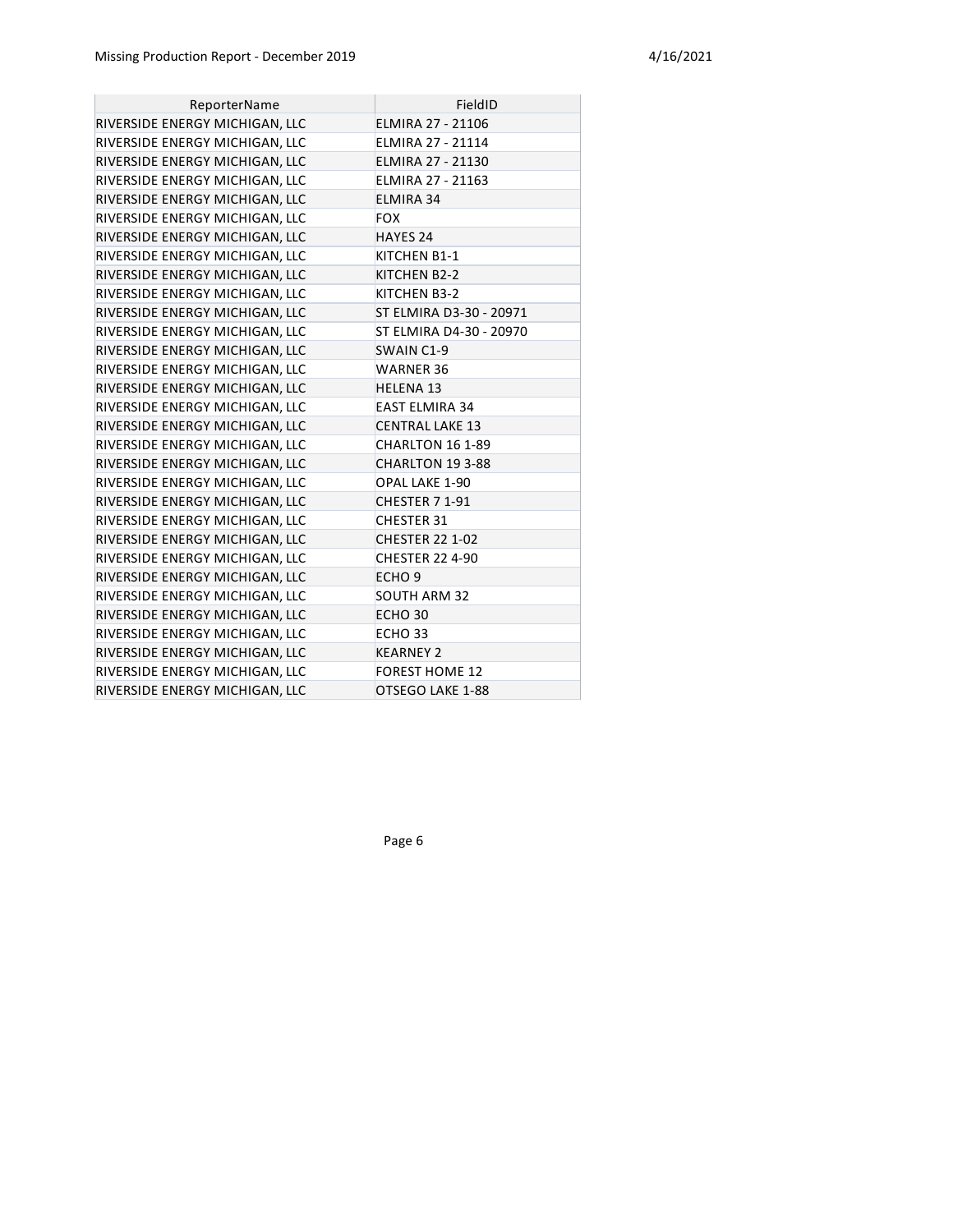| ReporterName | FieldID |
| --- | --- |
| RIVERSIDE ENERGY MICHIGAN, LLC | ELMIRA 27 - 21106 |
| RIVERSIDE ENERGY MICHIGAN, LLC | ELMIRA 27 - 21114 |
| RIVERSIDE ENERGY MICHIGAN, LLC | ELMIRA 27 - 21130 |
| RIVERSIDE ENERGY MICHIGAN, LLC | ELMIRA 27 - 21163 |
| RIVERSIDE ENERGY MICHIGAN, LLC | ELMIRA 34 |
| RIVERSIDE ENERGY MICHIGAN, LLC | FOX |
| RIVERSIDE ENERGY MICHIGAN, LLC | HAYES 24 |
| RIVERSIDE ENERGY MICHIGAN, LLC | KITCHEN B1-1 |
| RIVERSIDE ENERGY MICHIGAN, LLC | KITCHEN B2-2 |
| RIVERSIDE ENERGY MICHIGAN, LLC | KITCHEN B3-2 |
| RIVERSIDE ENERGY MICHIGAN, LLC | ST ELMIRA D3-30 - 20971 |
| RIVERSIDE ENERGY MICHIGAN, LLC | ST ELMIRA D4-30 - 20970 |
| RIVERSIDE ENERGY MICHIGAN, LLC | SWAIN C1-9 |
| RIVERSIDE ENERGY MICHIGAN, LLC | WARNER 36 |
| RIVERSIDE ENERGY MICHIGAN, LLC | HELENA 13 |
| RIVERSIDE ENERGY MICHIGAN, LLC | EAST ELMIRA 34 |
| RIVERSIDE ENERGY MICHIGAN, LLC | CENTRAL LAKE 13 |
| RIVERSIDE ENERGY MICHIGAN, LLC | CHARLTON 16 1-89 |
| RIVERSIDE ENERGY MICHIGAN, LLC | CHARLTON 19 3-88 |
| RIVERSIDE ENERGY MICHIGAN, LLC | OPAL LAKE 1-90 |
| RIVERSIDE ENERGY MICHIGAN, LLC | CHESTER 7 1-91 |
| RIVERSIDE ENERGY MICHIGAN, LLC | CHESTER 31 |
| RIVERSIDE ENERGY MICHIGAN, LLC | CHESTER 22 1-02 |
| RIVERSIDE ENERGY MICHIGAN, LLC | CHESTER 22 4-90 |
| RIVERSIDE ENERGY MICHIGAN, LLC | ECHO 9 |
| RIVERSIDE ENERGY MICHIGAN, LLC | SOUTH ARM 32 |
| RIVERSIDE ENERGY MICHIGAN, LLC | ECHO 30 |
| RIVERSIDE ENERGY MICHIGAN, LLC | ECHO 33 |
| RIVERSIDE ENERGY MICHIGAN, LLC | KEARNEY 2 |
| RIVERSIDE ENERGY MICHIGAN, LLC | FOREST HOME 12 |
| RIVERSIDE ENERGY MICHIGAN, LLC | OTSEGO LAKE 1-88 |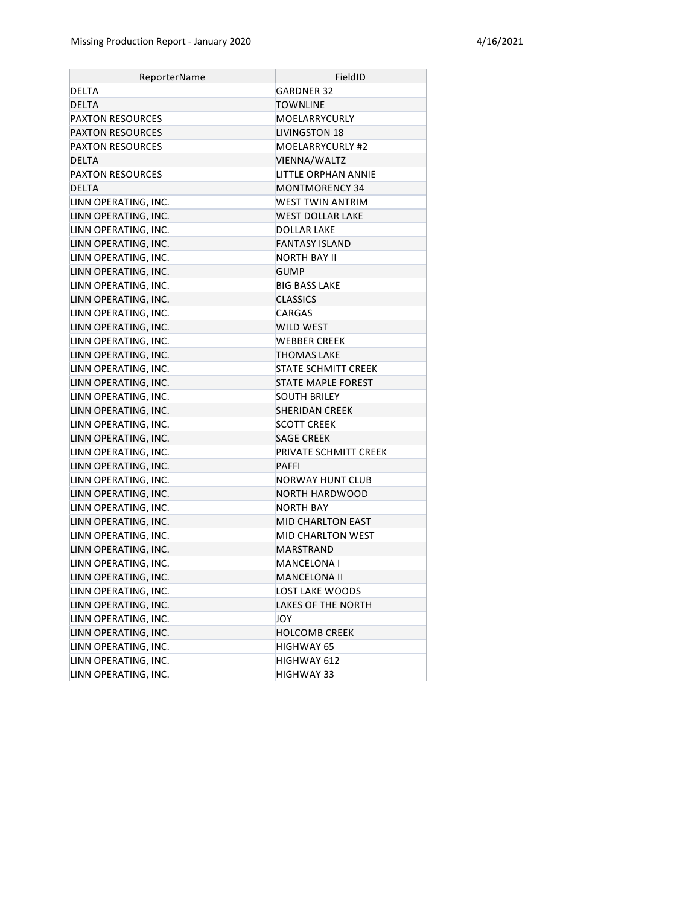| ReporterName | FieldID |
|---|---|
| DELTA | GARDNER 32 |
| DELTA | TOWNLINE |
| PAXTON RESOURCES | MOELARRYCURLY |
| PAXTON RESOURCES | LIVINGSTON 18 |
| PAXTON RESOURCES | MOELARRYCURLY #2 |
| DELTA | VIENNA/WALTZ |
| PAXTON RESOURCES | LITTLE ORPHAN ANNIE |
| DELTA | MONTMORENCY 34 |
| LINN OPERATING, INC. | WEST TWIN ANTRIM |
| LINN OPERATING, INC. | WEST DOLLAR LAKE |
| LINN OPERATING, INC. | DOLLAR LAKE |
| LINN OPERATING, INC. | FANTASY ISLAND |
| LINN OPERATING, INC. | NORTH BAY II |
| LINN OPERATING, INC. | GUMP |
| LINN OPERATING, INC. | BIG BASS LAKE |
| LINN OPERATING, INC. | CLASSICS |
| LINN OPERATING, INC. | CARGAS |
| LINN OPERATING, INC. | WILD WEST |
| LINN OPERATING, INC. | WEBBER CREEK |
| LINN OPERATING, INC. | THOMAS LAKE |
| LINN OPERATING, INC. | STATE SCHMITT CREEK |
| LINN OPERATING, INC. | STATE MAPLE FOREST |
| LINN OPERATING, INC. | SOUTH BRILEY |
| LINN OPERATING, INC. | SHERIDAN CREEK |
| LINN OPERATING, INC. | SCOTT CREEK |
| LINN OPERATING, INC. | SAGE CREEK |
| LINN OPERATING, INC. | PRIVATE SCHMITT CREEK |
| LINN OPERATING, INC. | PAFFI |
| LINN OPERATING, INC. | NORWAY HUNT CLUB |
| LINN OPERATING, INC. | NORTH HARDWOOD |
| LINN OPERATING, INC. | NORTH BAY |
| LINN OPERATING, INC. | MID CHARLTON EAST |
| LINN OPERATING, INC. | MID CHARLTON WEST |
| LINN OPERATING, INC. | MARSTRAND |
| LINN OPERATING, INC. | MANCELONA I |
| LINN OPERATING, INC. | MANCELONA II |
| LINN OPERATING, INC. | LOST LAKE WOODS |
| LINN OPERATING, INC. | LAKES OF THE NORTH |
| LINN OPERATING, INC. | JOY |
| LINN OPERATING, INC. | HOLCOMB CREEK |
| LINN OPERATING, INC. | HIGHWAY 65 |
| LINN OPERATING, INC. | HIGHWAY 612 |
| LINN OPERATING, INC. | HIGHWAY 33 |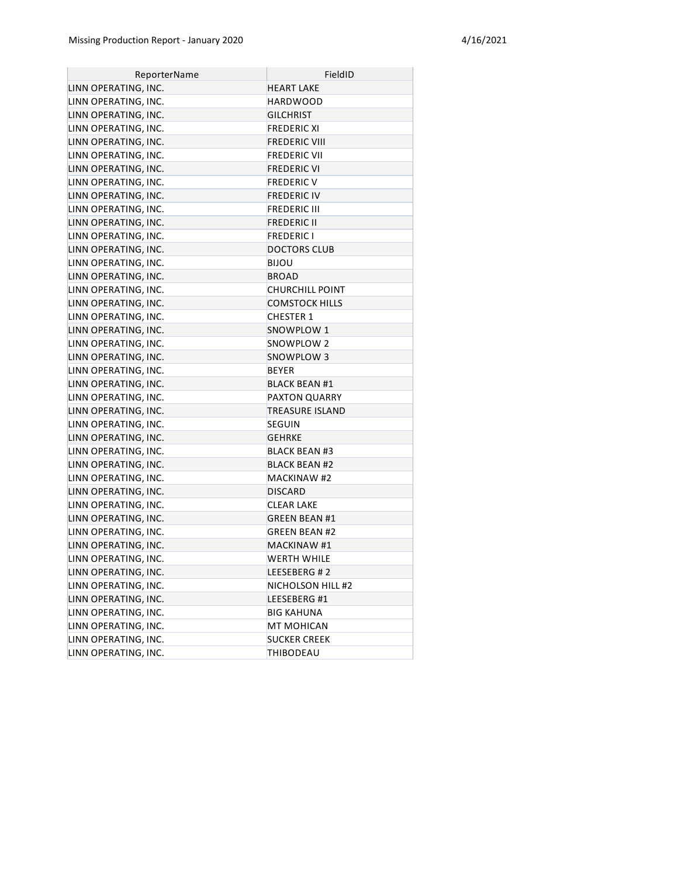| ReporterName | FieldID |
| --- | --- |
| LINN OPERATING, INC. | HEART LAKE |
| LINN OPERATING, INC. | HARDWOOD |
| LINN OPERATING, INC. | GILCHRIST |
| LINN OPERATING, INC. | FREDERIC XI |
| LINN OPERATING, INC. | FREDERIC VIII |
| LINN OPERATING, INC. | FREDERIC VII |
| LINN OPERATING, INC. | FREDERIC VI |
| LINN OPERATING, INC. | FREDERIC V |
| LINN OPERATING, INC. | FREDERIC IV |
| LINN OPERATING, INC. | FREDERIC III |
| LINN OPERATING, INC. | FREDERIC II |
| LINN OPERATING, INC. | FREDERIC I |
| LINN OPERATING, INC. | DOCTORS CLUB |
| LINN OPERATING, INC. | BIJOU |
| LINN OPERATING, INC. | BROAD |
| LINN OPERATING, INC. | CHURCHILL POINT |
| LINN OPERATING, INC. | COMSTOCK HILLS |
| LINN OPERATING, INC. | CHESTER 1 |
| LINN OPERATING, INC. | SNOWPLOW 1 |
| LINN OPERATING, INC. | SNOWPLOW 2 |
| LINN OPERATING, INC. | SNOWPLOW 3 |
| LINN OPERATING, INC. | BEYER |
| LINN OPERATING, INC. | BLACK BEAN #1 |
| LINN OPERATING, INC. | PAXTON QUARRY |
| LINN OPERATING, INC. | TREASURE ISLAND |
| LINN OPERATING, INC. | SEGUIN |
| LINN OPERATING, INC. | GEHRKE |
| LINN OPERATING, INC. | BLACK BEAN #3 |
| LINN OPERATING, INC. | BLACK BEAN #2 |
| LINN OPERATING, INC. | MACKINAW #2 |
| LINN OPERATING, INC. | DISCARD |
| LINN OPERATING, INC. | CLEAR LAKE |
| LINN OPERATING, INC. | GREEN BEAN #1 |
| LINN OPERATING, INC. | GREEN BEAN #2 |
| LINN OPERATING, INC. | MACKINAW #1 |
| LINN OPERATING, INC. | WERTH WHILE |
| LINN OPERATING, INC. | LEESEBERG # 2 |
| LINN OPERATING, INC. | NICHOLSON HILL #2 |
| LINN OPERATING, INC. | LEESEBERG #1 |
| LINN OPERATING, INC. | BIG KAHUNA |
| LINN OPERATING, INC. | MT MOHICAN |
| LINN OPERATING, INC. | SUCKER CREEK |
| LINN OPERATING, INC. | THIBODEAU |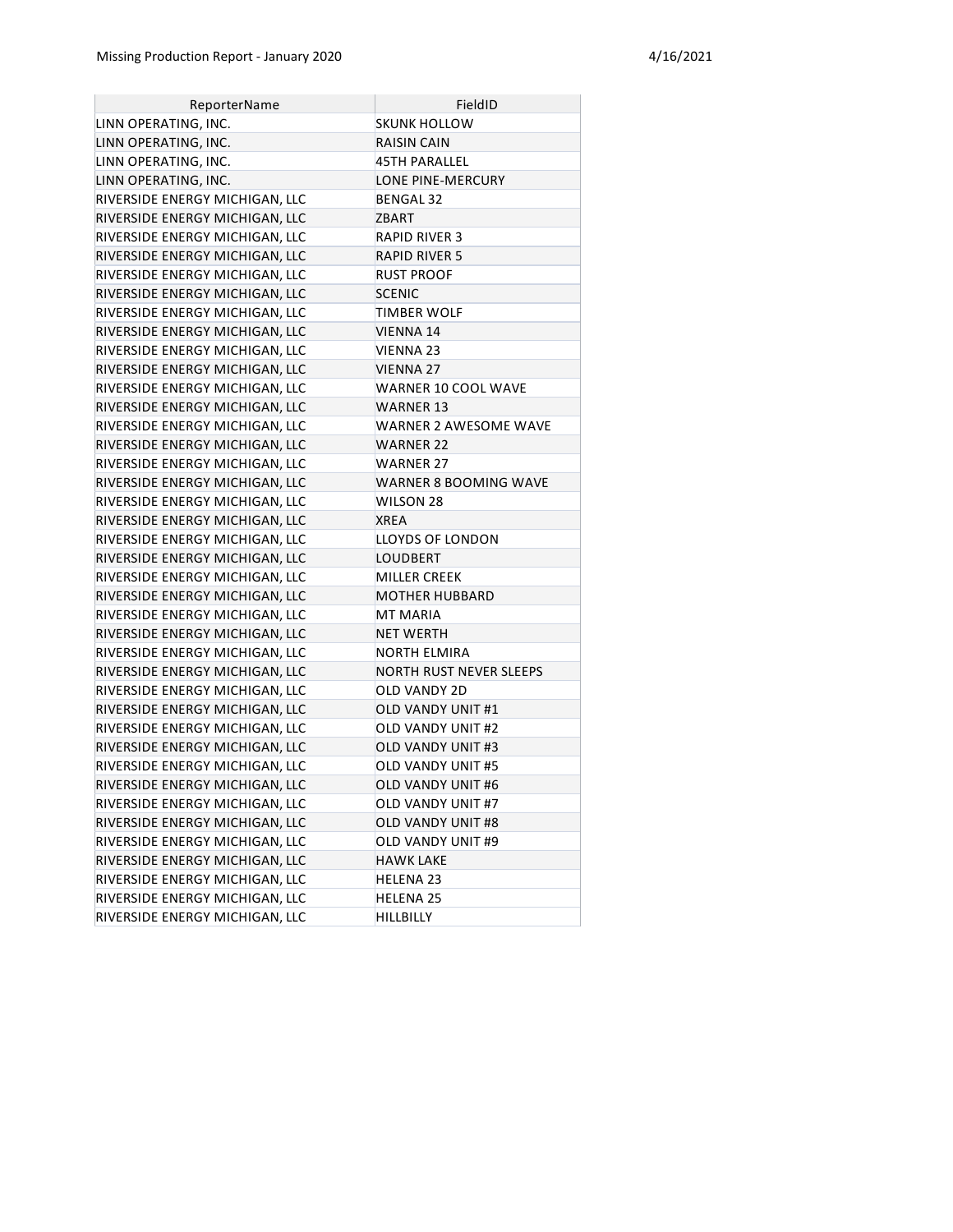| ReporterName | FieldID |
|---|---|
| LINN OPERATING, INC. | SKUNK HOLLOW |
| LINN OPERATING, INC. | RAISIN CAIN |
| LINN OPERATING, INC. | 45TH PARALLEL |
| LINN OPERATING, INC. | LONE PINE-MERCURY |
| RIVERSIDE ENERGY MICHIGAN, LLC | BENGAL 32 |
| RIVERSIDE ENERGY MICHIGAN, LLC | ZBART |
| RIVERSIDE ENERGY MICHIGAN, LLC | RAPID RIVER 3 |
| RIVERSIDE ENERGY MICHIGAN, LLC | RAPID RIVER 5 |
| RIVERSIDE ENERGY MICHIGAN, LLC | RUST PROOF |
| RIVERSIDE ENERGY MICHIGAN, LLC | SCENIC |
| RIVERSIDE ENERGY MICHIGAN, LLC | TIMBER WOLF |
| RIVERSIDE ENERGY MICHIGAN, LLC | VIENNA 14 |
| RIVERSIDE ENERGY MICHIGAN, LLC | VIENNA 23 |
| RIVERSIDE ENERGY MICHIGAN, LLC | VIENNA 27 |
| RIVERSIDE ENERGY MICHIGAN, LLC | WARNER 10 COOL WAVE |
| RIVERSIDE ENERGY MICHIGAN, LLC | WARNER 13 |
| RIVERSIDE ENERGY MICHIGAN, LLC | WARNER 2 AWESOME WAVE |
| RIVERSIDE ENERGY MICHIGAN, LLC | WARNER 22 |
| RIVERSIDE ENERGY MICHIGAN, LLC | WARNER 27 |
| RIVERSIDE ENERGY MICHIGAN, LLC | WARNER 8 BOOMING WAVE |
| RIVERSIDE ENERGY MICHIGAN, LLC | WILSON 28 |
| RIVERSIDE ENERGY MICHIGAN, LLC | XREA |
| RIVERSIDE ENERGY MICHIGAN, LLC | LLOYDS OF LONDON |
| RIVERSIDE ENERGY MICHIGAN, LLC | LOUDBERT |
| RIVERSIDE ENERGY MICHIGAN, LLC | MILLER CREEK |
| RIVERSIDE ENERGY MICHIGAN, LLC | MOTHER HUBBARD |
| RIVERSIDE ENERGY MICHIGAN, LLC | MT MARIA |
| RIVERSIDE ENERGY MICHIGAN, LLC | NET WERTH |
| RIVERSIDE ENERGY MICHIGAN, LLC | NORTH ELMIRA |
| RIVERSIDE ENERGY MICHIGAN, LLC | NORTH RUST NEVER SLEEPS |
| RIVERSIDE ENERGY MICHIGAN, LLC | OLD VANDY 2D |
| RIVERSIDE ENERGY MICHIGAN, LLC | OLD VANDY UNIT #1 |
| RIVERSIDE ENERGY MICHIGAN, LLC | OLD VANDY UNIT #2 |
| RIVERSIDE ENERGY MICHIGAN, LLC | OLD VANDY UNIT #3 |
| RIVERSIDE ENERGY MICHIGAN, LLC | OLD VANDY UNIT #5 |
| RIVERSIDE ENERGY MICHIGAN, LLC | OLD VANDY UNIT #6 |
| RIVERSIDE ENERGY MICHIGAN, LLC | OLD VANDY UNIT #7 |
| RIVERSIDE ENERGY MICHIGAN, LLC | OLD VANDY UNIT #8 |
| RIVERSIDE ENERGY MICHIGAN, LLC | OLD VANDY UNIT #9 |
| RIVERSIDE ENERGY MICHIGAN, LLC | HAWK LAKE |
| RIVERSIDE ENERGY MICHIGAN, LLC | HELENA 23 |
| RIVERSIDE ENERGY MICHIGAN, LLC | HELENA 25 |
| RIVERSIDE ENERGY MICHIGAN, LLC | HILLBILLY |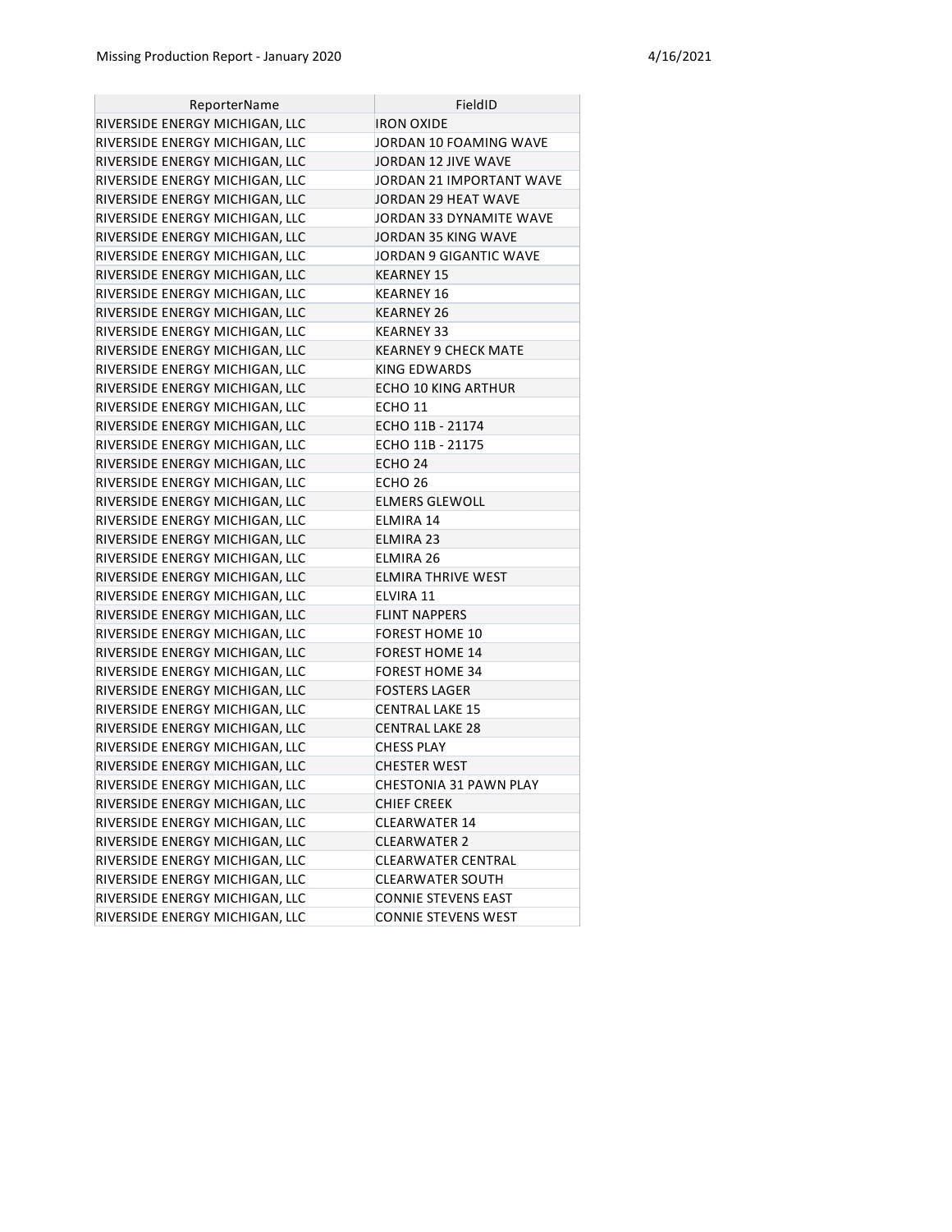| ReporterName | FieldID |
|---|---|
| RIVERSIDE ENERGY MICHIGAN, LLC | IRON OXIDE |
| RIVERSIDE ENERGY MICHIGAN, LLC | JORDAN 10 FOAMING WAVE |
| RIVERSIDE ENERGY MICHIGAN, LLC | JORDAN 12 JIVE WAVE |
| RIVERSIDE ENERGY MICHIGAN, LLC | JORDAN 21 IMPORTANT WAVE |
| RIVERSIDE ENERGY MICHIGAN, LLC | JORDAN 29 HEAT WAVE |
| RIVERSIDE ENERGY MICHIGAN, LLC | JORDAN 33 DYNAMITE WAVE |
| RIVERSIDE ENERGY MICHIGAN, LLC | JORDAN 35 KING WAVE |
| RIVERSIDE ENERGY MICHIGAN, LLC | JORDAN 9 GIGANTIC WAVE |
| RIVERSIDE ENERGY MICHIGAN, LLC | KEARNEY 15 |
| RIVERSIDE ENERGY MICHIGAN, LLC | KEARNEY 16 |
| RIVERSIDE ENERGY MICHIGAN, LLC | KEARNEY 26 |
| RIVERSIDE ENERGY MICHIGAN, LLC | KEARNEY 33 |
| RIVERSIDE ENERGY MICHIGAN, LLC | KEARNEY 9 CHECK MATE |
| RIVERSIDE ENERGY MICHIGAN, LLC | KING EDWARDS |
| RIVERSIDE ENERGY MICHIGAN, LLC | ECHO 10 KING ARTHUR |
| RIVERSIDE ENERGY MICHIGAN, LLC | ECHO 11 |
| RIVERSIDE ENERGY MICHIGAN, LLC | ECHO 11B - 21174 |
| RIVERSIDE ENERGY MICHIGAN, LLC | ECHO 11B - 21175 |
| RIVERSIDE ENERGY MICHIGAN, LLC | ECHO 24 |
| RIVERSIDE ENERGY MICHIGAN, LLC | ECHO 26 |
| RIVERSIDE ENERGY MICHIGAN, LLC | ELMERS GLEWOLL |
| RIVERSIDE ENERGY MICHIGAN, LLC | ELMIRA 14 |
| RIVERSIDE ENERGY MICHIGAN, LLC | ELMIRA 23 |
| RIVERSIDE ENERGY MICHIGAN, LLC | ELMIRA 26 |
| RIVERSIDE ENERGY MICHIGAN, LLC | ELMIRA THRIVE WEST |
| RIVERSIDE ENERGY MICHIGAN, LLC | ELVIRA 11 |
| RIVERSIDE ENERGY MICHIGAN, LLC | FLINT NAPPERS |
| RIVERSIDE ENERGY MICHIGAN, LLC | FOREST HOME 10 |
| RIVERSIDE ENERGY MICHIGAN, LLC | FOREST HOME 14 |
| RIVERSIDE ENERGY MICHIGAN, LLC | FOREST HOME 34 |
| RIVERSIDE ENERGY MICHIGAN, LLC | FOSTERS LAGER |
| RIVERSIDE ENERGY MICHIGAN, LLC | CENTRAL LAKE 15 |
| RIVERSIDE ENERGY MICHIGAN, LLC | CENTRAL LAKE 28 |
| RIVERSIDE ENERGY MICHIGAN, LLC | CHESS PLAY |
| RIVERSIDE ENERGY MICHIGAN, LLC | CHESTER WEST |
| RIVERSIDE ENERGY MICHIGAN, LLC | CHESTONIA 31 PAWN PLAY |
| RIVERSIDE ENERGY MICHIGAN, LLC | CHIEF CREEK |
| RIVERSIDE ENERGY MICHIGAN, LLC | CLEARWATER 14 |
| RIVERSIDE ENERGY MICHIGAN, LLC | CLEARWATER 2 |
| RIVERSIDE ENERGY MICHIGAN, LLC | CLEARWATER CENTRAL |
| RIVERSIDE ENERGY MICHIGAN, LLC | CLEARWATER SOUTH |
| RIVERSIDE ENERGY MICHIGAN, LLC | CONNIE STEVENS EAST |
| RIVERSIDE ENERGY MICHIGAN, LLC | CONNIE STEVENS WEST |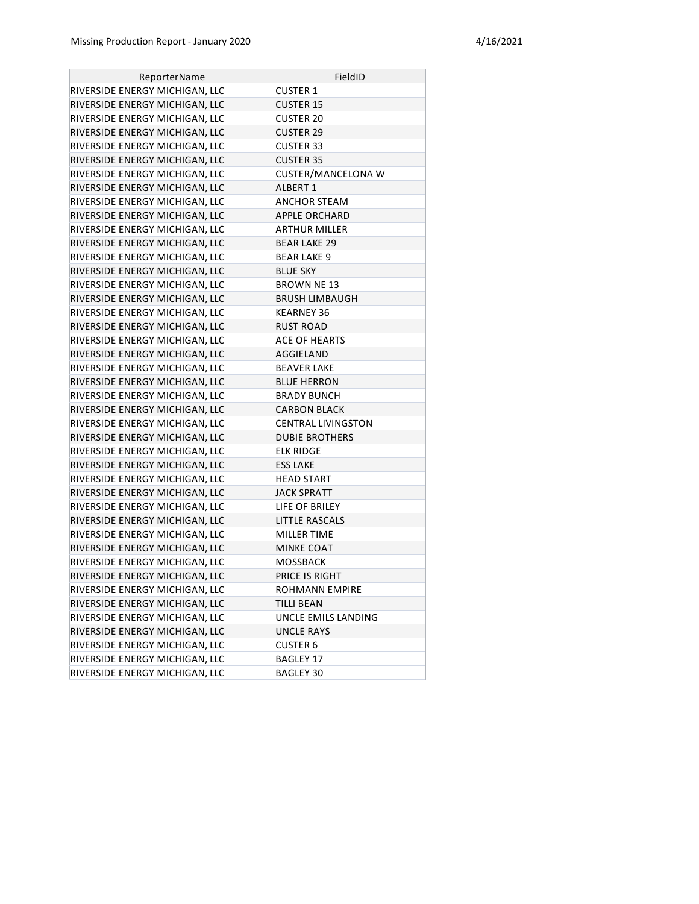| ReporterName | FieldID |
|---|---|
| RIVERSIDE ENERGY MICHIGAN, LLC | CUSTER 1 |
| RIVERSIDE ENERGY MICHIGAN, LLC | CUSTER 15 |
| RIVERSIDE ENERGY MICHIGAN, LLC | CUSTER 20 |
| RIVERSIDE ENERGY MICHIGAN, LLC | CUSTER 29 |
| RIVERSIDE ENERGY MICHIGAN, LLC | CUSTER 33 |
| RIVERSIDE ENERGY MICHIGAN, LLC | CUSTER 35 |
| RIVERSIDE ENERGY MICHIGAN, LLC | CUSTER/MANCELONA W |
| RIVERSIDE ENERGY MICHIGAN, LLC | ALBERT 1 |
| RIVERSIDE ENERGY MICHIGAN, LLC | ANCHOR STEAM |
| RIVERSIDE ENERGY MICHIGAN, LLC | APPLE ORCHARD |
| RIVERSIDE ENERGY MICHIGAN, LLC | ARTHUR MILLER |
| RIVERSIDE ENERGY MICHIGAN, LLC | BEAR LAKE 29 |
| RIVERSIDE ENERGY MICHIGAN, LLC | BEAR LAKE 9 |
| RIVERSIDE ENERGY MICHIGAN, LLC | BLUE SKY |
| RIVERSIDE ENERGY MICHIGAN, LLC | BROWN NE 13 |
| RIVERSIDE ENERGY MICHIGAN, LLC | BRUSH LIMBAUGH |
| RIVERSIDE ENERGY MICHIGAN, LLC | KEARNEY 36 |
| RIVERSIDE ENERGY MICHIGAN, LLC | RUST ROAD |
| RIVERSIDE ENERGY MICHIGAN, LLC | ACE OF HEARTS |
| RIVERSIDE ENERGY MICHIGAN, LLC | AGGIELAND |
| RIVERSIDE ENERGY MICHIGAN, LLC | BEAVER LAKE |
| RIVERSIDE ENERGY MICHIGAN, LLC | BLUE HERRON |
| RIVERSIDE ENERGY MICHIGAN, LLC | BRADY BUNCH |
| RIVERSIDE ENERGY MICHIGAN, LLC | CARBON BLACK |
| RIVERSIDE ENERGY MICHIGAN, LLC | CENTRAL LIVINGSTON |
| RIVERSIDE ENERGY MICHIGAN, LLC | DUBIE BROTHERS |
| RIVERSIDE ENERGY MICHIGAN, LLC | ELK RIDGE |
| RIVERSIDE ENERGY MICHIGAN, LLC | ESS LAKE |
| RIVERSIDE ENERGY MICHIGAN, LLC | HEAD START |
| RIVERSIDE ENERGY MICHIGAN, LLC | JACK SPRATT |
| RIVERSIDE ENERGY MICHIGAN, LLC | LIFE OF BRILEY |
| RIVERSIDE ENERGY MICHIGAN, LLC | LITTLE RASCALS |
| RIVERSIDE ENERGY MICHIGAN, LLC | MILLER TIME |
| RIVERSIDE ENERGY MICHIGAN, LLC | MINKE COAT |
| RIVERSIDE ENERGY MICHIGAN, LLC | MOSSBACK |
| RIVERSIDE ENERGY MICHIGAN, LLC | PRICE IS RIGHT |
| RIVERSIDE ENERGY MICHIGAN, LLC | ROHMANN EMPIRE |
| RIVERSIDE ENERGY MICHIGAN, LLC | TILLI BEAN |
| RIVERSIDE ENERGY MICHIGAN, LLC | UNCLE EMILS LANDING |
| RIVERSIDE ENERGY MICHIGAN, LLC | UNCLE RAYS |
| RIVERSIDE ENERGY MICHIGAN, LLC | CUSTER 6 |
| RIVERSIDE ENERGY MICHIGAN, LLC | BAGLEY 17 |
| RIVERSIDE ENERGY MICHIGAN, LLC | BAGLEY 30 |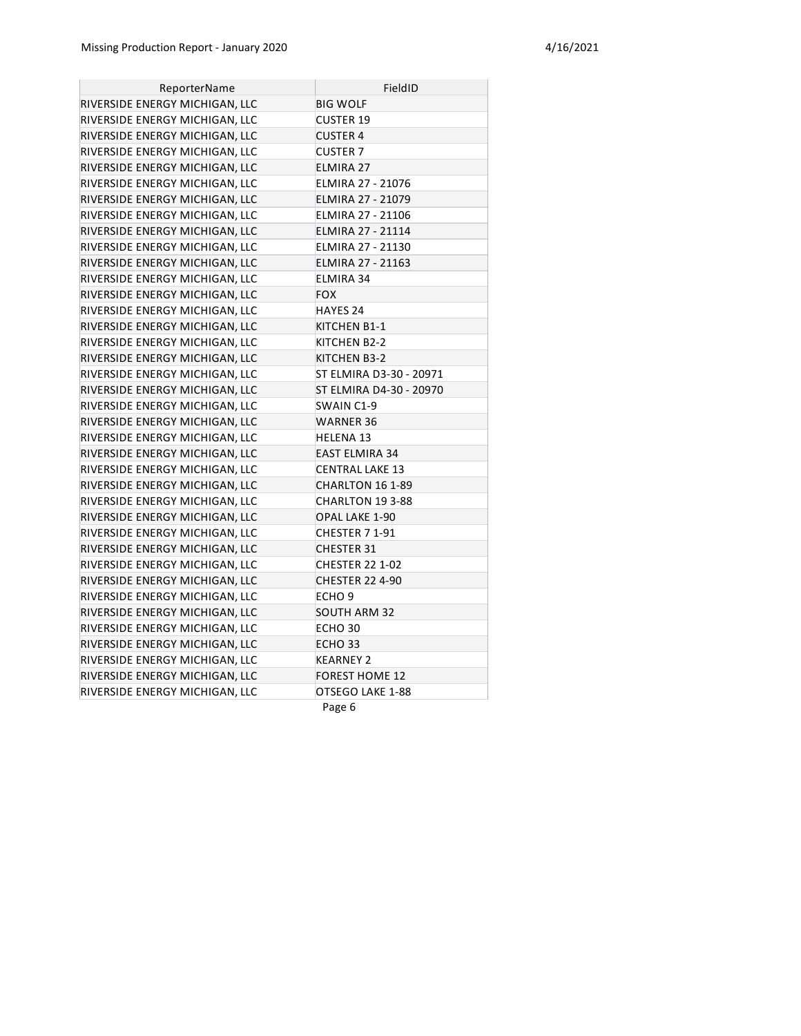| ReporterName | FieldID |
|---|---|
| RIVERSIDE ENERGY MICHIGAN, LLC | BIG WOLF |
| RIVERSIDE ENERGY MICHIGAN, LLC | CUSTER 19 |
| RIVERSIDE ENERGY MICHIGAN, LLC | CUSTER 4 |
| RIVERSIDE ENERGY MICHIGAN, LLC | CUSTER 7 |
| RIVERSIDE ENERGY MICHIGAN, LLC | ELMIRA 27 |
| RIVERSIDE ENERGY MICHIGAN, LLC | ELMIRA 27 - 21076 |
| RIVERSIDE ENERGY MICHIGAN, LLC | ELMIRA 27 - 21079 |
| RIVERSIDE ENERGY MICHIGAN, LLC | ELMIRA 27 - 21106 |
| RIVERSIDE ENERGY MICHIGAN, LLC | ELMIRA 27 - 21114 |
| RIVERSIDE ENERGY MICHIGAN, LLC | ELMIRA 27 - 21130 |
| RIVERSIDE ENERGY MICHIGAN, LLC | ELMIRA 27 - 21163 |
| RIVERSIDE ENERGY MICHIGAN, LLC | ELMIRA 34 |
| RIVERSIDE ENERGY MICHIGAN, LLC | FOX |
| RIVERSIDE ENERGY MICHIGAN, LLC | HAYES 24 |
| RIVERSIDE ENERGY MICHIGAN, LLC | KITCHEN B1-1 |
| RIVERSIDE ENERGY MICHIGAN, LLC | KITCHEN B2-2 |
| RIVERSIDE ENERGY MICHIGAN, LLC | KITCHEN B3-2 |
| RIVERSIDE ENERGY MICHIGAN, LLC | ST ELMIRA D3-30 - 20971 |
| RIVERSIDE ENERGY MICHIGAN, LLC | ST ELMIRA D4-30 - 20970 |
| RIVERSIDE ENERGY MICHIGAN, LLC | SWAIN C1-9 |
| RIVERSIDE ENERGY MICHIGAN, LLC | WARNER 36 |
| RIVERSIDE ENERGY MICHIGAN, LLC | HELENA 13 |
| RIVERSIDE ENERGY MICHIGAN, LLC | EAST ELMIRA 34 |
| RIVERSIDE ENERGY MICHIGAN, LLC | CENTRAL LAKE 13 |
| RIVERSIDE ENERGY MICHIGAN, LLC | CHARLTON 16 1-89 |
| RIVERSIDE ENERGY MICHIGAN, LLC | CHARLTON 19 3-88 |
| RIVERSIDE ENERGY MICHIGAN, LLC | OPAL LAKE 1-90 |
| RIVERSIDE ENERGY MICHIGAN, LLC | CHESTER 7 1-91 |
| RIVERSIDE ENERGY MICHIGAN, LLC | CHESTER 31 |
| RIVERSIDE ENERGY MICHIGAN, LLC | CHESTER 22 1-02 |
| RIVERSIDE ENERGY MICHIGAN, LLC | CHESTER 22 4-90 |
| RIVERSIDE ENERGY MICHIGAN, LLC | ECHO 9 |
| RIVERSIDE ENERGY MICHIGAN, LLC | SOUTH ARM 32 |
| RIVERSIDE ENERGY MICHIGAN, LLC | ECHO 30 |
| RIVERSIDE ENERGY MICHIGAN, LLC | ECHO 33 |
| RIVERSIDE ENERGY MICHIGAN, LLC | KEARNEY 2 |
| RIVERSIDE ENERGY MICHIGAN, LLC | FOREST HOME 12 |
| RIVERSIDE ENERGY MICHIGAN, LLC | OTSEGO LAKE 1-88 |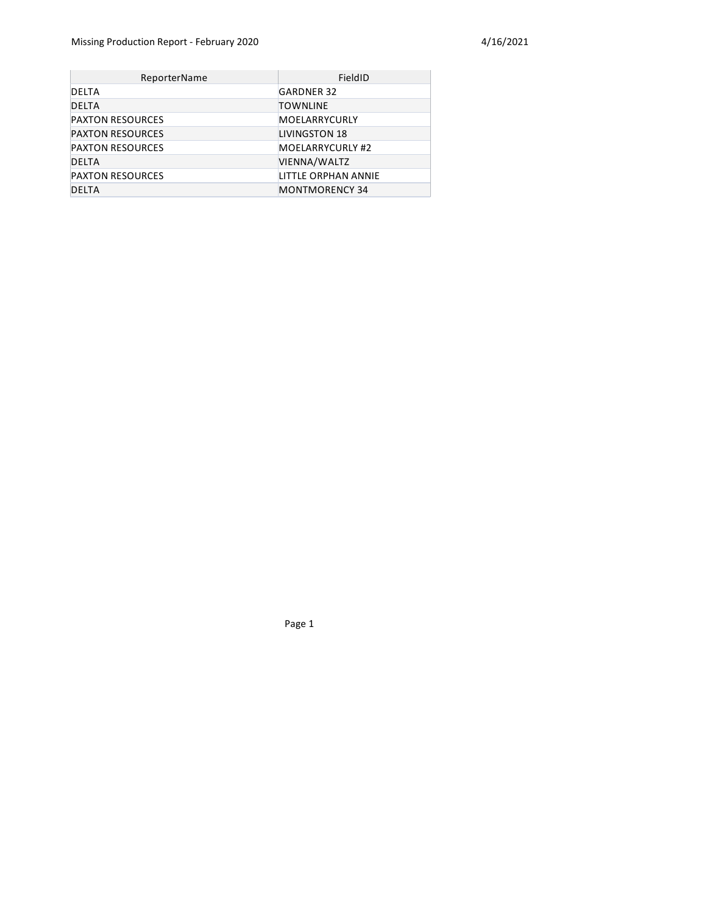Missing Production Report - February 2020

4/16/2021

| ReporterName | FieldID |
|---|---|
| DELTA | GARDNER 32 |
| DELTA | TOWNLINE |
| PAXTON RESOURCES | MOELARRYCURLY |
| PAXTON RESOURCES | LIVINGSTON 18 |
| PAXTON RESOURCES | MOELARRYCURLY #2 |
| DELTA | VIENNA/WALTZ |
| PAXTON RESOURCES | LITTLE ORPHAN ANNIE |
| DELTA | MONTMORENCY 34 |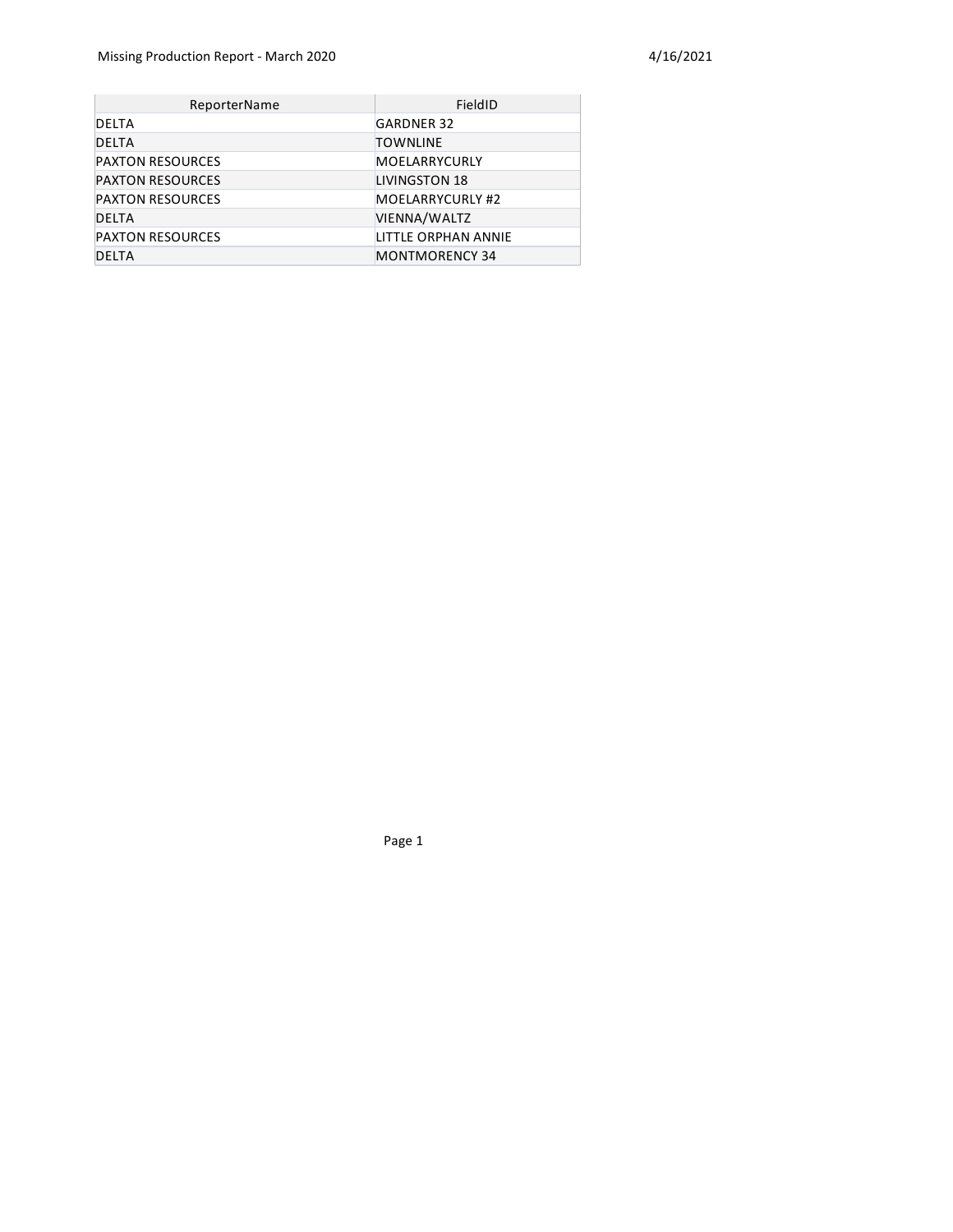| ReporterName | FieldID |
| --- | --- |
| DELTA | GARDNER 32 |
| DELTA | TOWNLINE |
| PAXTON RESOURCES | MOELARRYCURLY |
| PAXTON RESOURCES | LIVINGSTON 18 |
| PAXTON RESOURCES | MOELARRYCURLY #2 |
| DELTA | VIENNA/WALTZ |
| PAXTON RESOURCES | LITTLE ORPHAN ANNIE |
| DELTA | MONTMORENCY 34 |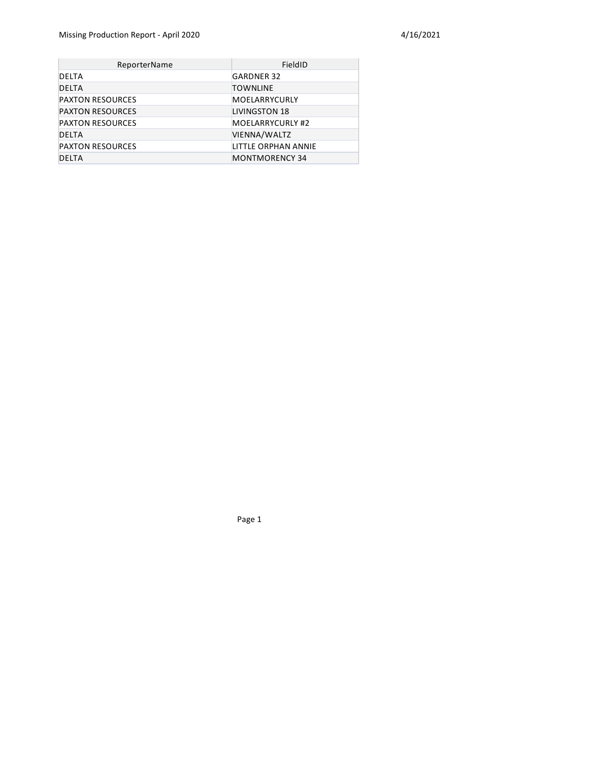Missing Production Report - April 2020

4/16/2021

| ReporterName | FieldID |
|---|---|
| DELTA | GARDNER 32 |
| DELTA | TOWNLINE |
| PAXTON RESOURCES | MOELARRYCURLY |
| PAXTON RESOURCES | LIVINGSTON 18 |
| PAXTON RESOURCES | MOELARRYCURLY #2 |
| DELTA | VIENNA/WALTZ |
| PAXTON RESOURCES | LITTLE ORPHAN ANNIE |
| DELTA | MONTMORENCY 34 |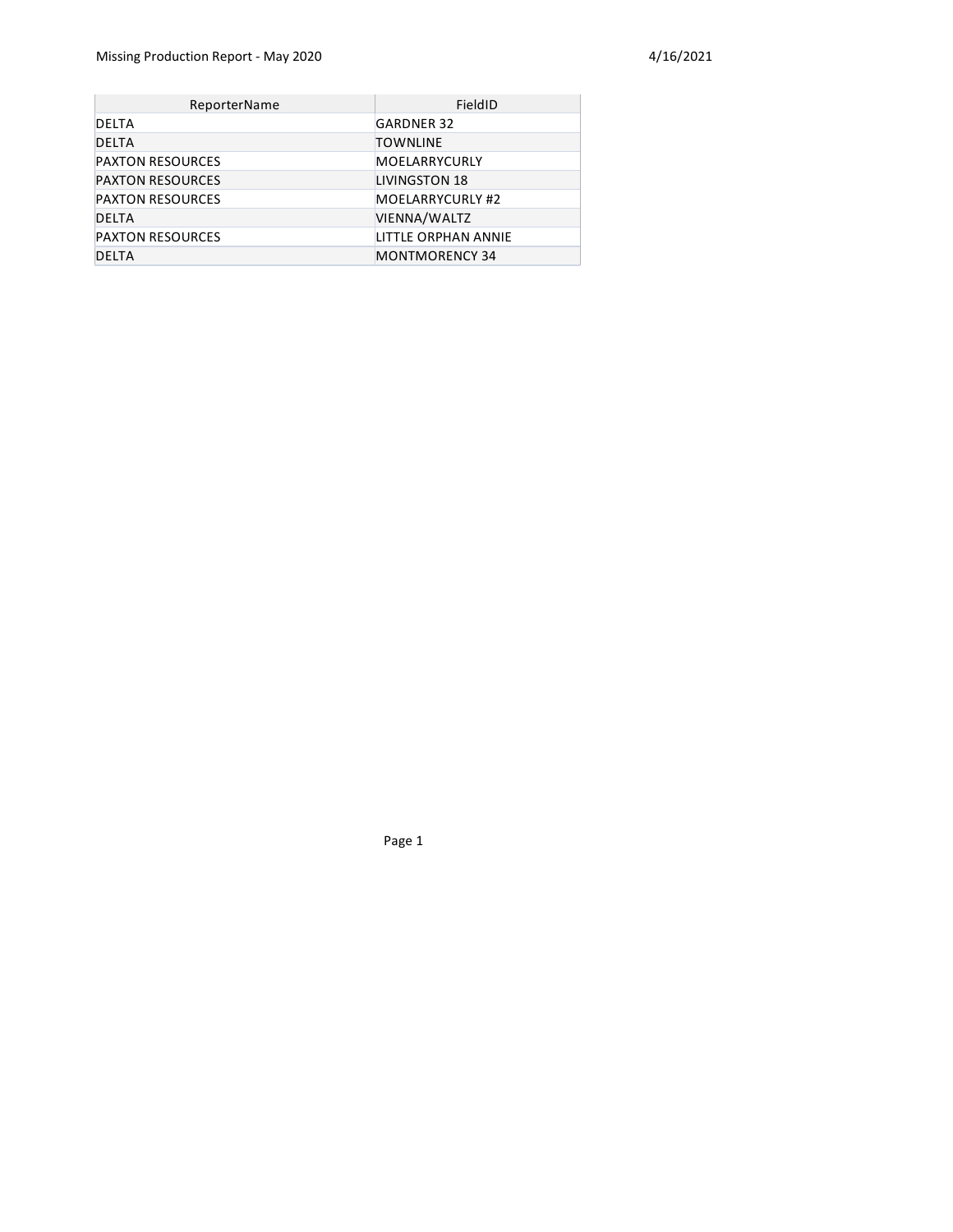| ReporterName | FieldID |
| --- | --- |
| DELTA | GARDNER 32 |
| DELTA | TOWNLINE |
| PAXTON RESOURCES | MOELARRYCURLY |
| PAXTON RESOURCES | LIVINGSTON 18 |
| PAXTON RESOURCES | MOELARRYCURLY #2 |
| DELTA | VIENNA/WALTZ |
| PAXTON RESOURCES | LITTLE ORPHAN ANNIE |
| DELTA | MONTMORENCY 34 |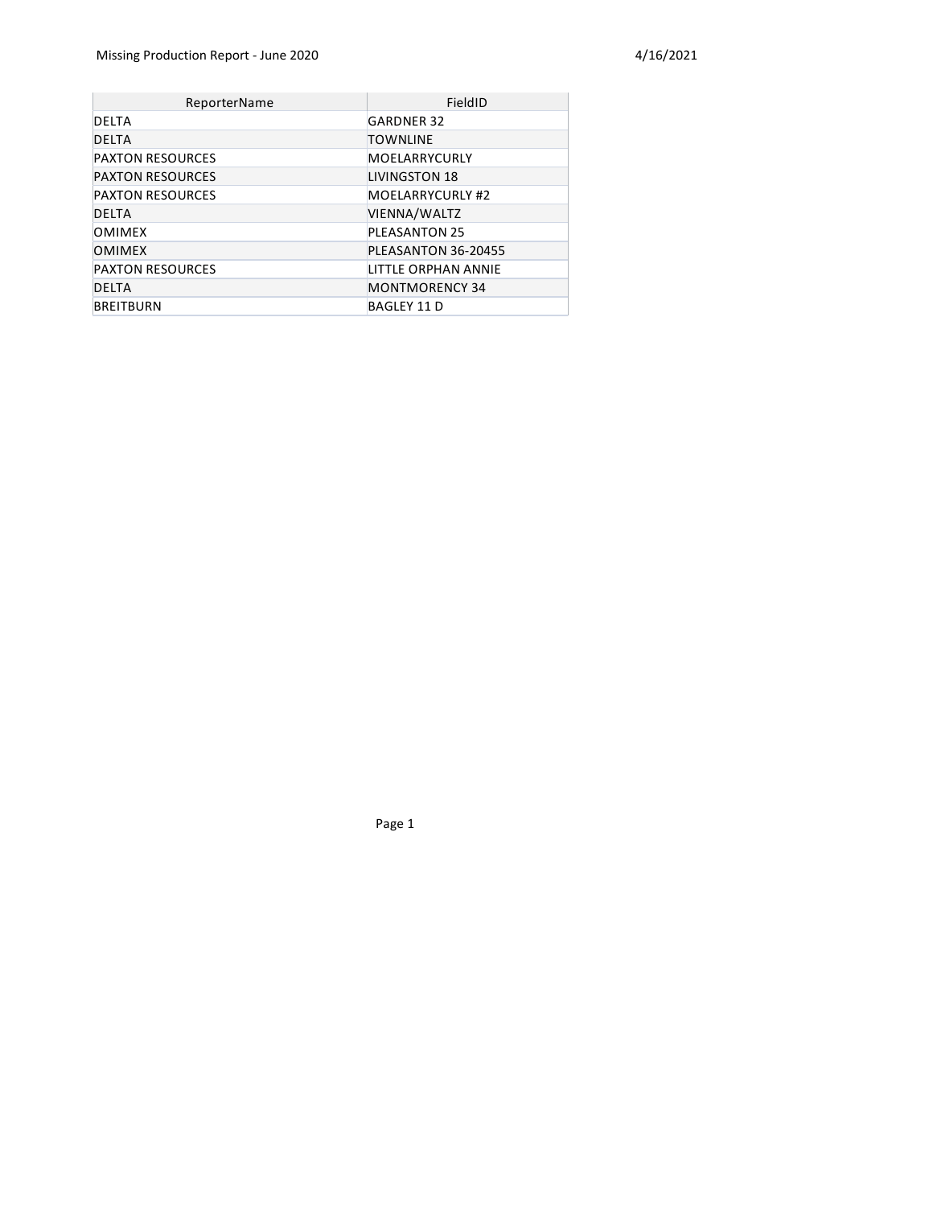| ReporterName | FieldID |
|---|---|
| DELTA | GARDNER 32 |
| DELTA | TOWNLINE |
| PAXTON RESOURCES | MOELARRYCURLY |
| PAXTON RESOURCES | LIVINGSTON 18 |
| PAXTON RESOURCES | MOELARRYCURLY #2 |
| DELTA | VIENNA/WALTZ |
| OMIMEX | PLEASANTON 25 |
| OMIMEX | PLEASANTON 36-20455 |
| PAXTON RESOURCES | LITTLE ORPHAN ANNIE |
| DELTA | MONTMORENCY 34 |
| BREITBURN | BAGLEY 11 D |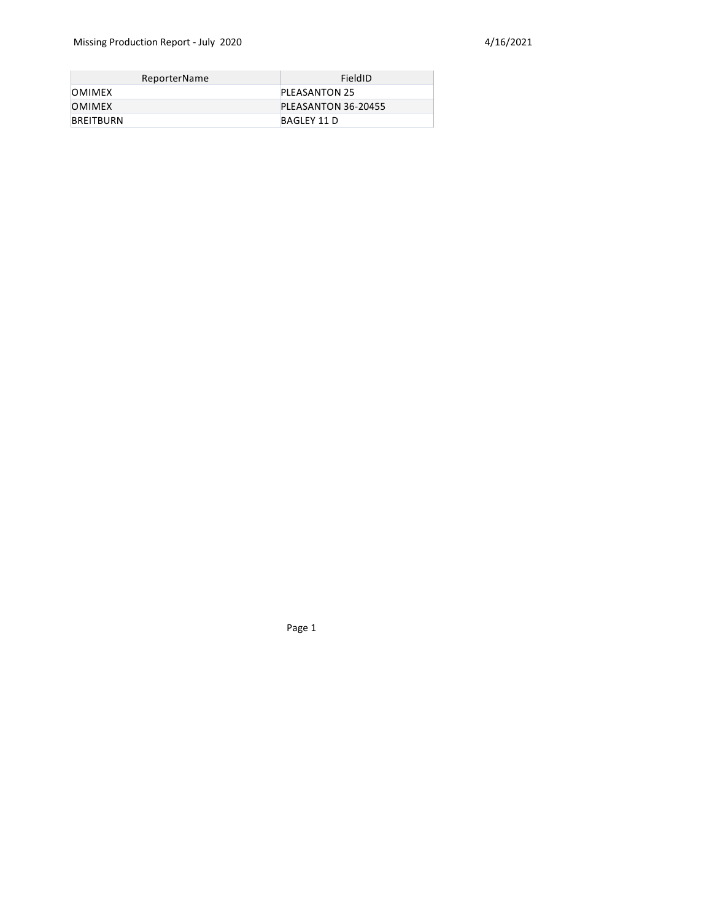Missing Production Report - July 2020

4/16/2021

| ReporterName | FieldID |
| --- | --- |
| OMIMEX | PLEASANTON 25 |
| OMIMEX | PLEASANTON 36-20455 |
| BREITBURN | BAGLEY 11 D |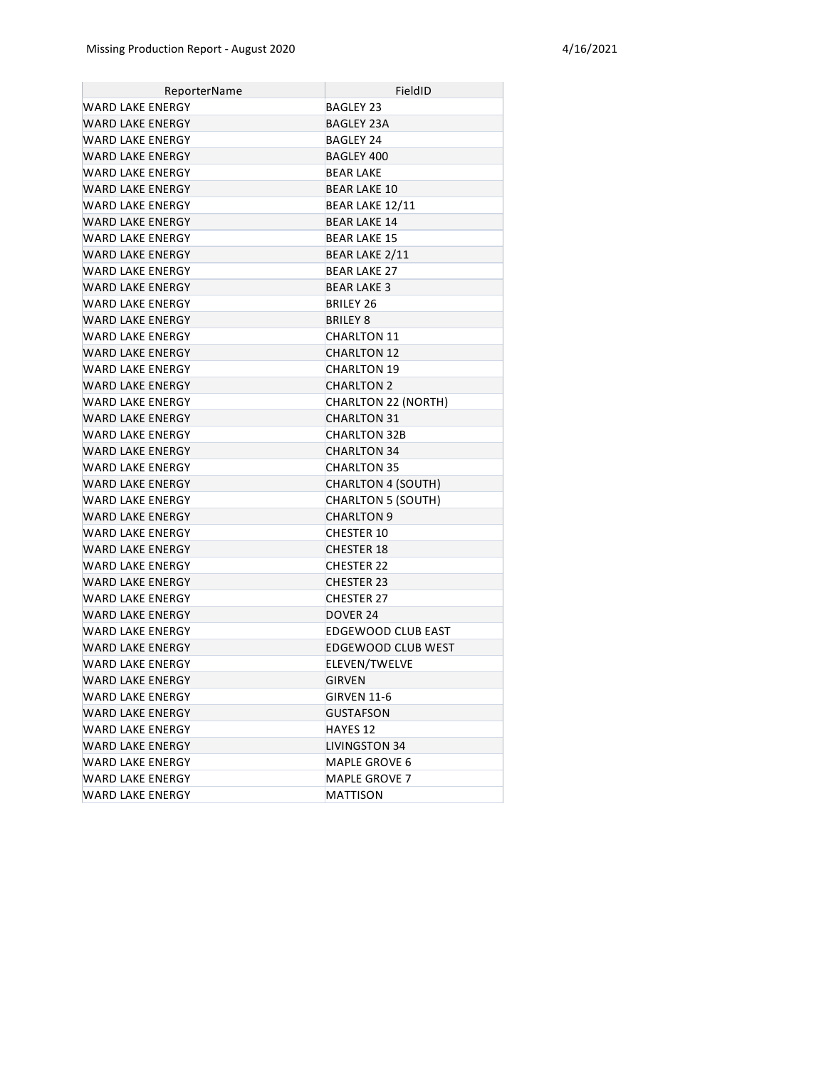| ReporterName | FieldID |
|---|---|
| WARD LAKE ENERGY | BAGLEY 23 |
| WARD LAKE ENERGY | BAGLEY 23A |
| WARD LAKE ENERGY | BAGLEY 24 |
| WARD LAKE ENERGY | BAGLEY 400 |
| WARD LAKE ENERGY | BEAR LAKE |
| WARD LAKE ENERGY | BEAR LAKE 10 |
| WARD LAKE ENERGY | BEAR LAKE 12/11 |
| WARD LAKE ENERGY | BEAR LAKE 14 |
| WARD LAKE ENERGY | BEAR LAKE 15 |
| WARD LAKE ENERGY | BEAR LAKE 2/11 |
| WARD LAKE ENERGY | BEAR LAKE 27 |
| WARD LAKE ENERGY | BEAR LAKE 3 |
| WARD LAKE ENERGY | BRILEY 26 |
| WARD LAKE ENERGY | BRILEY 8 |
| WARD LAKE ENERGY | CHARLTON 11 |
| WARD LAKE ENERGY | CHARLTON 12 |
| WARD LAKE ENERGY | CHARLTON 19 |
| WARD LAKE ENERGY | CHARLTON 2 |
| WARD LAKE ENERGY | CHARLTON 22 (NORTH) |
| WARD LAKE ENERGY | CHARLTON 31 |
| WARD LAKE ENERGY | CHARLTON 32B |
| WARD LAKE ENERGY | CHARLTON 34 |
| WARD LAKE ENERGY | CHARLTON 35 |
| WARD LAKE ENERGY | CHARLTON 4 (SOUTH) |
| WARD LAKE ENERGY | CHARLTON 5 (SOUTH) |
| WARD LAKE ENERGY | CHARLTON 9 |
| WARD LAKE ENERGY | CHESTER 10 |
| WARD LAKE ENERGY | CHESTER 18 |
| WARD LAKE ENERGY | CHESTER 22 |
| WARD LAKE ENERGY | CHESTER 23 |
| WARD LAKE ENERGY | CHESTER 27 |
| WARD LAKE ENERGY | DOVER 24 |
| WARD LAKE ENERGY | EDGEWOOD CLUB EAST |
| WARD LAKE ENERGY | EDGEWOOD CLUB WEST |
| WARD LAKE ENERGY | ELEVEN/TWELVE |
| WARD LAKE ENERGY | GIRVEN |
| WARD LAKE ENERGY | GIRVEN 11-6 |
| WARD LAKE ENERGY | GUSTAFSON |
| WARD LAKE ENERGY | HAYES 12 |
| WARD LAKE ENERGY | LIVINGSTON 34 |
| WARD LAKE ENERGY | MAPLE GROVE 6 |
| WARD LAKE ENERGY | MAPLE GROVE 7 |
| WARD LAKE ENERGY | MATTISON |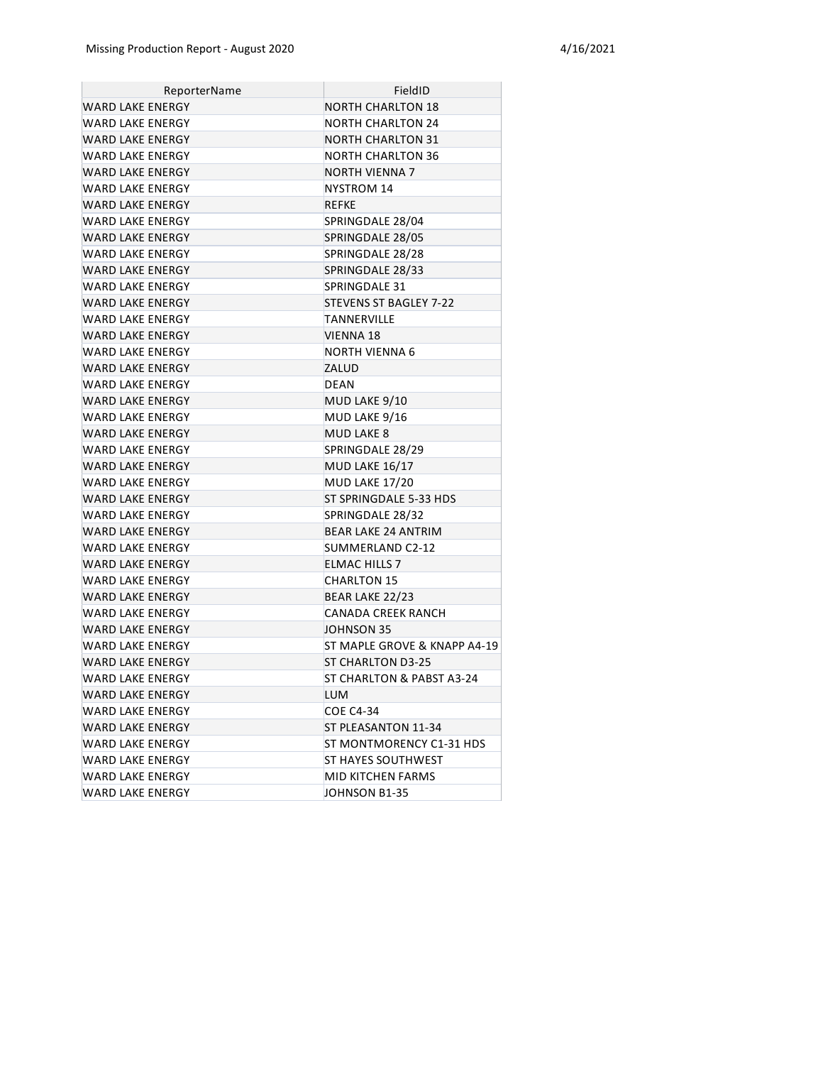| ReporterName | FieldID |
| --- | --- |
| WARD LAKE ENERGY | NORTH CHARLTON 18 |
| WARD LAKE ENERGY | NORTH CHARLTON 24 |
| WARD LAKE ENERGY | NORTH CHARLTON 31 |
| WARD LAKE ENERGY | NORTH CHARLTON 36 |
| WARD LAKE ENERGY | NORTH VIENNA 7 |
| WARD LAKE ENERGY | NYSTROM 14 |
| WARD LAKE ENERGY | REFKE |
| WARD LAKE ENERGY | SPRINGDALE 28/04 |
| WARD LAKE ENERGY | SPRINGDALE 28/05 |
| WARD LAKE ENERGY | SPRINGDALE 28/28 |
| WARD LAKE ENERGY | SPRINGDALE 28/33 |
| WARD LAKE ENERGY | SPRINGDALE 31 |
| WARD LAKE ENERGY | STEVENS ST BAGLEY 7-22 |
| WARD LAKE ENERGY | TANNERVILLE |
| WARD LAKE ENERGY | VIENNA 18 |
| WARD LAKE ENERGY | NORTH VIENNA 6 |
| WARD LAKE ENERGY | ZALUD |
| WARD LAKE ENERGY | DEAN |
| WARD LAKE ENERGY | MUD LAKE 9/10 |
| WARD LAKE ENERGY | MUD LAKE 9/16 |
| WARD LAKE ENERGY | MUD LAKE 8 |
| WARD LAKE ENERGY | SPRINGDALE 28/29 |
| WARD LAKE ENERGY | MUD LAKE 16/17 |
| WARD LAKE ENERGY | MUD LAKE 17/20 |
| WARD LAKE ENERGY | ST SPRINGDALE 5-33 HDS |
| WARD LAKE ENERGY | SPRINGDALE 28/32 |
| WARD LAKE ENERGY | BEAR LAKE 24 ANTRIM |
| WARD LAKE ENERGY | SUMMERLAND C2-12 |
| WARD LAKE ENERGY | ELMAC HILLS 7 |
| WARD LAKE ENERGY | CHARLTON 15 |
| WARD LAKE ENERGY | BEAR LAKE 22/23 |
| WARD LAKE ENERGY | CANADA CREEK RANCH |
| WARD LAKE ENERGY | JOHNSON 35 |
| WARD LAKE ENERGY | ST MAPLE GROVE & KNAPP A4-19 |
| WARD LAKE ENERGY | ST CHARLTON D3-25 |
| WARD LAKE ENERGY | ST CHARLTON & PABST A3-24 |
| WARD LAKE ENERGY | LUM |
| WARD LAKE ENERGY | COE C4-34 |
| WARD LAKE ENERGY | ST PLEASANTON 11-34 |
| WARD LAKE ENERGY | ST MONTMORENCY C1-31 HDS |
| WARD LAKE ENERGY | ST HAYES SOUTHWEST |
| WARD LAKE ENERGY | MID KITCHEN FARMS |
| WARD LAKE ENERGY | JOHNSON B1-35 |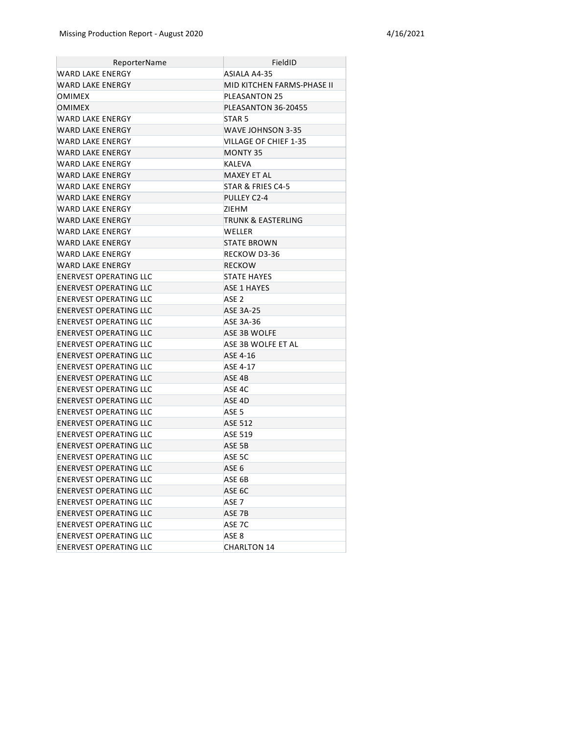| ReporterName | FieldID |
|---|---|
| WARD LAKE ENERGY | ASIALA A4-35 |
| WARD LAKE ENERGY | MID KITCHEN FARMS-PHASE II |
| OMIMEX | PLEASANTON 25 |
| OMIMEX | PLEASANTON 36-20455 |
| WARD LAKE ENERGY | STAR 5 |
| WARD LAKE ENERGY | WAVE JOHNSON 3-35 |
| WARD LAKE ENERGY | VILLAGE OF CHIEF 1-35 |
| WARD LAKE ENERGY | MONTY 35 |
| WARD LAKE ENERGY | KALEVA |
| WARD LAKE ENERGY | MAXEY ET AL |
| WARD LAKE ENERGY | STAR & FRIES C4-5 |
| WARD LAKE ENERGY | PULLEY C2-4 |
| WARD LAKE ENERGY | ZIEHM |
| WARD LAKE ENERGY | TRUNK & EASTERLING |
| WARD LAKE ENERGY | WELLER |
| WARD LAKE ENERGY | STATE BROWN |
| WARD LAKE ENERGY | RECKOW D3-36 |
| WARD LAKE ENERGY | RECKOW |
| ENERVEST OPERATING LLC | STATE HAYES |
| ENERVEST OPERATING LLC | ASE 1 HAYES |
| ENERVEST OPERATING LLC | ASE 2 |
| ENERVEST OPERATING LLC | ASE 3A-25 |
| ENERVEST OPERATING LLC | ASE 3A-36 |
| ENERVEST OPERATING LLC | ASE 3B WOLFE |
| ENERVEST OPERATING LLC | ASE 3B WOLFE ET AL |
| ENERVEST OPERATING LLC | ASE 4-16 |
| ENERVEST OPERATING LLC | ASE 4-17 |
| ENERVEST OPERATING LLC | ASE 4B |
| ENERVEST OPERATING LLC | ASE 4C |
| ENERVEST OPERATING LLC | ASE 4D |
| ENERVEST OPERATING LLC | ASE 5 |
| ENERVEST OPERATING LLC | ASE 512 |
| ENERVEST OPERATING LLC | ASE 519 |
| ENERVEST OPERATING LLC | ASE 5B |
| ENERVEST OPERATING LLC | ASE 5C |
| ENERVEST OPERATING LLC | ASE 6 |
| ENERVEST OPERATING LLC | ASE 6B |
| ENERVEST OPERATING LLC | ASE 6C |
| ENERVEST OPERATING LLC | ASE 7 |
| ENERVEST OPERATING LLC | ASE 7B |
| ENERVEST OPERATING LLC | ASE 7C |
| ENERVEST OPERATING LLC | ASE 8 |
| ENERVEST OPERATING LLC | CHARLTON 14 |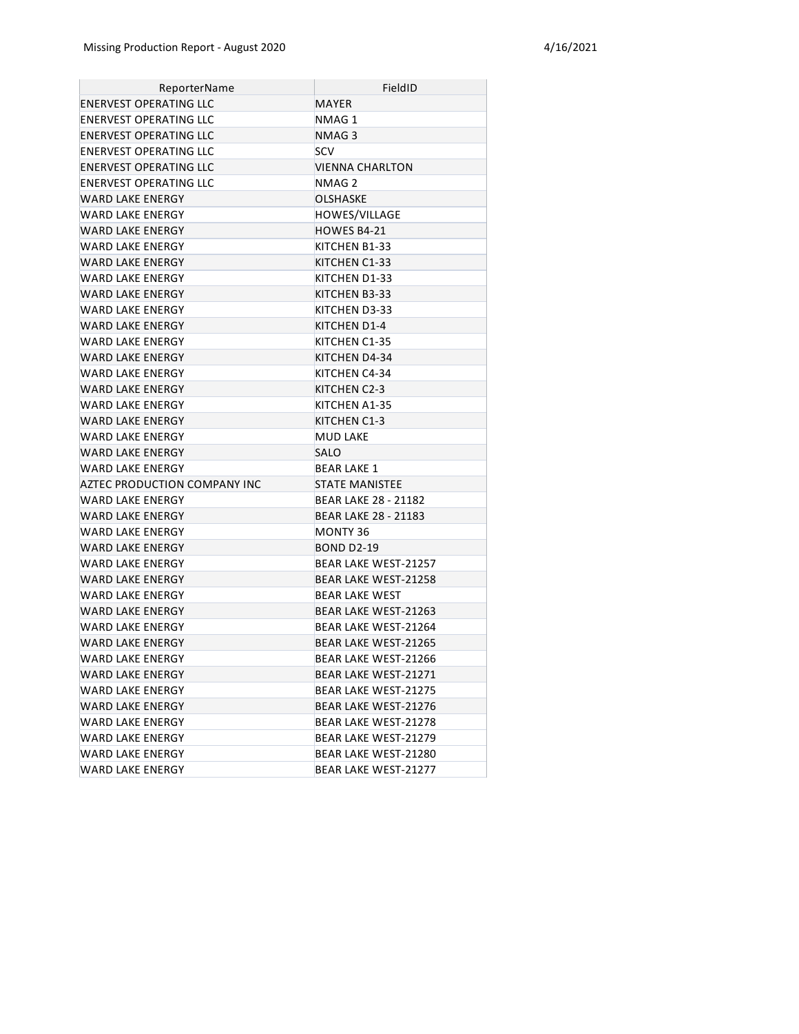| ReporterName | FieldID |
|---|---|
| ENERVEST OPERATING LLC | MAYER |
| ENERVEST OPERATING LLC | NMAG 1 |
| ENERVEST OPERATING LLC | NMAG 3 |
| ENERVEST OPERATING LLC | SCV |
| ENERVEST OPERATING LLC | VIENNA CHARLTON |
| ENERVEST OPERATING LLC | NMAG 2 |
| WARD LAKE ENERGY | OLSHASKE |
| WARD LAKE ENERGY | HOWES/VILLAGE |
| WARD LAKE ENERGY | HOWES B4-21 |
| WARD LAKE ENERGY | KITCHEN B1-33 |
| WARD LAKE ENERGY | KITCHEN C1-33 |
| WARD LAKE ENERGY | KITCHEN D1-33 |
| WARD LAKE ENERGY | KITCHEN B3-33 |
| WARD LAKE ENERGY | KITCHEN D3-33 |
| WARD LAKE ENERGY | KITCHEN D1-4 |
| WARD LAKE ENERGY | KITCHEN C1-35 |
| WARD LAKE ENERGY | KITCHEN D4-34 |
| WARD LAKE ENERGY | KITCHEN C4-34 |
| WARD LAKE ENERGY | KITCHEN C2-3 |
| WARD LAKE ENERGY | KITCHEN A1-35 |
| WARD LAKE ENERGY | KITCHEN C1-3 |
| WARD LAKE ENERGY | MUD LAKE |
| WARD LAKE ENERGY | SALO |
| WARD LAKE ENERGY | BEAR LAKE 1 |
| AZTEC PRODUCTION COMPANY INC | STATE MANISTEE |
| WARD LAKE ENERGY | BEAR LAKE 28 - 21182 |
| WARD LAKE ENERGY | BEAR LAKE 28 - 21183 |
| WARD LAKE ENERGY | MONTY 36 |
| WARD LAKE ENERGY | BOND D2-19 |
| WARD LAKE ENERGY | BEAR LAKE WEST-21257 |
| WARD LAKE ENERGY | BEAR LAKE WEST-21258 |
| WARD LAKE ENERGY | BEAR LAKE WEST |
| WARD LAKE ENERGY | BEAR LAKE WEST-21263 |
| WARD LAKE ENERGY | BEAR LAKE WEST-21264 |
| WARD LAKE ENERGY | BEAR LAKE WEST-21265 |
| WARD LAKE ENERGY | BEAR LAKE WEST-21266 |
| WARD LAKE ENERGY | BEAR LAKE WEST-21271 |
| WARD LAKE ENERGY | BEAR LAKE WEST-21275 |
| WARD LAKE ENERGY | BEAR LAKE WEST-21276 |
| WARD LAKE ENERGY | BEAR LAKE WEST-21278 |
| WARD LAKE ENERGY | BEAR LAKE WEST-21279 |
| WARD LAKE ENERGY | BEAR LAKE WEST-21280 |
| WARD LAKE ENERGY | BEAR LAKE WEST-21277 |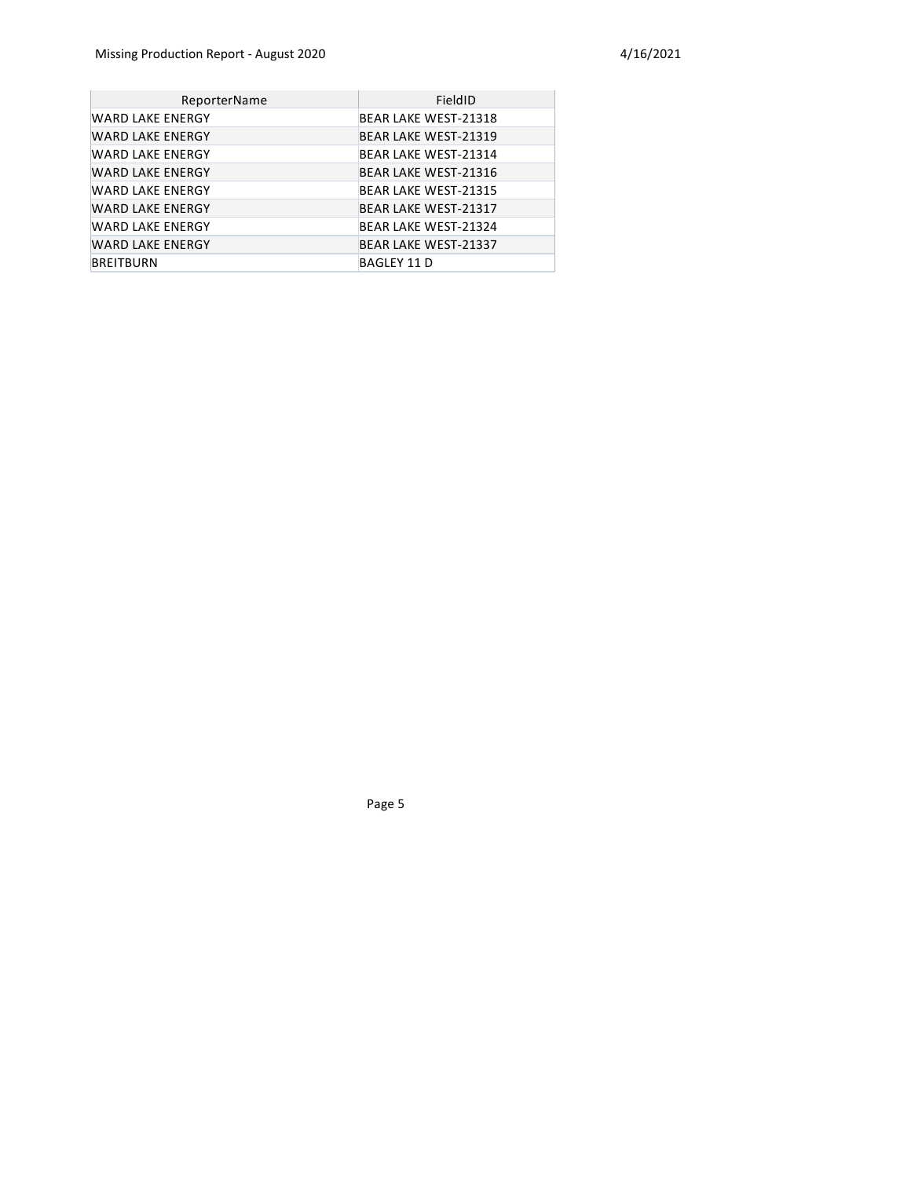| ReporterName | FieldID |
|---|---|
| WARD LAKE ENERGY | BEAR LAKE WEST-21318 |
| WARD LAKE ENERGY | BEAR LAKE WEST-21319 |
| WARD LAKE ENERGY | BEAR LAKE WEST-21314 |
| WARD LAKE ENERGY | BEAR LAKE WEST-21316 |
| WARD LAKE ENERGY | BEAR LAKE WEST-21315 |
| WARD LAKE ENERGY | BEAR LAKE WEST-21317 |
| WARD LAKE ENERGY | BEAR LAKE WEST-21324 |
| WARD LAKE ENERGY | BEAR LAKE WEST-21337 |
| BREITBURN | BAGLEY 11 D |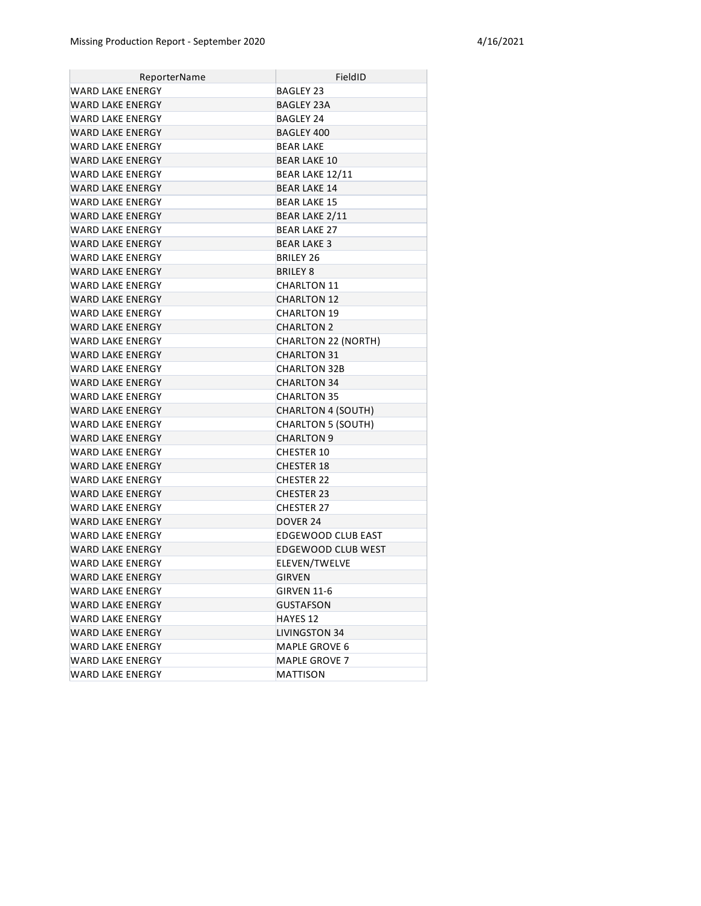| ReporterName | FieldID |
| --- | --- |
| WARD LAKE ENERGY | BAGLEY 23 |
| WARD LAKE ENERGY | BAGLEY 23A |
| WARD LAKE ENERGY | BAGLEY 24 |
| WARD LAKE ENERGY | BAGLEY 400 |
| WARD LAKE ENERGY | BEAR LAKE |
| WARD LAKE ENERGY | BEAR LAKE 10 |
| WARD LAKE ENERGY | BEAR LAKE 12/11 |
| WARD LAKE ENERGY | BEAR LAKE 14 |
| WARD LAKE ENERGY | BEAR LAKE 15 |
| WARD LAKE ENERGY | BEAR LAKE 2/11 |
| WARD LAKE ENERGY | BEAR LAKE 27 |
| WARD LAKE ENERGY | BEAR LAKE 3 |
| WARD LAKE ENERGY | BRILEY 26 |
| WARD LAKE ENERGY | BRILEY 8 |
| WARD LAKE ENERGY | CHARLTON 11 |
| WARD LAKE ENERGY | CHARLTON 12 |
| WARD LAKE ENERGY | CHARLTON 19 |
| WARD LAKE ENERGY | CHARLTON 2 |
| WARD LAKE ENERGY | CHARLTON 22 (NORTH) |
| WARD LAKE ENERGY | CHARLTON 31 |
| WARD LAKE ENERGY | CHARLTON 32B |
| WARD LAKE ENERGY | CHARLTON 34 |
| WARD LAKE ENERGY | CHARLTON 35 |
| WARD LAKE ENERGY | CHARLTON 4 (SOUTH) |
| WARD LAKE ENERGY | CHARLTON 5 (SOUTH) |
| WARD LAKE ENERGY | CHARLTON 9 |
| WARD LAKE ENERGY | CHESTER 10 |
| WARD LAKE ENERGY | CHESTER 18 |
| WARD LAKE ENERGY | CHESTER 22 |
| WARD LAKE ENERGY | CHESTER 23 |
| WARD LAKE ENERGY | CHESTER 27 |
| WARD LAKE ENERGY | DOVER 24 |
| WARD LAKE ENERGY | EDGEWOOD CLUB EAST |
| WARD LAKE ENERGY | EDGEWOOD CLUB WEST |
| WARD LAKE ENERGY | ELEVEN/TWELVE |
| WARD LAKE ENERGY | GIRVEN |
| WARD LAKE ENERGY | GIRVEN 11-6 |
| WARD LAKE ENERGY | GUSTAFSON |
| WARD LAKE ENERGY | HAYES 12 |
| WARD LAKE ENERGY | LIVINGSTON 34 |
| WARD LAKE ENERGY | MAPLE GROVE 6 |
| WARD LAKE ENERGY | MAPLE GROVE 7 |
| WARD LAKE ENERGY | MATTISON |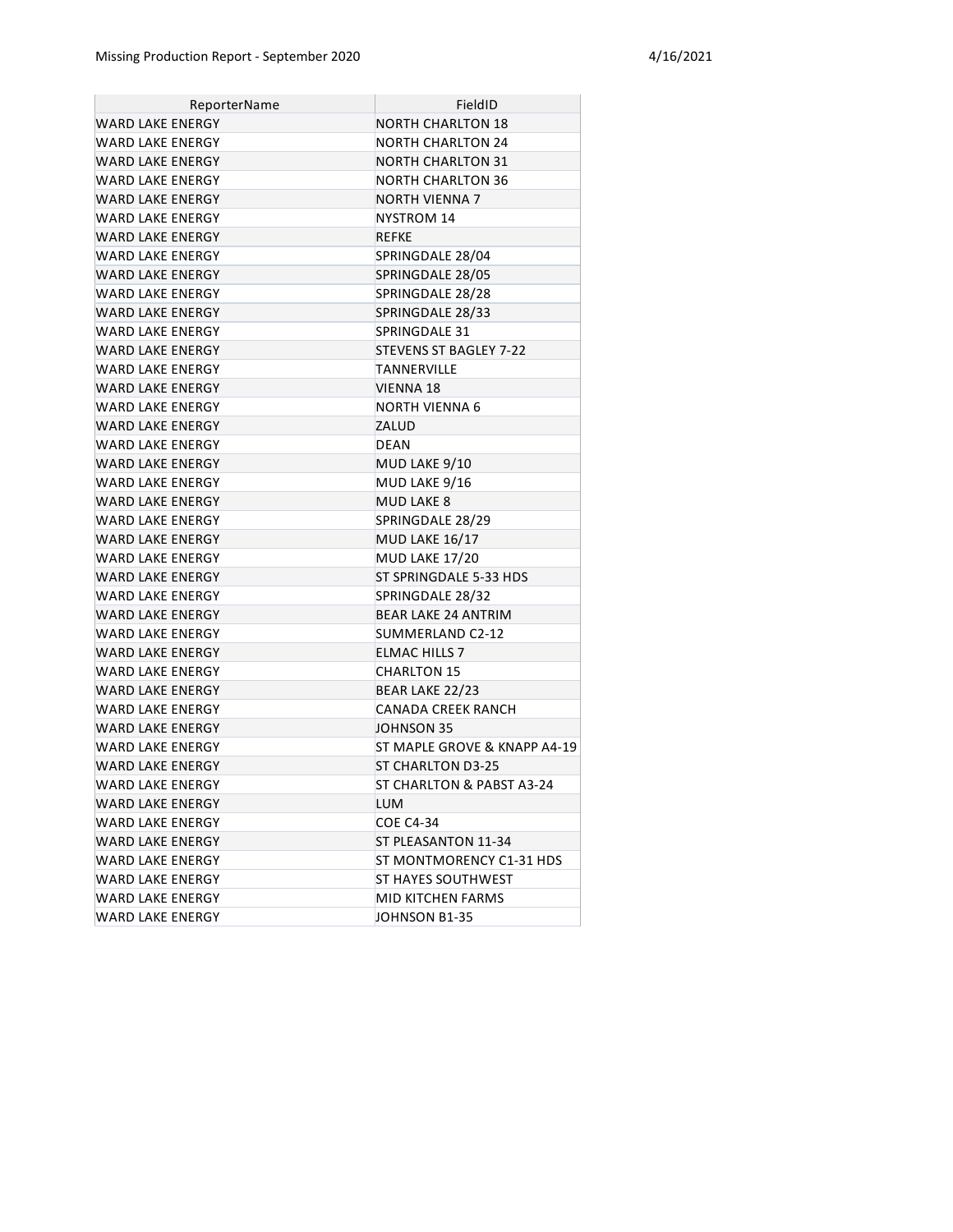| ReporterName | FieldID |
|---|---|
| WARD LAKE ENERGY | NORTH CHARLTON 18 |
| WARD LAKE ENERGY | NORTH CHARLTON 24 |
| WARD LAKE ENERGY | NORTH CHARLTON 31 |
| WARD LAKE ENERGY | NORTH CHARLTON 36 |
| WARD LAKE ENERGY | NORTH VIENNA 7 |
| WARD LAKE ENERGY | NYSTROM 14 |
| WARD LAKE ENERGY | REFKE |
| WARD LAKE ENERGY | SPRINGDALE 28/04 |
| WARD LAKE ENERGY | SPRINGDALE 28/05 |
| WARD LAKE ENERGY | SPRINGDALE 28/28 |
| WARD LAKE ENERGY | SPRINGDALE 28/33 |
| WARD LAKE ENERGY | SPRINGDALE 31 |
| WARD LAKE ENERGY | STEVENS ST BAGLEY 7-22 |
| WARD LAKE ENERGY | TANNERVILLE |
| WARD LAKE ENERGY | VIENNA 18 |
| WARD LAKE ENERGY | NORTH VIENNA 6 |
| WARD LAKE ENERGY | ZALUD |
| WARD LAKE ENERGY | DEAN |
| WARD LAKE ENERGY | MUD LAKE 9/10 |
| WARD LAKE ENERGY | MUD LAKE 9/16 |
| WARD LAKE ENERGY | MUD LAKE 8 |
| WARD LAKE ENERGY | SPRINGDALE 28/29 |
| WARD LAKE ENERGY | MUD LAKE 16/17 |
| WARD LAKE ENERGY | MUD LAKE 17/20 |
| WARD LAKE ENERGY | ST SPRINGDALE 5-33 HDS |
| WARD LAKE ENERGY | SPRINGDALE 28/32 |
| WARD LAKE ENERGY | BEAR LAKE 24 ANTRIM |
| WARD LAKE ENERGY | SUMMERLAND C2-12 |
| WARD LAKE ENERGY | ELMAC HILLS 7 |
| WARD LAKE ENERGY | CHARLTON 15 |
| WARD LAKE ENERGY | BEAR LAKE 22/23 |
| WARD LAKE ENERGY | CANADA CREEK RANCH |
| WARD LAKE ENERGY | JOHNSON 35 |
| WARD LAKE ENERGY | ST MAPLE GROVE & KNAPP A4-19 |
| WARD LAKE ENERGY | ST CHARLTON D3-25 |
| WARD LAKE ENERGY | ST CHARLTON & PABST A3-24 |
| WARD LAKE ENERGY | LUM |
| WARD LAKE ENERGY | COE C4-34 |
| WARD LAKE ENERGY | ST PLEASANTON 11-34 |
| WARD LAKE ENERGY | ST MONTMORENCY C1-31 HDS |
| WARD LAKE ENERGY | ST HAYES SOUTHWEST |
| WARD LAKE ENERGY | MID KITCHEN FARMS |
| WARD LAKE ENERGY | JOHNSON B1-35 |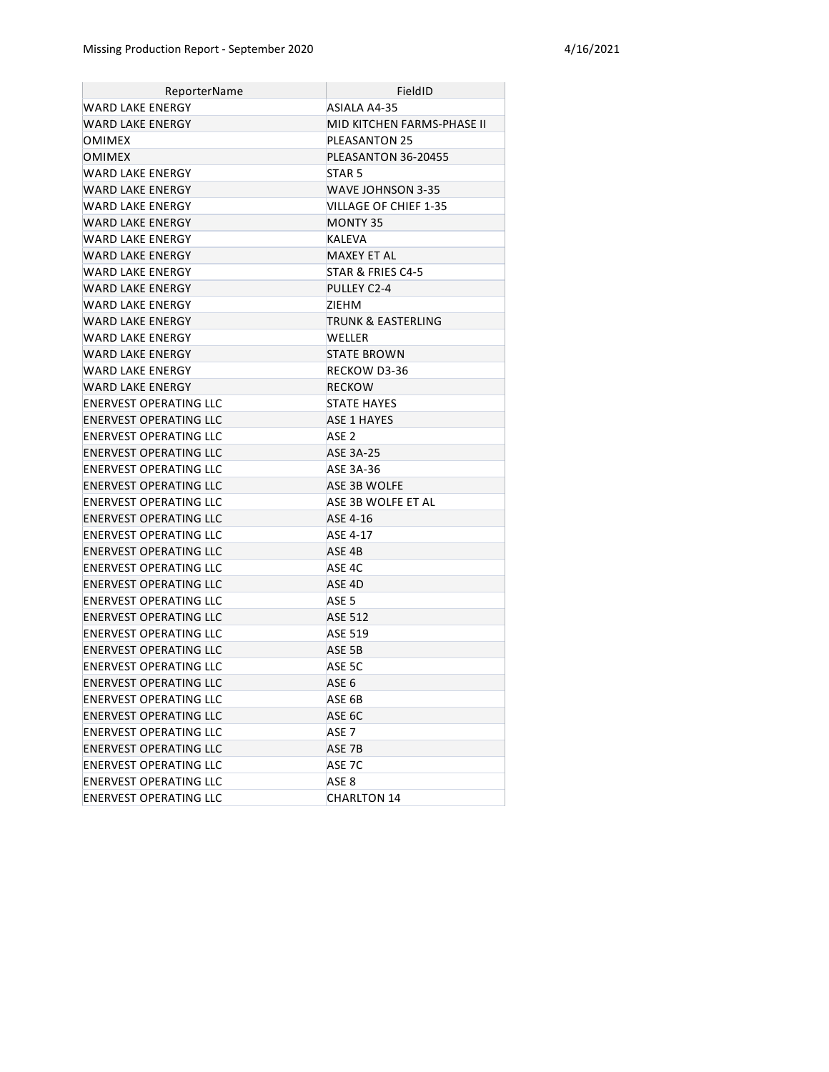| ReporterName | FieldID |
|---|---|
| WARD LAKE ENERGY | ASIALA A4-35 |
| WARD LAKE ENERGY | MID KITCHEN FARMS-PHASE II |
| OMIMEX | PLEASANTON 25 |
| OMIMEX | PLEASANTON 36-20455 |
| WARD LAKE ENERGY | STAR 5 |
| WARD LAKE ENERGY | WAVE JOHNSON 3-35 |
| WARD LAKE ENERGY | VILLAGE OF CHIEF 1-35 |
| WARD LAKE ENERGY | MONTY 35 |
| WARD LAKE ENERGY | KALEVA |
| WARD LAKE ENERGY | MAXEY ET AL |
| WARD LAKE ENERGY | STAR & FRIES C4-5 |
| WARD LAKE ENERGY | PULLEY C2-4 |
| WARD LAKE ENERGY | ZIEHM |
| WARD LAKE ENERGY | TRUNK & EASTERLING |
| WARD LAKE ENERGY | WELLER |
| WARD LAKE ENERGY | STATE BROWN |
| WARD LAKE ENERGY | RECKOW D3-36 |
| WARD LAKE ENERGY | RECKOW |
| ENERVEST OPERATING LLC | STATE HAYES |
| ENERVEST OPERATING LLC | ASE 1 HAYES |
| ENERVEST OPERATING LLC | ASE 2 |
| ENERVEST OPERATING LLC | ASE 3A-25 |
| ENERVEST OPERATING LLC | ASE 3A-36 |
| ENERVEST OPERATING LLC | ASE 3B WOLFE |
| ENERVEST OPERATING LLC | ASE 3B WOLFE ET AL |
| ENERVEST OPERATING LLC | ASE 4-16 |
| ENERVEST OPERATING LLC | ASE 4-17 |
| ENERVEST OPERATING LLC | ASE 4B |
| ENERVEST OPERATING LLC | ASE 4C |
| ENERVEST OPERATING LLC | ASE 4D |
| ENERVEST OPERATING LLC | ASE 5 |
| ENERVEST OPERATING LLC | ASE 512 |
| ENERVEST OPERATING LLC | ASE 519 |
| ENERVEST OPERATING LLC | ASE 5B |
| ENERVEST OPERATING LLC | ASE 5C |
| ENERVEST OPERATING LLC | ASE 6 |
| ENERVEST OPERATING LLC | ASE 6B |
| ENERVEST OPERATING LLC | ASE 6C |
| ENERVEST OPERATING LLC | ASE 7 |
| ENERVEST OPERATING LLC | ASE 7B |
| ENERVEST OPERATING LLC | ASE 7C |
| ENERVEST OPERATING LLC | ASE 8 |
| ENERVEST OPERATING LLC | CHARLTON 14 |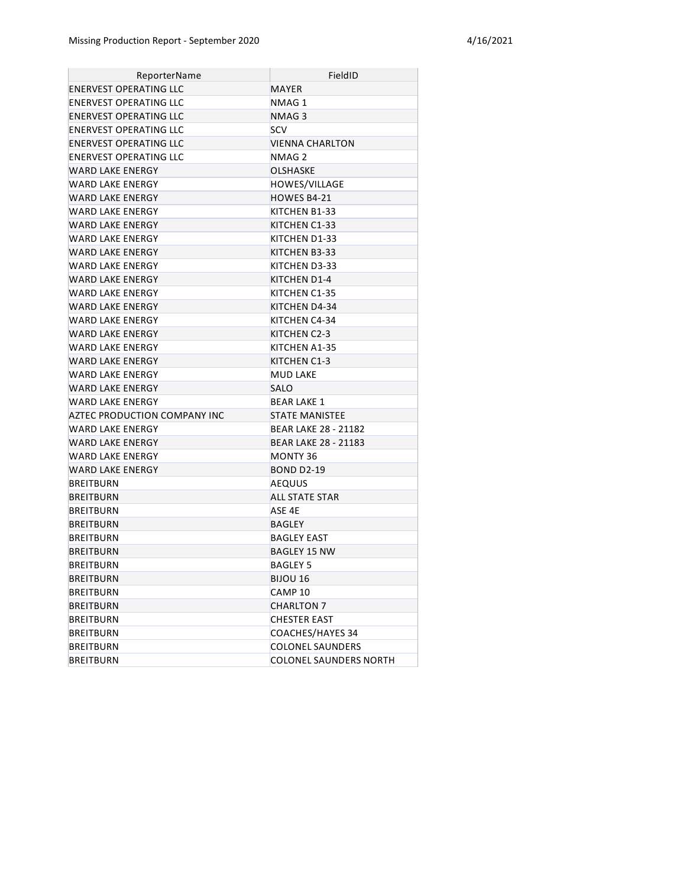| ReporterName | FieldID |
|---|---|
| ENERVEST OPERATING LLC | MAYER |
| ENERVEST OPERATING LLC | NMAG 1 |
| ENERVEST OPERATING LLC | NMAG 3 |
| ENERVEST OPERATING LLC | SCV |
| ENERVEST OPERATING LLC | VIENNA CHARLTON |
| ENERVEST OPERATING LLC | NMAG 2 |
| WARD LAKE ENERGY | OLSHASKE |
| WARD LAKE ENERGY | HOWES/VILLAGE |
| WARD LAKE ENERGY | HOWES B4-21 |
| WARD LAKE ENERGY | KITCHEN B1-33 |
| WARD LAKE ENERGY | KITCHEN C1-33 |
| WARD LAKE ENERGY | KITCHEN D1-33 |
| WARD LAKE ENERGY | KITCHEN B3-33 |
| WARD LAKE ENERGY | KITCHEN D3-33 |
| WARD LAKE ENERGY | KITCHEN D1-4 |
| WARD LAKE ENERGY | KITCHEN C1-35 |
| WARD LAKE ENERGY | KITCHEN D4-34 |
| WARD LAKE ENERGY | KITCHEN C4-34 |
| WARD LAKE ENERGY | KITCHEN C2-3 |
| WARD LAKE ENERGY | KITCHEN A1-35 |
| WARD LAKE ENERGY | KITCHEN C1-3 |
| WARD LAKE ENERGY | MUD LAKE |
| WARD LAKE ENERGY | SALO |
| WARD LAKE ENERGY | BEAR LAKE 1 |
| AZTEC PRODUCTION COMPANY INC | STATE MANISTEE |
| WARD LAKE ENERGY | BEAR LAKE 28 - 21182 |
| WARD LAKE ENERGY | BEAR LAKE 28 - 21183 |
| WARD LAKE ENERGY | MONTY 36 |
| WARD LAKE ENERGY | BOND D2-19 |
| BREITBURN | AEQUUS |
| BREITBURN | ALL STATE STAR |
| BREITBURN | ASE 4E |
| BREITBURN | BAGLEY |
| BREITBURN | BAGLEY EAST |
| BREITBURN | BAGLEY 15 NW |
| BREITBURN | BAGLEY 5 |
| BREITBURN | BIJOU 16 |
| BREITBURN | CAMP 10 |
| BREITBURN | CHARLTON 7 |
| BREITBURN | CHESTER EAST |
| BREITBURN | COACHES/HAYES 34 |
| BREITBURN | COLONEL SAUNDERS |
| BREITBURN | COLONEL SAUNDERS NORTH |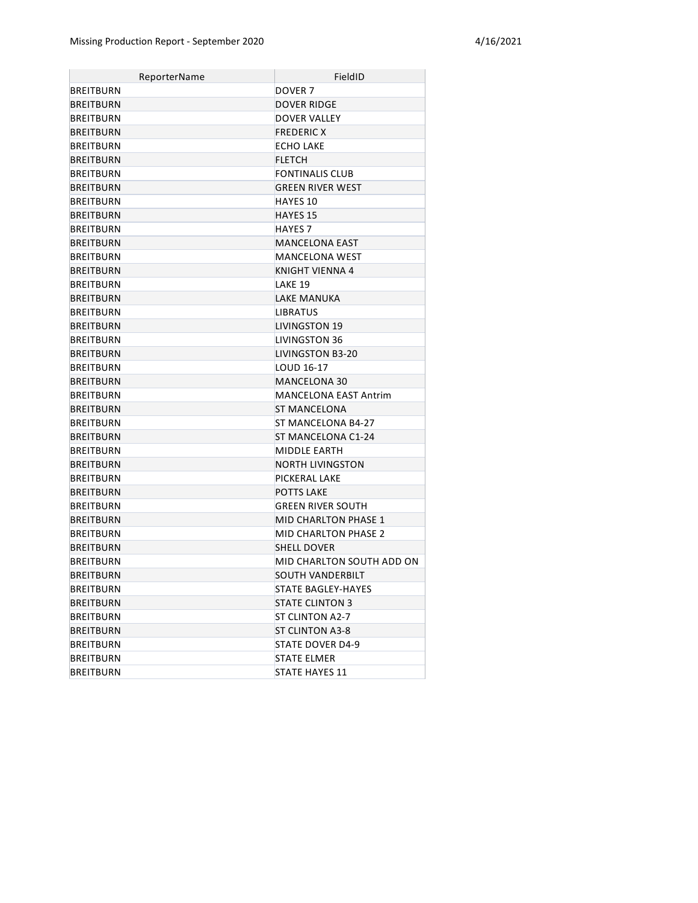| ReporterName | FieldID |
|---|---|
| BREITBURN | DOVER 7 |
| BREITBURN | DOVER RIDGE |
| BREITBURN | DOVER VALLEY |
| BREITBURN | FREDERIC X |
| BREITBURN | ECHO LAKE |
| BREITBURN | FLETCH |
| BREITBURN | FONTINALIS CLUB |
| BREITBURN | GREEN RIVER WEST |
| BREITBURN | HAYES 10 |
| BREITBURN | HAYES 15 |
| BREITBURN | HAYES 7 |
| BREITBURN | MANCELONA EAST |
| BREITBURN | MANCELONA WEST |
| BREITBURN | KNIGHT VIENNA 4 |
| BREITBURN | LAKE 19 |
| BREITBURN | LAKE MANUKA |
| BREITBURN | LIBRATUS |
| BREITBURN | LIVINGSTON 19 |
| BREITBURN | LIVINGSTON 36 |
| BREITBURN | LIVINGSTON B3-20 |
| BREITBURN | LOUD 16-17 |
| BREITBURN | MANCELONA 30 |
| BREITBURN | MANCELONA EAST Antrim |
| BREITBURN | ST MANCELONA |
| BREITBURN | ST MANCELONA B4-27 |
| BREITBURN | ST MANCELONA C1-24 |
| BREITBURN | MIDDLE EARTH |
| BREITBURN | NORTH LIVINGSTON |
| BREITBURN | PICKERAL LAKE |
| BREITBURN | POTTS LAKE |
| BREITBURN | GREEN RIVER SOUTH |
| BREITBURN | MID CHARLTON PHASE 1 |
| BREITBURN | MID CHARLTON PHASE 2 |
| BREITBURN | SHELL DOVER |
| BREITBURN | MID CHARLTON SOUTH ADD ON |
| BREITBURN | SOUTH VANDERBILT |
| BREITBURN | STATE BAGLEY-HAYES |
| BREITBURN | STATE CLINTON 3 |
| BREITBURN | ST CLINTON A2-7 |
| BREITBURN | ST CLINTON A3-8 |
| BREITBURN | STATE DOVER D4-9 |
| BREITBURN | STATE ELMER |
| BREITBURN | STATE HAYES 11 |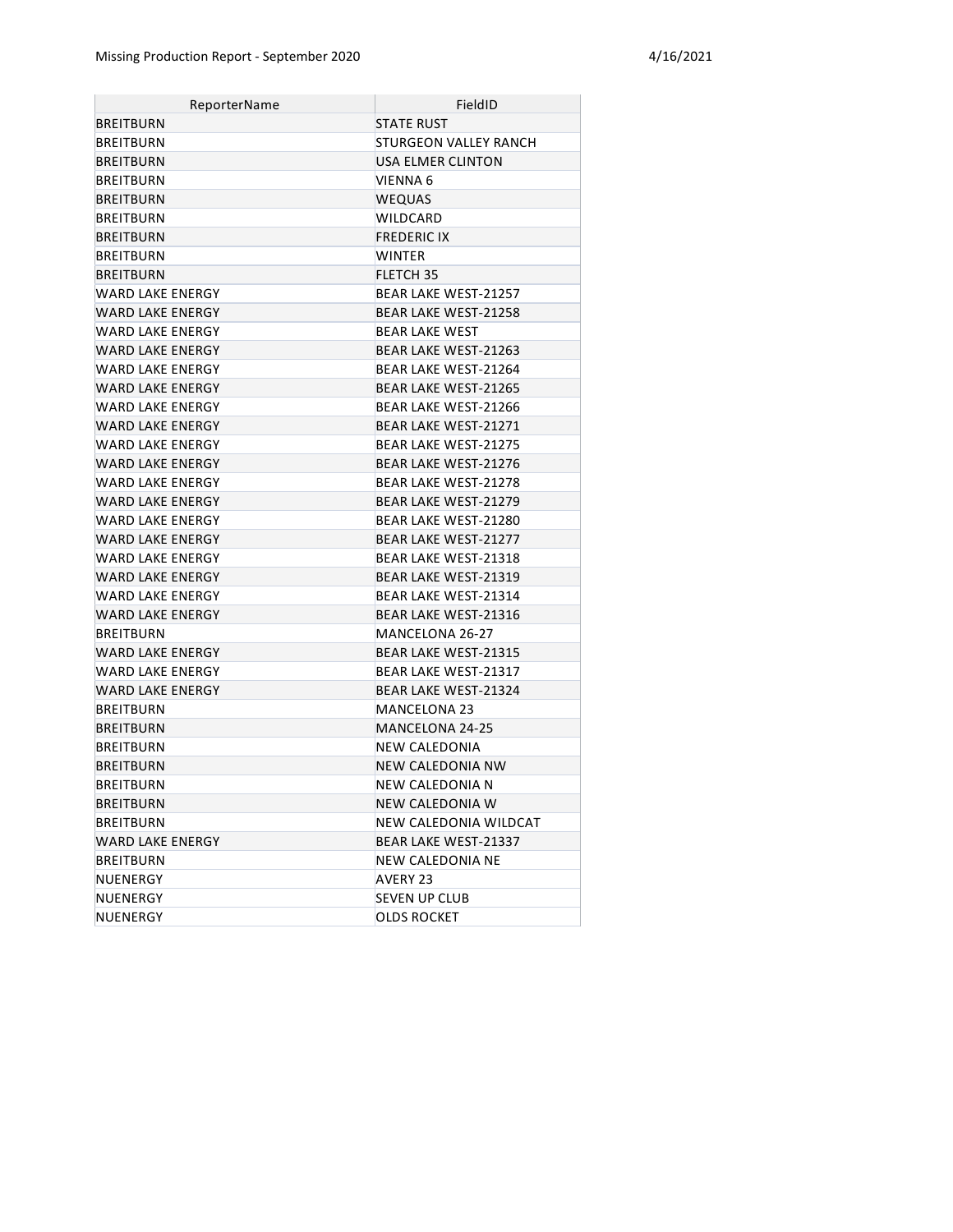| ReporterName | FieldID |
|---|---|
| BREITBURN | STATE RUST |
| BREITBURN | STURGEON VALLEY RANCH |
| BREITBURN | USA ELMER CLINTON |
| BREITBURN | VIENNA 6 |
| BREITBURN | WEQUAS |
| BREITBURN | WILDCARD |
| BREITBURN | FREDERIC IX |
| BREITBURN | WINTER |
| BREITBURN | FLETCH 35 |
| WARD LAKE ENERGY | BEAR LAKE WEST-21257 |
| WARD LAKE ENERGY | BEAR LAKE WEST-21258 |
| WARD LAKE ENERGY | BEAR LAKE WEST |
| WARD LAKE ENERGY | BEAR LAKE WEST-21263 |
| WARD LAKE ENERGY | BEAR LAKE WEST-21264 |
| WARD LAKE ENERGY | BEAR LAKE WEST-21265 |
| WARD LAKE ENERGY | BEAR LAKE WEST-21266 |
| WARD LAKE ENERGY | BEAR LAKE WEST-21271 |
| WARD LAKE ENERGY | BEAR LAKE WEST-21275 |
| WARD LAKE ENERGY | BEAR LAKE WEST-21276 |
| WARD LAKE ENERGY | BEAR LAKE WEST-21278 |
| WARD LAKE ENERGY | BEAR LAKE WEST-21279 |
| WARD LAKE ENERGY | BEAR LAKE WEST-21280 |
| WARD LAKE ENERGY | BEAR LAKE WEST-21277 |
| WARD LAKE ENERGY | BEAR LAKE WEST-21318 |
| WARD LAKE ENERGY | BEAR LAKE WEST-21319 |
| WARD LAKE ENERGY | BEAR LAKE WEST-21314 |
| WARD LAKE ENERGY | BEAR LAKE WEST-21316 |
| BREITBURN | MANCELONA 26-27 |
| WARD LAKE ENERGY | BEAR LAKE WEST-21315 |
| WARD LAKE ENERGY | BEAR LAKE WEST-21317 |
| WARD LAKE ENERGY | BEAR LAKE WEST-21324 |
| BREITBURN | MANCELONA 23 |
| BREITBURN | MANCELONA 24-25 |
| BREITBURN | NEW CALEDONIA |
| BREITBURN | NEW CALEDONIA NW |
| BREITBURN | NEW CALEDONIA N |
| BREITBURN | NEW CALEDONIA W |
| BREITBURN | NEW CALEDONIA WILDCAT |
| WARD LAKE ENERGY | BEAR LAKE WEST-21337 |
| BREITBURN | NEW CALEDONIA NE |
| NUENERGY | AVERY 23 |
| NUENERGY | SEVEN UP CLUB |
| NUENERGY | OLDS ROCKET |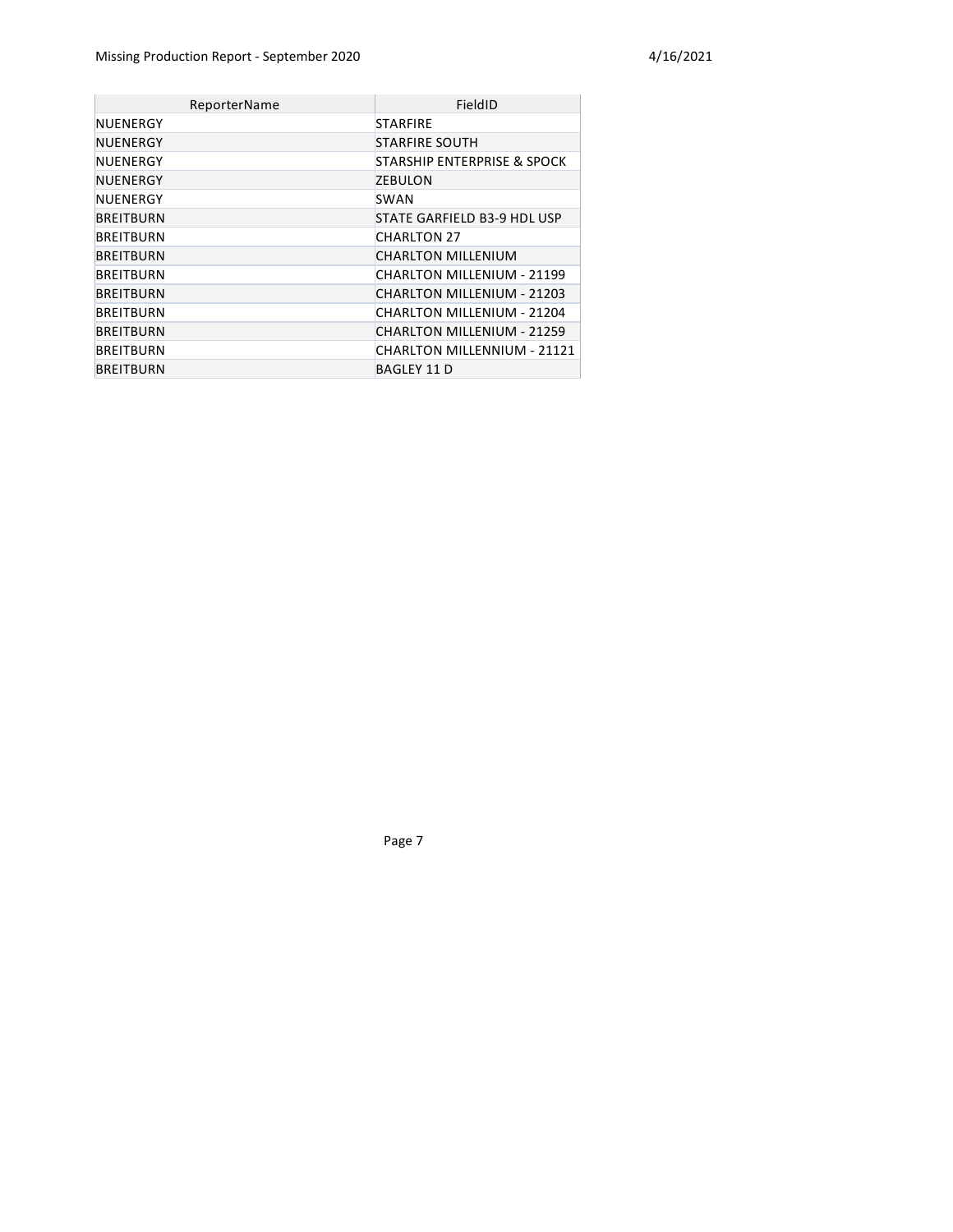| ReporterName | FieldID |
| --- | --- |
| NUENERGY | STARFIRE |
| NUENERGY | STARFIRE SOUTH |
| NUENERGY | STARSHIP ENTERPRISE & SPOCK |
| NUENERGY | ZEBULON |
| NUENERGY | SWAN |
| BREITBURN | STATE GARFIELD B3-9 HDL USP |
| BREITBURN | CHARLTON 27 |
| BREITBURN | CHARLTON MILLENIUM |
| BREITBURN | CHARLTON MILLENIUM - 21199 |
| BREITBURN | CHARLTON MILLENIUM - 21203 |
| BREITBURN | CHARLTON MILLENIUM - 21204 |
| BREITBURN | CHARLTON MILLENIUM - 21259 |
| BREITBURN | CHARLTON MILLENNIUM - 21121 |
| BREITBURN | BAGLEY 11 D |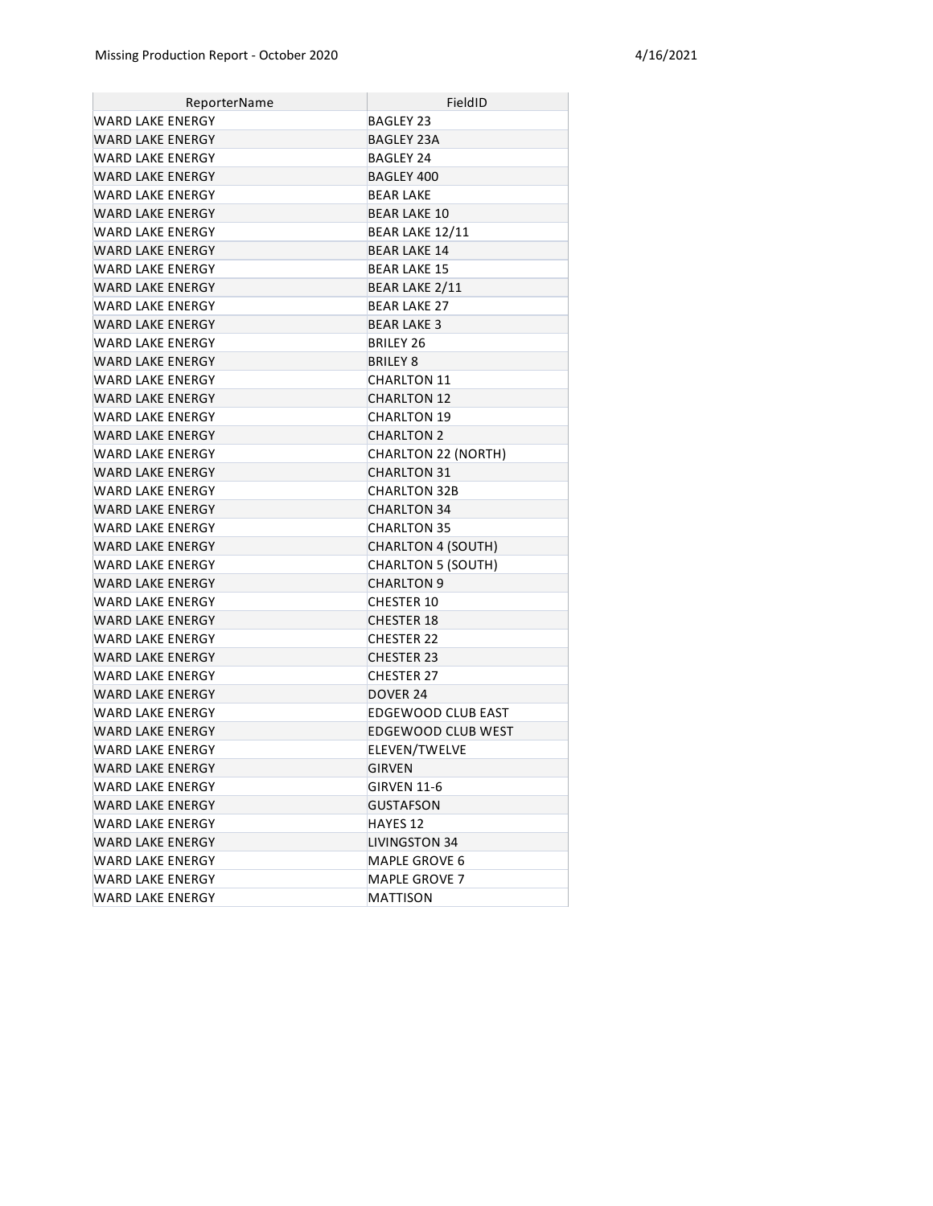| ReporterName | FieldID |
|---|---|
| WARD LAKE ENERGY | BAGLEY 23 |
| WARD LAKE ENERGY | BAGLEY 23A |
| WARD LAKE ENERGY | BAGLEY 24 |
| WARD LAKE ENERGY | BAGLEY 400 |
| WARD LAKE ENERGY | BEAR LAKE |
| WARD LAKE ENERGY | BEAR LAKE 10 |
| WARD LAKE ENERGY | BEAR LAKE 12/11 |
| WARD LAKE ENERGY | BEAR LAKE 14 |
| WARD LAKE ENERGY | BEAR LAKE 15 |
| WARD LAKE ENERGY | BEAR LAKE 2/11 |
| WARD LAKE ENERGY | BEAR LAKE 27 |
| WARD LAKE ENERGY | BEAR LAKE 3 |
| WARD LAKE ENERGY | BRILEY 26 |
| WARD LAKE ENERGY | BRILEY 8 |
| WARD LAKE ENERGY | CHARLTON 11 |
| WARD LAKE ENERGY | CHARLTON 12 |
| WARD LAKE ENERGY | CHARLTON 19 |
| WARD LAKE ENERGY | CHARLTON 2 |
| WARD LAKE ENERGY | CHARLTON 22 (NORTH) |
| WARD LAKE ENERGY | CHARLTON 31 |
| WARD LAKE ENERGY | CHARLTON 32B |
| WARD LAKE ENERGY | CHARLTON 34 |
| WARD LAKE ENERGY | CHARLTON 35 |
| WARD LAKE ENERGY | CHARLTON 4 (SOUTH) |
| WARD LAKE ENERGY | CHARLTON 5 (SOUTH) |
| WARD LAKE ENERGY | CHARLTON 9 |
| WARD LAKE ENERGY | CHESTER 10 |
| WARD LAKE ENERGY | CHESTER 18 |
| WARD LAKE ENERGY | CHESTER 22 |
| WARD LAKE ENERGY | CHESTER 23 |
| WARD LAKE ENERGY | CHESTER 27 |
| WARD LAKE ENERGY | DOVER 24 |
| WARD LAKE ENERGY | EDGEWOOD CLUB EAST |
| WARD LAKE ENERGY | EDGEWOOD CLUB WEST |
| WARD LAKE ENERGY | ELEVEN/TWELVE |
| WARD LAKE ENERGY | GIRVEN |
| WARD LAKE ENERGY | GIRVEN 11-6 |
| WARD LAKE ENERGY | GUSTAFSON |
| WARD LAKE ENERGY | HAYES 12 |
| WARD LAKE ENERGY | LIVINGSTON 34 |
| WARD LAKE ENERGY | MAPLE GROVE 6 |
| WARD LAKE ENERGY | MAPLE GROVE 7 |
| WARD LAKE ENERGY | MATTISON |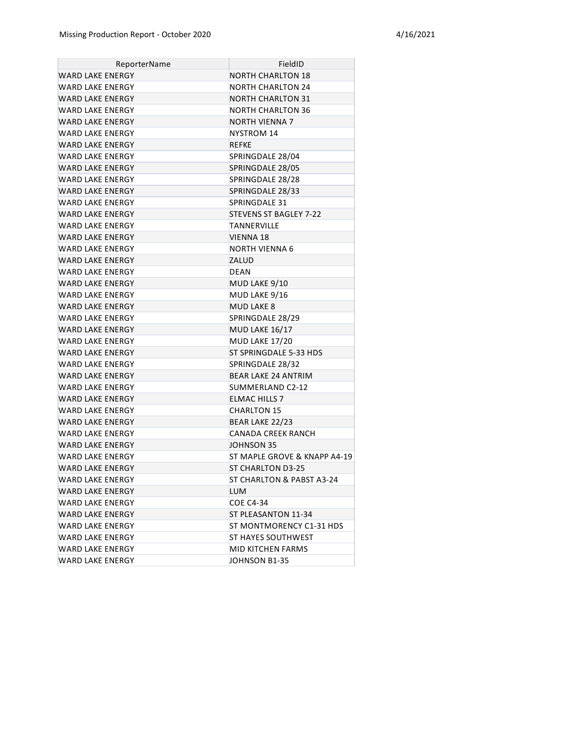| ReporterName | FieldID |
|---|---|
| WARD LAKE ENERGY | NORTH CHARLTON 18 |
| WARD LAKE ENERGY | NORTH CHARLTON 24 |
| WARD LAKE ENERGY | NORTH CHARLTON 31 |
| WARD LAKE ENERGY | NORTH CHARLTON 36 |
| WARD LAKE ENERGY | NORTH VIENNA 7 |
| WARD LAKE ENERGY | NYSTROM 14 |
| WARD LAKE ENERGY | REFKE |
| WARD LAKE ENERGY | SPRINGDALE 28/04 |
| WARD LAKE ENERGY | SPRINGDALE 28/05 |
| WARD LAKE ENERGY | SPRINGDALE 28/28 |
| WARD LAKE ENERGY | SPRINGDALE 28/33 |
| WARD LAKE ENERGY | SPRINGDALE 31 |
| WARD LAKE ENERGY | STEVENS ST BAGLEY 7-22 |
| WARD LAKE ENERGY | TANNERVILLE |
| WARD LAKE ENERGY | VIENNA 18 |
| WARD LAKE ENERGY | NORTH VIENNA 6 |
| WARD LAKE ENERGY | ZALUD |
| WARD LAKE ENERGY | DEAN |
| WARD LAKE ENERGY | MUD LAKE 9/10 |
| WARD LAKE ENERGY | MUD LAKE 9/16 |
| WARD LAKE ENERGY | MUD LAKE 8 |
| WARD LAKE ENERGY | SPRINGDALE 28/29 |
| WARD LAKE ENERGY | MUD LAKE 16/17 |
| WARD LAKE ENERGY | MUD LAKE 17/20 |
| WARD LAKE ENERGY | ST SPRINGDALE 5-33 HDS |
| WARD LAKE ENERGY | SPRINGDALE 28/32 |
| WARD LAKE ENERGY | BEAR LAKE 24 ANTRIM |
| WARD LAKE ENERGY | SUMMERLAND C2-12 |
| WARD LAKE ENERGY | ELMAC HILLS 7 |
| WARD LAKE ENERGY | CHARLTON 15 |
| WARD LAKE ENERGY | BEAR LAKE 22/23 |
| WARD LAKE ENERGY | CANADA CREEK RANCH |
| WARD LAKE ENERGY | JOHNSON 35 |
| WARD LAKE ENERGY | ST MAPLE GROVE & KNAPP A4-19 |
| WARD LAKE ENERGY | ST CHARLTON D3-25 |
| WARD LAKE ENERGY | ST CHARLTON & PABST A3-24 |
| WARD LAKE ENERGY | LUM |
| WARD LAKE ENERGY | COE C4-34 |
| WARD LAKE ENERGY | ST PLEASANTON 11-34 |
| WARD LAKE ENERGY | ST MONTMORENCY C1-31 HDS |
| WARD LAKE ENERGY | ST HAYES SOUTHWEST |
| WARD LAKE ENERGY | MID KITCHEN FARMS |
| WARD LAKE ENERGY | JOHNSON B1-35 |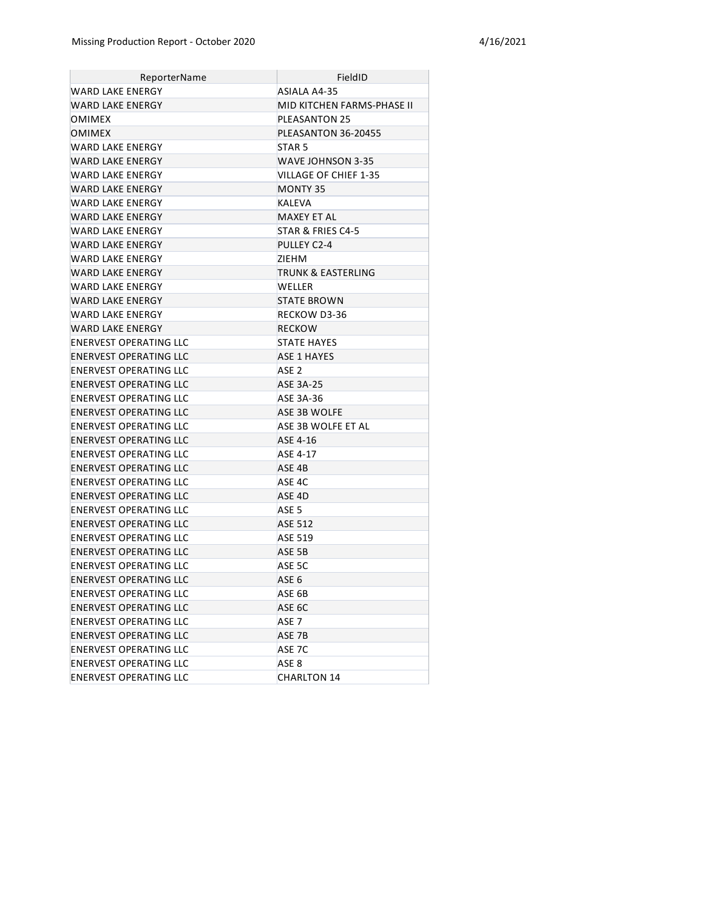| ReporterName | FieldID |
| --- | --- |
| WARD LAKE ENERGY | ASIALA A4-35 |
| WARD LAKE ENERGY | MID KITCHEN FARMS-PHASE II |
| OMIMEX | PLEASANTON 25 |
| OMIMEX | PLEASANTON 36-20455 |
| WARD LAKE ENERGY | STAR 5 |
| WARD LAKE ENERGY | WAVE JOHNSON 3-35 |
| WARD LAKE ENERGY | VILLAGE OF CHIEF 1-35 |
| WARD LAKE ENERGY | MONTY 35 |
| WARD LAKE ENERGY | KALEVA |
| WARD LAKE ENERGY | MAXEY ET AL |
| WARD LAKE ENERGY | STAR & FRIES C4-5 |
| WARD LAKE ENERGY | PULLEY C2-4 |
| WARD LAKE ENERGY | ZIEHM |
| WARD LAKE ENERGY | TRUNK & EASTERLING |
| WARD LAKE ENERGY | WELLER |
| WARD LAKE ENERGY | STATE BROWN |
| WARD LAKE ENERGY | RECKOW D3-36 |
| WARD LAKE ENERGY | RECKOW |
| ENERVEST OPERATING LLC | STATE HAYES |
| ENERVEST OPERATING LLC | ASE 1 HAYES |
| ENERVEST OPERATING LLC | ASE 2 |
| ENERVEST OPERATING LLC | ASE 3A-25 |
| ENERVEST OPERATING LLC | ASE 3A-36 |
| ENERVEST OPERATING LLC | ASE 3B WOLFE |
| ENERVEST OPERATING LLC | ASE 3B WOLFE ET AL |
| ENERVEST OPERATING LLC | ASE 4-16 |
| ENERVEST OPERATING LLC | ASE 4-17 |
| ENERVEST OPERATING LLC | ASE 4B |
| ENERVEST OPERATING LLC | ASE 4C |
| ENERVEST OPERATING LLC | ASE 4D |
| ENERVEST OPERATING LLC | ASE 5 |
| ENERVEST OPERATING LLC | ASE 512 |
| ENERVEST OPERATING LLC | ASE 519 |
| ENERVEST OPERATING LLC | ASE 5B |
| ENERVEST OPERATING LLC | ASE 5C |
| ENERVEST OPERATING LLC | ASE 6 |
| ENERVEST OPERATING LLC | ASE 6B |
| ENERVEST OPERATING LLC | ASE 6C |
| ENERVEST OPERATING LLC | ASE 7 |
| ENERVEST OPERATING LLC | ASE 7B |
| ENERVEST OPERATING LLC | ASE 7C |
| ENERVEST OPERATING LLC | ASE 8 |
| ENERVEST OPERATING LLC | CHARLTON 14 |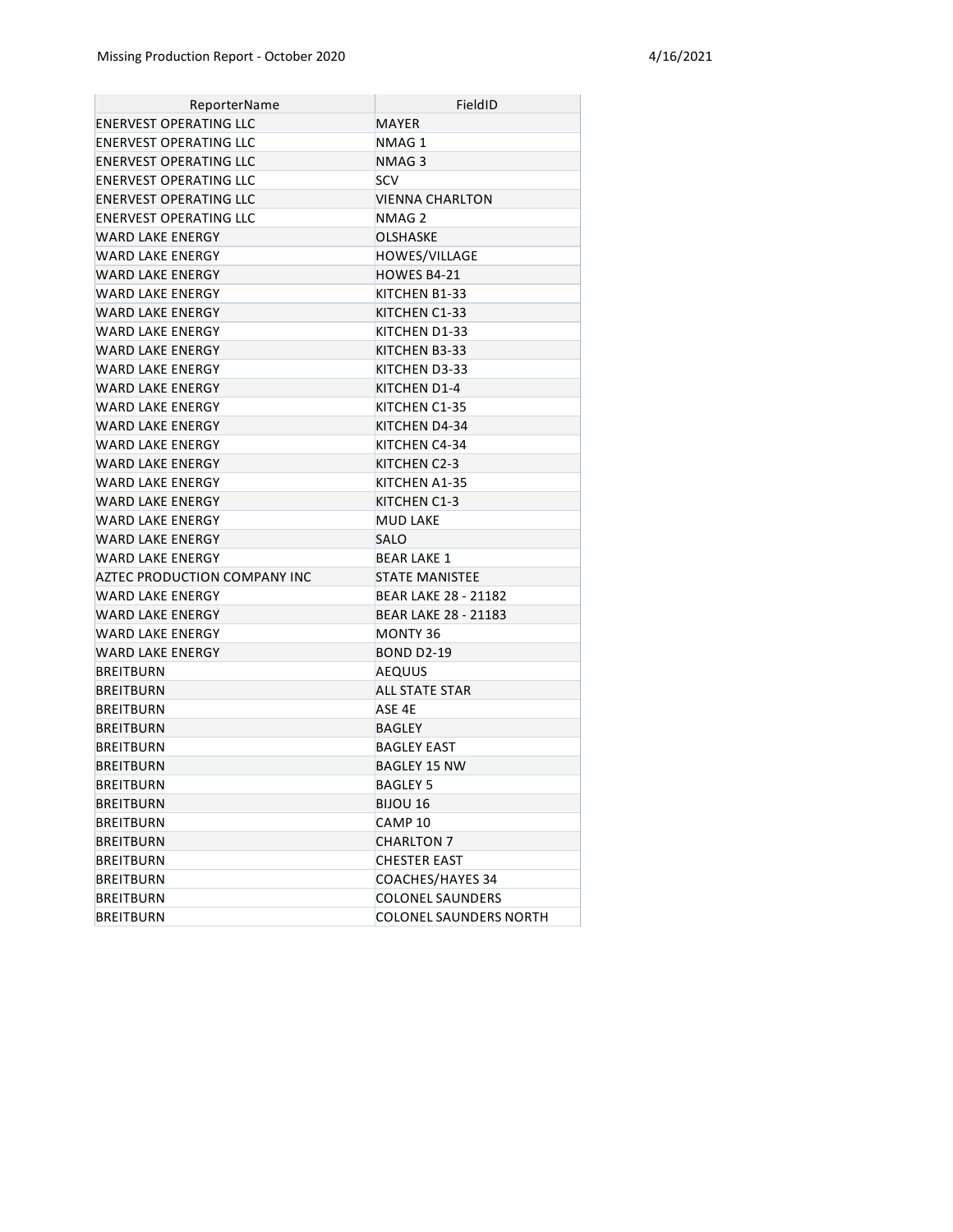| ReporterName | FieldID |
| --- | --- |
| ENERVEST OPERATING LLC | MAYER |
| ENERVEST OPERATING LLC | NMAG 1 |
| ENERVEST OPERATING LLC | NMAG 3 |
| ENERVEST OPERATING LLC | SCV |
| ENERVEST OPERATING LLC | VIENNA CHARLTON |
| ENERVEST OPERATING LLC | NMAG 2 |
| WARD LAKE ENERGY | OLSHASKE |
| WARD LAKE ENERGY | HOWES/VILLAGE |
| WARD LAKE ENERGY | HOWES B4-21 |
| WARD LAKE ENERGY | KITCHEN B1-33 |
| WARD LAKE ENERGY | KITCHEN C1-33 |
| WARD LAKE ENERGY | KITCHEN D1-33 |
| WARD LAKE ENERGY | KITCHEN B3-33 |
| WARD LAKE ENERGY | KITCHEN D3-33 |
| WARD LAKE ENERGY | KITCHEN D1-4 |
| WARD LAKE ENERGY | KITCHEN C1-35 |
| WARD LAKE ENERGY | KITCHEN D4-34 |
| WARD LAKE ENERGY | KITCHEN C4-34 |
| WARD LAKE ENERGY | KITCHEN C2-3 |
| WARD LAKE ENERGY | KITCHEN A1-35 |
| WARD LAKE ENERGY | KITCHEN C1-3 |
| WARD LAKE ENERGY | MUD LAKE |
| WARD LAKE ENERGY | SALO |
| WARD LAKE ENERGY | BEAR LAKE 1 |
| AZTEC PRODUCTION COMPANY INC | STATE MANISTEE |
| WARD LAKE ENERGY | BEAR LAKE 28 - 21182 |
| WARD LAKE ENERGY | BEAR LAKE 28 - 21183 |
| WARD LAKE ENERGY | MONTY 36 |
| WARD LAKE ENERGY | BOND D2-19 |
| BREITBURN | AEQUUS |
| BREITBURN | ALL STATE STAR |
| BREITBURN | ASE 4E |
| BREITBURN | BAGLEY |
| BREITBURN | BAGLEY EAST |
| BREITBURN | BAGLEY 15 NW |
| BREITBURN | BAGLEY 5 |
| BREITBURN | BIJOU 16 |
| BREITBURN | CAMP 10 |
| BREITBURN | CHARLTON 7 |
| BREITBURN | CHESTER EAST |
| BREITBURN | COACHES/HAYES 34 |
| BREITBURN | COLONEL SAUNDERS |
| BREITBURN | COLONEL SAUNDERS NORTH |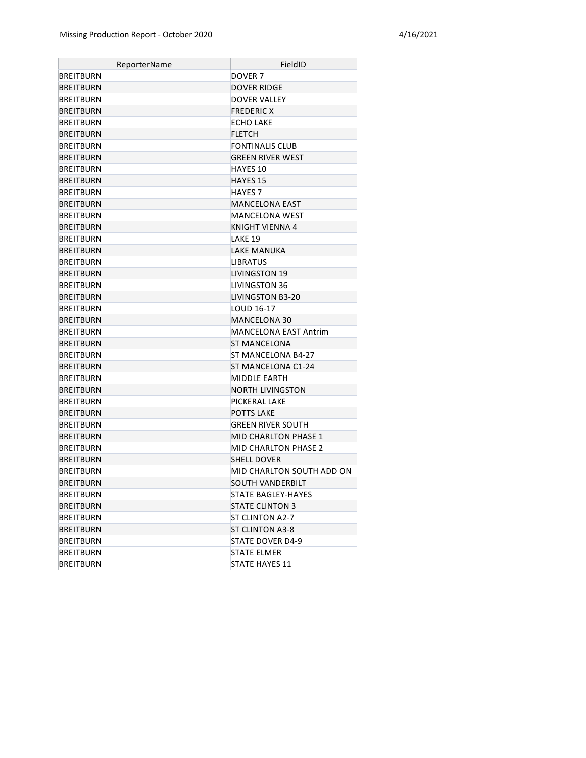| ReporterName | FieldID |
|---|---|
| BREITBURN | DOVER 7 |
| BREITBURN | DOVER RIDGE |
| BREITBURN | DOVER VALLEY |
| BREITBURN | FREDERIC X |
| BREITBURN | ECHO LAKE |
| BREITBURN | FLETCH |
| BREITBURN | FONTINALIS CLUB |
| BREITBURN | GREEN RIVER WEST |
| BREITBURN | HAYES 10 |
| BREITBURN | HAYES 15 |
| BREITBURN | HAYES 7 |
| BREITBURN | MANCELONA EAST |
| BREITBURN | MANCELONA WEST |
| BREITBURN | KNIGHT VIENNA 4 |
| BREITBURN | LAKE 19 |
| BREITBURN | LAKE MANUKA |
| BREITBURN | LIBRATUS |
| BREITBURN | LIVINGSTON 19 |
| BREITBURN | LIVINGSTON 36 |
| BREITBURN | LIVINGSTON B3-20 |
| BREITBURN | LOUD 16-17 |
| BREITBURN | MANCELONA 30 |
| BREITBURN | MANCELONA EAST Antrim |
| BREITBURN | ST MANCELONA |
| BREITBURN | ST MANCELONA B4-27 |
| BREITBURN | ST MANCELONA C1-24 |
| BREITBURN | MIDDLE EARTH |
| BREITBURN | NORTH LIVINGSTON |
| BREITBURN | PICKERAL LAKE |
| BREITBURN | POTTS LAKE |
| BREITBURN | GREEN RIVER SOUTH |
| BREITBURN | MID CHARLTON PHASE 1 |
| BREITBURN | MID CHARLTON PHASE 2 |
| BREITBURN | SHELL DOVER |
| BREITBURN | MID CHARLTON SOUTH ADD ON |
| BREITBURN | SOUTH VANDERBILT |
| BREITBURN | STATE BAGLEY-HAYES |
| BREITBURN | STATE CLINTON 3 |
| BREITBURN | ST CLINTON A2-7 |
| BREITBURN | ST CLINTON A3-8 |
| BREITBURN | STATE DOVER D4-9 |
| BREITBURN | STATE ELMER |
| BREITBURN | STATE HAYES 11 |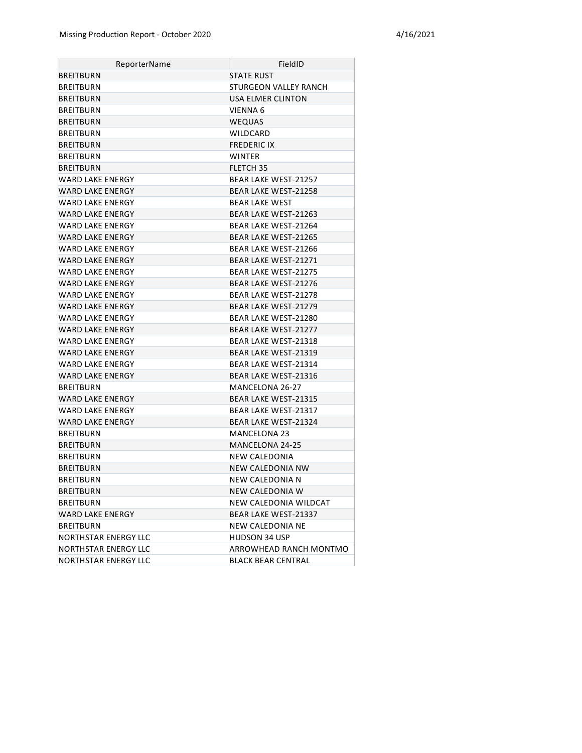| ReporterName | FieldID |
|---|---|
| BREITBURN | STATE RUST |
| BREITBURN | STURGEON VALLEY RANCH |
| BREITBURN | USA ELMER CLINTON |
| BREITBURN | VIENNA 6 |
| BREITBURN | WEQUAS |
| BREITBURN | WILDCARD |
| BREITBURN | FREDERIC IX |
| BREITBURN | WINTER |
| BREITBURN | FLETCH 35 |
| WARD LAKE ENERGY | BEAR LAKE WEST-21257 |
| WARD LAKE ENERGY | BEAR LAKE WEST-21258 |
| WARD LAKE ENERGY | BEAR LAKE WEST |
| WARD LAKE ENERGY | BEAR LAKE WEST-21263 |
| WARD LAKE ENERGY | BEAR LAKE WEST-21264 |
| WARD LAKE ENERGY | BEAR LAKE WEST-21265 |
| WARD LAKE ENERGY | BEAR LAKE WEST-21266 |
| WARD LAKE ENERGY | BEAR LAKE WEST-21271 |
| WARD LAKE ENERGY | BEAR LAKE WEST-21275 |
| WARD LAKE ENERGY | BEAR LAKE WEST-21276 |
| WARD LAKE ENERGY | BEAR LAKE WEST-21278 |
| WARD LAKE ENERGY | BEAR LAKE WEST-21279 |
| WARD LAKE ENERGY | BEAR LAKE WEST-21280 |
| WARD LAKE ENERGY | BEAR LAKE WEST-21277 |
| WARD LAKE ENERGY | BEAR LAKE WEST-21318 |
| WARD LAKE ENERGY | BEAR LAKE WEST-21319 |
| WARD LAKE ENERGY | BEAR LAKE WEST-21314 |
| WARD LAKE ENERGY | BEAR LAKE WEST-21316 |
| BREITBURN | MANCELONA 26-27 |
| WARD LAKE ENERGY | BEAR LAKE WEST-21315 |
| WARD LAKE ENERGY | BEAR LAKE WEST-21317 |
| WARD LAKE ENERGY | BEAR LAKE WEST-21324 |
| BREITBURN | MANCELONA 23 |
| BREITBURN | MANCELONA 24-25 |
| BREITBURN | NEW CALEDONIA |
| BREITBURN | NEW CALEDONIA NW |
| BREITBURN | NEW CALEDONIA N |
| BREITBURN | NEW CALEDONIA W |
| BREITBURN | NEW CALEDONIA WILDCAT |
| WARD LAKE ENERGY | BEAR LAKE WEST-21337 |
| BREITBURN | NEW CALEDONIA NE |
| NORTHSTAR ENERGY LLC | HUDSON 34 USP |
| NORTHSTAR ENERGY LLC | ARROWHEAD RANCH MONTMO |
| NORTHSTAR ENERGY LLC | BLACK BEAR CENTRAL |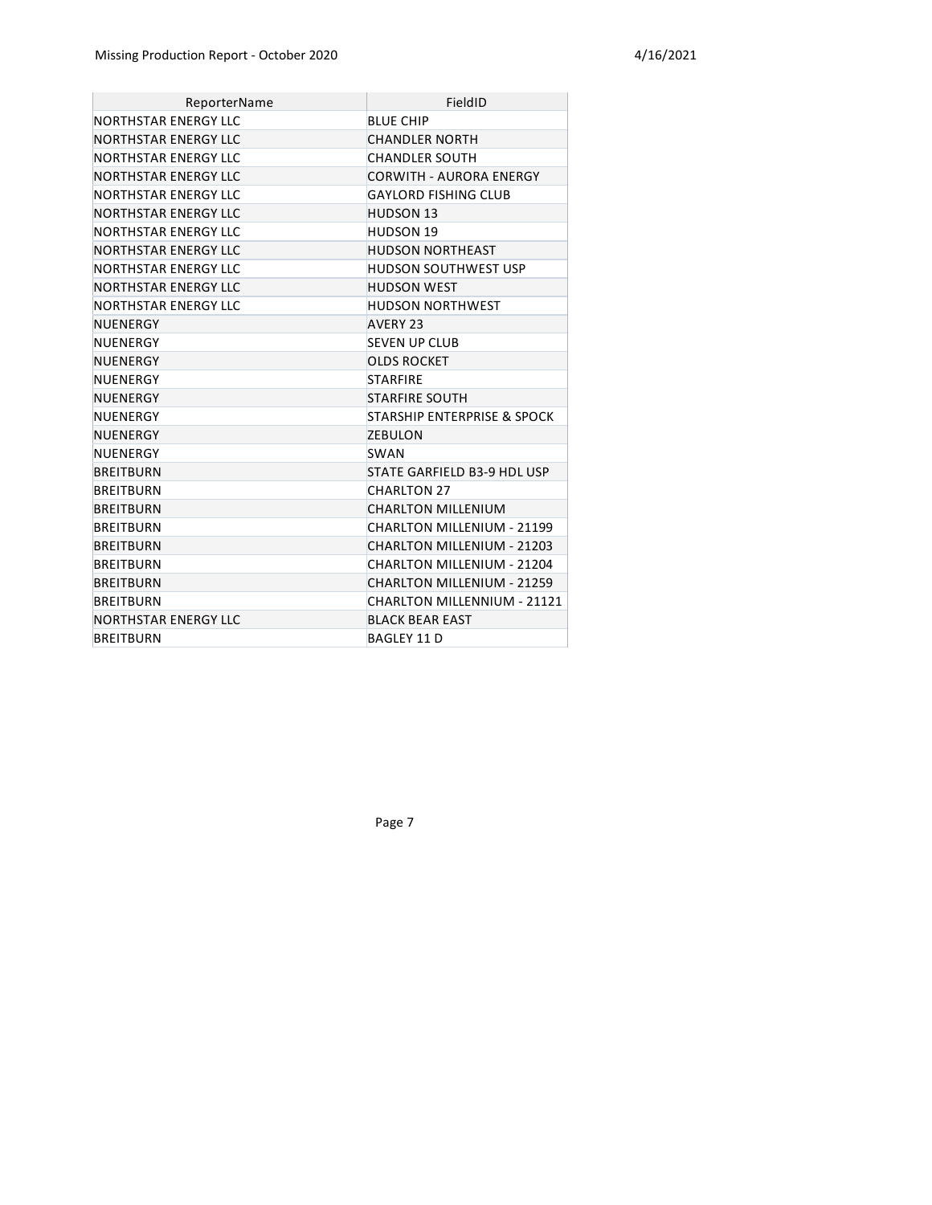| ReporterName | FieldID |
|---|---|
| NORTHSTAR ENERGY LLC | BLUE CHIP |
| NORTHSTAR ENERGY LLC | CHANDLER NORTH |
| NORTHSTAR ENERGY LLC | CHANDLER SOUTH |
| NORTHSTAR ENERGY LLC | CORWITH - AURORA ENERGY |
| NORTHSTAR ENERGY LLC | GAYLORD FISHING CLUB |
| NORTHSTAR ENERGY LLC | HUDSON 13 |
| NORTHSTAR ENERGY LLC | HUDSON 19 |
| NORTHSTAR ENERGY LLC | HUDSON NORTHEAST |
| NORTHSTAR ENERGY LLC | HUDSON SOUTHWEST USP |
| NORTHSTAR ENERGY LLC | HUDSON WEST |
| NORTHSTAR ENERGY LLC | HUDSON NORTHWEST |
| NUENERGY | AVERY 23 |
| NUENERGY | SEVEN UP CLUB |
| NUENERGY | OLDS ROCKET |
| NUENERGY | STARFIRE |
| NUENERGY | STARFIRE SOUTH |
| NUENERGY | STARSHIP ENTERPRISE & SPOCK |
| NUENERGY | ZEBULON |
| NUENERGY | SWAN |
| BREITBURN | STATE GARFIELD B3-9 HDL USP |
| BREITBURN | CHARLTON 27 |
| BREITBURN | CHARLTON MILLENIUM |
| BREITBURN | CHARLTON MILLENIUM - 21199 |
| BREITBURN | CHARLTON MILLENIUM - 21203 |
| BREITBURN | CHARLTON MILLENIUM - 21204 |
| BREITBURN | CHARLTON MILLENIUM - 21259 |
| BREITBURN | CHARLTON MILLENNIUM - 21121 |
| NORTHSTAR ENERGY LLC | BLACK BEAR EAST |
| BREITBURN | BAGLEY 11 D |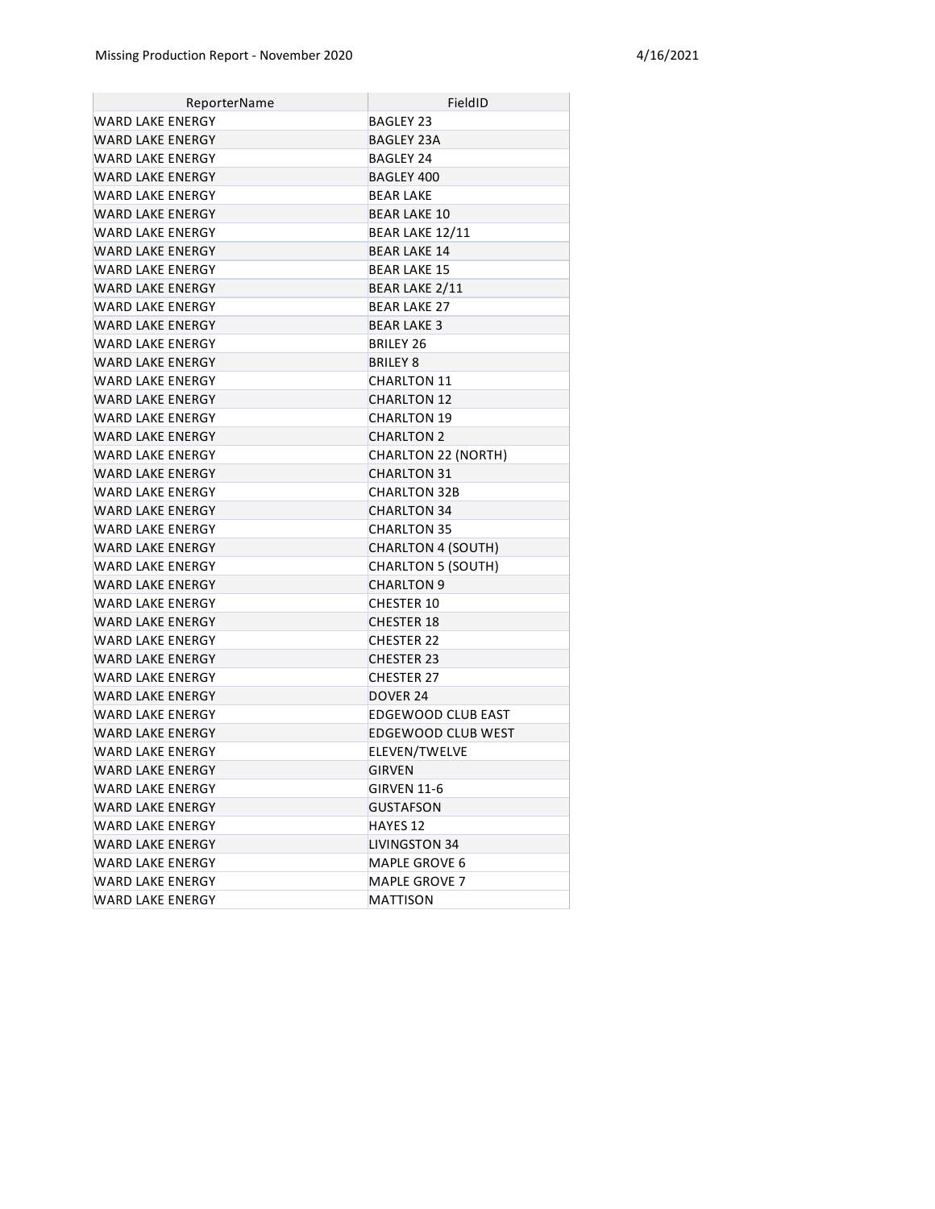| ReporterName | FieldID |
| --- | --- |
| WARD LAKE ENERGY | BAGLEY 23 |
| WARD LAKE ENERGY | BAGLEY 23A |
| WARD LAKE ENERGY | BAGLEY 24 |
| WARD LAKE ENERGY | BAGLEY 400 |
| WARD LAKE ENERGY | BEAR LAKE |
| WARD LAKE ENERGY | BEAR LAKE 10 |
| WARD LAKE ENERGY | BEAR LAKE 12/11 |
| WARD LAKE ENERGY | BEAR LAKE 14 |
| WARD LAKE ENERGY | BEAR LAKE 15 |
| WARD LAKE ENERGY | BEAR LAKE 2/11 |
| WARD LAKE ENERGY | BEAR LAKE 27 |
| WARD LAKE ENERGY | BEAR LAKE 3 |
| WARD LAKE ENERGY | BRILEY 26 |
| WARD LAKE ENERGY | BRILEY 8 |
| WARD LAKE ENERGY | CHARLTON 11 |
| WARD LAKE ENERGY | CHARLTON 12 |
| WARD LAKE ENERGY | CHARLTON 19 |
| WARD LAKE ENERGY | CHARLTON 2 |
| WARD LAKE ENERGY | CHARLTON 22 (NORTH) |
| WARD LAKE ENERGY | CHARLTON 31 |
| WARD LAKE ENERGY | CHARLTON 32B |
| WARD LAKE ENERGY | CHARLTON 34 |
| WARD LAKE ENERGY | CHARLTON 35 |
| WARD LAKE ENERGY | CHARLTON 4 (SOUTH) |
| WARD LAKE ENERGY | CHARLTON 5 (SOUTH) |
| WARD LAKE ENERGY | CHARLTON 9 |
| WARD LAKE ENERGY | CHESTER 10 |
| WARD LAKE ENERGY | CHESTER 18 |
| WARD LAKE ENERGY | CHESTER 22 |
| WARD LAKE ENERGY | CHESTER 23 |
| WARD LAKE ENERGY | CHESTER 27 |
| WARD LAKE ENERGY | DOVER 24 |
| WARD LAKE ENERGY | EDGEWOOD CLUB EAST |
| WARD LAKE ENERGY | EDGEWOOD CLUB WEST |
| WARD LAKE ENERGY | ELEVEN/TWELVE |
| WARD LAKE ENERGY | GIRVEN |
| WARD LAKE ENERGY | GIRVEN 11-6 |
| WARD LAKE ENERGY | GUSTAFSON |
| WARD LAKE ENERGY | HAYES 12 |
| WARD LAKE ENERGY | LIVINGSTON 34 |
| WARD LAKE ENERGY | MAPLE GROVE 6 |
| WARD LAKE ENERGY | MAPLE GROVE 7 |
| WARD LAKE ENERGY | MATTISON |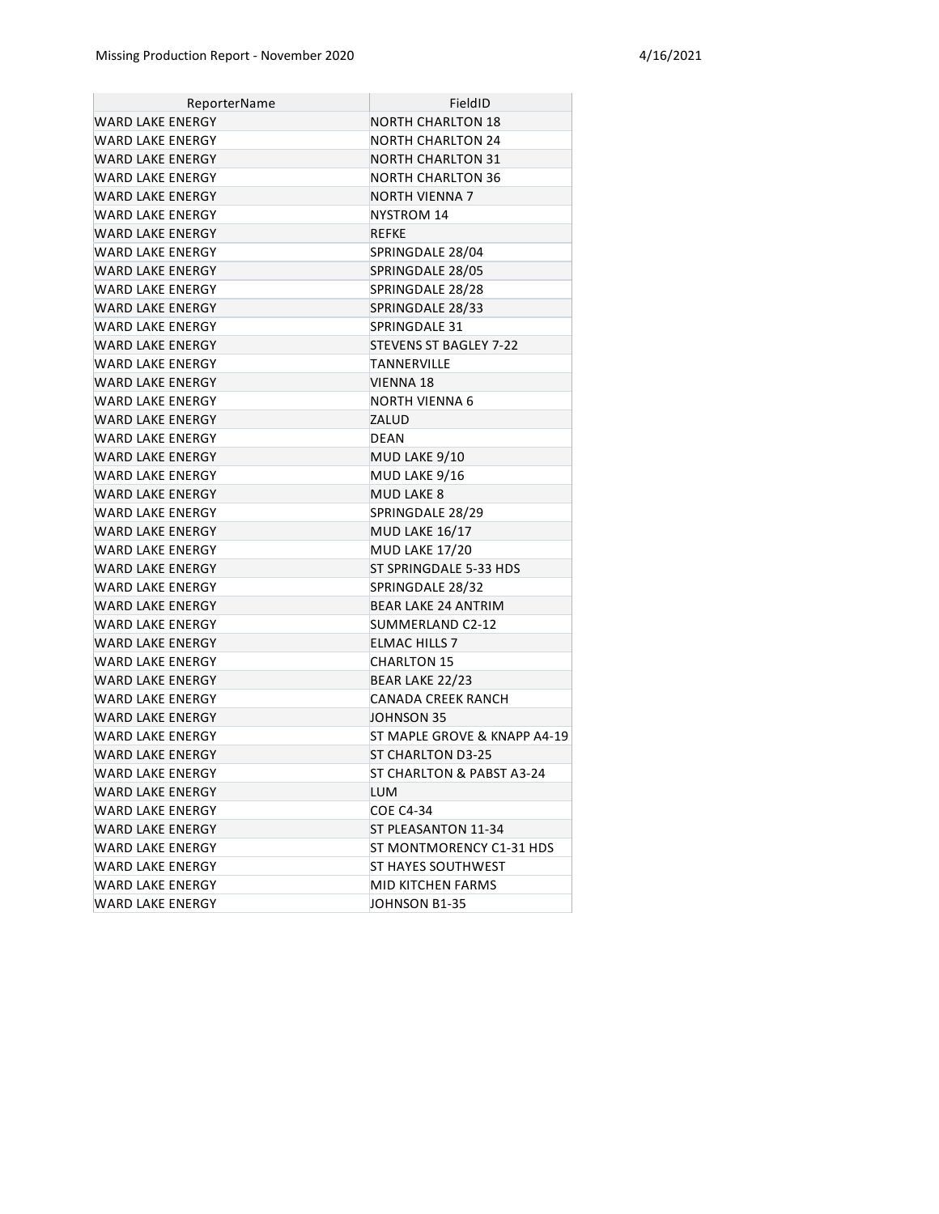| ReporterName | FieldID |
|---|---|
| WARD LAKE ENERGY | NORTH CHARLTON 18 |
| WARD LAKE ENERGY | NORTH CHARLTON 24 |
| WARD LAKE ENERGY | NORTH CHARLTON 31 |
| WARD LAKE ENERGY | NORTH CHARLTON 36 |
| WARD LAKE ENERGY | NORTH VIENNA 7 |
| WARD LAKE ENERGY | NYSTROM 14 |
| WARD LAKE ENERGY | REFKE |
| WARD LAKE ENERGY | SPRINGDALE 28/04 |
| WARD LAKE ENERGY | SPRINGDALE 28/05 |
| WARD LAKE ENERGY | SPRINGDALE 28/28 |
| WARD LAKE ENERGY | SPRINGDALE 28/33 |
| WARD LAKE ENERGY | SPRINGDALE 31 |
| WARD LAKE ENERGY | STEVENS ST BAGLEY 7-22 |
| WARD LAKE ENERGY | TANNERVILLE |
| WARD LAKE ENERGY | VIENNA 18 |
| WARD LAKE ENERGY | NORTH VIENNA 6 |
| WARD LAKE ENERGY | ZALUD |
| WARD LAKE ENERGY | DEAN |
| WARD LAKE ENERGY | MUD LAKE 9/10 |
| WARD LAKE ENERGY | MUD LAKE 9/16 |
| WARD LAKE ENERGY | MUD LAKE 8 |
| WARD LAKE ENERGY | SPRINGDALE 28/29 |
| WARD LAKE ENERGY | MUD LAKE 16/17 |
| WARD LAKE ENERGY | MUD LAKE 17/20 |
| WARD LAKE ENERGY | ST SPRINGDALE 5-33 HDS |
| WARD LAKE ENERGY | SPRINGDALE 28/32 |
| WARD LAKE ENERGY | BEAR LAKE 24 ANTRIM |
| WARD LAKE ENERGY | SUMMERLAND C2-12 |
| WARD LAKE ENERGY | ELMAC HILLS 7 |
| WARD LAKE ENERGY | CHARLTON 15 |
| WARD LAKE ENERGY | BEAR LAKE 22/23 |
| WARD LAKE ENERGY | CANADA CREEK RANCH |
| WARD LAKE ENERGY | JOHNSON 35 |
| WARD LAKE ENERGY | ST MAPLE GROVE & KNAPP A4-19 |
| WARD LAKE ENERGY | ST CHARLTON D3-25 |
| WARD LAKE ENERGY | ST CHARLTON & PABST A3-24 |
| WARD LAKE ENERGY | LUM |
| WARD LAKE ENERGY | COE C4-34 |
| WARD LAKE ENERGY | ST PLEASANTON 11-34 |
| WARD LAKE ENERGY | ST MONTMORENCY C1-31 HDS |
| WARD LAKE ENERGY | ST HAYES SOUTHWEST |
| WARD LAKE ENERGY | MID KITCHEN FARMS |
| WARD LAKE ENERGY | JOHNSON B1-35 |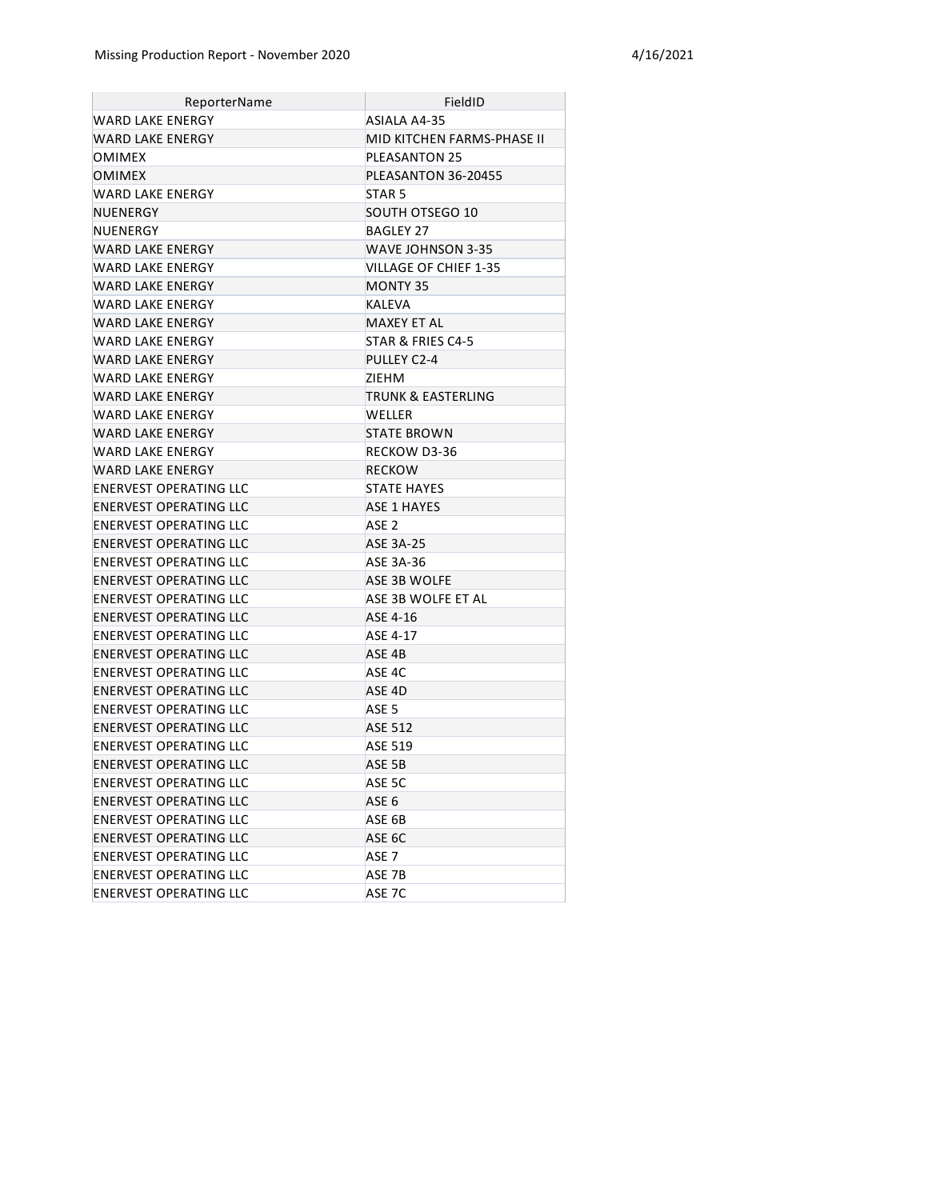| ReporterName | FieldID |
|---|---|
| WARD LAKE ENERGY | ASIALA A4-35 |
| WARD LAKE ENERGY | MID KITCHEN FARMS-PHASE II |
| OMIMEX | PLEASANTON 25 |
| OMIMEX | PLEASANTON 36-20455 |
| WARD LAKE ENERGY | STAR 5 |
| NUENERGY | SOUTH OTSEGO 10 |
| NUENERGY | BAGLEY 27 |
| WARD LAKE ENERGY | WAVE JOHNSON 3-35 |
| WARD LAKE ENERGY | VILLAGE OF CHIEF 1-35 |
| WARD LAKE ENERGY | MONTY 35 |
| WARD LAKE ENERGY | KALEVA |
| WARD LAKE ENERGY | MAXEY ET AL |
| WARD LAKE ENERGY | STAR & FRIES C4-5 |
| WARD LAKE ENERGY | PULLEY C2-4 |
| WARD LAKE ENERGY | ZIEHM |
| WARD LAKE ENERGY | TRUNK & EASTERLING |
| WARD LAKE ENERGY | WELLER |
| WARD LAKE ENERGY | STATE BROWN |
| WARD LAKE ENERGY | RECKOW D3-36 |
| WARD LAKE ENERGY | RECKOW |
| ENERVEST OPERATING LLC | STATE HAYES |
| ENERVEST OPERATING LLC | ASE 1 HAYES |
| ENERVEST OPERATING LLC | ASE 2 |
| ENERVEST OPERATING LLC | ASE 3A-25 |
| ENERVEST OPERATING LLC | ASE 3A-36 |
| ENERVEST OPERATING LLC | ASE 3B WOLFE |
| ENERVEST OPERATING LLC | ASE 3B WOLFE ET AL |
| ENERVEST OPERATING LLC | ASE 4-16 |
| ENERVEST OPERATING LLC | ASE 4-17 |
| ENERVEST OPERATING LLC | ASE 4B |
| ENERVEST OPERATING LLC | ASE 4C |
| ENERVEST OPERATING LLC | ASE 4D |
| ENERVEST OPERATING LLC | ASE 5 |
| ENERVEST OPERATING LLC | ASE 512 |
| ENERVEST OPERATING LLC | ASE 519 |
| ENERVEST OPERATING LLC | ASE 5B |
| ENERVEST OPERATING LLC | ASE 5C |
| ENERVEST OPERATING LLC | ASE 6 |
| ENERVEST OPERATING LLC | ASE 6B |
| ENERVEST OPERATING LLC | ASE 6C |
| ENERVEST OPERATING LLC | ASE 7 |
| ENERVEST OPERATING LLC | ASE 7B |
| ENERVEST OPERATING LLC | ASE 7C |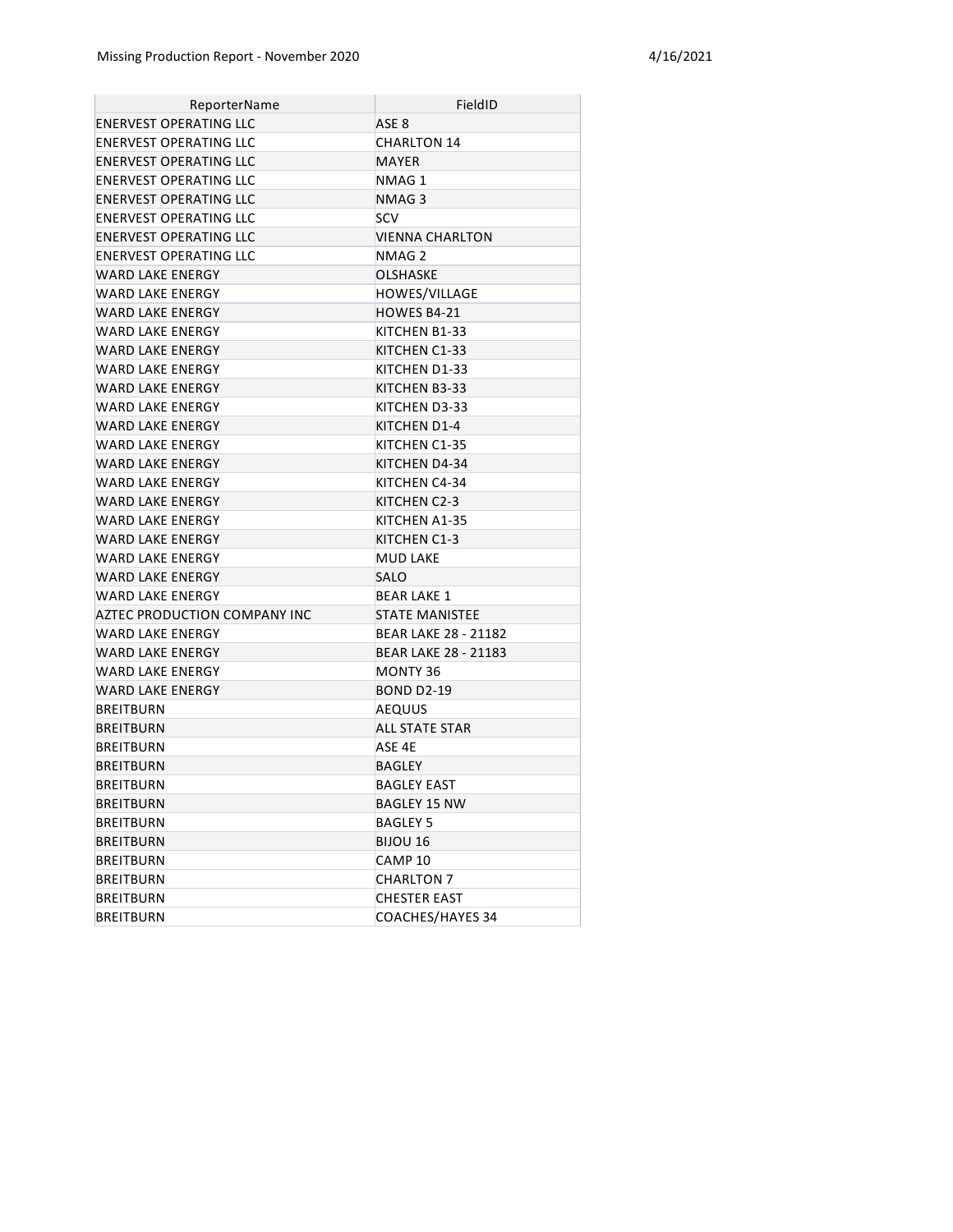| ReporterName | FieldID |
|---|---|
| ENERVEST OPERATING LLC | ASE 8 |
| ENERVEST OPERATING LLC | CHARLTON 14 |
| ENERVEST OPERATING LLC | MAYER |
| ENERVEST OPERATING LLC | NMAG 1 |
| ENERVEST OPERATING LLC | NMAG 3 |
| ENERVEST OPERATING LLC | SCV |
| ENERVEST OPERATING LLC | VIENNA CHARLTON |
| ENERVEST OPERATING LLC | NMAG 2 |
| WARD LAKE ENERGY | OLSHASKE |
| WARD LAKE ENERGY | HOWES/VILLAGE |
| WARD LAKE ENERGY | HOWES B4-21 |
| WARD LAKE ENERGY | KITCHEN B1-33 |
| WARD LAKE ENERGY | KITCHEN C1-33 |
| WARD LAKE ENERGY | KITCHEN D1-33 |
| WARD LAKE ENERGY | KITCHEN B3-33 |
| WARD LAKE ENERGY | KITCHEN D3-33 |
| WARD LAKE ENERGY | KITCHEN D1-4 |
| WARD LAKE ENERGY | KITCHEN C1-35 |
| WARD LAKE ENERGY | KITCHEN D4-34 |
| WARD LAKE ENERGY | KITCHEN C4-34 |
| WARD LAKE ENERGY | KITCHEN C2-3 |
| WARD LAKE ENERGY | KITCHEN A1-35 |
| WARD LAKE ENERGY | KITCHEN C1-3 |
| WARD LAKE ENERGY | MUD LAKE |
| WARD LAKE ENERGY | SALO |
| WARD LAKE ENERGY | BEAR LAKE 1 |
| AZTEC PRODUCTION COMPANY INC | STATE MANISTEE |
| WARD LAKE ENERGY | BEAR LAKE 28 - 21182 |
| WARD LAKE ENERGY | BEAR LAKE 28 - 21183 |
| WARD LAKE ENERGY | MONTY 36 |
| WARD LAKE ENERGY | BOND D2-19 |
| BREITBURN | AEQUUS |
| BREITBURN | ALL STATE STAR |
| BREITBURN | ASE 4E |
| BREITBURN | BAGLEY |
| BREITBURN | BAGLEY EAST |
| BREITBURN | BAGLEY 15 NW |
| BREITBURN | BAGLEY 5 |
| BREITBURN | BIJOU 16 |
| BREITBURN | CAMP 10 |
| BREITBURN | CHARLTON 7 |
| BREITBURN | CHESTER EAST |
| BREITBURN | COACHES/HAYES 34 |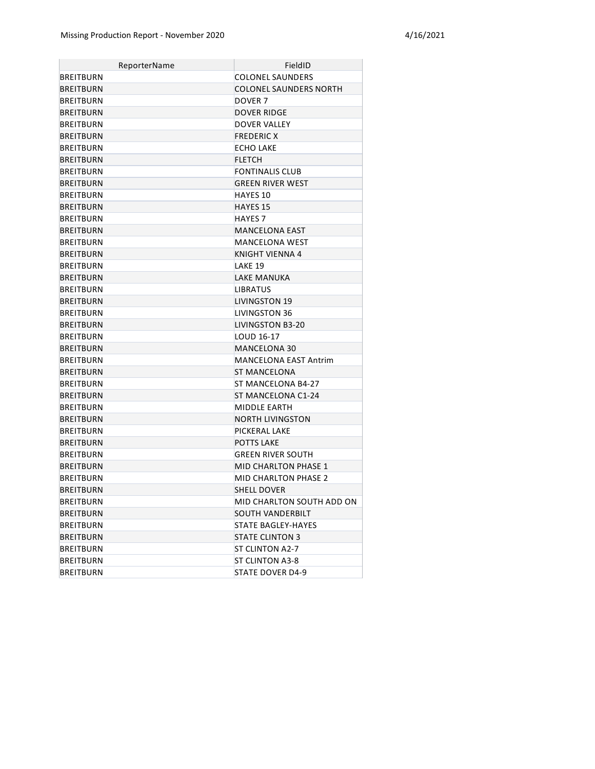| ReporterName | FieldID |
|---|---|
| BREITBURN | COLONEL SAUNDERS |
| BREITBURN | COLONEL SAUNDERS NORTH |
| BREITBURN | DOVER 7 |
| BREITBURN | DOVER RIDGE |
| BREITBURN | DOVER VALLEY |
| BREITBURN | FREDERIC X |
| BREITBURN | ECHO LAKE |
| BREITBURN | FLETCH |
| BREITBURN | FONTINALIS CLUB |
| BREITBURN | GREEN RIVER WEST |
| BREITBURN | HAYES 10 |
| BREITBURN | HAYES 15 |
| BREITBURN | HAYES 7 |
| BREITBURN | MANCELONA EAST |
| BREITBURN | MANCELONA WEST |
| BREITBURN | KNIGHT VIENNA 4 |
| BREITBURN | LAKE 19 |
| BREITBURN | LAKE MANUKA |
| BREITBURN | LIBRATUS |
| BREITBURN | LIVINGSTON 19 |
| BREITBURN | LIVINGSTON 36 |
| BREITBURN | LIVINGSTON B3-20 |
| BREITBURN | LOUD 16-17 |
| BREITBURN | MANCELONA 30 |
| BREITBURN | MANCELONA EAST Antrim |
| BREITBURN | ST MANCELONA |
| BREITBURN | ST MANCELONA B4-27 |
| BREITBURN | ST MANCELONA C1-24 |
| BREITBURN | MIDDLE EARTH |
| BREITBURN | NORTH LIVINGSTON |
| BREITBURN | PICKERAL LAKE |
| BREITBURN | POTTS LAKE |
| BREITBURN | GREEN RIVER SOUTH |
| BREITBURN | MID CHARLTON PHASE 1 |
| BREITBURN | MID CHARLTON PHASE 2 |
| BREITBURN | SHELL DOVER |
| BREITBURN | MID CHARLTON SOUTH ADD ON |
| BREITBURN | SOUTH VANDERBILT |
| BREITBURN | STATE BAGLEY-HAYES |
| BREITBURN | STATE CLINTON 3 |
| BREITBURN | ST CLINTON A2-7 |
| BREITBURN | ST CLINTON A3-8 |
| BREITBURN | STATE DOVER D4-9 |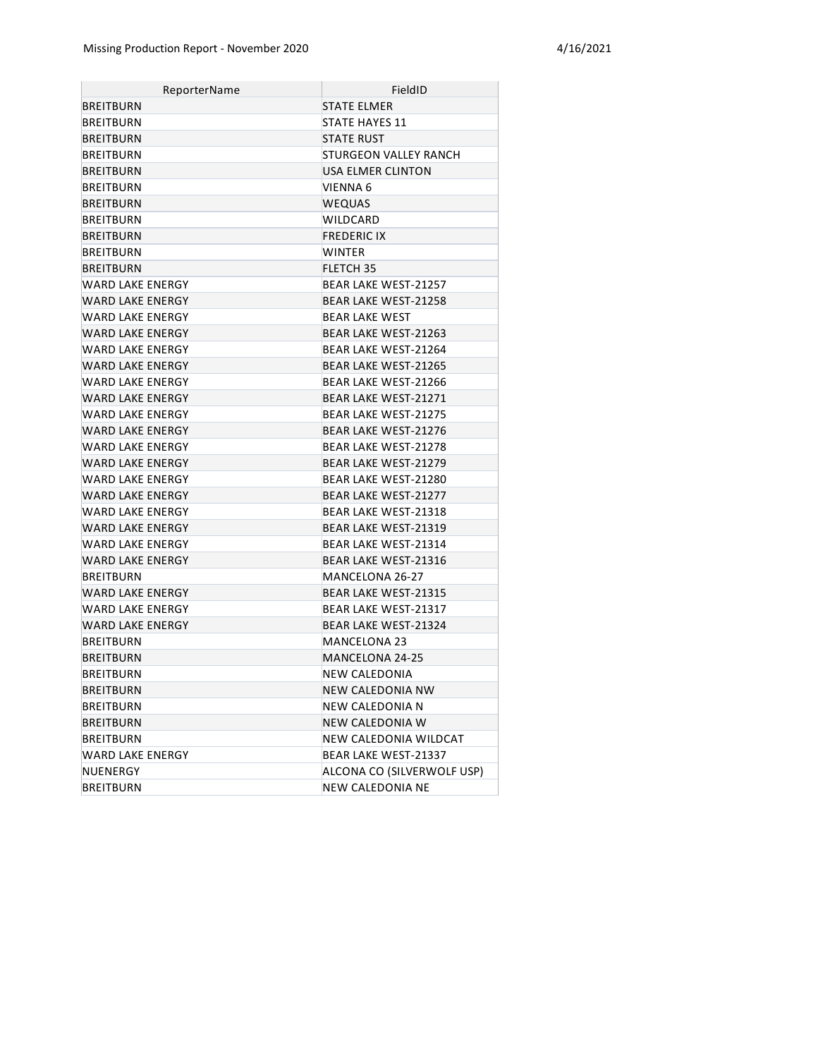| ReporterName | FieldID |
| --- | --- |
| BREITBURN | STATE ELMER |
| BREITBURN | STATE HAYES 11 |
| BREITBURN | STATE RUST |
| BREITBURN | STURGEON VALLEY RANCH |
| BREITBURN | USA ELMER CLINTON |
| BREITBURN | VIENNA 6 |
| BREITBURN | WEQUAS |
| BREITBURN | WILDCARD |
| BREITBURN | FREDERIC IX |
| BREITBURN | WINTER |
| BREITBURN | FLETCH 35 |
| WARD LAKE ENERGY | BEAR LAKE WEST-21257 |
| WARD LAKE ENERGY | BEAR LAKE WEST-21258 |
| WARD LAKE ENERGY | BEAR LAKE WEST |
| WARD LAKE ENERGY | BEAR LAKE WEST-21263 |
| WARD LAKE ENERGY | BEAR LAKE WEST-21264 |
| WARD LAKE ENERGY | BEAR LAKE WEST-21265 |
| WARD LAKE ENERGY | BEAR LAKE WEST-21266 |
| WARD LAKE ENERGY | BEAR LAKE WEST-21271 |
| WARD LAKE ENERGY | BEAR LAKE WEST-21275 |
| WARD LAKE ENERGY | BEAR LAKE WEST-21276 |
| WARD LAKE ENERGY | BEAR LAKE WEST-21278 |
| WARD LAKE ENERGY | BEAR LAKE WEST-21279 |
| WARD LAKE ENERGY | BEAR LAKE WEST-21280 |
| WARD LAKE ENERGY | BEAR LAKE WEST-21277 |
| WARD LAKE ENERGY | BEAR LAKE WEST-21318 |
| WARD LAKE ENERGY | BEAR LAKE WEST-21319 |
| WARD LAKE ENERGY | BEAR LAKE WEST-21314 |
| WARD LAKE ENERGY | BEAR LAKE WEST-21316 |
| BREITBURN | MANCELONA 26-27 |
| WARD LAKE ENERGY | BEAR LAKE WEST-21315 |
| WARD LAKE ENERGY | BEAR LAKE WEST-21317 |
| WARD LAKE ENERGY | BEAR LAKE WEST-21324 |
| BREITBURN | MANCELONA 23 |
| BREITBURN | MANCELONA 24-25 |
| BREITBURN | NEW CALEDONIA |
| BREITBURN | NEW CALEDONIA NW |
| BREITBURN | NEW CALEDONIA N |
| BREITBURN | NEW CALEDONIA W |
| BREITBURN | NEW CALEDONIA WILDCAT |
| WARD LAKE ENERGY | BEAR LAKE WEST-21337 |
| NUENERGY | ALCONA CO (SILVERWOLF USP) |
| BREITBURN | NEW CALEDONIA NE |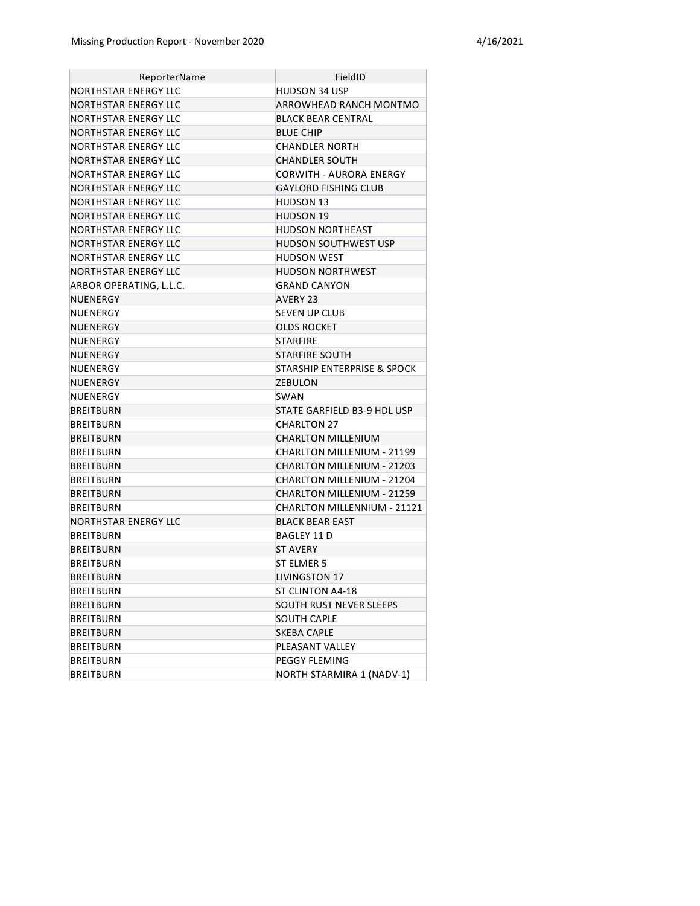| ReporterName | FieldID |
| --- | --- |
| NORTHSTAR ENERGY LLC | HUDSON 34 USP |
| NORTHSTAR ENERGY LLC | ARROWHEAD RANCH MONTMO |
| NORTHSTAR ENERGY LLC | BLACK BEAR CENTRAL |
| NORTHSTAR ENERGY LLC | BLUE CHIP |
| NORTHSTAR ENERGY LLC | CHANDLER NORTH |
| NORTHSTAR ENERGY LLC | CHANDLER SOUTH |
| NORTHSTAR ENERGY LLC | CORWITH - AURORA ENERGY |
| NORTHSTAR ENERGY LLC | GAYLORD FISHING CLUB |
| NORTHSTAR ENERGY LLC | HUDSON 13 |
| NORTHSTAR ENERGY LLC | HUDSON 19 |
| NORTHSTAR ENERGY LLC | HUDSON NORTHEAST |
| NORTHSTAR ENERGY LLC | HUDSON SOUTHWEST USP |
| NORTHSTAR ENERGY LLC | HUDSON WEST |
| NORTHSTAR ENERGY LLC | HUDSON NORTHWEST |
| ARBOR OPERATING, L.L.C. | GRAND CANYON |
| NUENERGY | AVERY 23 |
| NUENERGY | SEVEN UP CLUB |
| NUENERGY | OLDS ROCKET |
| NUENERGY | STARFIRE |
| NUENERGY | STARFIRE SOUTH |
| NUENERGY | STARSHIP ENTERPRISE & SPOCK |
| NUENERGY | ZEBULON |
| NUENERGY | SWAN |
| BREITBURN | STATE GARFIELD B3-9 HDL USP |
| BREITBURN | CHARLTON 27 |
| BREITBURN | CHARLTON MILLENIUM |
| BREITBURN | CHARLTON MILLENIUM - 21199 |
| BREITBURN | CHARLTON MILLENIUM - 21203 |
| BREITBURN | CHARLTON MILLENIUM - 21204 |
| BREITBURN | CHARLTON MILLENIUM - 21259 |
| BREITBURN | CHARLTON MILLENNIUM - 21121 |
| NORTHSTAR ENERGY LLC | BLACK BEAR EAST |
| BREITBURN | BAGLEY 11 D |
| BREITBURN | ST AVERY |
| BREITBURN | ST ELMER 5 |
| BREITBURN | LIVINGSTON 17 |
| BREITBURN | ST CLINTON A4-18 |
| BREITBURN | SOUTH RUST NEVER SLEEPS |
| BREITBURN | SOUTH CAPLE |
| BREITBURN | SKEBA CAPLE |
| BREITBURN | PLEASANT VALLEY |
| BREITBURN | PEGGY FLEMING |
| BREITBURN | NORTH STARMIRA 1 (NADV-1) |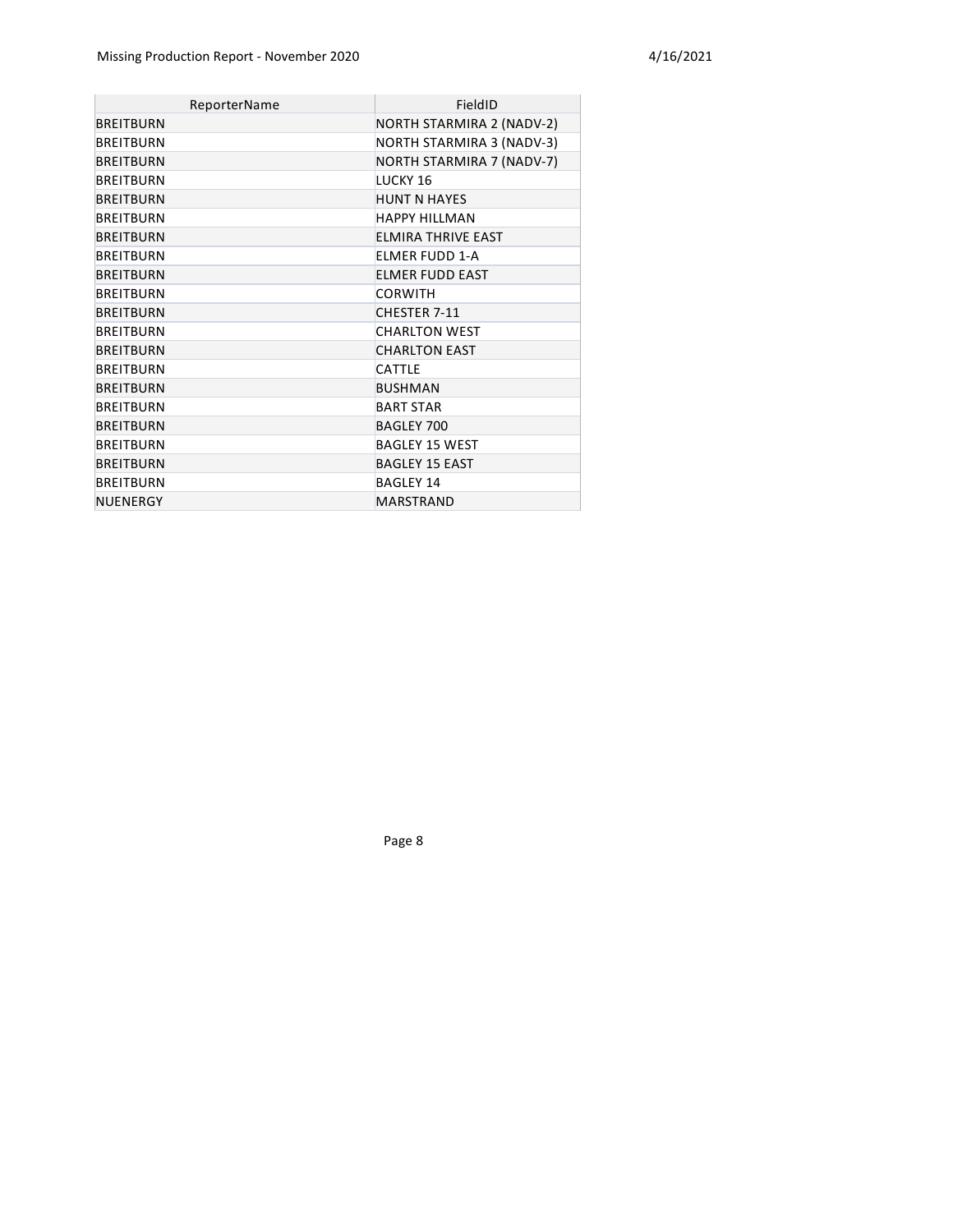| ReporterName | FieldID |
|---|---|
| BREITBURN | NORTH STARMIRA 2 (NADV-2) |
| BREITBURN | NORTH STARMIRA 3 (NADV-3) |
| BREITBURN | NORTH STARMIRA 7 (NADV-7) |
| BREITBURN | LUCKY 16 |
| BREITBURN | HUNT N HAYES |
| BREITBURN | HAPPY HILLMAN |
| BREITBURN | ELMIRA THRIVE EAST |
| BREITBURN | ELMER FUDD 1-A |
| BREITBURN | ELMER FUDD EAST |
| BREITBURN | CORWITH |
| BREITBURN | CHESTER 7-11 |
| BREITBURN | CHARLTON WEST |
| BREITBURN | CHARLTON EAST |
| BREITBURN | CATTLE |
| BREITBURN | BUSHMAN |
| BREITBURN | BART STAR |
| BREITBURN | BAGLEY 700 |
| BREITBURN | BAGLEY 15 WEST |
| BREITBURN | BAGLEY 15 EAST |
| BREITBURN | BAGLEY 14 |
| NUENERGY | MARSTRAND |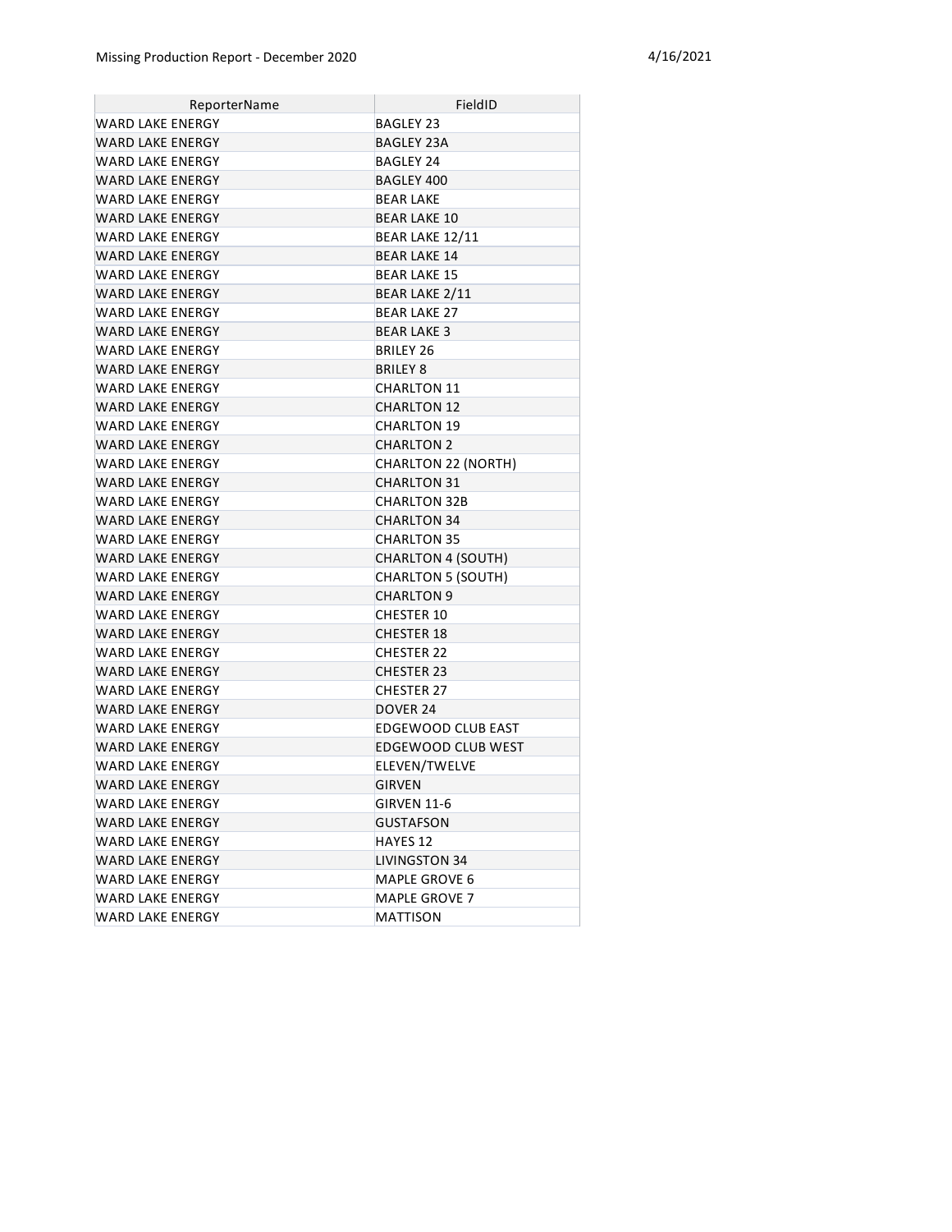| ReporterName | FieldID |
|---|---|
| WARD LAKE ENERGY | BAGLEY 23 |
| WARD LAKE ENERGY | BAGLEY 23A |
| WARD LAKE ENERGY | BAGLEY 24 |
| WARD LAKE ENERGY | BAGLEY 400 |
| WARD LAKE ENERGY | BEAR LAKE |
| WARD LAKE ENERGY | BEAR LAKE 10 |
| WARD LAKE ENERGY | BEAR LAKE 12/11 |
| WARD LAKE ENERGY | BEAR LAKE 14 |
| WARD LAKE ENERGY | BEAR LAKE 15 |
| WARD LAKE ENERGY | BEAR LAKE 2/11 |
| WARD LAKE ENERGY | BEAR LAKE 27 |
| WARD LAKE ENERGY | BEAR LAKE 3 |
| WARD LAKE ENERGY | BRILEY 26 |
| WARD LAKE ENERGY | BRILEY 8 |
| WARD LAKE ENERGY | CHARLTON 11 |
| WARD LAKE ENERGY | CHARLTON 12 |
| WARD LAKE ENERGY | CHARLTON 19 |
| WARD LAKE ENERGY | CHARLTON 2 |
| WARD LAKE ENERGY | CHARLTON 22 (NORTH) |
| WARD LAKE ENERGY | CHARLTON 31 |
| WARD LAKE ENERGY | CHARLTON 32B |
| WARD LAKE ENERGY | CHARLTON 34 |
| WARD LAKE ENERGY | CHARLTON 35 |
| WARD LAKE ENERGY | CHARLTON 4 (SOUTH) |
| WARD LAKE ENERGY | CHARLTON 5 (SOUTH) |
| WARD LAKE ENERGY | CHARLTON 9 |
| WARD LAKE ENERGY | CHESTER 10 |
| WARD LAKE ENERGY | CHESTER 18 |
| WARD LAKE ENERGY | CHESTER 22 |
| WARD LAKE ENERGY | CHESTER 23 |
| WARD LAKE ENERGY | CHESTER 27 |
| WARD LAKE ENERGY | DOVER 24 |
| WARD LAKE ENERGY | EDGEWOOD CLUB EAST |
| WARD LAKE ENERGY | EDGEWOOD CLUB WEST |
| WARD LAKE ENERGY | ELEVEN/TWELVE |
| WARD LAKE ENERGY | GIRVEN |
| WARD LAKE ENERGY | GIRVEN 11-6 |
| WARD LAKE ENERGY | GUSTAFSON |
| WARD LAKE ENERGY | HAYES 12 |
| WARD LAKE ENERGY | LIVINGSTON 34 |
| WARD LAKE ENERGY | MAPLE GROVE 6 |
| WARD LAKE ENERGY | MAPLE GROVE 7 |
| WARD LAKE ENERGY | MATTISON |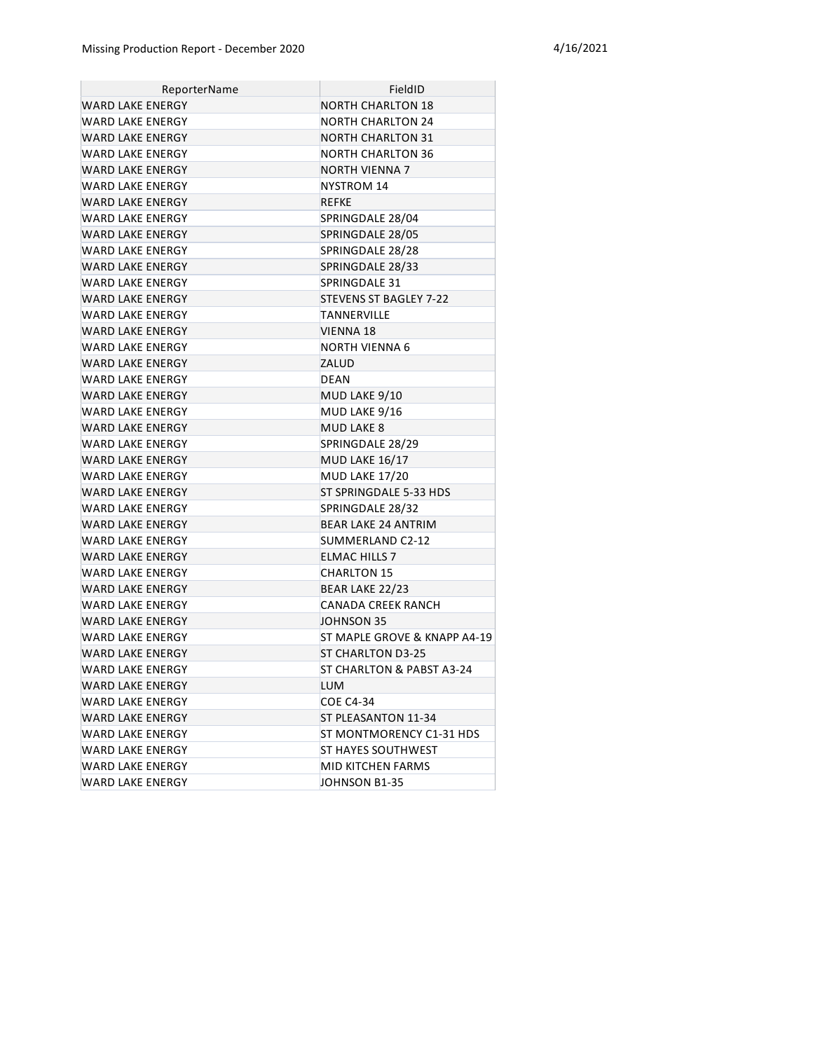| ReporterName | FieldID |
|---|---|
| WARD LAKE ENERGY | NORTH CHARLTON 18 |
| WARD LAKE ENERGY | NORTH CHARLTON 24 |
| WARD LAKE ENERGY | NORTH CHARLTON 31 |
| WARD LAKE ENERGY | NORTH CHARLTON 36 |
| WARD LAKE ENERGY | NORTH VIENNA 7 |
| WARD LAKE ENERGY | NYSTROM 14 |
| WARD LAKE ENERGY | REFKE |
| WARD LAKE ENERGY | SPRINGDALE 28/04 |
| WARD LAKE ENERGY | SPRINGDALE 28/05 |
| WARD LAKE ENERGY | SPRINGDALE 28/28 |
| WARD LAKE ENERGY | SPRINGDALE 28/33 |
| WARD LAKE ENERGY | SPRINGDALE 31 |
| WARD LAKE ENERGY | STEVENS ST BAGLEY 7-22 |
| WARD LAKE ENERGY | TANNERVILLE |
| WARD LAKE ENERGY | VIENNA 18 |
| WARD LAKE ENERGY | NORTH VIENNA 6 |
| WARD LAKE ENERGY | ZALUD |
| WARD LAKE ENERGY | DEAN |
| WARD LAKE ENERGY | MUD LAKE 9/10 |
| WARD LAKE ENERGY | MUD LAKE 9/16 |
| WARD LAKE ENERGY | MUD LAKE 8 |
| WARD LAKE ENERGY | SPRINGDALE 28/29 |
| WARD LAKE ENERGY | MUD LAKE 16/17 |
| WARD LAKE ENERGY | MUD LAKE 17/20 |
| WARD LAKE ENERGY | ST SPRINGDALE 5-33 HDS |
| WARD LAKE ENERGY | SPRINGDALE 28/32 |
| WARD LAKE ENERGY | BEAR LAKE 24 ANTRIM |
| WARD LAKE ENERGY | SUMMERLAND C2-12 |
| WARD LAKE ENERGY | ELMAC HILLS 7 |
| WARD LAKE ENERGY | CHARLTON 15 |
| WARD LAKE ENERGY | BEAR LAKE 22/23 |
| WARD LAKE ENERGY | CANADA CREEK RANCH |
| WARD LAKE ENERGY | JOHNSON 35 |
| WARD LAKE ENERGY | ST MAPLE GROVE & KNAPP A4-19 |
| WARD LAKE ENERGY | ST CHARLTON D3-25 |
| WARD LAKE ENERGY | ST CHARLTON & PABST A3-24 |
| WARD LAKE ENERGY | LUM |
| WARD LAKE ENERGY | COE C4-34 |
| WARD LAKE ENERGY | ST PLEASANTON 11-34 |
| WARD LAKE ENERGY | ST MONTMORENCY C1-31 HDS |
| WARD LAKE ENERGY | ST HAYES SOUTHWEST |
| WARD LAKE ENERGY | MID KITCHEN FARMS |
| WARD LAKE ENERGY | JOHNSON B1-35 |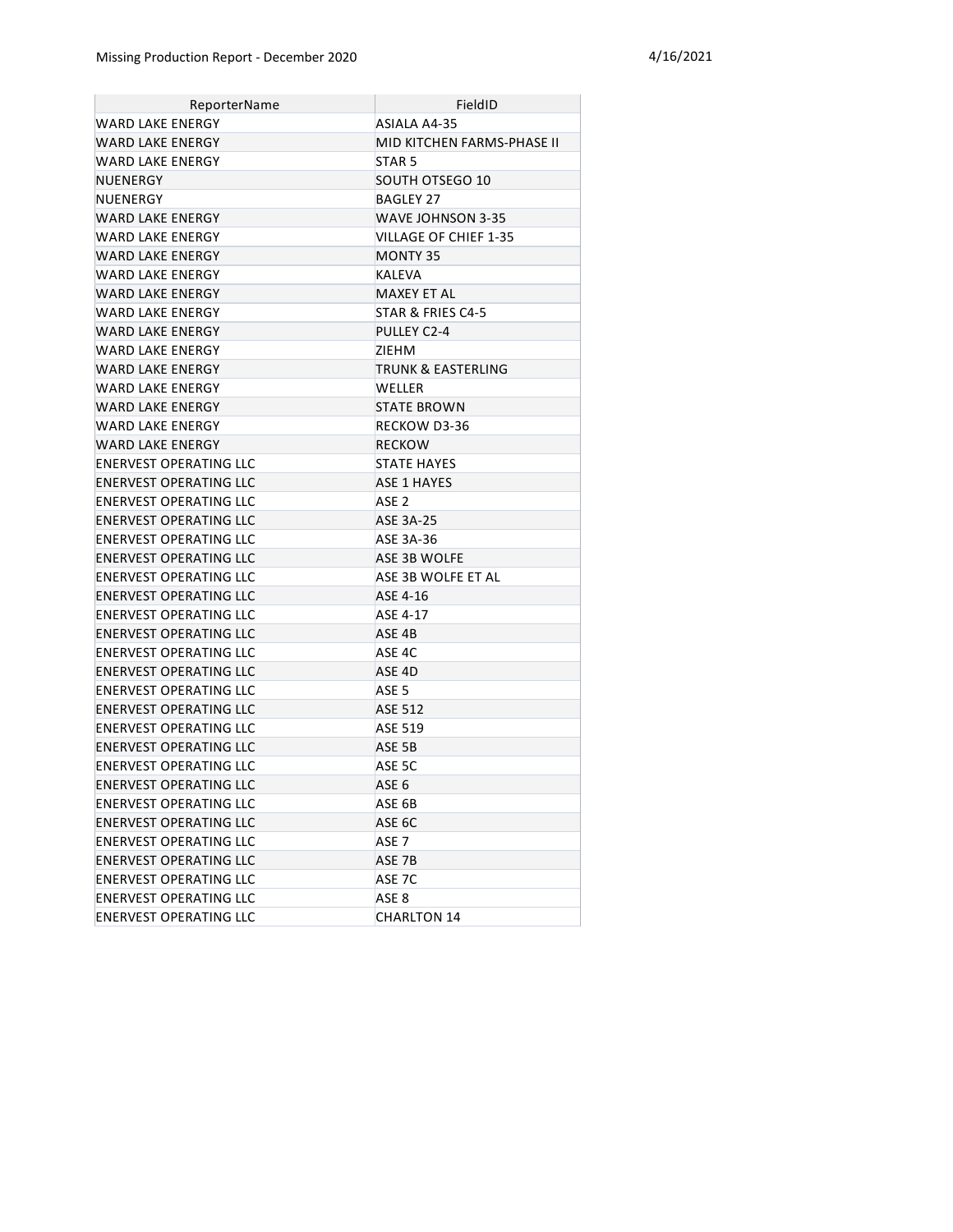Missing Production Report - December 2020 4/16/2021

| ReporterName | FieldID |
|---|---|
| WARD LAKE ENERGY | ASIALA A4-35 |
| WARD LAKE ENERGY | MID KITCHEN FARMS-PHASE II |
| WARD LAKE ENERGY | STAR 5 |
| NUENERGY | SOUTH OTSEGO 10 |
| NUENERGY | BAGLEY 27 |
| WARD LAKE ENERGY | WAVE JOHNSON 3-35 |
| WARD LAKE ENERGY | VILLAGE OF CHIEF 1-35 |
| WARD LAKE ENERGY | MONTY 35 |
| WARD LAKE ENERGY | KALEVA |
| WARD LAKE ENERGY | MAXEY ET AL |
| WARD LAKE ENERGY | STAR & FRIES C4-5 |
| WARD LAKE ENERGY | PULLEY C2-4 |
| WARD LAKE ENERGY | ZIEHM |
| WARD LAKE ENERGY | TRUNK & EASTERLING |
| WARD LAKE ENERGY | WELLER |
| WARD LAKE ENERGY | STATE BROWN |
| WARD LAKE ENERGY | RECKOW D3-36 |
| WARD LAKE ENERGY | RECKOW |
| ENERVEST OPERATING LLC | STATE HAYES |
| ENERVEST OPERATING LLC | ASE 1 HAYES |
| ENERVEST OPERATING LLC | ASE 2 |
| ENERVEST OPERATING LLC | ASE 3A-25 |
| ENERVEST OPERATING LLC | ASE 3A-36 |
| ENERVEST OPERATING LLC | ASE 3B WOLFE |
| ENERVEST OPERATING LLC | ASE 3B WOLFE ET AL |
| ENERVEST OPERATING LLC | ASE 4-16 |
| ENERVEST OPERATING LLC | ASE 4-17 |
| ENERVEST OPERATING LLC | ASE 4B |
| ENERVEST OPERATING LLC | ASE 4C |
| ENERVEST OPERATING LLC | ASE 4D |
| ENERVEST OPERATING LLC | ASE 5 |
| ENERVEST OPERATING LLC | ASE 512 |
| ENERVEST OPERATING LLC | ASE 519 |
| ENERVEST OPERATING LLC | ASE 5B |
| ENERVEST OPERATING LLC | ASE 5C |
| ENERVEST OPERATING LLC | ASE 6 |
| ENERVEST OPERATING LLC | ASE 6B |
| ENERVEST OPERATING LLC | ASE 6C |
| ENERVEST OPERATING LLC | ASE 7 |
| ENERVEST OPERATING LLC | ASE 7B |
| ENERVEST OPERATING LLC | ASE 7C |
| ENERVEST OPERATING LLC | ASE 8 |
| ENERVEST OPERATING LLC | CHARLTON 14 |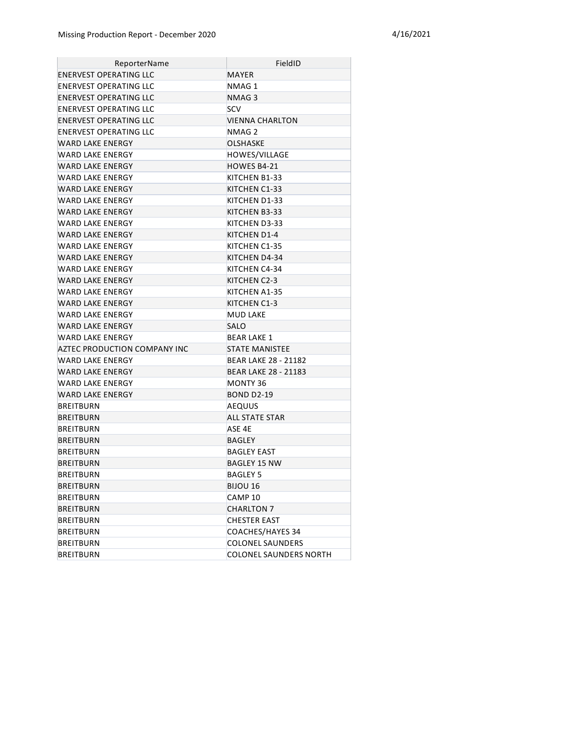| ReporterName | FieldID |
|---|---|
| ENERVEST OPERATING LLC | MAYER |
| ENERVEST OPERATING LLC | NMAG 1 |
| ENERVEST OPERATING LLC | NMAG 3 |
| ENERVEST OPERATING LLC | SCV |
| ENERVEST OPERATING LLC | VIENNA CHARLTON |
| ENERVEST OPERATING LLC | NMAG 2 |
| WARD LAKE ENERGY | OLSHASKE |
| WARD LAKE ENERGY | HOWES/VILLAGE |
| WARD LAKE ENERGY | HOWES B4-21 |
| WARD LAKE ENERGY | KITCHEN B1-33 |
| WARD LAKE ENERGY | KITCHEN C1-33 |
| WARD LAKE ENERGY | KITCHEN D1-33 |
| WARD LAKE ENERGY | KITCHEN B3-33 |
| WARD LAKE ENERGY | KITCHEN D3-33 |
| WARD LAKE ENERGY | KITCHEN D1-4 |
| WARD LAKE ENERGY | KITCHEN C1-35 |
| WARD LAKE ENERGY | KITCHEN D4-34 |
| WARD LAKE ENERGY | KITCHEN C4-34 |
| WARD LAKE ENERGY | KITCHEN C2-3 |
| WARD LAKE ENERGY | KITCHEN A1-35 |
| WARD LAKE ENERGY | KITCHEN C1-3 |
| WARD LAKE ENERGY | MUD LAKE |
| WARD LAKE ENERGY | SALO |
| WARD LAKE ENERGY | BEAR LAKE 1 |
| AZTEC PRODUCTION COMPANY INC | STATE MANISTEE |
| WARD LAKE ENERGY | BEAR LAKE 28 - 21182 |
| WARD LAKE ENERGY | BEAR LAKE 28 - 21183 |
| WARD LAKE ENERGY | MONTY 36 |
| WARD LAKE ENERGY | BOND D2-19 |
| BREITBURN | AEQUUS |
| BREITBURN | ALL STATE STAR |
| BREITBURN | ASE 4E |
| BREITBURN | BAGLEY |
| BREITBURN | BAGLEY EAST |
| BREITBURN | BAGLEY 15 NW |
| BREITBURN | BAGLEY 5 |
| BREITBURN | BIJOU 16 |
| BREITBURN | CAMP 10 |
| BREITBURN | CHARLTON 7 |
| BREITBURN | CHESTER EAST |
| BREITBURN | COACHES/HAYES 34 |
| BREITBURN | COLONEL SAUNDERS |
| BREITBURN | COLONEL SAUNDERS NORTH |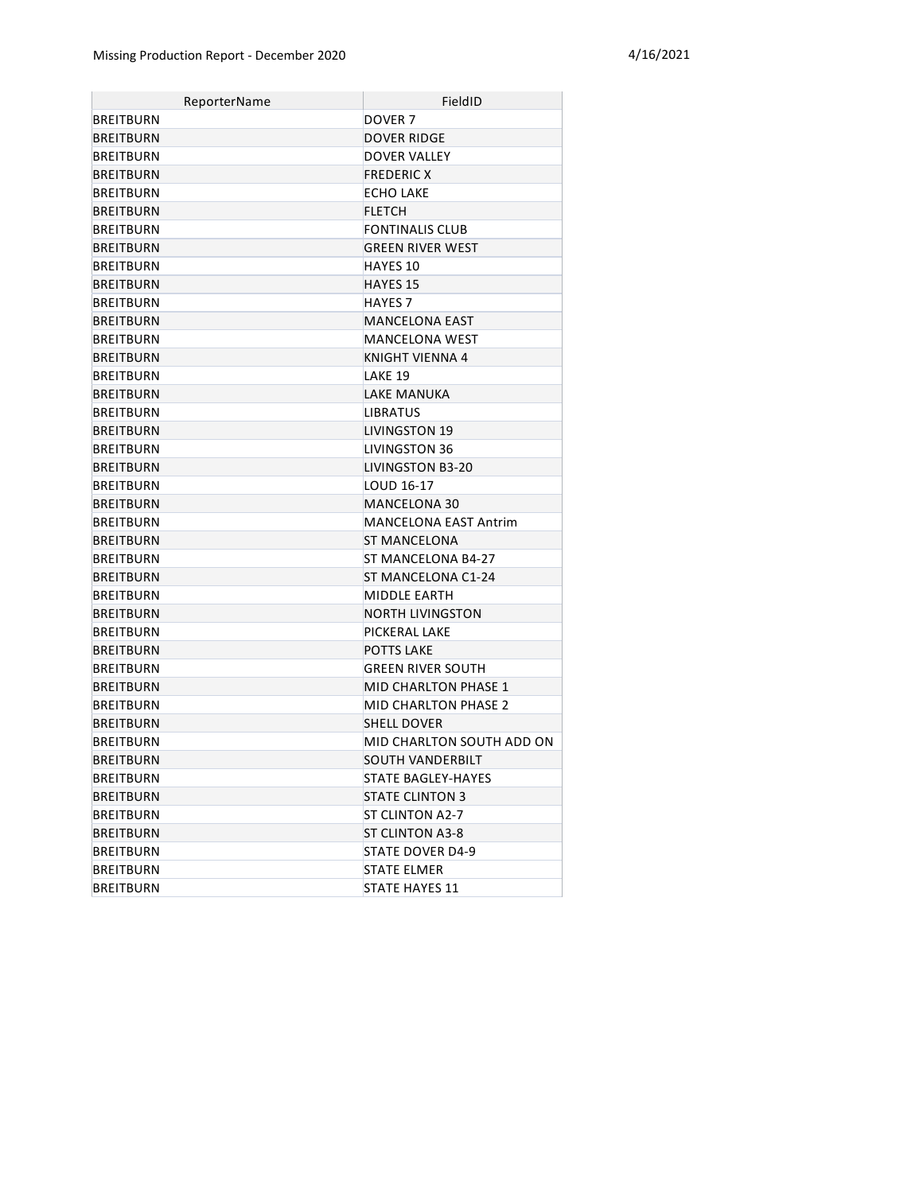| ReporterName | FieldID |
| --- | --- |
| BREITBURN | DOVER 7 |
| BREITBURN | DOVER RIDGE |
| BREITBURN | DOVER VALLEY |
| BREITBURN | FREDERIC X |
| BREITBURN | ECHO LAKE |
| BREITBURN | FLETCH |
| BREITBURN | FONTINALIS CLUB |
| BREITBURN | GREEN RIVER WEST |
| BREITBURN | HAYES 10 |
| BREITBURN | HAYES 15 |
| BREITBURN | HAYES 7 |
| BREITBURN | MANCELONA EAST |
| BREITBURN | MANCELONA WEST |
| BREITBURN | KNIGHT VIENNA 4 |
| BREITBURN | LAKE 19 |
| BREITBURN | LAKE MANUKA |
| BREITBURN | LIBRATUS |
| BREITBURN | LIVINGSTON 19 |
| BREITBURN | LIVINGSTON 36 |
| BREITBURN | LIVINGSTON B3-20 |
| BREITBURN | LOUD 16-17 |
| BREITBURN | MANCELONA 30 |
| BREITBURN | MANCELONA EAST Antrim |
| BREITBURN | ST MANCELONA |
| BREITBURN | ST MANCELONA B4-27 |
| BREITBURN | ST MANCELONA C1-24 |
| BREITBURN | MIDDLE EARTH |
| BREITBURN | NORTH LIVINGSTON |
| BREITBURN | PICKERAL LAKE |
| BREITBURN | POTTS LAKE |
| BREITBURN | GREEN RIVER SOUTH |
| BREITBURN | MID CHARLTON PHASE 1 |
| BREITBURN | MID CHARLTON PHASE 2 |
| BREITBURN | SHELL DOVER |
| BREITBURN | MID CHARLTON SOUTH ADD ON |
| BREITBURN | SOUTH VANDERBILT |
| BREITBURN | STATE BAGLEY-HAYES |
| BREITBURN | STATE CLINTON 3 |
| BREITBURN | ST CLINTON A2-7 |
| BREITBURN | ST CLINTON A3-8 |
| BREITBURN | STATE DOVER D4-9 |
| BREITBURN | STATE ELMER |
| BREITBURN | STATE HAYES 11 |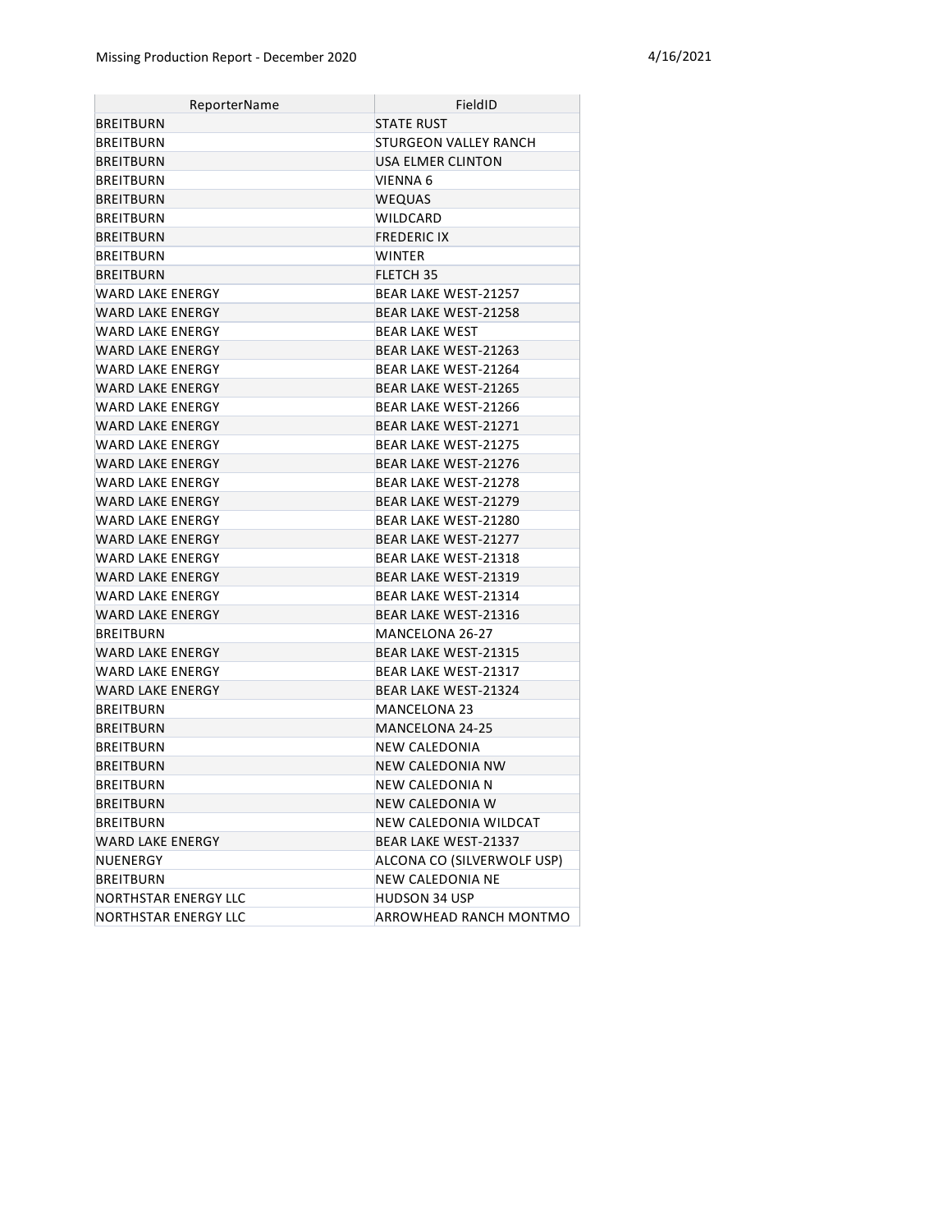| ReporterName | FieldID |
|---|---|
| BREITBURN | STATE RUST |
| BREITBURN | STURGEON VALLEY RANCH |
| BREITBURN | USA ELMER CLINTON |
| BREITBURN | VIENNA 6 |
| BREITBURN | WEQUAS |
| BREITBURN | WILDCARD |
| BREITBURN | FREDERIC IX |
| BREITBURN | WINTER |
| BREITBURN | FLETCH 35 |
| WARD LAKE ENERGY | BEAR LAKE WEST-21257 |
| WARD LAKE ENERGY | BEAR LAKE WEST-21258 |
| WARD LAKE ENERGY | BEAR LAKE WEST |
| WARD LAKE ENERGY | BEAR LAKE WEST-21263 |
| WARD LAKE ENERGY | BEAR LAKE WEST-21264 |
| WARD LAKE ENERGY | BEAR LAKE WEST-21265 |
| WARD LAKE ENERGY | BEAR LAKE WEST-21266 |
| WARD LAKE ENERGY | BEAR LAKE WEST-21271 |
| WARD LAKE ENERGY | BEAR LAKE WEST-21275 |
| WARD LAKE ENERGY | BEAR LAKE WEST-21276 |
| WARD LAKE ENERGY | BEAR LAKE WEST-21278 |
| WARD LAKE ENERGY | BEAR LAKE WEST-21279 |
| WARD LAKE ENERGY | BEAR LAKE WEST-21280 |
| WARD LAKE ENERGY | BEAR LAKE WEST-21277 |
| WARD LAKE ENERGY | BEAR LAKE WEST-21318 |
| WARD LAKE ENERGY | BEAR LAKE WEST-21319 |
| WARD LAKE ENERGY | BEAR LAKE WEST-21314 |
| WARD LAKE ENERGY | BEAR LAKE WEST-21316 |
| BREITBURN | MANCELONA 26-27 |
| WARD LAKE ENERGY | BEAR LAKE WEST-21315 |
| WARD LAKE ENERGY | BEAR LAKE WEST-21317 |
| WARD LAKE ENERGY | BEAR LAKE WEST-21324 |
| BREITBURN | MANCELONA 23 |
| BREITBURN | MANCELONA 24-25 |
| BREITBURN | NEW CALEDONIA |
| BREITBURN | NEW CALEDONIA NW |
| BREITBURN | NEW CALEDONIA N |
| BREITBURN | NEW CALEDONIA W |
| BREITBURN | NEW CALEDONIA WILDCAT |
| WARD LAKE ENERGY | BEAR LAKE WEST-21337 |
| NUENERGY | ALCONA CO (SILVERWOLF USP) |
| BREITBURN | NEW CALEDONIA NE |
| NORTHSTAR ENERGY LLC | HUDSON 34 USP |
| NORTHSTAR ENERGY LLC | ARROWHEAD RANCH MONTMO |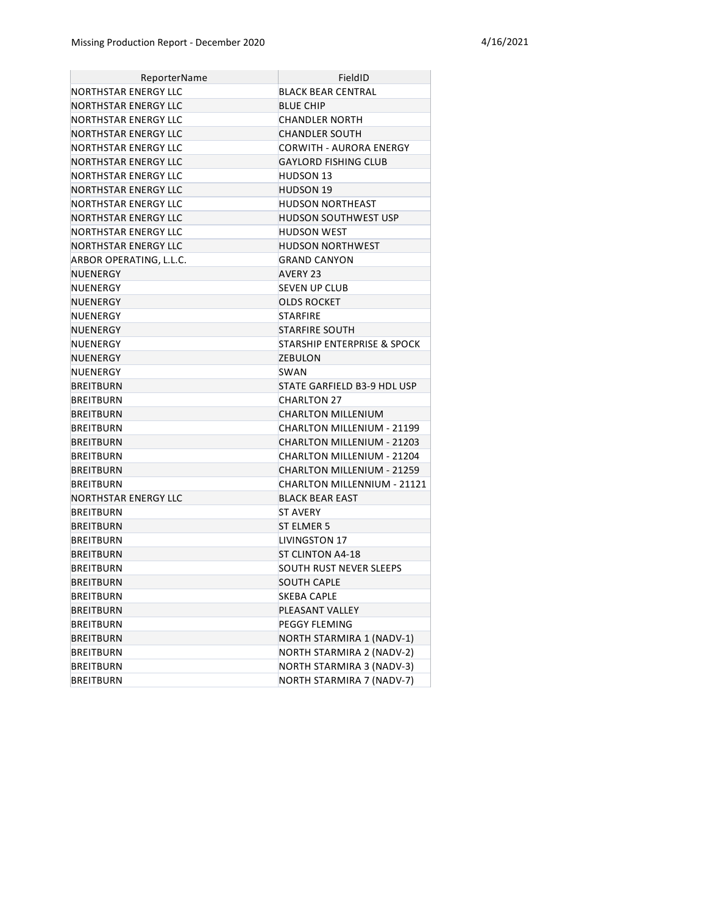| ReporterName | FieldID |
|---|---|
| NORTHSTAR ENERGY LLC | BLACK BEAR CENTRAL |
| NORTHSTAR ENERGY LLC | BLUE CHIP |
| NORTHSTAR ENERGY LLC | CHANDLER NORTH |
| NORTHSTAR ENERGY LLC | CHANDLER SOUTH |
| NORTHSTAR ENERGY LLC | CORWITH - AURORA ENERGY |
| NORTHSTAR ENERGY LLC | GAYLORD FISHING CLUB |
| NORTHSTAR ENERGY LLC | HUDSON 13 |
| NORTHSTAR ENERGY LLC | HUDSON 19 |
| NORTHSTAR ENERGY LLC | HUDSON NORTHEAST |
| NORTHSTAR ENERGY LLC | HUDSON SOUTHWEST USP |
| NORTHSTAR ENERGY LLC | HUDSON WEST |
| NORTHSTAR ENERGY LLC | HUDSON NORTHWEST |
| ARBOR OPERATING, L.L.C. | GRAND CANYON |
| NUENERGY | AVERY 23 |
| NUENERGY | SEVEN UP CLUB |
| NUENERGY | OLDS ROCKET |
| NUENERGY | STARFIRE |
| NUENERGY | STARFIRE SOUTH |
| NUENERGY | STARSHIP ENTERPRISE & SPOCK |
| NUENERGY | ZEBULON |
| NUENERGY | SWAN |
| BREITBURN | STATE GARFIELD B3-9 HDL USP |
| BREITBURN | CHARLTON 27 |
| BREITBURN | CHARLTON MILLENIUM |
| BREITBURN | CHARLTON MILLENIUM - 21199 |
| BREITBURN | CHARLTON MILLENIUM - 21203 |
| BREITBURN | CHARLTON MILLENIUM - 21204 |
| BREITBURN | CHARLTON MILLENIUM - 21259 |
| BREITBURN | CHARLTON MILLENNIUM - 21121 |
| NORTHSTAR ENERGY LLC | BLACK BEAR EAST |
| BREITBURN | ST AVERY |
| BREITBURN | ST ELMER 5 |
| BREITBURN | LIVINGSTON 17 |
| BREITBURN | ST CLINTON A4-18 |
| BREITBURN | SOUTH RUST NEVER SLEEPS |
| BREITBURN | SOUTH CAPLE |
| BREITBURN | SKEBA CAPLE |
| BREITBURN | PLEASANT VALLEY |
| BREITBURN | PEGGY FLEMING |
| BREITBURN | NORTH STARMIRA 1 (NADV-1) |
| BREITBURN | NORTH STARMIRA 2 (NADV-2) |
| BREITBURN | NORTH STARMIRA 3 (NADV-3) |
| BREITBURN | NORTH STARMIRA 7 (NADV-7) |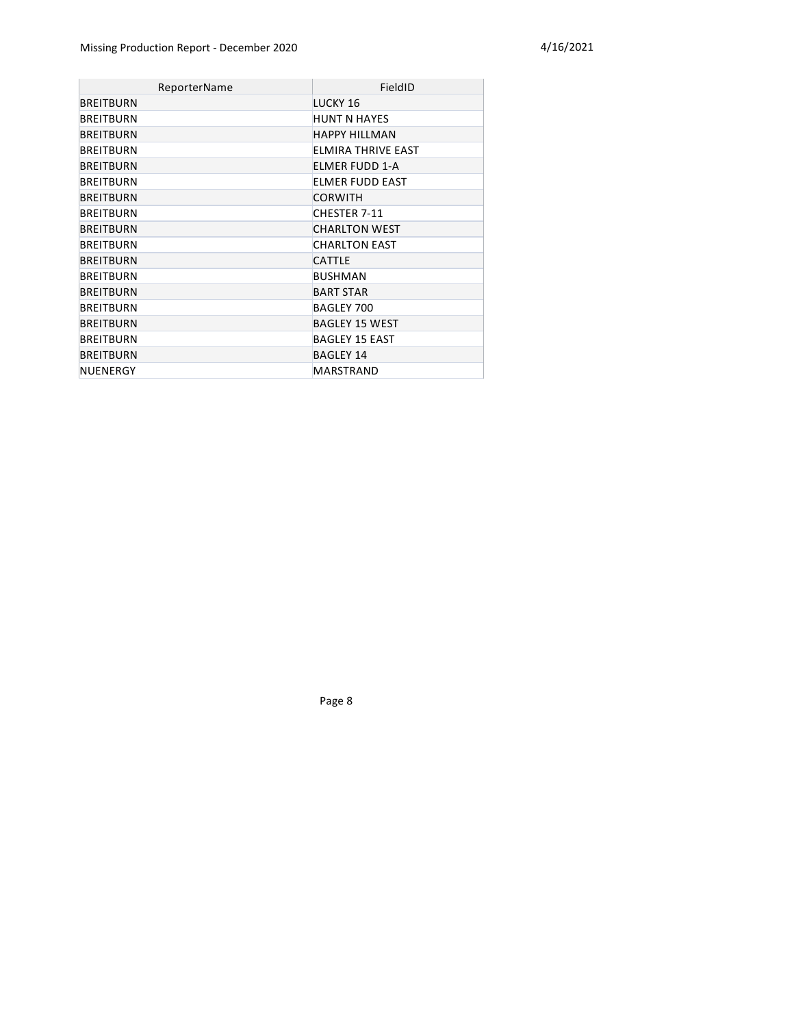| ReporterName | FieldID |
| --- | --- |
| BREITBURN | LUCKY 16 |
| BREITBURN | HUNT N HAYES |
| BREITBURN | HAPPY HILLMAN |
| BREITBURN | ELMIRA THRIVE EAST |
| BREITBURN | ELMER FUDD 1-A |
| BREITBURN | ELMER FUDD EAST |
| BREITBURN | CORWITH |
| BREITBURN | CHESTER 7-11 |
| BREITBURN | CHARLTON WEST |
| BREITBURN | CHARLTON EAST |
| BREITBURN | CATTLE |
| BREITBURN | BUSHMAN |
| BREITBURN | BART STAR |
| BREITBURN | BAGLEY 700 |
| BREITBURN | BAGLEY 15 WEST |
| BREITBURN | BAGLEY 15 EAST |
| BREITBURN | BAGLEY 14 |
| NUENERGY | MARSTRAND |